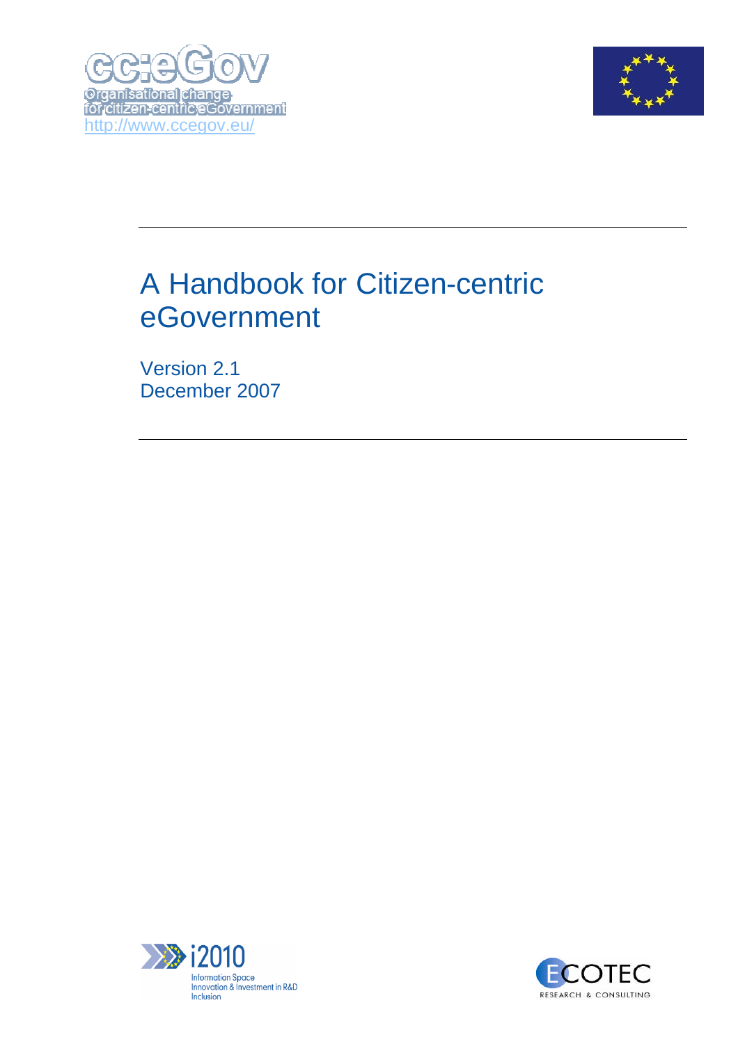cc:eGov

Organisational change for citizen-centric eGovernment

http://www.ccegov.eu/

# A Handbook for Citizen-centric eGovernment

Version 2.1
December 2007

i2010
Information Space
Innovation & Investment in R&D
Inclusion

ECOTEC
RESEARCH & CONSULTING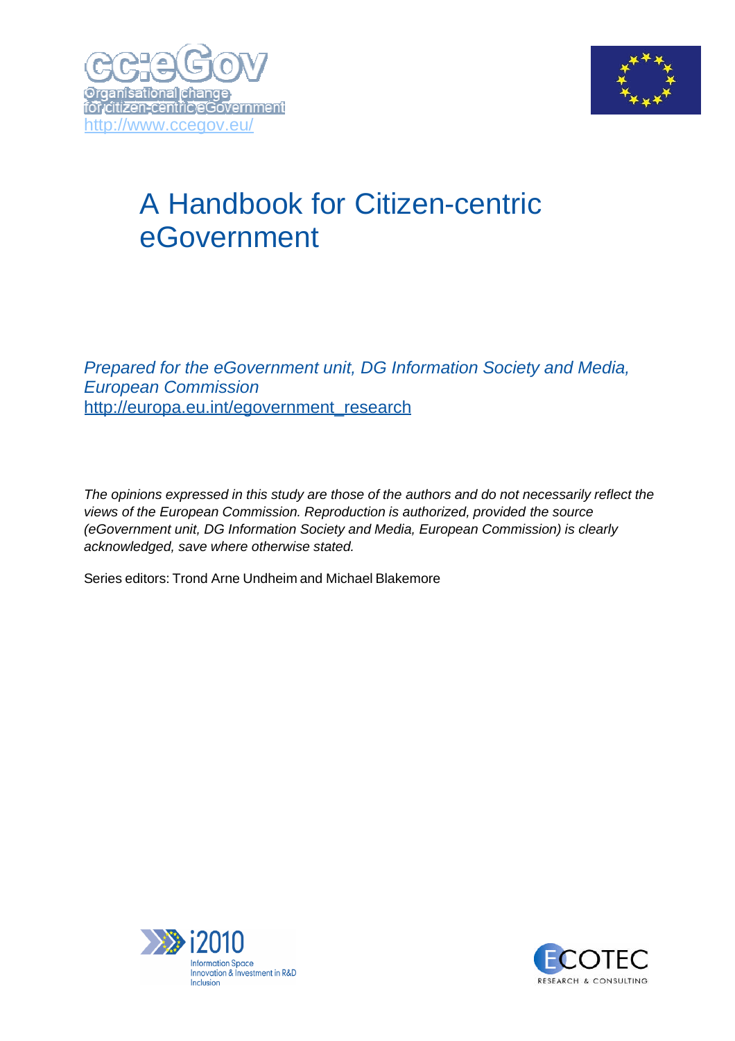cc:eGov

Organisational change for citizen-centric eGovernment

http://www.ccegov.eu/

# A Handbook for Citizen-centric eGovernment

*Prepared for the eGovernment unit, DG Information Society and Media, European Commission*
http://europa.eu.int/egovernment_research

*The opinions expressed in this study are those of the authors and do not necessarily reflect the views of the European Commission. Reproduction is authorized, provided the source (eGovernment unit, DG Information Society and Media, European Commission) is clearly acknowledged, save where otherwise stated.*

Series editors: Trond Arne Undheim and Michael Blakemore

i2010
Information Space
Innovation & Investment in R&D
Inclusion

ECOTEC
RESEARCH & CONSULTING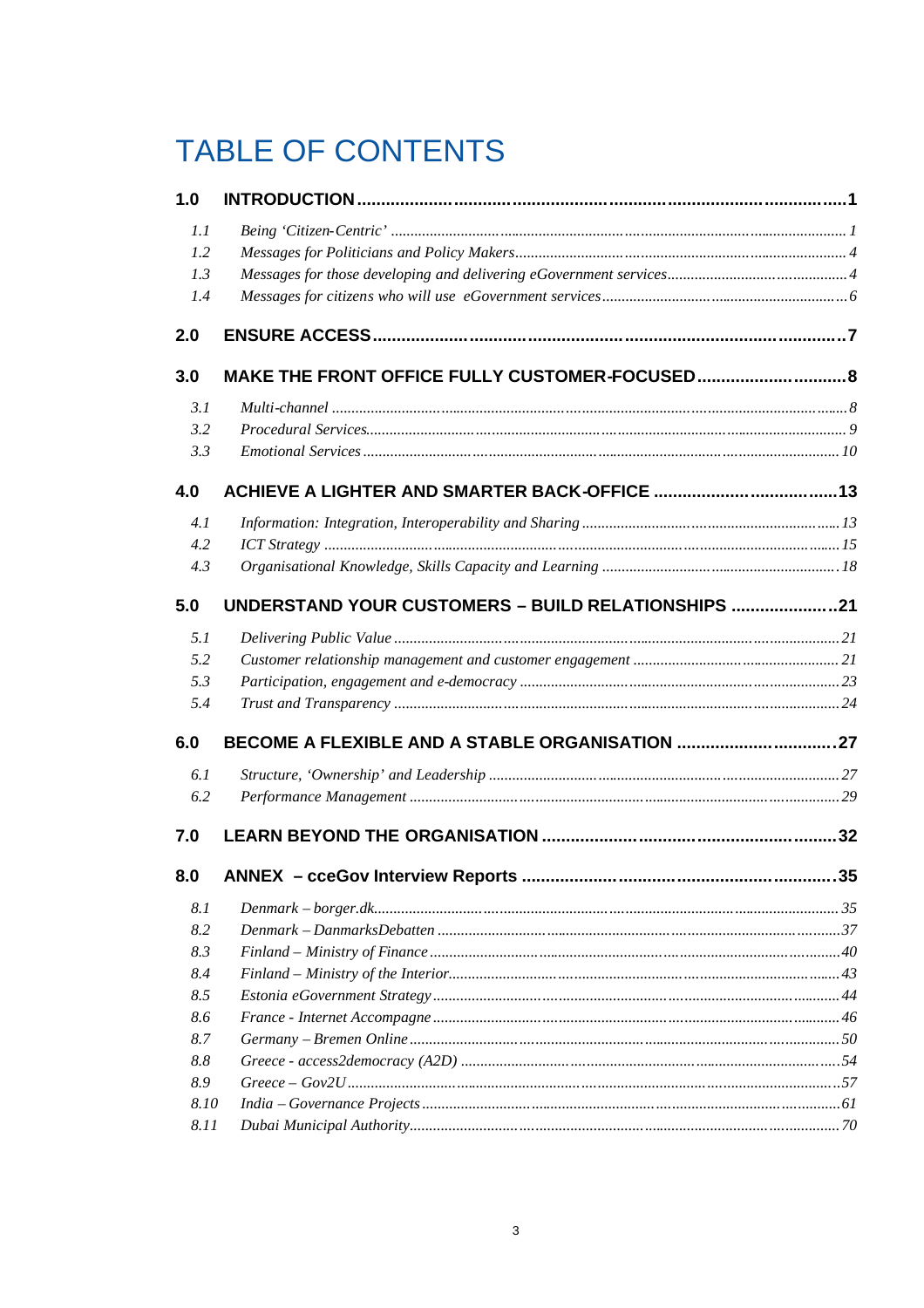# TABLE OF CONTENTS

**1.0 INTRODUCTION ........................................................................................................1**

- *1.1 Being 'Citizen-Centric' .......................................................................................................... 1*
- *1.2 Messages for Politicians and Policy Makers ............................................................................ 4*
- *1.3 Messages for those developing and delivering eGovernment services ...................................... 4*
- *1.4 Messages for citizens who will use eGovernment services ....................................................... 6*

**2.0 ENSURE ACCESS ......................................................................................................7**

**3.0 MAKE THE FRONT OFFICE FULLY CUSTOMER-FOCUSED ...................................8**

- *3.1 Multi-channel ....................................................................................................................... 8*
- *3.2 Procedural Services ............................................................................................................... 9*
- *3.3 Emotional Services ............................................................................................................... 10*

**4.0 ACHIEVE A LIGHTER AND SMARTER BACK-OFFICE .........................................13**

- *4.1 Information: Integration, Interoperability and Sharing ............................................................ 13*
- *4.2 ICT Strategy ........................................................................................................................ 15*
- *4.3 Organisational Knowledge, Skills Capacity and Learning ........................................................ 18*

**5.0 UNDERSTAND YOUR CUSTOMERS – BUILD RELATIONSHIPS .........................21**

- *5.1 Delivering Public Value ........................................................................................................ 21*
- *5.2 Customer relationship management and customer engagement ................................................ 21*
- *5.3 Participation, engagement and e-democracy ........................................................................... 23*
- *5.4 Trust and Transparency ......................................................................................................... 24*

**6.0 BECOME A FLEXIBLE AND A STABLE ORGANISATION .....................................27**

- *6.1 Structure, 'Ownership' and Leadership ................................................................................... 27*
- *6.2 Performance Management ..................................................................................................... 29*

**7.0 LEARN BEYOND THE ORGANISATION .................................................................32**

**8.0 ANNEX – cceGov Interview Reports .......................................................................35**

- *8.1 Denmark – borger.dk ............................................................................................................ 35*
- *8.2 Denmark – DanmarksDebatten .............................................................................................. 37*
- *8.3 Finland – Ministry of Finance ............................................................................................... 40*
- *8.4 Finland – Ministry of the Interior ........................................................................................... 43*
- *8.5 Estonia eGovernment Strategy ............................................................................................... 44*
- *8.6 France - Internet Accompagne ............................................................................................... 46*
- *8.7 Germany – Bremen Online ..................................................................................................... 50*
- *8.8 Greece - access2democracy (A2D) ......................................................................................... 54*
- *8.9 Greece – Gov2U .................................................................................................................... 57*
- *8.10 India – Governance Projects ................................................................................................. 61*
- *8.11 Dubai Municipal Authority .................................................................................................... 70*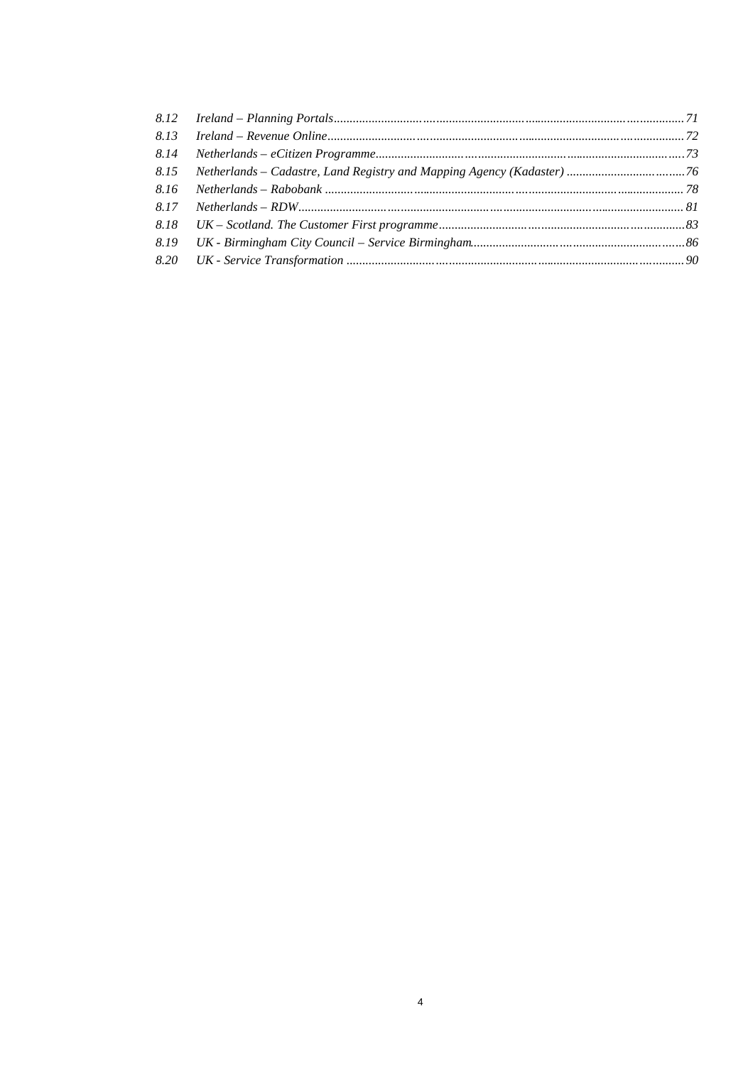*8.12 Ireland – Planning Portals ........................................................................................................ 71*

*8.13 Ireland – Revenue Online ........................................................................................................ 72*

*8.14 Netherlands – eCitizen Programme ........................................................................................ 73*

*8.15 Netherlands – Cadastre, Land Registry and Mapping Agency (Kadaster) ................................ 76*

*8.16 Netherlands – Rabobank ........................................................................................................ 78*

*8.17 Netherlands – RDW ................................................................................................................ 81*

*8.18 UK – Scotland. The Customer First programme ...................................................................... 83*

*8.19 UK - Birmingham City Council – Service Birmingham .............................................................. 86*

*8.20 UK - Service Transformation .................................................................................................. 90*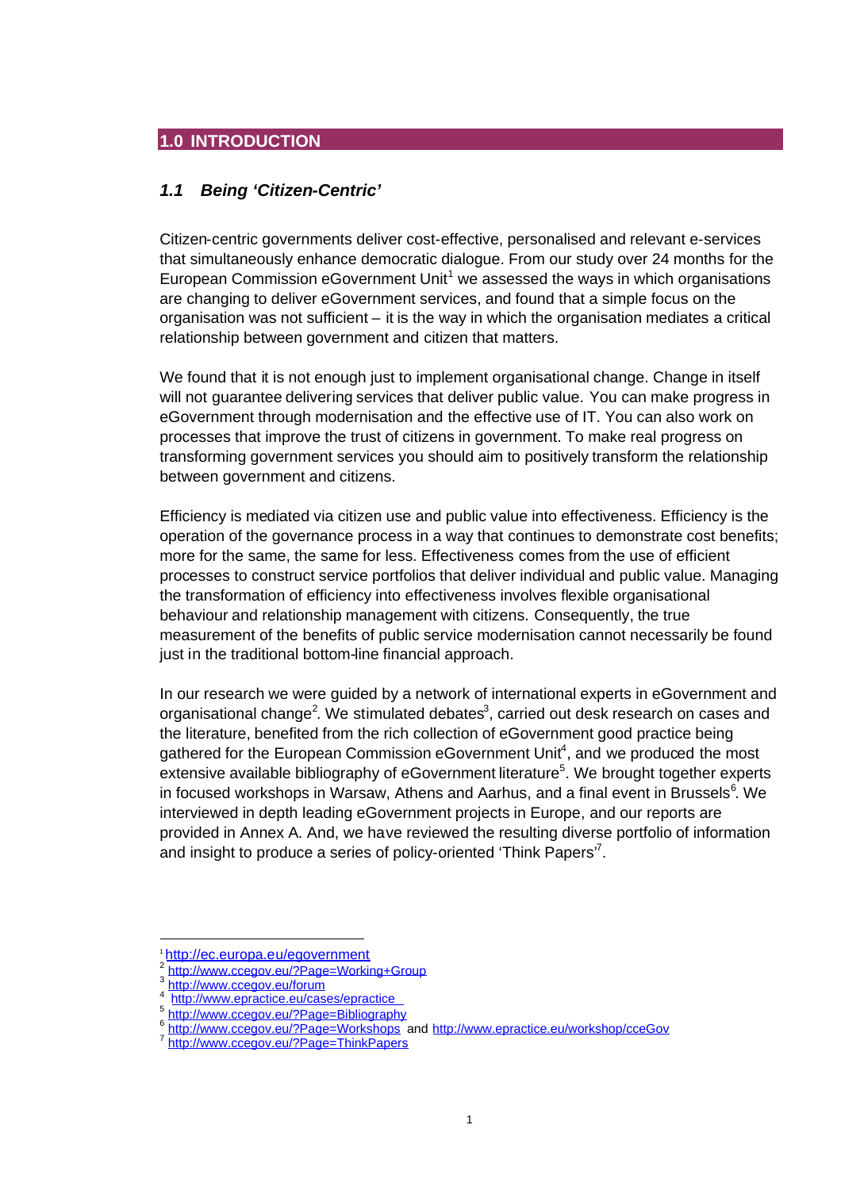# 1.0 INTRODUCTION

## *1.1 Being 'Citizen-Centric'*

Citizen-centric governments deliver cost-effective, personalised and relevant e-services that simultaneously enhance democratic dialogue. From our study over 24 months for the European Commission eGovernment Unit[1] we assessed the ways in which organisations are changing to deliver eGovernment services, and found that a simple focus on the organisation was not sufficient – it is the way in which the organisation mediates a critical relationship between government and citizen that matters.

We found that it is not enough just to implement organisational change. Change in itself will not guarantee delivering services that deliver public value. You can make progress in eGovernment through modernisation and the effective use of IT. You can also work on processes that improve the trust of citizens in government. To make real progress on transforming government services you should aim to positively transform the relationship between government and citizens.

Efficiency is mediated via citizen use and public value into effectiveness. Efficiency is the operation of the governance process in a way that continues to demonstrate cost benefits; more for the same, the same for less. Effectiveness comes from the use of efficient processes to construct service portfolios that deliver individual and public value. Managing the transformation of efficiency into effectiveness involves flexible organisational behaviour and relationship management with citizens. Consequently, the true measurement of the benefits of public service modernisation cannot necessarily be found just in the traditional bottom-line financial approach.

In our research we were guided by a network of international experts in eGovernment and organisational change[2]. We stimulated debates[3], carried out desk research on cases and the literature, benefited from the rich collection of eGovernment good practice being gathered for the European Commission eGovernment Unit[4], and we produced the most extensive available bibliography of eGovernment literature[5]. We brought together experts in focused workshops in Warsaw, Athens and Aarhus, and a final event in Brussels[6]. We interviewed in depth leading eGovernment projects in Europe, and our reports are provided in Annex A. And, we have reviewed the resulting diverse portfolio of information and insight to produce a series of policy-oriented 'Think Papers'[7].

---

[1] http://ec.europa.eu/egovernment
[2] http://www.ccegov.eu/?Page=Working+Group
[3] http://www.ccegov.eu/forum
[4] http://www.epractice.eu/cases/epractice
[5] http://www.ccegov.eu/?Page=Bibliography
[6] http://www.ccegov.eu/?Page=Workshops and http://www.epractice.eu/workshop/cceGov
[7] http://www.ccegov.eu/?Page=ThinkPapers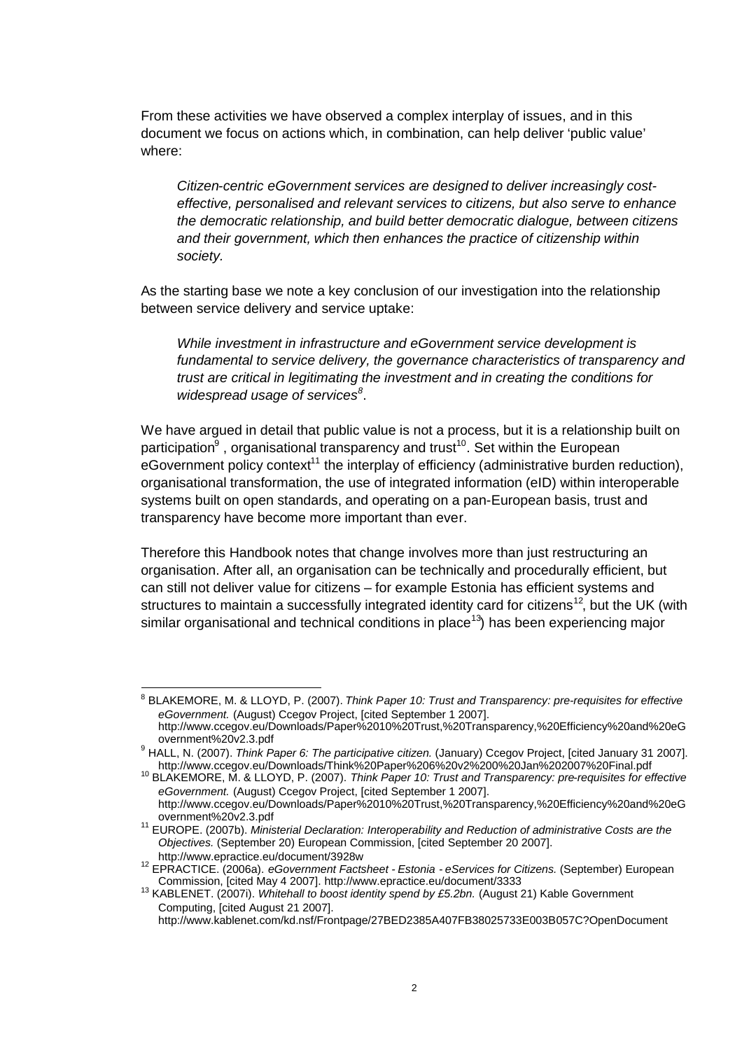From these activities we have observed a complex interplay of issues, and in this document we focus on actions which, in combination, can help deliver 'public value' where:

> *Citizen-centric eGovernment services are designed to deliver increasingly cost-effective, personalised and relevant services to citizens, but also serve to enhance the democratic relationship, and build better democratic dialogue, between citizens and their government, which then enhances the practice of citizenship within society.*

As the starting base we note a key conclusion of our investigation into the relationship between service delivery and service uptake:

> *While investment in infrastructure and eGovernment service development is fundamental to service delivery, the governance characteristics of transparency and trust are critical in legitimating the investment and in creating the conditions for widespread usage of services*[8].

We have argued in detail that public value is not a process, but it is a relationship built on participation[9] , organisational transparency and trust[10]. Set within the European eGovernment policy context[11] the interplay of efficiency (administrative burden reduction), organisational transformation, the use of integrated information (eID) within interoperable systems built on open standards, and operating on a pan-European basis, trust and transparency have become more important than ever.

Therefore this Handbook notes that change involves more than just restructuring an organisation. After all, an organisation can be technically and procedurally efficient, but can still not deliver value for citizens – for example Estonia has efficient systems and structures to maintain a successfully integrated identity card for citizens[12], but the UK (with similar organisational and technical conditions in place[13]) has been experiencing major

---

[8] BLAKEMORE, M. & LLOYD, P. (2007). *Think Paper 10: Trust and Transparency: pre-requisites for effective eGovernment.* (August) Ccegov Project, [cited September 1 2007]. http://www.ccegov.eu/Downloads/Paper%2010%20Trust,%20Transparency,%20Efficiency%20and%20eGovernment%20v2.3.pdf

[9] HALL, N. (2007). *Think Paper 6: The participative citizen.* (January) Ccegov Project, [cited January 31 2007]. http://www.ccegov.eu/Downloads/Think%20Paper%206%20v2%200%20Jan%202007%20Final.pdf

[10] BLAKEMORE, M. & LLOYD, P. (2007). *Think Paper 10: Trust and Transparency: pre-requisites for effective eGovernment.* (August) Ccegov Project, [cited September 1 2007]. http://www.ccegov.eu/Downloads/Paper%2010%20Trust,%20Transparency,%20Efficiency%20and%20eGovernment%20v2.3.pdf

[11] EUROPE. (2007b). *Ministerial Declaration: Interoperability and Reduction of administrative Costs are the Objectives.* (September 20) European Commission, [cited September 20 2007]. http://www.epractice.eu/document/3928w

[12] EPRACTICE. (2006a). *eGovernment Factsheet - Estonia - eServices for Citizens.* (September) European Commission, [cited May 4 2007]. http://www.epractice.eu/document/3333

[13] KABLENET. (2007i). *Whitehall to boost identity spend by £5.2bn.* (August 21) Kable Government Computing, [cited August 21 2007]. http://www.kablenet.com/kd.nsf/Frontpage/27BED2385A407FB38025733E003B057C?OpenDocument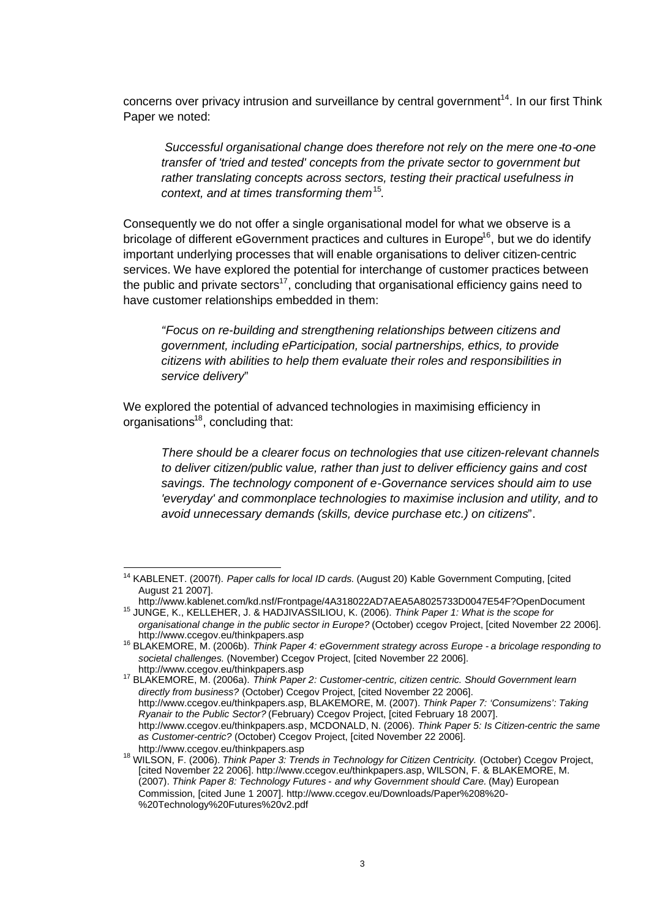concerns over privacy intrusion and surveillance by central government[14]. In our first Think Paper we noted:

> *Successful organisational change does therefore not rely on the mere one-to-one transfer of 'tried and tested' concepts from the private sector to government but rather translating concepts across sectors, testing their practical usefulness in context, and at times transforming them*[15]*.*

Consequently we do not offer a single organisational model for what we observe is a bricolage of different eGovernment practices and cultures in Europe[16], but we do identify important underlying processes that will enable organisations to deliver citizen-centric services. We have explored the potential for interchange of customer practices between the public and private sectors[17], concluding that organisational efficiency gains need to have customer relationships embedded in them:

> *"Focus on re-building and strengthening relationships between citizens and government, including eParticipation, social partnerships, ethics, to provide citizens with abilities to help them evaluate their roles and responsibilities in service delivery*"

We explored the potential of advanced technologies in maximising efficiency in organisations[18], concluding that:

> *There should be a clearer focus on technologies that use citizen-relevant channels to deliver citizen/public value, rather than just to deliver efficiency gains and cost savings. The technology component of e-Governance services should aim to use 'everyday' and commonplace technologies to maximise inclusion and utility, and to avoid unnecessary demands (skills, device purchase etc.) on citizens*".

---

[14] KABLENET. (2007f). *Paper calls for local ID cards.* (August 20) Kable Government Computing, [cited August 21 2007]. http://www.kablenet.com/kd.nsf/Frontpage/4A318022AD7AEA5A8025733D0047E54F?OpenDocument

[15] JUNGE, K., KELLEHER, J. & HADJIVASSILIOU, K. (2006). *Think Paper 1: What is the scope for organisational change in the public sector in Europe?* (October) ccegov Project, [cited November 22 2006]. http://www.ccegov.eu/thinkpapers.asp

[16] BLAKEMORE, M. (2006b). *Think Paper 4: eGovernment strategy across Europe - a bricolage responding to societal challenges.* (November) Ccegov Project, [cited November 22 2006]. http://www.ccegov.eu/thinkpapers.asp

[17] BLAKEMORE, M. (2006a). *Think Paper 2: Customer-centric, citizen centric. Should Government learn directly from business?* (October) Ccegov Project, [cited November 22 2006]. http://www.ccegov.eu/thinkpapers.asp, BLAKEMORE, M. (2007). *Think Paper 7: 'Consumizens': Taking Ryanair to the Public Sector?* (February) Ccegov Project, [cited February 18 2007]. http://www.ccegov.eu/thinkpapers.asp, MCDONALD, N. (2006). *Think Paper 5: Is Citizen-centric the same as Customer-centric?* (October) Ccegov Project, [cited November 22 2006]. http://www.ccegov.eu/thinkpapers.asp

[18] WILSON, F. (2006). *Think Paper 3: Trends in Technology for Citizen Centricity.* (October) Ccegov Project, [cited November 22 2006]. http://www.ccegov.eu/thinkpapers.asp, WILSON, F. & BLAKEMORE, M. (2007). *Think Paper 8: Technology Futures - and why Government should Care.* (May) European Commission, [cited June 1 2007]. http://www.ccegov.eu/Downloads/Paper%208%20-%20Technology%20Futures%20v2.pdf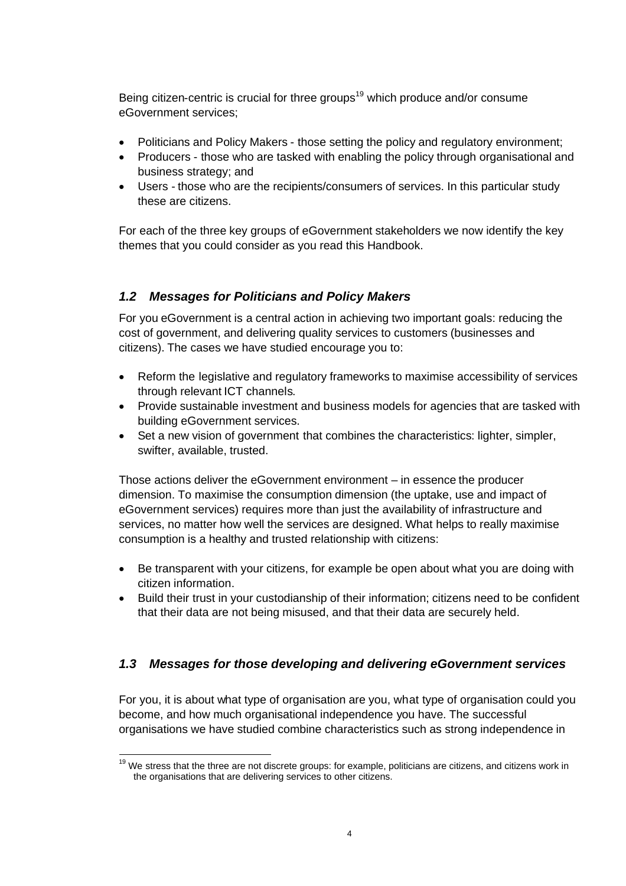Being citizen-centric is crucial for three groups[19] which produce and/or consume eGovernment services;

- Politicians and Policy Makers - those setting the policy and regulatory environment;
- Producers - those who are tasked with enabling the policy through organisational and business strategy; and
- Users - those who are the recipients/consumers of services. In this particular study these are citizens.

For each of the three key groups of eGovernment stakeholders we now identify the key themes that you could consider as you read this Handbook.

### *1.2 Messages for Politicians and Policy Makers*

For you eGovernment is a central action in achieving two important goals: reducing the cost of government, and delivering quality services to customers (businesses and citizens). The cases we have studied encourage you to:

- Reform the legislative and regulatory frameworks to maximise accessibility of services through relevant ICT channels.
- Provide sustainable investment and business models for agencies that are tasked with building eGovernment services.
- Set a new vision of government that combines the characteristics: lighter, simpler, swifter, available, trusted.

Those actions deliver the eGovernment environment – in essence the producer dimension. To maximise the consumption dimension (the uptake, use and impact of eGovernment services) requires more than just the availability of infrastructure and services, no matter how well the services are designed. What helps to really maximise consumption is a healthy and trusted relationship with citizens:

- Be transparent with your citizens, for example be open about what you are doing with citizen information.
- Build their trust in your custodianship of their information; citizens need to be confident that their data are not being misused, and that their data are securely held.

### *1.3 Messages for those developing and delivering eGovernment services*

For you, it is about what type of organisation are you, what type of organisation could you become, and how much organisational independence you have. The successful organisations we have studied combine characteristics such as strong independence in

[19] We stress that the three are not discrete groups: for example, politicians are citizens, and citizens work in the organisations that are delivering services to other citizens.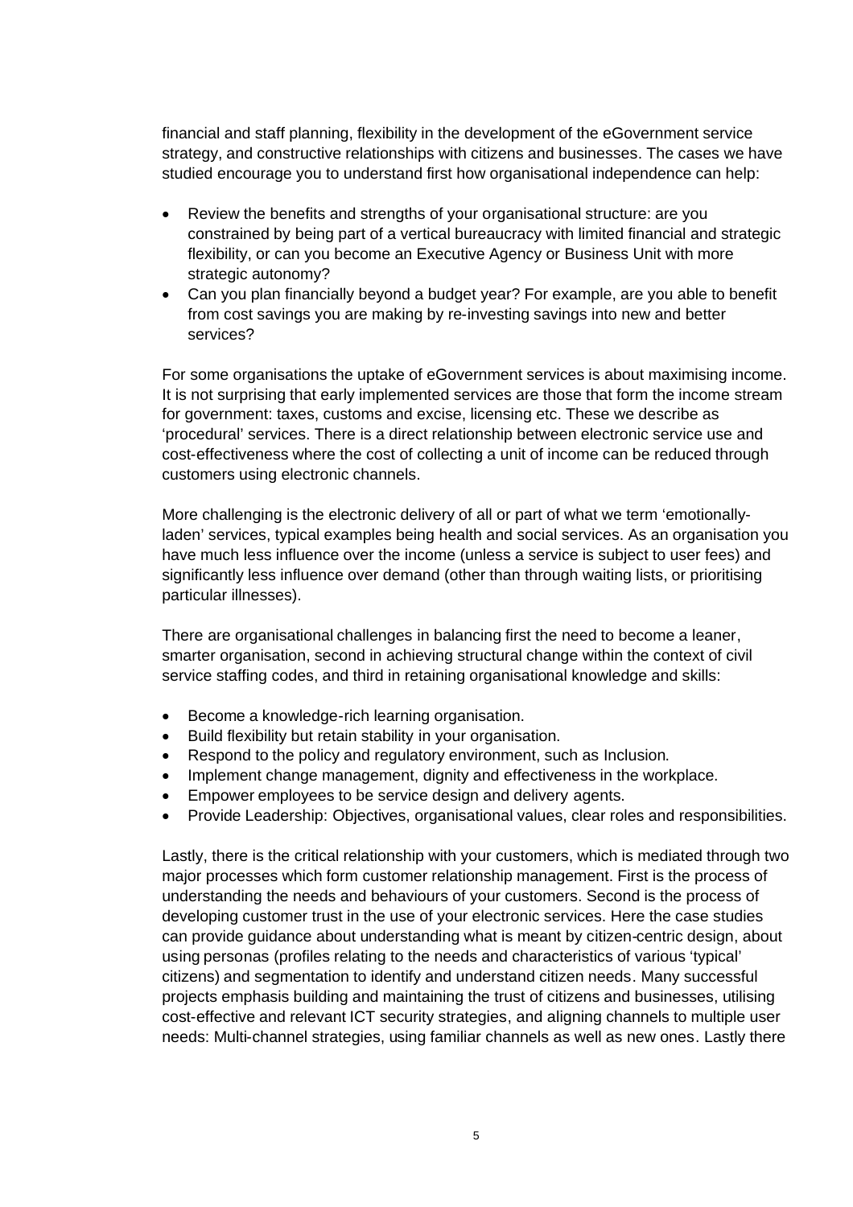financial and staff planning, flexibility in the development of the eGovernment service strategy, and constructive relationships with citizens and businesses. The cases we have studied encourage you to understand first how organisational independence can help:

- Review the benefits and strengths of your organisational structure: are you constrained by being part of a vertical bureaucracy with limited financial and strategic flexibility, or can you become an Executive Agency or Business Unit with more strategic autonomy?
- Can you plan financially beyond a budget year? For example, are you able to benefit from cost savings you are making by re-investing savings into new and better services?

For some organisations the uptake of eGovernment services is about maximising income. It is not surprising that early implemented services are those that form the income stream for government: taxes, customs and excise, licensing etc. These we describe as 'procedural' services. There is a direct relationship between electronic service use and cost-effectiveness where the cost of collecting a unit of income can be reduced through customers using electronic channels.

More challenging is the electronic delivery of all or part of what we term 'emotionally-laden' services, typical examples being health and social services. As an organisation you have much less influence over the income (unless a service is subject to user fees) and significantly less influence over demand (other than through waiting lists, or prioritising particular illnesses).

There are organisational challenges in balancing first the need to become a leaner, smarter organisation, second in achieving structural change within the context of civil service staffing codes, and third in retaining organisational knowledge and skills:

- Become a knowledge-rich learning organisation.
- Build flexibility but retain stability in your organisation.
- Respond to the policy and regulatory environment, such as Inclusion.
- Implement change management, dignity and effectiveness in the workplace.
- Empower employees to be service design and delivery agents.
- Provide Leadership: Objectives, organisational values, clear roles and responsibilities.

Lastly, there is the critical relationship with your customers, which is mediated through two major processes which form customer relationship management. First is the process of understanding the needs and behaviours of your customers. Second is the process of developing customer trust in the use of your electronic services. Here the case studies can provide guidance about understanding what is meant by citizen-centric design, about using personas (profiles relating to the needs and characteristics of various 'typical' citizens) and segmentation to identify and understand citizen needs. Many successful projects emphasis building and maintaining the trust of citizens and businesses, utilising cost-effective and relevant ICT security strategies, and aligning channels to multiple user needs: Multi-channel strategies, using familiar channels as well as new ones. Lastly there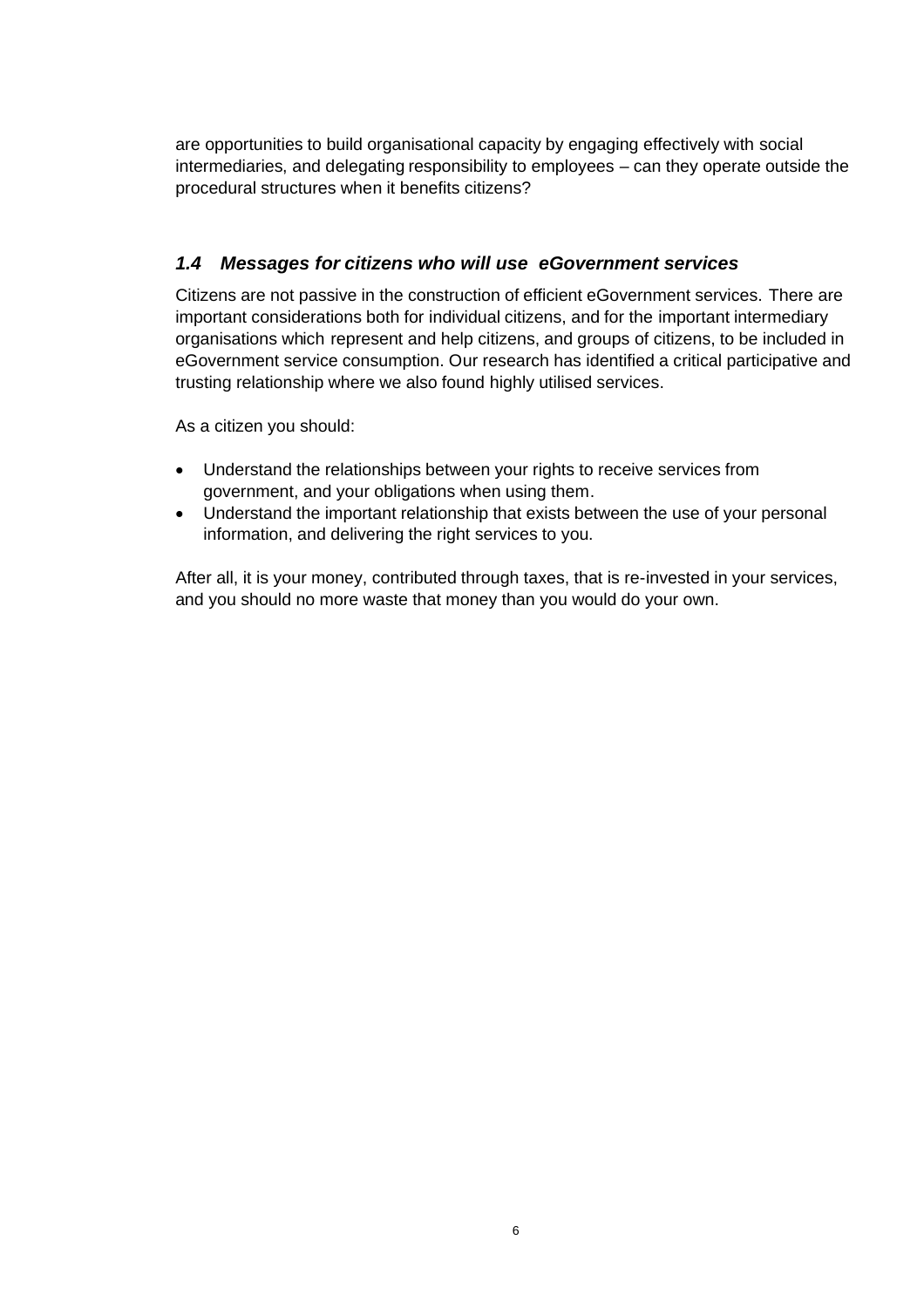are opportunities to build organisational capacity by engaging effectively with social intermediaries, and delegating responsibility to employees – can they operate outside the procedural structures when it benefits citizens?

### *1.4 Messages for citizens who will use eGovernment services*

Citizens are not passive in the construction of efficient eGovernment services. There are important considerations both for individual citizens, and for the important intermediary organisations which represent and help citizens, and groups of citizens, to be included in eGovernment service consumption. Our research has identified a critical participative and trusting relationship where we also found highly utilised services.

As a citizen you should:

- Understand the relationships between your rights to receive services from government, and your obligations when using them.
- Understand the important relationship that exists between the use of your personal information, and delivering the right services to you.

After all, it is your money, contributed through taxes, that is re-invested in your services, and you should no more waste that money than you would do your own.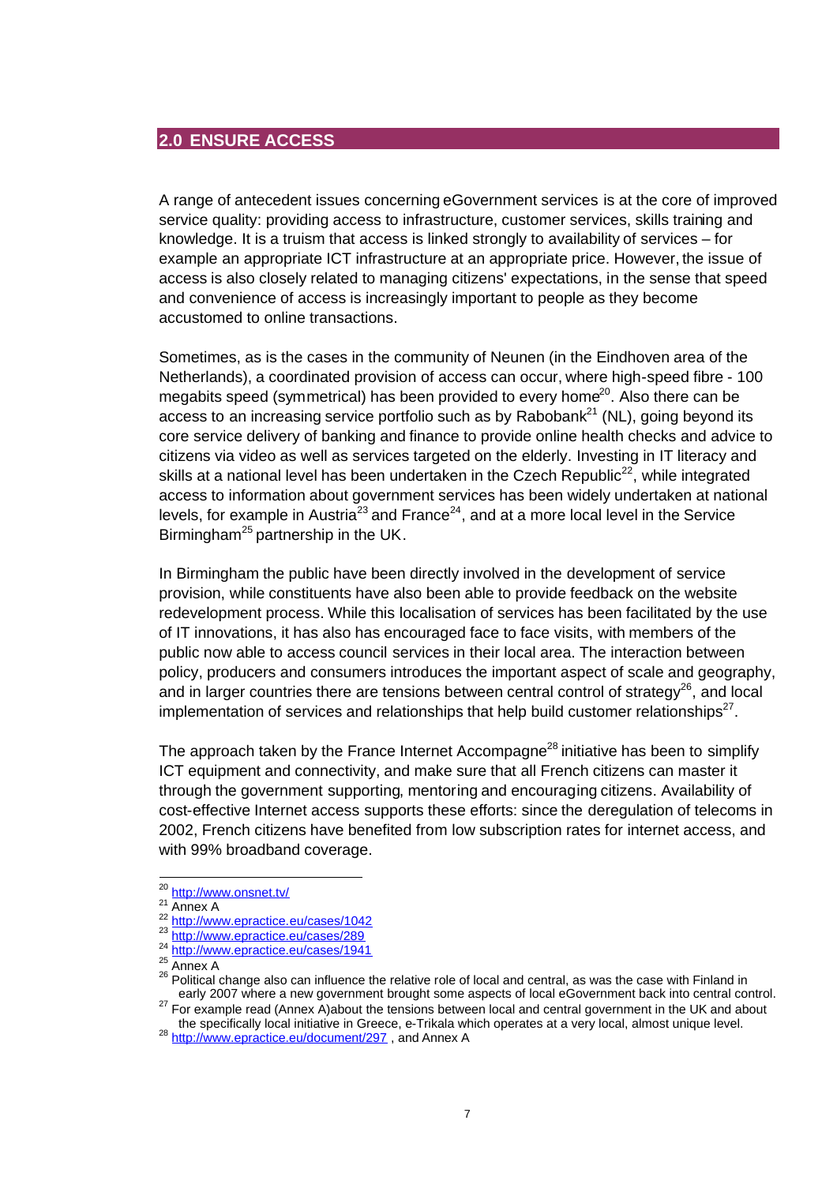## 2.0 ENSURE ACCESS

A range of antecedent issues concerning eGovernment services is at the core of improved service quality: providing access to infrastructure, customer services, skills training and knowledge. It is a truism that access is linked strongly to availability of services – for example an appropriate ICT infrastructure at an appropriate price. However, the issue of access is also closely related to managing citizens' expectations, in the sense that speed and convenience of access is increasingly important to people as they become accustomed to online transactions.

Sometimes, as is the cases in the community of Neunen (in the Eindhoven area of the Netherlands), a coordinated provision of access can occur, where high-speed fibre - 100 megabits speed (symmetrical) has been provided to every home[20]. Also there can be access to an increasing service portfolio such as by Rabobank[21] (NL), going beyond its core service delivery of banking and finance to provide online health checks and advice to citizens via video as well as services targeted on the elderly. Investing in IT literacy and skills at a national level has been undertaken in the Czech Republic[22], while integrated access to information about government services has been widely undertaken at national levels, for example in Austria[23] and France[24], and at a more local level in the Service Birmingham[25] partnership in the UK.

In Birmingham the public have been directly involved in the development of service provision, while constituents have also been able to provide feedback on the website redevelopment process. While this localisation of services has been facilitated by the use of IT innovations, it has also has encouraged face to face visits, with members of the public now able to access council services in their local area. The interaction between policy, producers and consumers introduces the important aspect of scale and geography, and in larger countries there are tensions between central control of strategy[26], and local implementation of services and relationships that help build customer relationships[27].

The approach taken by the France Internet Accompagne[28] initiative has been to simplify ICT equipment and connectivity, and make sure that all French citizens can master it through the government supporting, mentoring and encouraging citizens. Availability of cost-effective Internet access supports these efforts: since the deregulation of telecoms in 2002, French citizens have benefited from low subscription rates for internet access, and with 99% broadband coverage.

---

[20] http://www.onsnet.tv/

[21] Annex A

[22] http://www.epractice.eu/cases/1042

[23] http://www.epractice.eu/cases/289

[24] http://www.epractice.eu/cases/1941

[25] Annex A

[26] Political change also can influence the relative role of local and central, as was the case with Finland in early 2007 where a new government brought some aspects of local eGovernment back into central control.

[27] For example read (Annex A)about the tensions between local and central government in the UK and about the specifically local initiative in Greece, e-Trikala which operates at a very local, almost unique level.

[28] http://www.epractice.eu/document/297 , and Annex A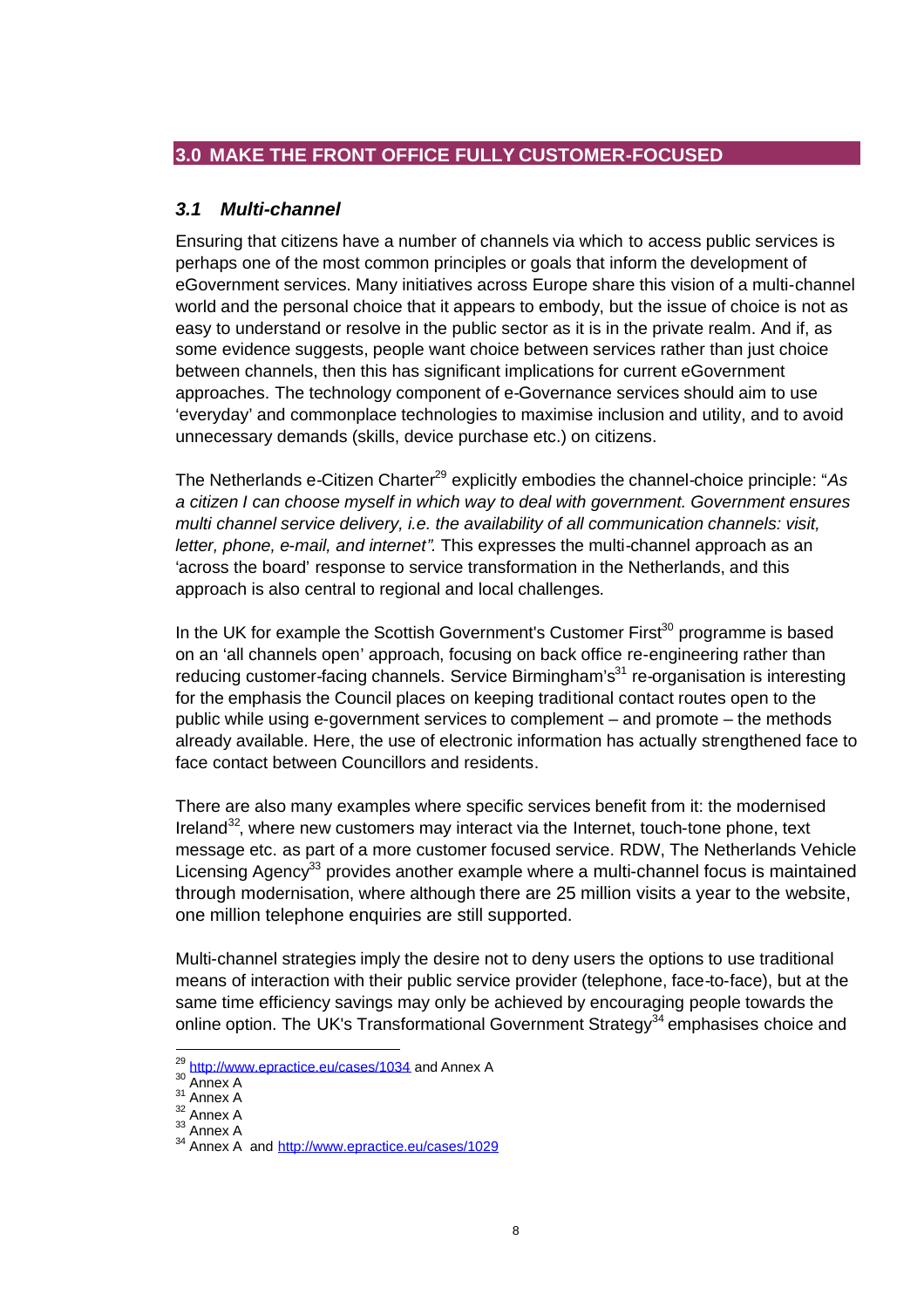## 3.0 MAKE THE FRONT OFFICE FULLY CUSTOMER-FOCUSED

### *3.1 Multi-channel*

Ensuring that citizens have a number of channels via which to access public services is perhaps one of the most common principles or goals that inform the development of eGovernment services. Many initiatives across Europe share this vision of a multi-channel world and the personal choice that it appears to embody, but the issue of choice is not as easy to understand or resolve in the public sector as it is in the private realm. And if, as some evidence suggests, people want choice between services rather than just choice between channels, then this has significant implications for current eGovernment approaches. The technology component of e-Governance services should aim to use 'everyday' and commonplace technologies to maximise inclusion and utility, and to avoid unnecessary demands (skills, device purchase etc.) on citizens.

The Netherlands e-Citizen Charter[29] explicitly embodies the channel-choice principle: "*As a citizen I can choose myself in which way to deal with government. Government ensures multi channel service delivery, i.e. the availability of all communication channels: visit, letter, phone, e-mail, and internet".* This expresses the multi-channel approach as an 'across the board' response to service transformation in the Netherlands, and this approach is also central to regional and local challenges.

In the UK for example the Scottish Government's Customer First[30] programme is based on an 'all channels open' approach, focusing on back office re-engineering rather than reducing customer-facing channels. Service Birmingham's[31] re-organisation is interesting for the emphasis the Council places on keeping traditional contact routes open to the public while using e-government services to complement – and promote – the methods already available. Here, the use of electronic information has actually strengthened face to face contact between Councillors and residents.

There are also many examples where specific services benefit from it: the modernised Ireland[32], where new customers may interact via the Internet, touch-tone phone, text message etc. as part of a more customer focused service. RDW, The Netherlands Vehicle Licensing Agency[33] provides another example where a multi-channel focus is maintained through modernisation, where although there are 25 million visits a year to the website, one million telephone enquiries are still supported.

Multi-channel strategies imply the desire not to deny users the options to use traditional means of interaction with their public service provider (telephone, face-to-face), but at the same time efficiency savings may only be achieved by encouraging people towards the online option. The UK's Transformational Government Strategy[34] emphasises choice and

---

[29] http://www.epractice.eu/cases/1034 and Annex A
[30] Annex A
[31] Annex A
[32] Annex A
[33] Annex A
[34] Annex A and http://www.epractice.eu/cases/1029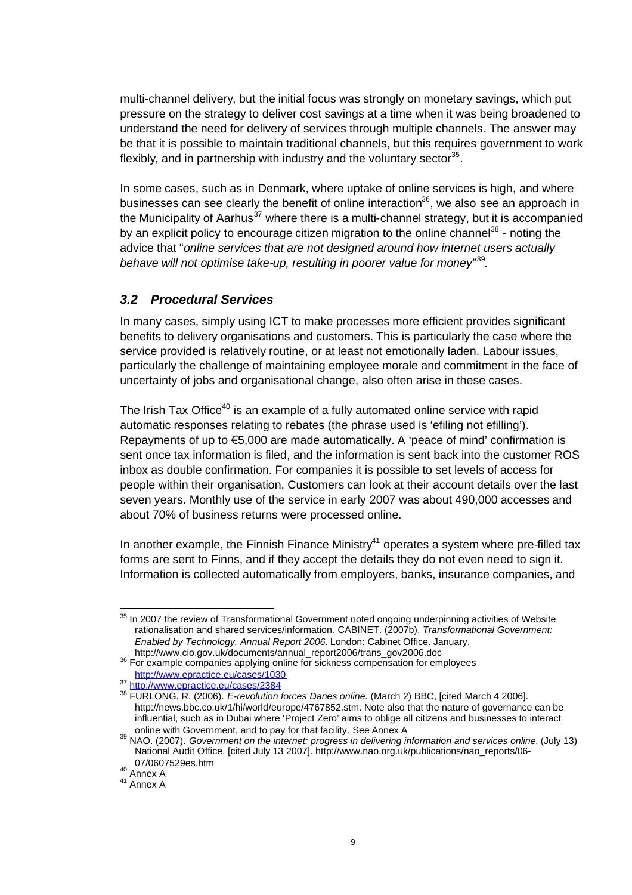multi-channel delivery, but the initial focus was strongly on monetary savings, which put pressure on the strategy to deliver cost savings at a time when it was being broadened to understand the need for delivery of services through multiple channels. The answer may be that it is possible to maintain traditional channels, but this requires government to work flexibly, and in partnership with industry and the voluntary sector[35].

In some cases, such as in Denmark, where uptake of online services is high, and where businesses can see clearly the benefit of online interaction[36], we also see an approach in the Municipality of Aarhus[37] where there is a multi-channel strategy, but it is accompanied by an explicit policy to encourage citizen migration to the online channel[38] - noting the advice that "*online services that are not designed around how internet users actually behave will not optimise take-up, resulting in poorer value for money*"[39].

## *3.2 Procedural Services*

In many cases, simply using ICT to make processes more efficient provides significant benefits to delivery organisations and customers. This is particularly the case where the service provided is relatively routine, or at least not emotionally laden. Labour issues, particularly the challenge of maintaining employee morale and commitment in the face of uncertainty of jobs and organisational change, also often arise in these cases.

The Irish Tax Office[40] is an example of a fully automated online service with rapid automatic responses relating to rebates (the phrase used is 'efiling not efilling'). Repayments of up to €5,000 are made automatically. A 'peace of mind' confirmation is sent once tax information is filed, and the information is sent back into the customer ROS inbox as double confirmation. For companies it is possible to set levels of access for people within their organisation. Customers can look at their account details over the last seven years. Monthly use of the service in early 2007 was about 490,000 accesses and about 70% of business returns were processed online.

In another example, the Finnish Finance Ministry[41] operates a system where pre-filled tax forms are sent to Finns, and if they accept the details they do not even need to sign it. Information is collected automatically from employers, banks, insurance companies, and

---

[35] In 2007 the review of Transformational Government noted ongoing underpinning activities of Website rationalisation and shared services/information. CABINET. (2007b). *Transformational Government: Enabled by Technology. Annual Report 2006.* London: Cabinet Office. January. http://www.cio.gov.uk/documents/annual_report2006/trans_gov2006.doc

[36] For example companies applying online for sickness compensation for employees http://www.epractice.eu/cases/1030

[37] http://www.epractice.eu/cases/2384

[38] FURLONG, R. (2006). *E-revolution forces Danes online.* (March 2) BBC, [cited March 4 2006]. http://news.bbc.co.uk/1/hi/world/europe/4767852.stm. Note also that the nature of governance can be influential, such as in Dubai where 'Project Zero' aims to oblige all citizens and businesses to interact online with Government, and to pay for that facility. See Annex A

[39] NAO. (2007). *Government on the internet: progress in delivering information and services online.* (July 13) National Audit Office, [cited July 13 2007]. http://www.nao.org.uk/publications/nao_reports/06-07/0607529es.htm

[40] Annex A

[41] Annex A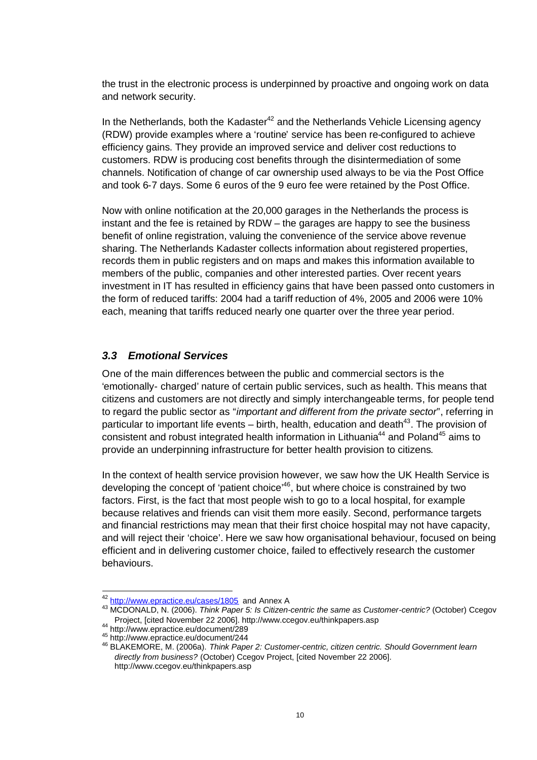the trust in the electronic process is underpinned by proactive and ongoing work on data and network security.

In the Netherlands, both the Kadaster[42] and the Netherlands Vehicle Licensing agency (RDW) provide examples where a 'routine' service has been re-configured to achieve efficiency gains. They provide an improved service and deliver cost reductions to customers. RDW is producing cost benefits through the disintermediation of some channels. Notification of change of car ownership used always to be via the Post Office and took 6-7 days. Some 6 euros of the 9 euro fee were retained by the Post Office.

Now with online notification at the 20,000 garages in the Netherlands the process is instant and the fee is retained by RDW – the garages are happy to see the business benefit of online registration, valuing the convenience of the service above revenue sharing. The Netherlands Kadaster collects information about registered properties, records them in public registers and on maps and makes this information available to members of the public, companies and other interested parties. Over recent years investment in IT has resulted in efficiency gains that have been passed onto customers in the form of reduced tariffs: 2004 had a tariff reduction of 4%, 2005 and 2006 were 10% each, meaning that tariffs reduced nearly one quarter over the three year period.

### *3.3 Emotional Services*

One of the main differences between the public and commercial sectors is the 'emotionally- charged' nature of certain public services, such as health. This means that citizens and customers are not directly and simply interchangeable terms, for people tend to regard the public sector as "*important and different from the private sector*", referring in particular to important life events – birth, health, education and death[43]. The provision of consistent and robust integrated health information in Lithuania[44] and Poland[45] aims to provide an underpinning infrastructure for better health provision to citizens.

In the context of health service provision however, we saw how the UK Health Service is developing the concept of 'patient choice'[46], but where choice is constrained by two factors. First, is the fact that most people wish to go to a local hospital, for example because relatives and friends can visit them more easily. Second, performance targets and financial restrictions may mean that their first choice hospital may not have capacity, and will reject their 'choice'. Here we saw how organisational behaviour, focused on being efficient and in delivering customer choice, failed to effectively research the customer behaviours.

---

[42] http://www.epractice.eu/cases/1805 and Annex A

[43] MCDONALD, N. (2006). *Think Paper 5: Is Citizen-centric the same as Customer-centric?* (October) Ccegov Project, [cited November 22 2006]. http://www.ccegov.eu/thinkpapers.asp

[44] http://www.epractice.eu/document/289

[45] http://www.epractice.eu/document/244

[46] BLAKEMORE, M. (2006a). *Think Paper 2: Customer-centric, citizen centric. Should Government learn directly from business?* (October) Ccegov Project, [cited November 22 2006]. http://www.ccegov.eu/thinkpapers.asp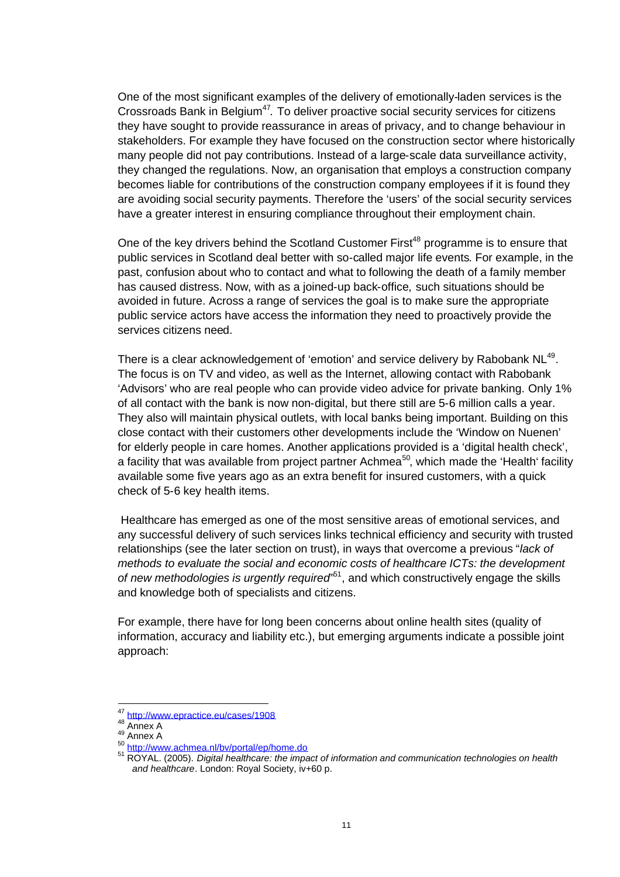One of the most significant examples of the delivery of emotionally-laden services is the Crossroads Bank in Belgium[47]. To deliver proactive social security services for citizens they have sought to provide reassurance in areas of privacy, and to change behaviour in stakeholders. For example they have focused on the construction sector where historically many people did not pay contributions. Instead of a large-scale data surveillance activity, they changed the regulations. Now, an organisation that employs a construction company becomes liable for contributions of the construction company employees if it is found they are avoiding social security payments. Therefore the 'users' of the social security services have a greater interest in ensuring compliance throughout their employment chain.

One of the key drivers behind the Scotland Customer First[48] programme is to ensure that public services in Scotland deal better with so-called major life events. For example, in the past, confusion about who to contact and what to following the death of a family member has caused distress. Now, with as a joined-up back-office, such situations should be avoided in future. Across a range of services the goal is to make sure the appropriate public service actors have access the information they need to proactively provide the services citizens need.

There is a clear acknowledgement of 'emotion' and service delivery by Rabobank NL[49]. The focus is on TV and video, as well as the Internet, allowing contact with Rabobank 'Advisors' who are real people who can provide video advice for private banking. Only 1% of all contact with the bank is now non-digital, but there still are 5-6 million calls a year. They also will maintain physical outlets, with local banks being important. Building on this close contact with their customers other developments include the 'Window on Nuenen' for elderly people in care homes. Another applications provided is a 'digital health check', a facility that was available from project partner Achmea[50], which made the 'Health' facility available some five years ago as an extra benefit for insured customers, with a quick check of 5-6 key health items.

Healthcare has emerged as one of the most sensitive areas of emotional services, and any successful delivery of such services links technical efficiency and security with trusted relationships (see the later section on trust), in ways that overcome a previous "*lack of methods to evaluate the social and economic costs of healthcare ICTs: the development of new methodologies is urgently required*"[51], and which constructively engage the skills and knowledge both of specialists and citizens.

For example, there have for long been concerns about online health sites (quality of information, accuracy and liability etc.), but emerging arguments indicate a possible joint approach:

---

[47] http://www.epractice.eu/cases/1908

[48] Annex A

[49] Annex A

[50] http://www.achmea.nl/bv/portal/ep/home.do

[51] ROYAL. (2005). *Digital healthcare: the impact of information and communication technologies on health and healthcare*. London: Royal Society, iv+60 p.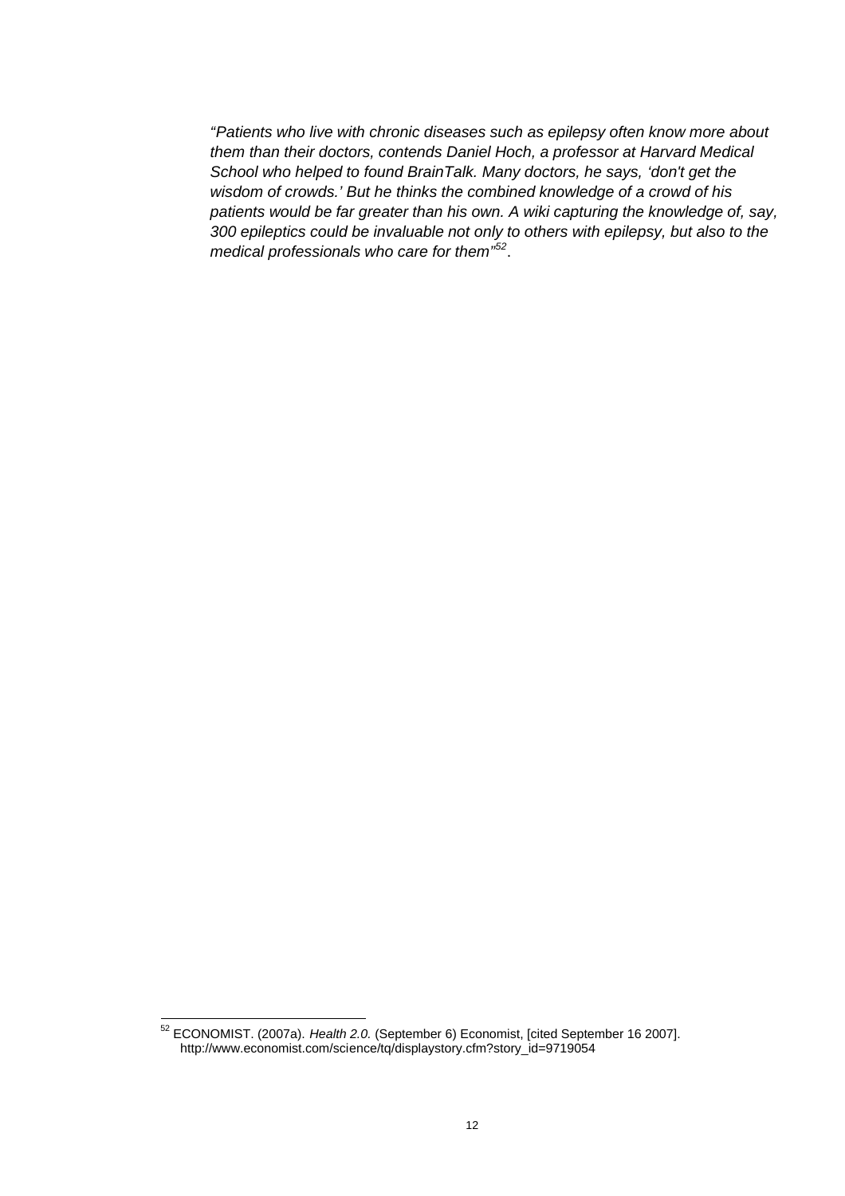*"Patients who live with chronic diseases such as epilepsy often know more about them than their doctors, contends Daniel Hoch, a professor at Harvard Medical School who helped to found BrainTalk. Many doctors, he says, 'don't get the wisdom of crowds.' But he thinks the combined knowledge of a crowd of his patients would be far greater than his own. A wiki capturing the knowledge of, say, 300 epileptics could be invaluable not only to others with epilepsy, but also to the medical professionals who care for them"*[52].

---

[52] ECONOMIST. (2007a). *Health 2.0.* (September 6) Economist, [cited September 16 2007]. http://www.economist.com/science/tq/displaystory.cfm?story_id=9719054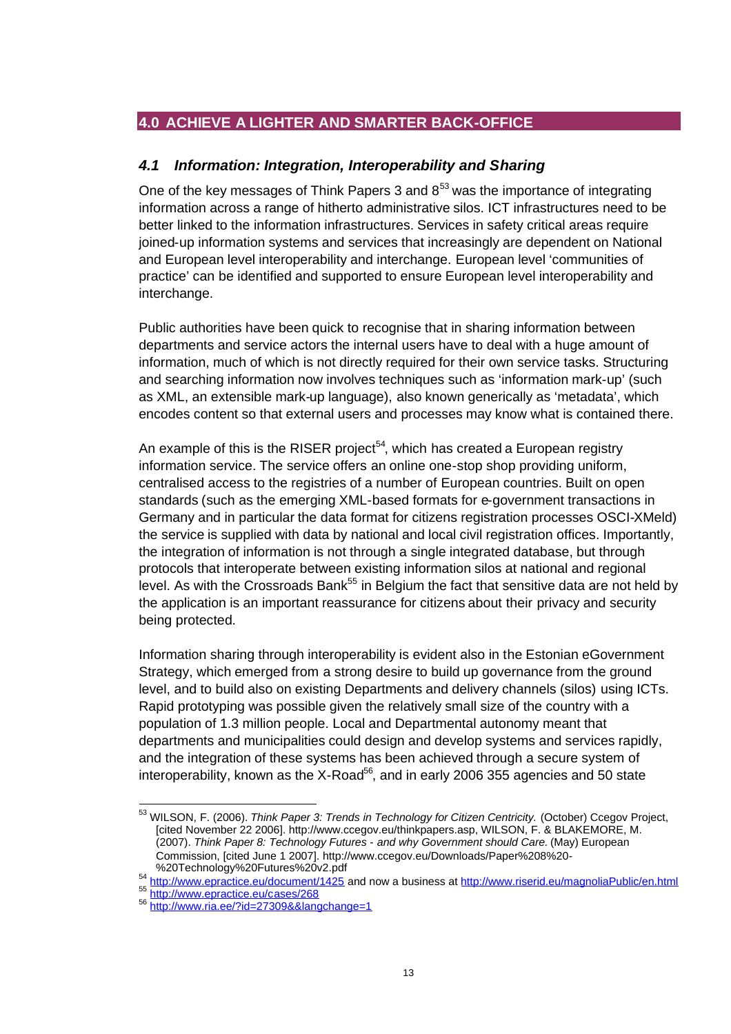## 4.0 ACHIEVE A LIGHTER AND SMARTER BACK-OFFICE

### *4.1 Information: Integration, Interoperability and Sharing*

One of the key messages of Think Papers 3 and 8[53] was the importance of integrating information across a range of hitherto administrative silos. ICT infrastructures need to be better linked to the information infrastructures. Services in safety critical areas require joined-up information systems and services that increasingly are dependent on National and European level interoperability and interchange. European level 'communities of practice' can be identified and supported to ensure European level interoperability and interchange.

Public authorities have been quick to recognise that in sharing information between departments and service actors the internal users have to deal with a huge amount of information, much of which is not directly required for their own service tasks. Structuring and searching information now involves techniques such as 'information mark-up' (such as XML, an extensible mark-up language), also known generically as 'metadata', which encodes content so that external users and processes may know what is contained there.

An example of this is the RISER project[54], which has created a European registry information service. The service offers an online one-stop shop providing uniform, centralised access to the registries of a number of European countries. Built on open standards (such as the emerging XML-based formats for e-government transactions in Germany and in particular the data format for citizens registration processes OSCI-XMeld) the service is supplied with data by national and local civil registration offices. Importantly, the integration of information is not through a single integrated database, but through protocols that interoperate between existing information silos at national and regional level. As with the Crossroads Bank[55] in Belgium the fact that sensitive data are not held by the application is an important reassurance for citizens about their privacy and security being protected.

Information sharing through interoperability is evident also in the Estonian eGovernment Strategy, which emerged from a strong desire to build up governance from the ground level, and to build also on existing Departments and delivery channels (silos) using ICTs. Rapid prototyping was possible given the relatively small size of the country with a population of 1.3 million people. Local and Departmental autonomy meant that departments and municipalities could design and develop systems and services rapidly, and the integration of these systems has been achieved through a secure system of interoperability, known as the X-Road[56], and in early 2006 355 agencies and 50 state

---

[53] WILSON, F. (2006). *Think Paper 3: Trends in Technology for Citizen Centricity.* (October) Ccegov Project, [cited November 22 2006]. http://www.ccegov.eu/thinkpapers.asp, WILSON, F. & BLAKEMORE, M. (2007). *Think Paper 8: Technology Futures - and why Government should Care.* (May) European Commission, [cited June 1 2007]. http://www.ccegov.eu/Downloads/Paper%208%20-%20Technology%20Futures%20v2.pdf

[54] http://www.epractice.eu/document/1425 and now a business at http://www.riserid.eu/magnoliaPublic/en.html

[55] http://www.epractice.eu/cases/268

[56] http://www.ria.ee/?id=27309&&langchange=1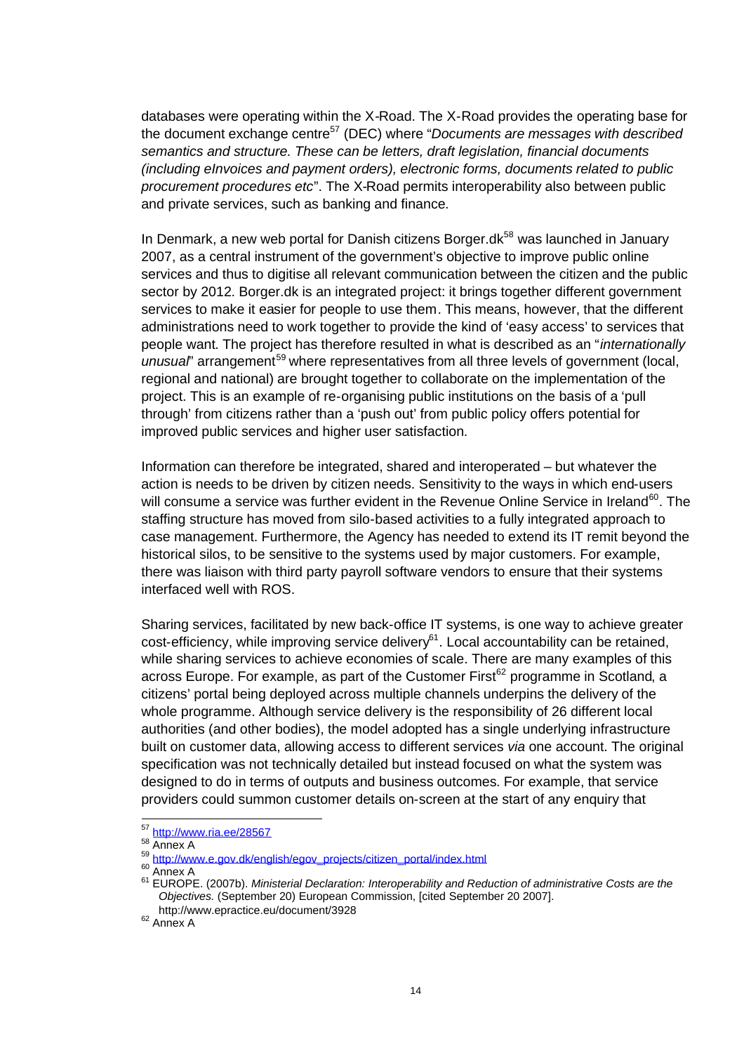databases were operating within the X-Road. The X-Road provides the operating base for the document exchange centre[57] (DEC) where "*Documents are messages with described semantics and structure. These can be letters, draft legislation, financial documents (including eInvoices and payment orders), electronic forms, documents related to public procurement procedures etc*". The X-Road permits interoperability also between public and private services, such as banking and finance.

In Denmark, a new web portal for Danish citizens Borger.dk[58] was launched in January 2007, as a central instrument of the government's objective to improve public online services and thus to digitise all relevant communication between the citizen and the public sector by 2012. Borger.dk is an integrated project: it brings together different government services to make it easier for people to use them. This means, however, that the different administrations need to work together to provide the kind of 'easy access' to services that people want. The project has therefore resulted in what is described as an "*internationally unusual*" arrangement[59] where representatives from all three levels of government (local, regional and national) are brought together to collaborate on the implementation of the project. This is an example of re-organising public institutions on the basis of a 'pull through' from citizens rather than a 'push out' from public policy offers potential for improved public services and higher user satisfaction.

Information can therefore be integrated, shared and interoperated – but whatever the action is needs to be driven by citizen needs. Sensitivity to the ways in which end-users will consume a service was further evident in the Revenue Online Service in Ireland[60]. The staffing structure has moved from silo-based activities to a fully integrated approach to case management. Furthermore, the Agency has needed to extend its IT remit beyond the historical silos, to be sensitive to the systems used by major customers. For example, there was liaison with third party payroll software vendors to ensure that their systems interfaced well with ROS.

Sharing services, facilitated by new back-office IT systems, is one way to achieve greater cost-efficiency, while improving service delivery[61]. Local accountability can be retained, while sharing services to achieve economies of scale. There are many examples of this across Europe. For example, as part of the Customer First[62] programme in Scotland, a citizens' portal being deployed across multiple channels underpins the delivery of the whole programme. Although service delivery is the responsibility of 26 different local authorities (and other bodies), the model adopted has a single underlying infrastructure built on customer data, allowing access to different services *via* one account. The original specification was not technically detailed but instead focused on what the system was designed to do in terms of outputs and business outcomes. For example, that service providers could summon customer details on-screen at the start of any enquiry that

---

[57] http://www.ria.ee/28567

[58] Annex A

[59] http://www.e.gov.dk/english/egov_projects/citizen_portal/index.html

[60] Annex A

[61] EUROPE. (2007b). *Ministerial Declaration: Interoperability and Reduction of administrative Costs are the Objectives.* (September 20) European Commission, [cited September 20 2007]. http://www.epractice.eu/document/3928

[62] Annex A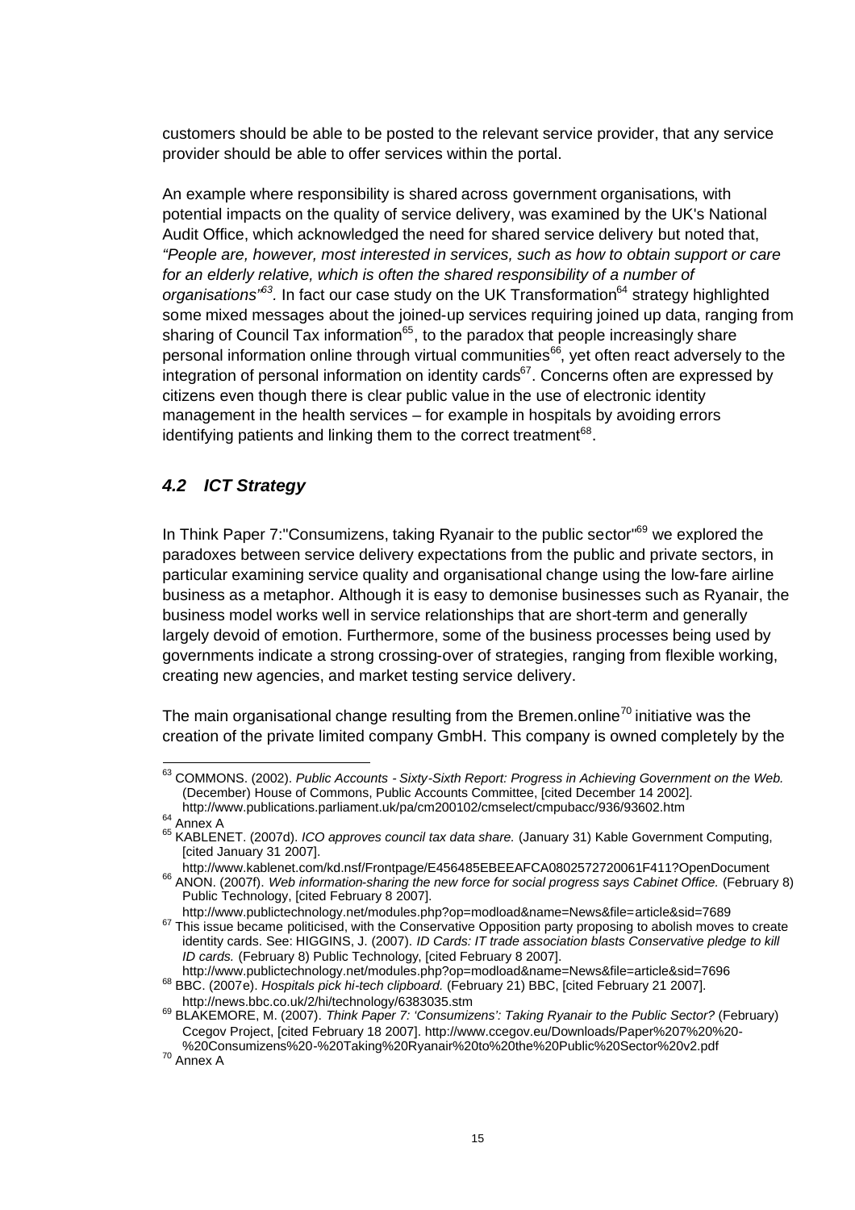customers should be able to be posted to the relevant service provider, that any service provider should be able to offer services within the portal.

An example where responsibility is shared across government organisations, with potential impacts on the quality of service delivery, was examined by the UK's National Audit Office, which acknowledged the need for shared service delivery but noted that, *"People are, however, most interested in services, such as how to obtain support or care for an elderly relative, which is often the shared responsibility of a number of organisations"*[63]. In fact our case study on the UK Transformation[64] strategy highlighted some mixed messages about the joined-up services requiring joined up data, ranging from sharing of Council Tax information[65], to the paradox that people increasingly share personal information online through virtual communities[66], yet often react adversely to the integration of personal information on identity cards[67]. Concerns often are expressed by citizens even though there is clear public value in the use of electronic identity management in the health services – for example in hospitals by avoiding errors identifying patients and linking them to the correct treatment[68].

## *4.2 ICT Strategy*

In Think Paper 7:"Consumizens, taking Ryanair to the public sector"[69] we explored the paradoxes between service delivery expectations from the public and private sectors, in particular examining service quality and organisational change using the low-fare airline business as a metaphor. Although it is easy to demonise businesses such as Ryanair, the business model works well in service relationships that are short-term and generally largely devoid of emotion. Furthermore, some of the business processes being used by governments indicate a strong crossing-over of strategies, ranging from flexible working, creating new agencies, and market testing service delivery.

The main organisational change resulting from the Bremen.online[70] initiative was the creation of the private limited company GmbH. This company is owned completely by the

---

[63] COMMONS. (2002). *Public Accounts - Sixty-Sixth Report: Progress in Achieving Government on the Web.* (December) House of Commons, Public Accounts Committee, [cited December 14 2002]. http://www.publications.parliament.uk/pa/cm200102/cmselect/cmpubacc/936/93602.htm

[64] Annex A

[65] KABLENET. (2007d). *ICO approves council tax data share.* (January 31) Kable Government Computing, [cited January 31 2007]. http://www.kablenet.com/kd.nsf/Frontpage/E456485EBEEAFCA0802572720061F411?OpenDocument

[66] ANON. (2007f). *Web information-sharing the new force for social progress says Cabinet Office.* (February 8) Public Technology, [cited February 8 2007]. http://www.publictechnology.net/modules.php?op=modload&name=News&file=article&sid=7689

[67] This issue became politicised, with the Conservative Opposition party proposing to abolish moves to create identity cards. See: HIGGINS, J. (2007). *ID Cards: IT trade association blasts Conservative pledge to kill ID cards.* (February 8) Public Technology, [cited February 8 2007]. http://www.publictechnology.net/modules.php?op=modload&name=News&file=article&sid=7696

[68] BBC. (2007e). *Hospitals pick hi-tech clipboard.* (February 21) BBC, [cited February 21 2007]. http://news.bbc.co.uk/2/hi/technology/6383035.stm

[69] BLAKEMORE, M. (2007). *Think Paper 7: 'Consumizens': Taking Ryanair to the Public Sector?* (February) Ccegov Project, [cited February 18 2007]. http://www.ccegov.eu/Downloads/Paper%207%20%20-%20Consumizens%20-%20Taking%20Ryanair%20to%20the%20Public%20Sector%20v2.pdf

[70] Annex A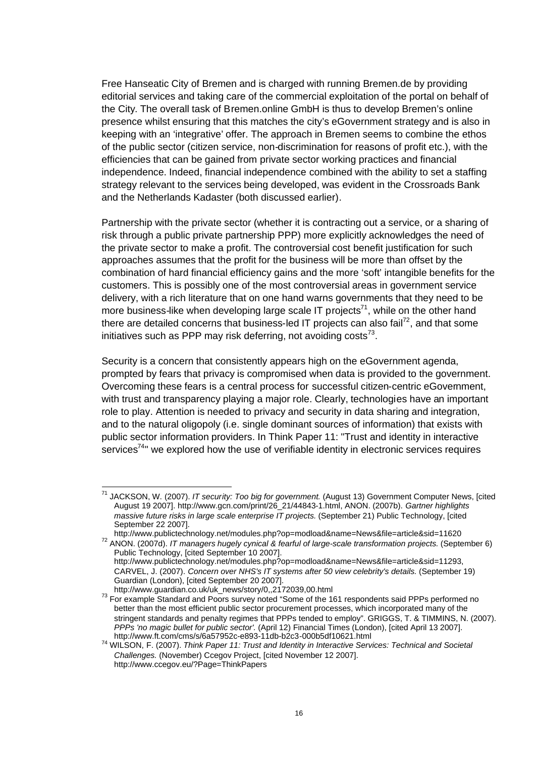Free Hanseatic City of Bremen and is charged with running Bremen.de by providing editorial services and taking care of the commercial exploitation of the portal on behalf of the City. The overall task of Bremen.online GmbH is thus to develop Bremen's online presence whilst ensuring that this matches the city's eGovernment strategy and is also in keeping with an 'integrative' offer. The approach in Bremen seems to combine the ethos of the public sector (citizen service, non-discrimination for reasons of profit etc.), with the efficiencies that can be gained from private sector working practices and financial independence. Indeed, financial independence combined with the ability to set a staffing strategy relevant to the services being developed, was evident in the Crossroads Bank and the Netherlands Kadaster (both discussed earlier).

Partnership with the private sector (whether it is contracting out a service, or a sharing of risk through a public private partnership PPP) more explicitly acknowledges the need of the private sector to make a profit. The controversial cost benefit justification for such approaches assumes that the profit for the business will be more than offset by the combination of hard financial efficiency gains and the more 'soft' intangible benefits for the customers. This is possibly one of the most controversial areas in government service delivery, with a rich literature that on one hand warns governments that they need to be more business-like when developing large scale IT projects[71], while on the other hand there are detailed concerns that business-led IT projects can also fail[72], and that some initiatives such as PPP may risk deferring, not avoiding costs[73].

Security is a concern that consistently appears high on the eGovernment agenda, prompted by fears that privacy is compromised when data is provided to the government. Overcoming these fears is a central process for successful citizen-centric eGovernment, with trust and transparency playing a major role. Clearly, technologies have an important role to play. Attention is needed to privacy and security in data sharing and integration, and to the natural oligopoly (i.e. single dominant sources of information) that exists with public sector information providers. In Think Paper 11: "Trust and identity in interactive services[74]" we explored how the use of verifiable identity in electronic services requires

---

[71] JACKSON, W. (2007). *IT security: Too big for government.* (August 13) Government Computer News, [cited August 19 2007]. http://www.gcn.com/print/26_21/44843-1.html, ANON. (2007b). *Gartner highlights massive future risks in large scale enterprise IT projects.* (September 21) Public Technology, [cited September 22 2007]. http://www.publictechnology.net/modules.php?op=modload&name=News&file=article&sid=11620

[72] ANON. (2007d). *IT managers hugely cynical & fearful of large-scale transformation projects.* (September 6) Public Technology, [cited September 10 2007]. http://www.publictechnology.net/modules.php?op=modload&name=News&file=article&sid=11293, CARVEL, J. (2007). *Concern over NHS's IT systems after 50 view celebrity's details.* (September 19) Guardian (London), [cited September 20 2007]. http://www.guardian.co.uk/uk_news/story/0,,2172039,00.html

[73] For example Standard and Poors survey noted "Some of the 161 respondents said PPPs performed no better than the most efficient public sector procurement processes, which incorporated many of the stringent standards and penalty regimes that PPPs tended to employ". GRIGGS, T. & TIMMINS, N. (2007). *PPPs 'no magic bullet for public sector'.* (April 12) Financial Times (London), [cited April 13 2007]. http://www.ft.com/cms/s/6a57952c-e893-11db-b2c3-000b5df10621.html

[74] WILSON, F. (2007). *Think Paper 11: Trust and Identity in Interactive Services: Technical and Societal Challenges.* (November) Ccegov Project, [cited November 12 2007]. http://www.ccegov.eu/?Page=ThinkPapers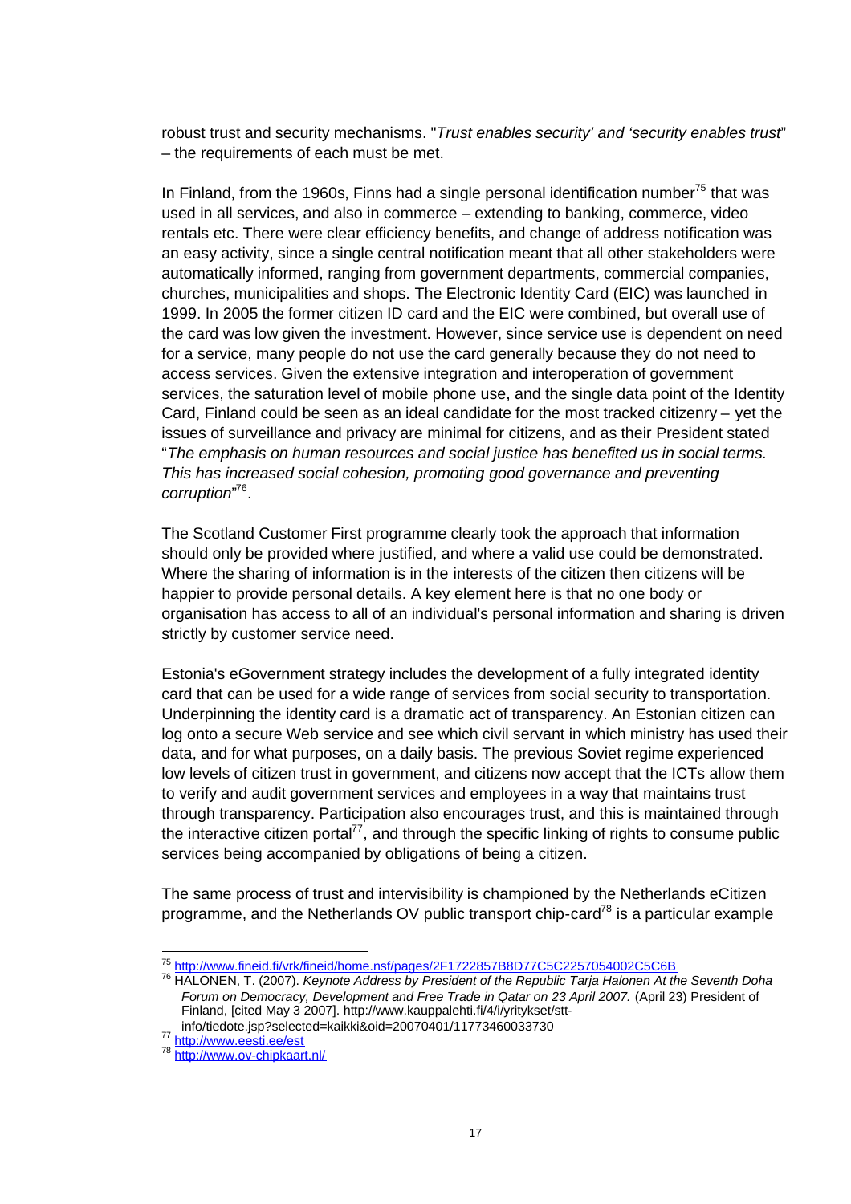robust trust and security mechanisms. "*Trust enables security' and 'security enables trust*" – the requirements of each must be met.

In Finland, from the 1960s, Finns had a single personal identification number[75] that was used in all services, and also in commerce – extending to banking, commerce, video rentals etc. There were clear efficiency benefits, and change of address notification was an easy activity, since a single central notification meant that all other stakeholders were automatically informed, ranging from government departments, commercial companies, churches, municipalities and shops. The Electronic Identity Card (EIC) was launched in 1999. In 2005 the former citizen ID card and the EIC were combined, but overall use of the card was low given the investment. However, since service use is dependent on need for a service, many people do not use the card generally because they do not need to access services. Given the extensive integration and interoperation of government services, the saturation level of mobile phone use, and the single data point of the Identity Card, Finland could be seen as an ideal candidate for the most tracked citizenry – yet the issues of surveillance and privacy are minimal for citizens, and as their President stated "*The emphasis on human resources and social justice has benefited us in social terms. This has increased social cohesion, promoting good governance and preventing corruption*"[76].

The Scotland Customer First programme clearly took the approach that information should only be provided where justified, and where a valid use could be demonstrated. Where the sharing of information is in the interests of the citizen then citizens will be happier to provide personal details. A key element here is that no one body or organisation has access to all of an individual's personal information and sharing is driven strictly by customer service need.

Estonia's eGovernment strategy includes the development of a fully integrated identity card that can be used for a wide range of services from social security to transportation. Underpinning the identity card is a dramatic act of transparency. An Estonian citizen can log onto a secure Web service and see which civil servant in which ministry has used their data, and for what purposes, on a daily basis. The previous Soviet regime experienced low levels of citizen trust in government, and citizens now accept that the ICTs allow them to verify and audit government services and employees in a way that maintains trust through transparency. Participation also encourages trust, and this is maintained through the interactive citizen portal[77], and through the specific linking of rights to consume public services being accompanied by obligations of being a citizen.

The same process of trust and intervisibility is championed by the Netherlands eCitizen programme, and the Netherlands OV public transport chip-card[78] is a particular example

---

[75] http://www.fineid.fi/vrk/fineid/home.nsf/pages/2F1722857B8D77C5C2257054002C5C6B

[76] HALONEN, T. (2007). *Keynote Address by President of the Republic Tarja Halonen At the Seventh Doha Forum on Democracy, Development and Free Trade in Qatar on 23 April 2007.* (April 23) President of Finland, [cited May 3 2007]. http://www.kauppalehti.fi/4/i/yritykset/stt-info/tiedote.jsp?selected=kaikki&oid=20070401/11773460033730

[77] http://www.eesti.ee/est

[78] http://www.ov-chipkaart.nl/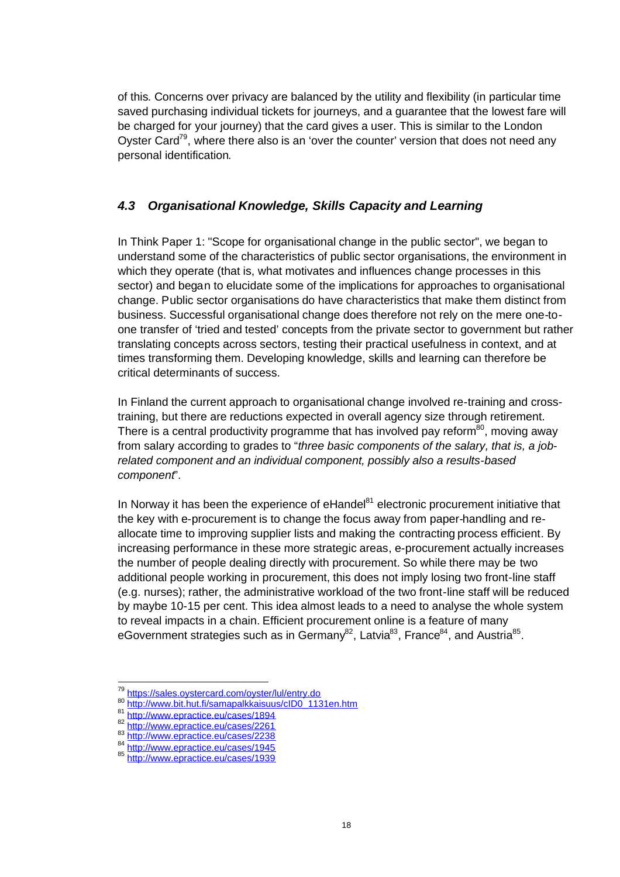of this. Concerns over privacy are balanced by the utility and flexibility (in particular time saved purchasing individual tickets for journeys, and a guarantee that the lowest fare will be charged for your journey) that the card gives a user. This is similar to the London Oyster Card[79], where there also is an 'over the counter' version that does not need any personal identification.

## *4.3 Organisational Knowledge, Skills Capacity and Learning*

In Think Paper 1: "Scope for organisational change in the public sector", we began to understand some of the characteristics of public sector organisations, the environment in which they operate (that is, what motivates and influences change processes in this sector) and began to elucidate some of the implications for approaches to organisational change. Public sector organisations do have characteristics that make them distinct from business. Successful organisational change does therefore not rely on the mere one-to-one transfer of 'tried and tested' concepts from the private sector to government but rather translating concepts across sectors, testing their practical usefulness in context, and at times transforming them. Developing knowledge, skills and learning can therefore be critical determinants of success.

In Finland the current approach to organisational change involved re-training and cross-training, but there are reductions expected in overall agency size through retirement. There is a central productivity programme that has involved pay reform[80], moving away from salary according to grades to "*three basic components of the salary, that is, a job-related component and an individual component, possibly also a results-based component*".

In Norway it has been the experience of eHandel[81] electronic procurement initiative that the key with e-procurement is to change the focus away from paper-handling and re-allocate time to improving supplier lists and making the contracting process efficient. By increasing performance in these more strategic areas, e-procurement actually increases the number of people dealing directly with procurement. So while there may be two additional people working in procurement, this does not imply losing two front-line staff (e.g. nurses); rather, the administrative workload of the two front-line staff will be reduced by maybe 10-15 per cent. This idea almost leads to a need to analyse the whole system to reveal impacts in a chain. Efficient procurement online is a feature of many eGovernment strategies such as in Germany[82], Latvia[83], France[84], and Austria[85].

---

[79] https://sales.oystercard.com/oyster/lul/entry.do
[80] http://www.bit.hut.fi/samapalkkaisuus/cID0_1131en.htm
[81] http://www.epractice.eu/cases/1894
[82] http://www.epractice.eu/cases/2261
[83] http://www.epractice.eu/cases/2238
[84] http://www.epractice.eu/cases/1945
[85] http://www.epractice.eu/cases/1939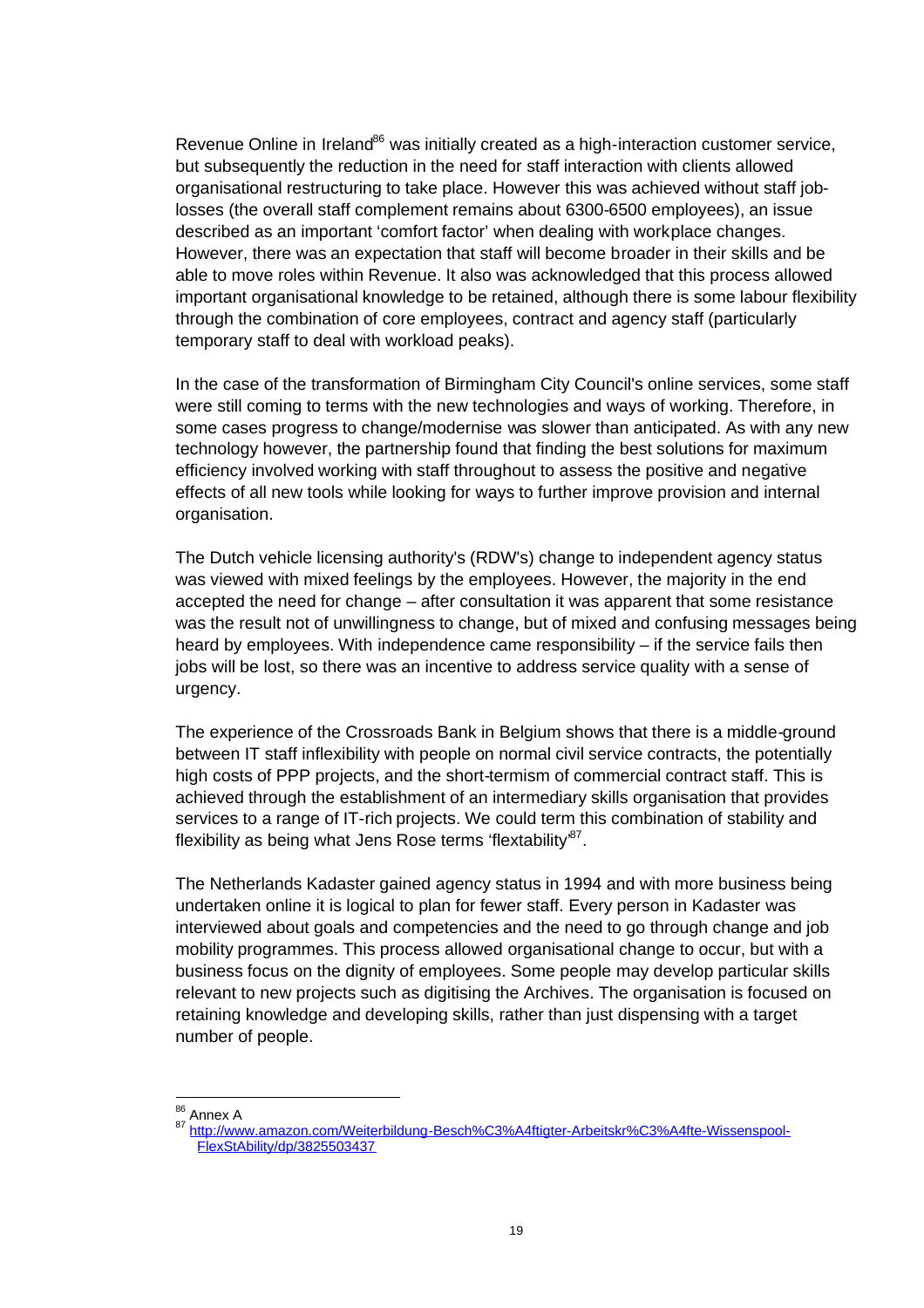Revenue Online in Ireland[86] was initially created as a high-interaction customer service, but subsequently the reduction in the need for staff interaction with clients allowed organisational restructuring to take place. However this was achieved without staff job-losses (the overall staff complement remains about 6300-6500 employees), an issue described as an important 'comfort factor' when dealing with workplace changes. However, there was an expectation that staff will become broader in their skills and be able to move roles within Revenue. It also was acknowledged that this process allowed important organisational knowledge to be retained, although there is some labour flexibility through the combination of core employees, contract and agency staff (particularly temporary staff to deal with workload peaks).

In the case of the transformation of Birmingham City Council's online services, some staff were still coming to terms with the new technologies and ways of working. Therefore, in some cases progress to change/modernise was slower than anticipated. As with any new technology however, the partnership found that finding the best solutions for maximum efficiency involved working with staff throughout to assess the positive and negative effects of all new tools while looking for ways to further improve provision and internal organisation.

The Dutch vehicle licensing authority's (RDW's) change to independent agency status was viewed with mixed feelings by the employees. However, the majority in the end accepted the need for change – after consultation it was apparent that some resistance was the result not of unwillingness to change, but of mixed and confusing messages being heard by employees. With independence came responsibility – if the service fails then jobs will be lost, so there was an incentive to address service quality with a sense of urgency.

The experience of the Crossroads Bank in Belgium shows that there is a middle-ground between IT staff inflexibility with people on normal civil service contracts, the potentially high costs of PPP projects, and the short-termism of commercial contract staff. This is achieved through the establishment of an intermediary skills organisation that provides services to a range of IT-rich projects. We could term this combination of stability and flexibility as being what Jens Rose terms 'flextability'[87].

The Netherlands Kadaster gained agency status in 1994 and with more business being undertaken online it is logical to plan for fewer staff. Every person in Kadaster was interviewed about goals and competencies and the need to go through change and job mobility programmes. This process allowed organisational change to occur, but with a business focus on the dignity of employees. Some people may develop particular skills relevant to new projects such as digitising the Archives. The organisation is focused on retaining knowledge and developing skills, rather than just dispensing with a target number of people.

---

[86] Annex A

[87] http://www.amazon.com/Weiterbildung-Besch%C3%A4ftigter-Arbeitskr%C3%A4fte-Wissenspool-FlexStAbility/dp/3825503437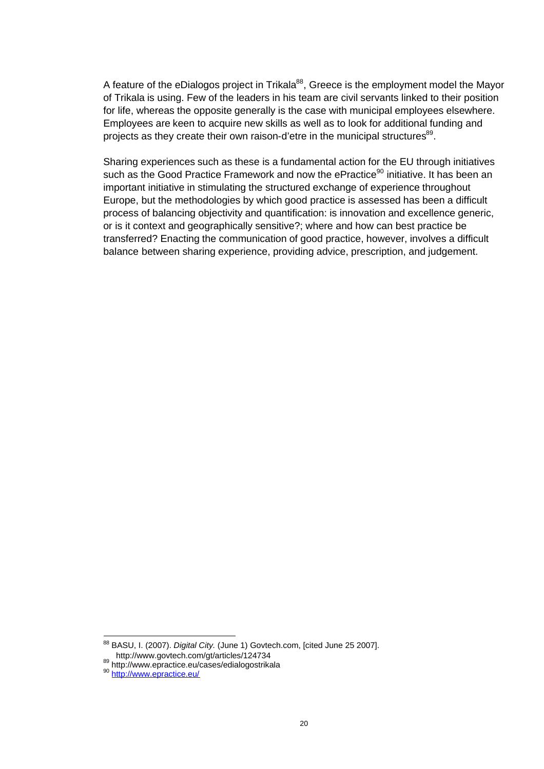A feature of the eDialogos project in Trikala[88], Greece is the employment model the Mayor of Trikala is using. Few of the leaders in his team are civil servants linked to their position for life, whereas the opposite generally is the case with municipal employees elsewhere. Employees are keen to acquire new skills as well as to look for additional funding and projects as they create their own raison-d'etre in the municipal structures[89].

Sharing experiences such as these is a fundamental action for the EU through initiatives such as the Good Practice Framework and now the ePractice[90] initiative. It has been an important initiative in stimulating the structured exchange of experience throughout Europe, but the methodologies by which good practice is assessed has been a difficult process of balancing objectivity and quantification: is innovation and excellence generic, or is it context and geographically sensitive?; where and how can best practice be transferred? Enacting the communication of good practice, however, involves a difficult balance between sharing experience, providing advice, prescription, and judgement.

---

[88] BASU, I. (2007). *Digital City.* (June 1) Govtech.com, [cited June 25 2007]. http://www.govtech.com/gt/articles/124734

[89] http://www.epractice.eu/cases/edialogostrikala

[90] http://www.epractice.eu/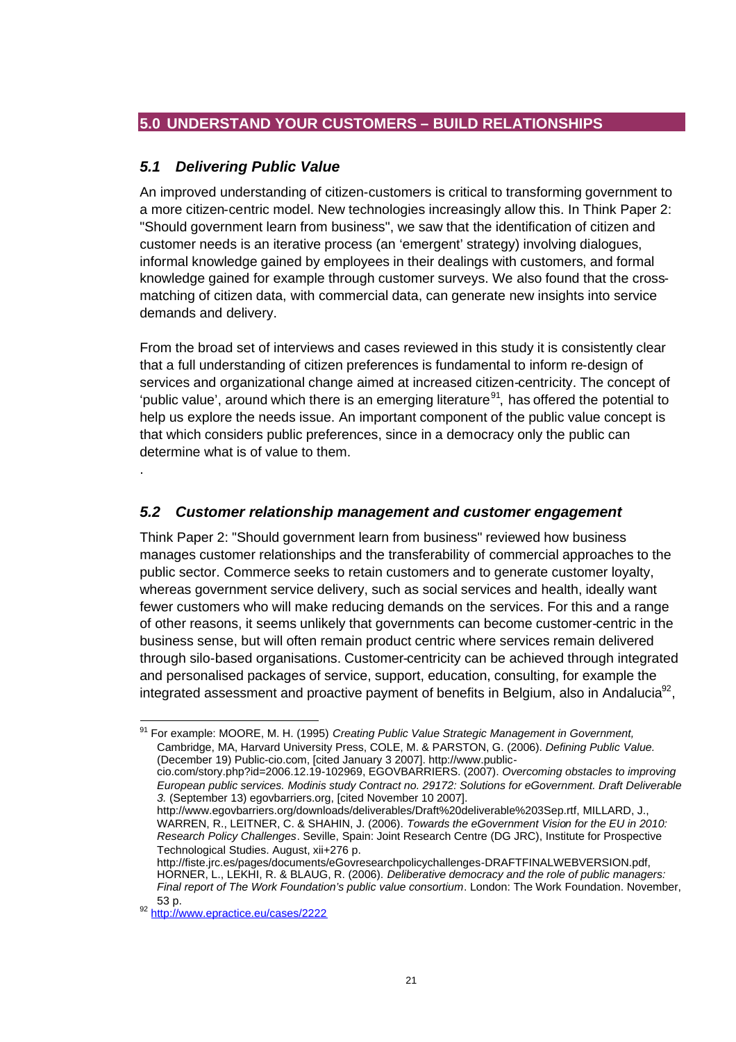## 5.0 UNDERSTAND YOUR CUSTOMERS – BUILD RELATIONSHIPS

### *5.1 Delivering Public Value*

An improved understanding of citizen-customers is critical to transforming government to a more citizen-centric model. New technologies increasingly allow this. In Think Paper 2: "Should government learn from business", we saw that the identification of citizen and customer needs is an iterative process (an 'emergent' strategy) involving dialogues, informal knowledge gained by employees in their dealings with customers, and formal knowledge gained for example through customer surveys. We also found that the cross-matching of citizen data, with commercial data, can generate new insights into service demands and delivery.

From the broad set of interviews and cases reviewed in this study it is consistently clear that a full understanding of citizen preferences is fundamental to inform re-design of services and organizational change aimed at increased citizen-centricity. The concept of 'public value', around which there is an emerging literature[91], has offered the potential to help us explore the needs issue. An important component of the public value concept is that which considers public preferences, since in a democracy only the public can determine what is of value to them.

.

### *5.2 Customer relationship management and customer engagement*

Think Paper 2: "Should government learn from business" reviewed how business manages customer relationships and the transferability of commercial approaches to the public sector. Commerce seeks to retain customers and to generate customer loyalty, whereas government service delivery, such as social services and health, ideally want fewer customers who will make reducing demands on the services. For this and a range of other reasons, it seems unlikely that governments can become customer-centric in the business sense, but will often remain product centric where services remain delivered through silo-based organisations. Customer-centricity can be achieved through integrated and personalised packages of service, support, education, consulting, for example the integrated assessment and proactive payment of benefits in Belgium, also in Andalucia[92],

---

[91] For example: MOORE, M. H. (1995) *Creating Public Value Strategic Management in Government,* Cambridge, MA, Harvard University Press, COLE, M. & PARSTON, G. (2006). *Defining Public Value.* (December 19) Public-cio.com, [cited January 3 2007]. http://www.public-cio.com/story.php?id=2006.12.19-102969, EGOVBARRIERS. (2007). *Overcoming obstacles to improving European public services. Modinis study Contract no. 29172: Solutions for eGovernment. Draft Deliverable 3.* (September 13) egovbarriers.org, [cited November 10 2007]. http://www.egovbarriers.org/downloads/deliverables/Draft%20deliverable%203Sep.rtf, MILLARD, J., WARREN, R., LEITNER, C. & SHAHIN, J. (2006). *Towards the eGovernment Vision for the EU in 2010: Research Policy Challenges*. Seville, Spain: Joint Research Centre (DG JRC), Institute for Prospective Technological Studies. August, xii+276 p. http://fiste.jrc.es/pages/documents/eGovresearchpolicychallenges-DRAFTFINALWEBVERSION.pdf, HORNER, L., LEKHI, R. & BLAUG, R. (2006). *Deliberative democracy and the role of public managers: Final report of The Work Foundation's public value consortium*. London: The Work Foundation. November, 53 p.

[92] http://www.epractice.eu/cases/2222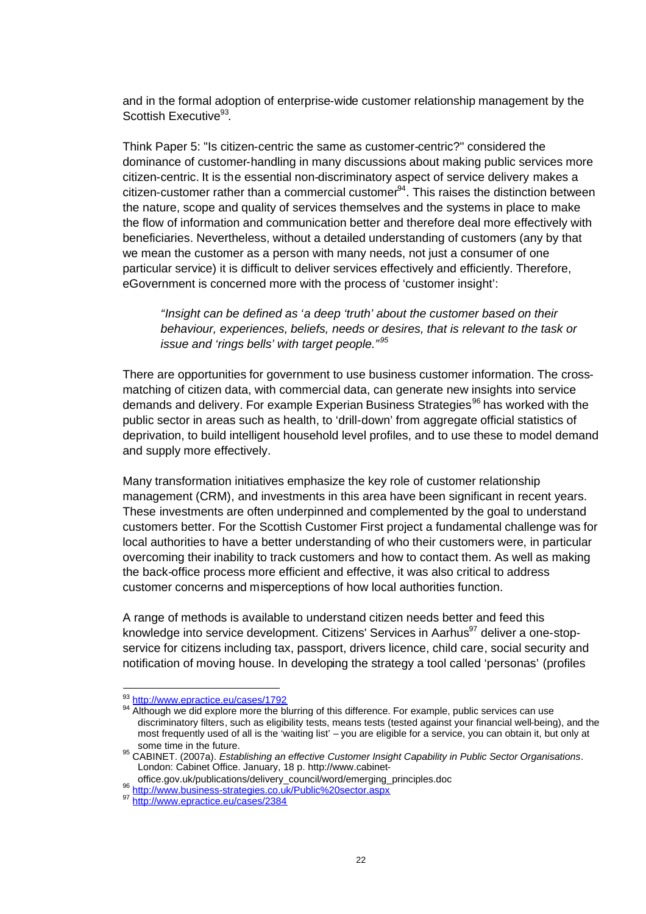and in the formal adoption of enterprise-wide customer relationship management by the Scottish Executive[93].

Think Paper 5: "Is citizen-centric the same as customer-centric?" considered the dominance of customer-handling in many discussions about making public services more citizen-centric. It is the essential non-discriminatory aspect of service delivery makes a citizen-customer rather than a commercial customer[94]. This raises the distinction between the nature, scope and quality of services themselves and the systems in place to make the flow of information and communication better and therefore deal more effectively with beneficiaries. Nevertheless, without a detailed understanding of customers (any by that we mean the customer as a person with many needs, not just a consumer of one particular service) it is difficult to deliver services effectively and efficiently. Therefore, eGovernment is concerned more with the process of 'customer insight':

> *"Insight can be defined as 'a deep 'truth' about the customer based on their behaviour, experiences, beliefs, needs or desires, that is relevant to the task or issue and 'rings bells' with target people."*[95]

There are opportunities for government to use business customer information. The cross-matching of citizen data, with commercial data, can generate new insights into service demands and delivery. For example Experian Business Strategies[96] has worked with the public sector in areas such as health, to 'drill-down' from aggregate official statistics of deprivation, to build intelligent household level profiles, and to use these to model demand and supply more effectively.

Many transformation initiatives emphasize the key role of customer relationship management (CRM), and investments in this area have been significant in recent years. These investments are often underpinned and complemented by the goal to understand customers better. For the Scottish Customer First project a fundamental challenge was for local authorities to have a better understanding of who their customers were, in particular overcoming their inability to track customers and how to contact them. As well as making the back-office process more efficient and effective, it was also critical to address customer concerns and misperceptions of how local authorities function.

A range of methods is available to understand citizen needs better and feed this knowledge into service development. Citizens' Services in Aarhus[97] deliver a one-stop-service for citizens including tax, passport, drivers licence, child care, social security and notification of moving house. In developing the strategy a tool called 'personas' (profiles

---

[93] http://www.epractice.eu/cases/1792

[94] Although we did explore more the blurring of this difference. For example, public services can use discriminatory filters, such as eligibility tests, means tests (tested against your financial well-being), and the most frequently used of all is the 'waiting list' – you are eligible for a service, you can obtain it, but only at some time in the future.

[95] CABINET. (2007a). *Establishing an effective Customer Insight Capability in Public Sector Organisations*. London: Cabinet Office. January, 18 p. http://www.cabinet-office.gov.uk/publications/delivery_council/word/emerging_principles.doc

[96] http://www.business-strategies.co.uk/Public%20sector.aspx

[97] http://www.epractice.eu/cases/2384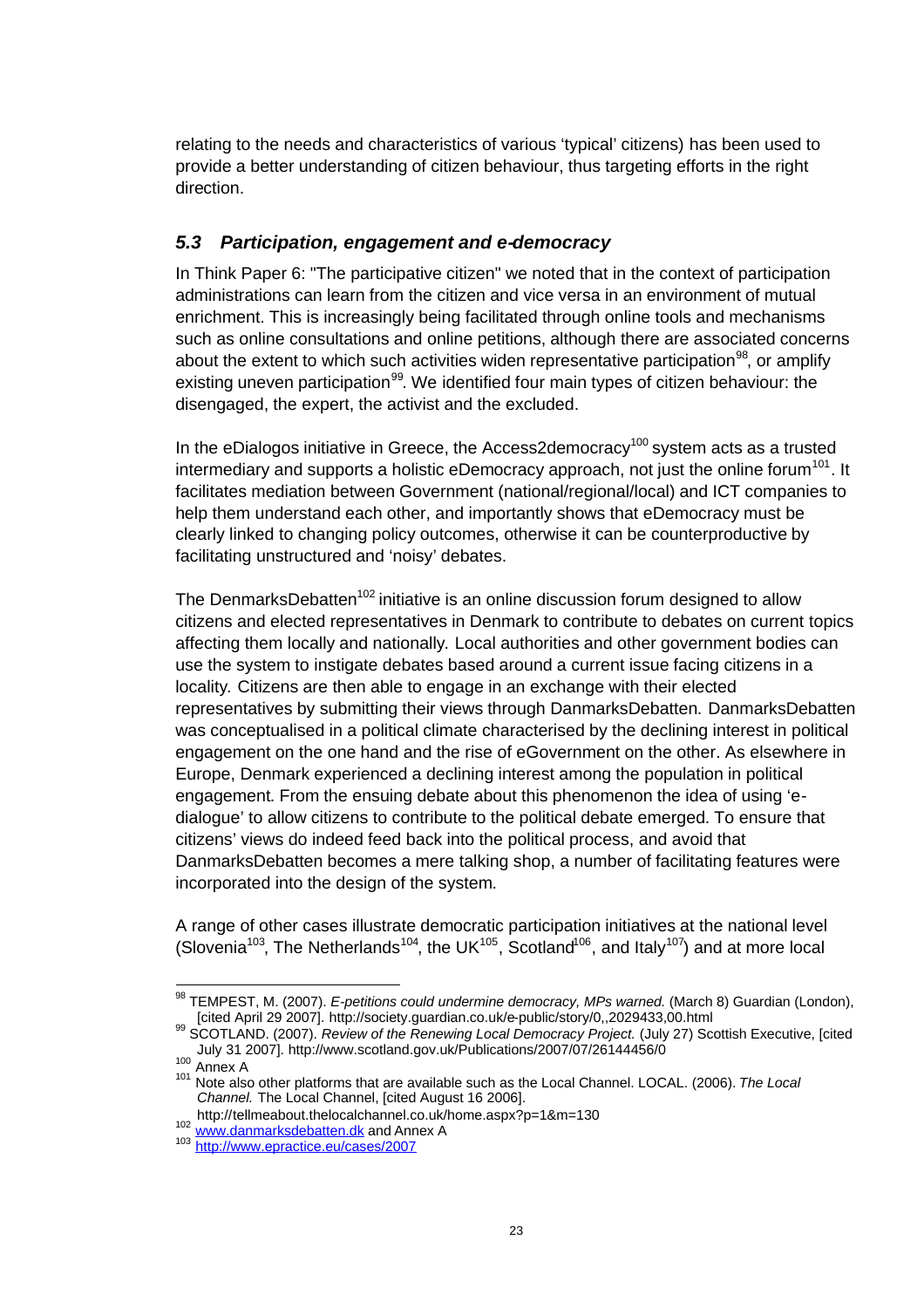relating to the needs and characteristics of various 'typical' citizens) has been used to provide a better understanding of citizen behaviour, thus targeting efforts in the right direction.

### *5.3 Participation, engagement and e-democracy*

In Think Paper 6: "The participative citizen" we noted that in the context of participation administrations can learn from the citizen and vice versa in an environment of mutual enrichment. This is increasingly being facilitated through online tools and mechanisms such as online consultations and online petitions, although there are associated concerns about the extent to which such activities widen representative participation[98], or amplify existing uneven participation[99]. We identified four main types of citizen behaviour: the disengaged, the expert, the activist and the excluded.

In the eDialogos initiative in Greece, the Access2democracy[100] system acts as a trusted intermediary and supports a holistic eDemocracy approach, not just the online forum[101]. It facilitates mediation between Government (national/regional/local) and ICT companies to help them understand each other, and importantly shows that eDemocracy must be clearly linked to changing policy outcomes, otherwise it can be counterproductive by facilitating unstructured and 'noisy' debates.

The DenmarksDebatten[102] initiative is an online discussion forum designed to allow citizens and elected representatives in Denmark to contribute to debates on current topics affecting them locally and nationally. Local authorities and other government bodies can use the system to instigate debates based around a current issue facing citizens in a locality. Citizens are then able to engage in an exchange with their elected representatives by submitting their views through DanmarksDebatten. DanmarksDebatten was conceptualised in a political climate characterised by the declining interest in political engagement on the one hand and the rise of eGovernment on the other. As elsewhere in Europe, Denmark experienced a declining interest among the population in political engagement. From the ensuing debate about this phenomenon the idea of using 'e-dialogue' to allow citizens to contribute to the political debate emerged. To ensure that citizens' views do indeed feed back into the political process, and avoid that DanmarksDebatten becomes a mere talking shop, a number of facilitating features were incorporated into the design of the system.

A range of other cases illustrate democratic participation initiatives at the national level (Slovenia[103], The Netherlands[104], the UK[105], Scotland[106], and Italy[107]) and at more local

---

[98] TEMPEST, M. (2007). *E-petitions could undermine democracy, MPs warned.* (March 8) Guardian (London), [cited April 29 2007]. http://society.guardian.co.uk/e-public/story/0,,2029433,00.html

[99] SCOTLAND. (2007). *Review of the Renewing Local Democracy Project.* (July 27) Scottish Executive, [cited July 31 2007]. http://www.scotland.gov.uk/Publications/2007/07/26144456/0

[100] Annex A

[101] Note also other platforms that are available such as the Local Channel. LOCAL. (2006). *The Local Channel.* The Local Channel, [cited August 16 2006]. http://tellmeabout.thelocalchannel.co.uk/home.aspx?p=1&m=130

[102] www.danmarksdebatten.dk and Annex A

[103] http://www.epractice.eu/cases/2007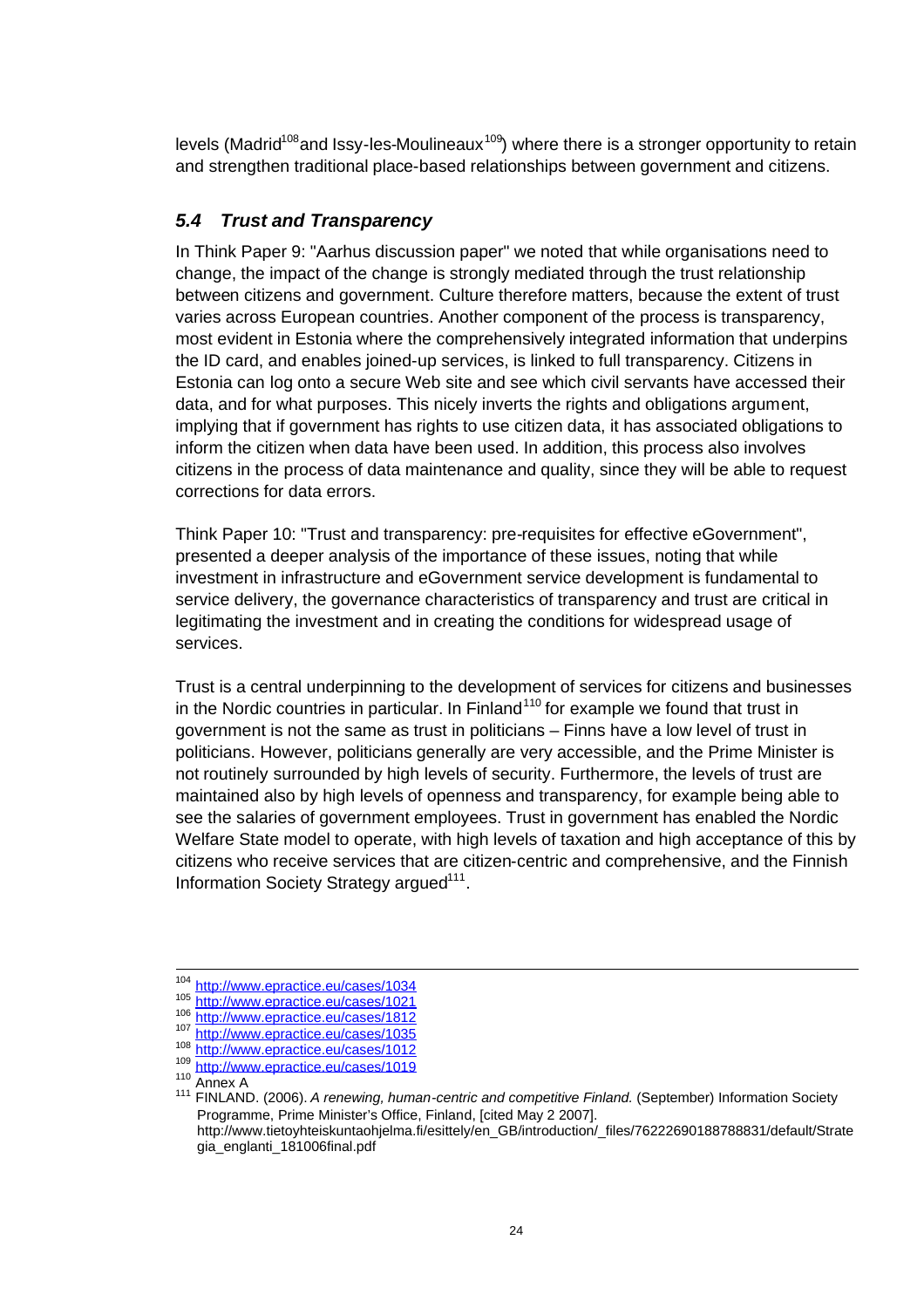levels (Madrid[108] and Issy-les-Moulineaux[109]) where there is a stronger opportunity to retain and strengthen traditional place-based relationships between government and citizens.

### *5.4 Trust and Transparency*

In Think Paper 9: "Aarhus discussion paper" we noted that while organisations need to change, the impact of the change is strongly mediated through the trust relationship between citizens and government. Culture therefore matters, because the extent of trust varies across European countries. Another component of the process is transparency, most evident in Estonia where the comprehensively integrated information that underpins the ID card, and enables joined-up services, is linked to full transparency. Citizens in Estonia can log onto a secure Web site and see which civil servants have accessed their data, and for what purposes. This nicely inverts the rights and obligations argument, implying that if government has rights to use citizen data, it has associated obligations to inform the citizen when data have been used. In addition, this process also involves citizens in the process of data maintenance and quality, since they will be able to request corrections for data errors.

Think Paper 10: "Trust and transparency: pre-requisites for effective eGovernment", presented a deeper analysis of the importance of these issues, noting that while investment in infrastructure and eGovernment service development is fundamental to service delivery, the governance characteristics of transparency and trust are critical in legitimating the investment and in creating the conditions for widespread usage of services.

Trust is a central underpinning to the development of services for citizens and businesses in the Nordic countries in particular. In Finland[110] for example we found that trust in government is not the same as trust in politicians – Finns have a low level of trust in politicians. However, politicians generally are very accessible, and the Prime Minister is not routinely surrounded by high levels of security. Furthermore, the levels of trust are maintained also by high levels of openness and transparency, for example being able to see the salaries of government employees. Trust in government has enabled the Nordic Welfare State model to operate, with high levels of taxation and high acceptance of this by citizens who receive services that are citizen-centric and comprehensive, and the Finnish Information Society Strategy argued[111].

---

[104] http://www.epractice.eu/cases/1034
[105] http://www.epractice.eu/cases/1021
[106] http://www.epractice.eu/cases/1812
[107] http://www.epractice.eu/cases/1035
[108] http://www.epractice.eu/cases/1012
[109] http://www.epractice.eu/cases/1019
[110] Annex A
[111] FINLAND. (2006). *A renewing, human-centric and competitive Finland.* (September) Information Society Programme, Prime Minister's Office, Finland, [cited May 2 2007]. http://www.tietoyhteiskuntaohjelma.fi/esittely/en_GB/introduction/_files/76222690188788831/default/Strategia_englanti_181006final.pdf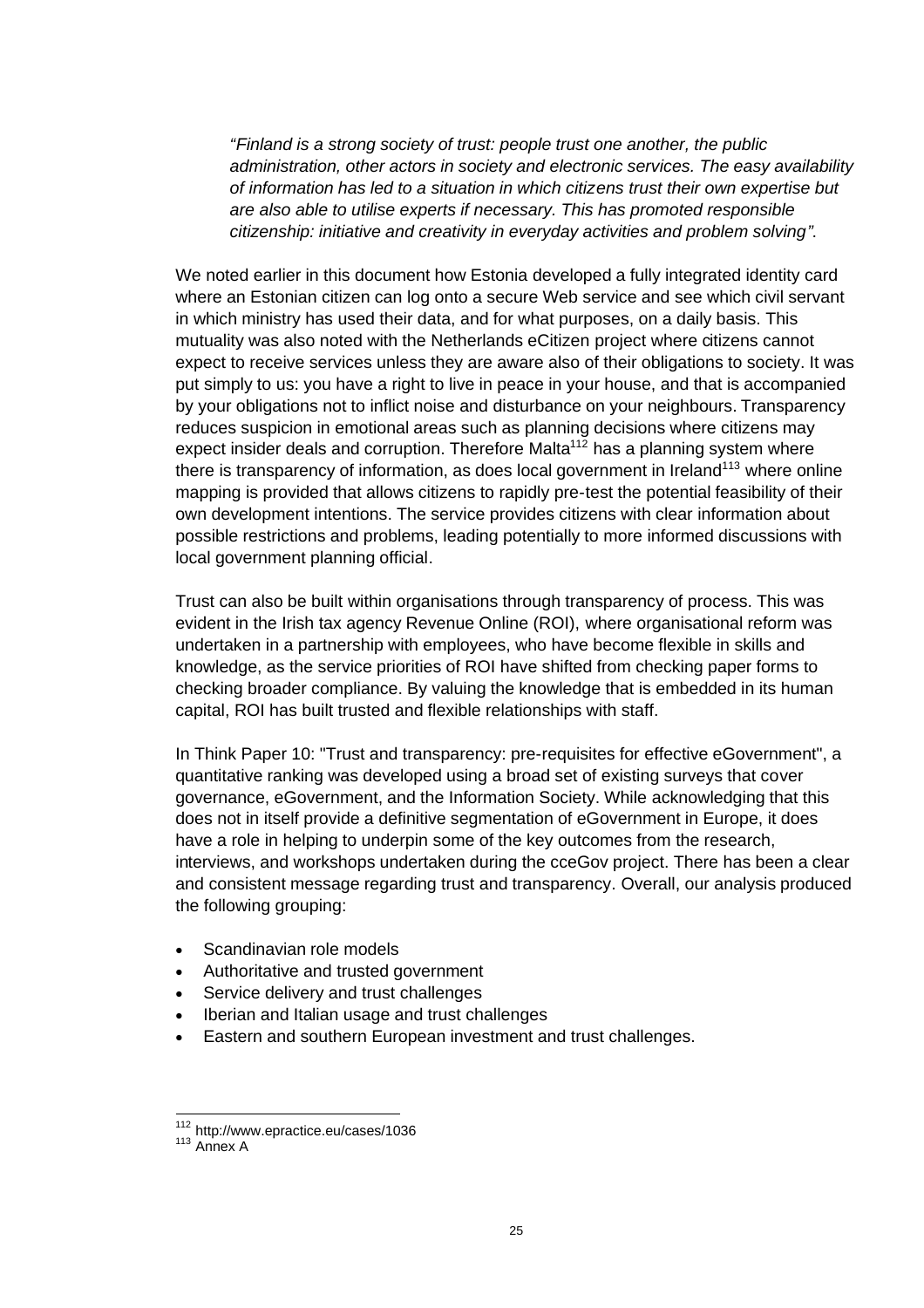*"Finland is a strong society of trust: people trust one another, the public administration, other actors in society and electronic services. The easy availability of information has led to a situation in which citizens trust their own expertise but are also able to utilise experts if necessary. This has promoted responsible citizenship: initiative and creativity in everyday activities and problem solving"*.

We noted earlier in this document how Estonia developed a fully integrated identity card where an Estonian citizen can log onto a secure Web service and see which civil servant in which ministry has used their data, and for what purposes, on a daily basis. This mutuality was also noted with the Netherlands eCitizen project where citizens cannot expect to receive services unless they are aware also of their obligations to society. It was put simply to us: you have a right to live in peace in your house, and that is accompanied by your obligations not to inflict noise and disturbance on your neighbours. Transparency reduces suspicion in emotional areas such as planning decisions where citizens may expect insider deals and corruption. Therefore Malta[112] has a planning system where there is transparency of information, as does local government in Ireland[113] where online mapping is provided that allows citizens to rapidly pre-test the potential feasibility of their own development intentions. The service provides citizens with clear information about possible restrictions and problems, leading potentially to more informed discussions with local government planning official.

Trust can also be built within organisations through transparency of process. This was evident in the Irish tax agency Revenue Online (ROI), where organisational reform was undertaken in a partnership with employees, who have become flexible in skills and knowledge, as the service priorities of ROI have shifted from checking paper forms to checking broader compliance. By valuing the knowledge that is embedded in its human capital, ROI has built trusted and flexible relationships with staff.

In Think Paper 10: "Trust and transparency: pre-requisites for effective eGovernment", a quantitative ranking was developed using a broad set of existing surveys that cover governance, eGovernment, and the Information Society. While acknowledging that this does not in itself provide a definitive segmentation of eGovernment in Europe, it does have a role in helping to underpin some of the key outcomes from the research, interviews, and workshops undertaken during the cceGov project. There has been a clear and consistent message regarding trust and transparency. Overall, our analysis produced the following grouping:

- Scandinavian role models
- Authoritative and trusted government
- Service delivery and trust challenges
- Iberian and Italian usage and trust challenges
- Eastern and southern European investment and trust challenges.

---

[112] http://www.epractice.eu/cases/1036

[113] Annex A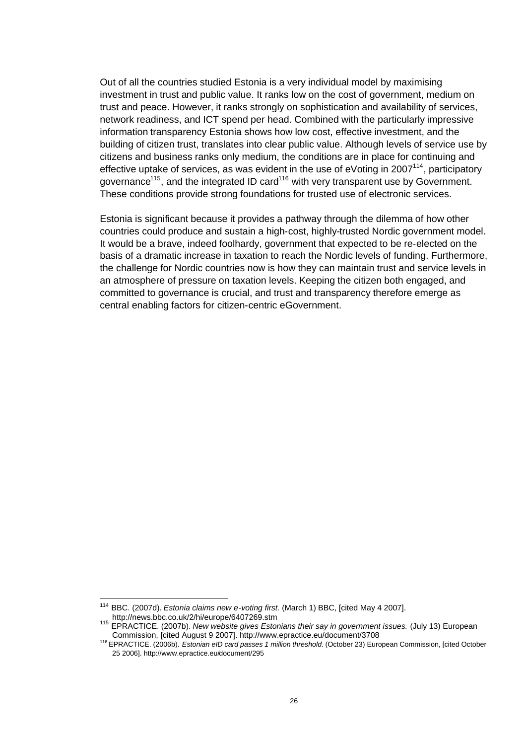Out of all the countries studied Estonia is a very individual model by maximising investment in trust and public value. It ranks low on the cost of government, medium on trust and peace. However, it ranks strongly on sophistication and availability of services, network readiness, and ICT spend per head. Combined with the particularly impressive information transparency Estonia shows how low cost, effective investment, and the building of citizen trust, translates into clear public value. Although levels of service use by citizens and business ranks only medium, the conditions are in place for continuing and effective uptake of services, as was evident in the use of eVoting in 2007[114], participatory governance[115], and the integrated ID card[116] with very transparent use by Government. These conditions provide strong foundations for trusted use of electronic services.

Estonia is significant because it provides a pathway through the dilemma of how other countries could produce and sustain a high-cost, highly-trusted Nordic government model. It would be a brave, indeed foolhardy, government that expected to be re-elected on the basis of a dramatic increase in taxation to reach the Nordic levels of funding. Furthermore, the challenge for Nordic countries now is how they can maintain trust and service levels in an atmosphere of pressure on taxation levels. Keeping the citizen both engaged, and committed to governance is crucial, and trust and transparency therefore emerge as central enabling factors for citizen-centric eGovernment.

---

[114] BBC. (2007d). *Estonia claims new e-voting first.* (March 1) BBC, [cited May 4 2007]. http://news.bbc.co.uk/2/hi/europe/6407269.stm

[115] EPRACTICE. (2007b). *New website gives Estonians their say in government issues.* (July 13) European Commission, [cited August 9 2007]. http://www.epractice.eu/document/3708

[116] EPRACTICE. (2006b). *Estonian eID card passes 1 million threshold.* (October 23) European Commission, [cited October 25 2006]. http://www.epractice.eu/document/295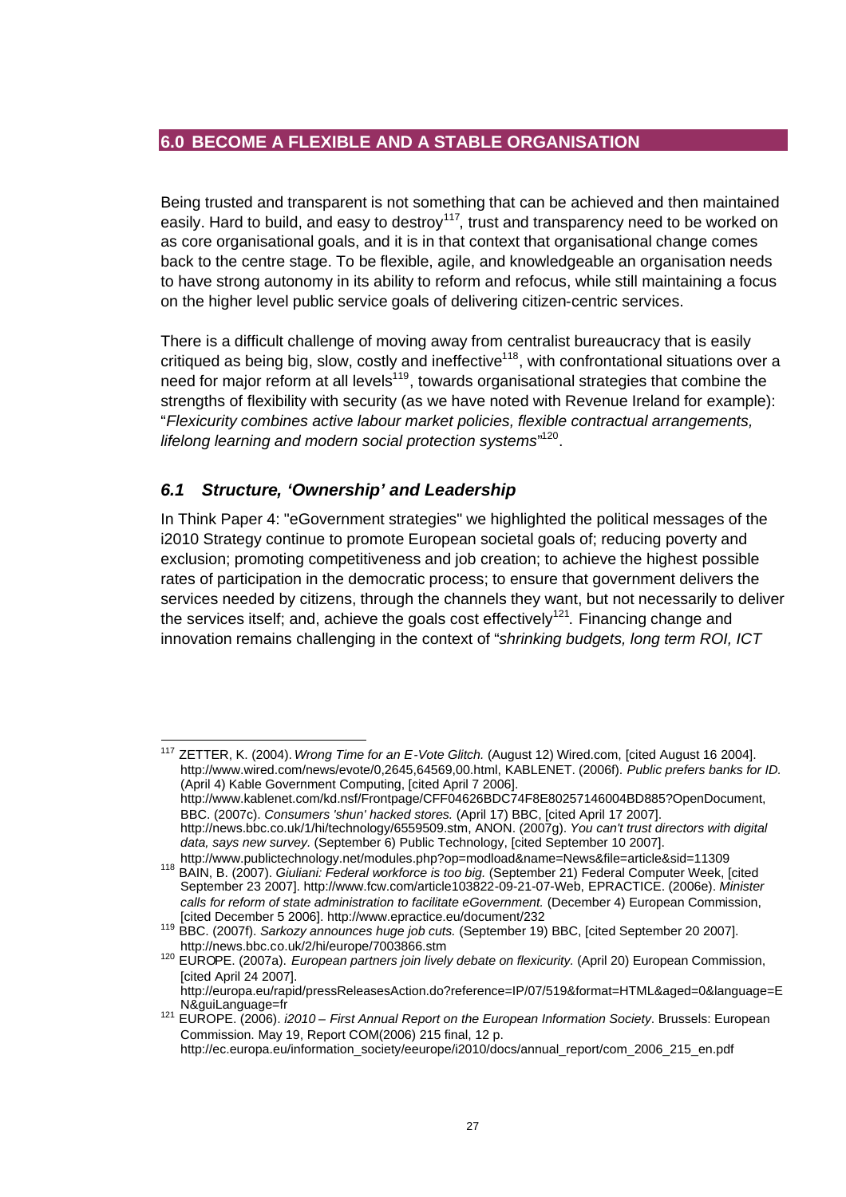## 6.0 BECOME A FLEXIBLE AND A STABLE ORGANISATION

Being trusted and transparent is not something that can be achieved and then maintained easily. Hard to build, and easy to destroy[117], trust and transparency need to be worked on as core organisational goals, and it is in that context that organisational change comes back to the centre stage. To be flexible, agile, and knowledgeable an organisation needs to have strong autonomy in its ability to reform and refocus, while still maintaining a focus on the higher level public service goals of delivering citizen-centric services.

There is a difficult challenge of moving away from centralist bureaucracy that is easily critiqued as being big, slow, costly and ineffective[118], with confrontational situations over a need for major reform at all levels[119], towards organisational strategies that combine the strengths of flexibility with security (as we have noted with Revenue Ireland for example): "*Flexicurity combines active labour market policies, flexible contractual arrangements, lifelong learning and modern social protection systems*"[120].

### *6.1 Structure, 'Ownership' and Leadership*

In Think Paper 4: "eGovernment strategies" we highlighted the political messages of the i2010 Strategy continue to promote European societal goals of; reducing poverty and exclusion; promoting competitiveness and job creation; to achieve the highest possible rates of participation in the democratic process; to ensure that government delivers the services needed by citizens, through the channels they want, but not necessarily to deliver the services itself; and, achieve the goals cost effectively[121]. Financing change and innovation remains challenging in the context of "*shrinking budgets, long term ROI, ICT*

---

[117] ZETTER, K. (2004). *Wrong Time for an E-Vote Glitch.* (August 12) Wired.com, [cited August 16 2004]. http://www.wired.com/news/evote/0,2645,64569,00.html, KABLENET. (2006f). *Public prefers banks for ID.* (April 4) Kable Government Computing, [cited April 7 2006]. http://www.kablenet.com/kd.nsf/Frontpage/CFF04626BDC74F8E80257146004BD885?OpenDocument, BBC. (2007c). *Consumers 'shun' hacked stores.* (April 17) BBC, [cited April 17 2007]. http://news.bbc.co.uk/1/hi/technology/6559509.stm, ANON. (2007g). *You can't trust directors with digital data, says new survey.* (September 6) Public Technology, [cited September 10 2007]. http://www.publictechnology.net/modules.php?op=modload&name=News&file=article&sid=11309

[118] BAIN, B. (2007). *Giuliani: Federal workforce is too big.* (September 21) Federal Computer Week, [cited September 23 2007]. http://www.fcw.com/article103822-09-21-07-Web, EPRACTICE. (2006e). *Minister calls for reform of state administration to facilitate eGovernment.* (December 4) European Commission, [cited December 5 2006]. http://www.epractice.eu/document/232

[119] BBC. (2007f). *Sarkozy announces huge job cuts.* (September 19) BBC, [cited September 20 2007]. http://news.bbc.co.uk/2/hi/europe/7003866.stm

[120] EUROPE. (2007a). *European partners join lively debate on flexicurity.* (April 20) European Commission, [cited April 24 2007]. http://europa.eu/rapid/pressReleasesAction.do?reference=IP/07/519&format=HTML&aged=0&language=EN&guiLanguage=fr

[121] EUROPE. (2006). *i2010 – First Annual Report on the European Information Society*. Brussels: European Commission. May 19, Report COM(2006) 215 final, 12 p. http://ec.europa.eu/information_society/eeurope/i2010/docs/annual_report/com_2006_215_en.pdf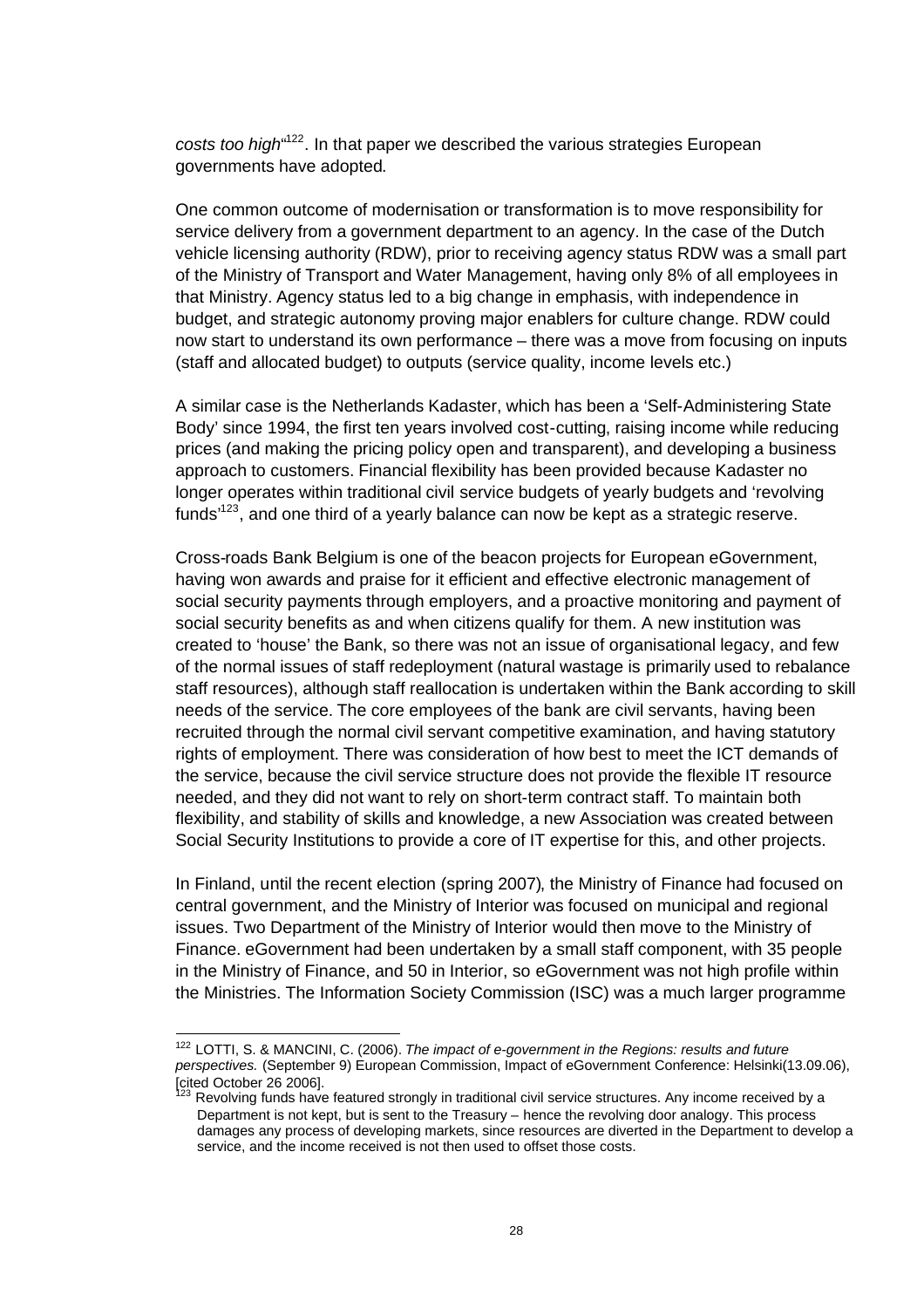*costs too high*"[122]. In that paper we described the various strategies European governments have adopted.

One common outcome of modernisation or transformation is to move responsibility for service delivery from a government department to an agency. In the case of the Dutch vehicle licensing authority (RDW), prior to receiving agency status RDW was a small part of the Ministry of Transport and Water Management, having only 8% of all employees in that Ministry. Agency status led to a big change in emphasis, with independence in budget, and strategic autonomy proving major enablers for culture change. RDW could now start to understand its own performance – there was a move from focusing on inputs (staff and allocated budget) to outputs (service quality, income levels etc.)

A similar case is the Netherlands Kadaster, which has been a 'Self-Administering State Body' since 1994, the first ten years involved cost-cutting, raising income while reducing prices (and making the pricing policy open and transparent), and developing a business approach to customers. Financial flexibility has been provided because Kadaster no longer operates within traditional civil service budgets of yearly budgets and 'revolving funds'[123], and one third of a yearly balance can now be kept as a strategic reserve.

Cross-roads Bank Belgium is one of the beacon projects for European eGovernment, having won awards and praise for it efficient and effective electronic management of social security payments through employers, and a proactive monitoring and payment of social security benefits as and when citizens qualify for them. A new institution was created to 'house' the Bank, so there was not an issue of organisational legacy, and few of the normal issues of staff redeployment (natural wastage is primarily used to rebalance staff resources), although staff reallocation is undertaken within the Bank according to skill needs of the service. The core employees of the bank are civil servants, having been recruited through the normal civil servant competitive examination, and having statutory rights of employment. There was consideration of how best to meet the ICT demands of the service, because the civil service structure does not provide the flexible IT resource needed, and they did not want to rely on short-term contract staff. To maintain both flexibility, and stability of skills and knowledge, a new Association was created between Social Security Institutions to provide a core of IT expertise for this, and other projects.

In Finland, until the recent election (spring 2007), the Ministry of Finance had focused on central government, and the Ministry of Interior was focused on municipal and regional issues. Two Department of the Ministry of Interior would then move to the Ministry of Finance. eGovernment had been undertaken by a small staff component, with 35 people in the Ministry of Finance, and 50 in Interior, so eGovernment was not high profile within the Ministries. The Information Society Commission (ISC) was a much larger programme

---

[122] LOTTI, S. & MANCINI, C. (2006). *The impact of e-government in the Regions: results and future perspectives.* (September 9) European Commission, Impact of eGovernment Conference: Helsinki(13.09.06), [cited October 26 2006].

[123] Revolving funds have featured strongly in traditional civil service structures. Any income received by a Department is not kept, but is sent to the Treasury – hence the revolving door analogy. This process damages any process of developing markets, since resources are diverted in the Department to develop a service, and the income received is not then used to offset those costs.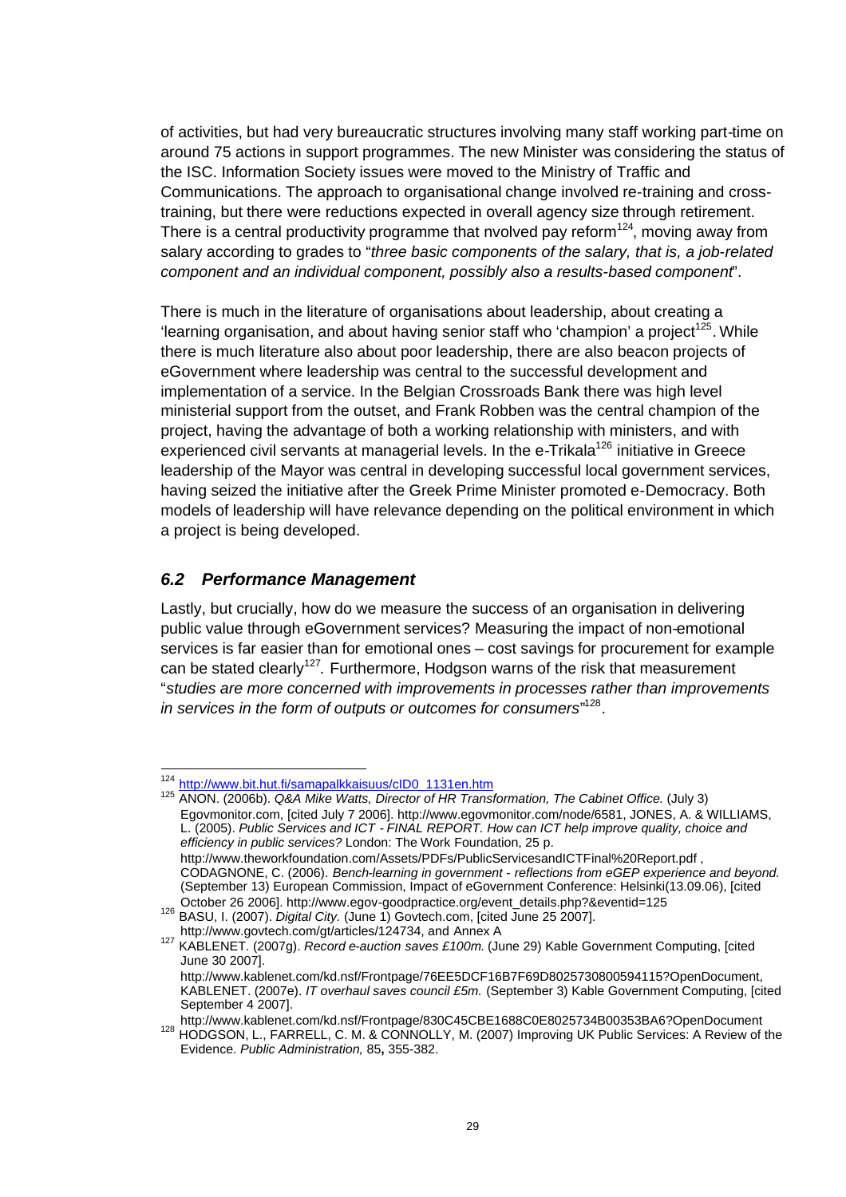of activities, but had very bureaucratic structures involving many staff working part-time on around 75 actions in support programmes. The new Minister was considering the status of the ISC. Information Society issues were moved to the Ministry of Traffic and Communications. The approach to organisational change involved re-training and cross-training, but there were reductions expected in overall agency size through retirement. There is a central productivity programme that nvolved pay reform[124], moving away from salary according to grades to "*three basic components of the salary, that is, a job-related component and an individual component, possibly also a results-based component*".

There is much in the literature of organisations about leadership, about creating a 'learning organisation, and about having senior staff who 'champion' a project[125]. While there is much literature also about poor leadership, there are also beacon projects of eGovernment where leadership was central to the successful development and implementation of a service. In the Belgian Crossroads Bank there was high level ministerial support from the outset, and Frank Robben was the central champion of the project, having the advantage of both a working relationship with ministers, and with experienced civil servants at managerial levels. In the e-Trikala[126] initiative in Greece leadership of the Mayor was central in developing successful local government services, having seized the initiative after the Greek Prime Minister promoted e-Democracy. Both models of leadership will have relevance depending on the political environment in which a project is being developed.

## 6.2 Performance Management

Lastly, but crucially, how do we measure the success of an organisation in delivering public value through eGovernment services? Measuring the impact of non-emotional services is far easier than for emotional ones – cost savings for procurement for example can be stated clearly[127]. Furthermore, Hodgson warns of the risk that measurement "*studies are more concerned with improvements in processes rather than improvements in services in the form of outputs or outcomes for consumers*"[128].

---

[124] http://www.bit.hut.fi/samapalkkaisuus/cID0_1131en.htm

[125] ANON. (2006b). *Q&A Mike Watts, Director of HR Transformation, The Cabinet Office.* (July 3) Egovmonitor.com, [cited July 7 2006]. http://www.egovmonitor.com/node/6581, JONES, A. & WILLIAMS, L. (2005). *Public Services and ICT - FINAL REPORT. How can ICT help improve quality, choice and efficiency in public services?* London: The Work Foundation, 25 p. http://www.theworkfoundation.com/Assets/PDFs/PublicServicesandICTFinal%20Report.pdf , CODAGNONE, C. (2006). *Bench-learning in government - reflections from eGEP experience and beyond.* (September 13) European Commission, Impact of eGovernment Conference: Helsinki(13.09.06), [cited October 26 2006]. http://www.egov-goodpractice.org/event_details.php?&eventid=125

[126] BASU, I. (2007). *Digital City.* (June 1) Govtech.com, [cited June 25 2007]. http://www.govtech.com/gt/articles/124734, and Annex A

[127] KABLENET. (2007g). *Record e-auction saves £100m.* (June 29) Kable Government Computing, [cited June 30 2007]. http://www.kablenet.com/kd.nsf/Frontpage/76EE5DCF16B7F69D8025730800594115?OpenDocument, KABLENET. (2007e). *IT overhaul saves council £5m.* (September 3) Kable Government Computing, [cited September 4 2007]. http://www.kablenet.com/kd.nsf/Frontpage/830C45CBE1688C0E8025734B00353BA6?OpenDocument

[128] HODGSON, L., FARRELL, C. M. & CONNOLLY, M. (2007) Improving UK Public Services: A Review of the Evidence. *Public Administration,* 85**,** 355-382.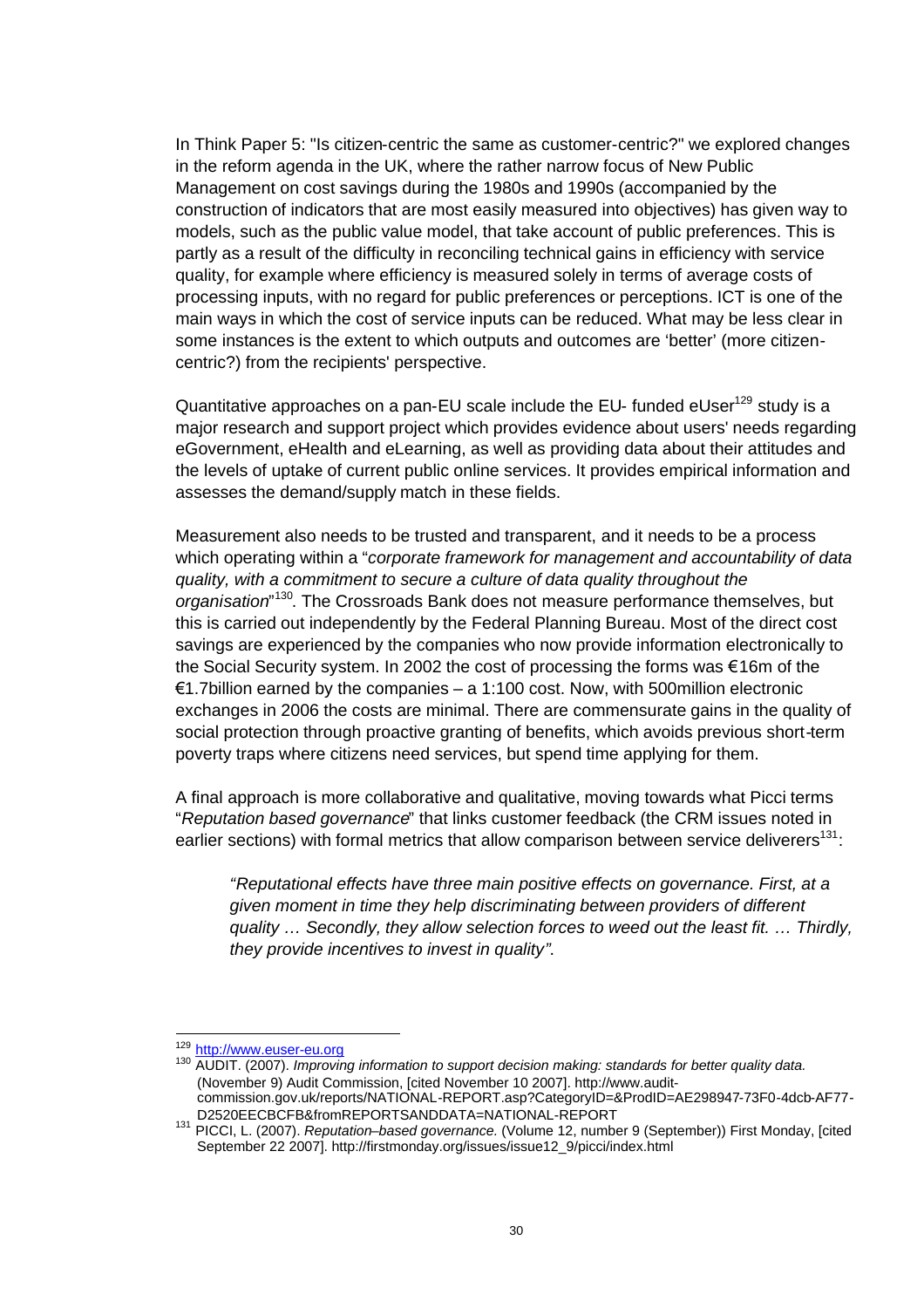In Think Paper 5: "Is citizen-centric the same as customer-centric?" we explored changes in the reform agenda in the UK, where the rather narrow focus of New Public Management on cost savings during the 1980s and 1990s (accompanied by the construction of indicators that are most easily measured into objectives) has given way to models, such as the public value model, that take account of public preferences. This is partly as a result of the difficulty in reconciling technical gains in efficiency with service quality, for example where efficiency is measured solely in terms of average costs of processing inputs, with no regard for public preferences or perceptions. ICT is one of the main ways in which the cost of service inputs can be reduced. What may be less clear in some instances is the extent to which outputs and outcomes are 'better' (more citizen-centric?) from the recipients' perspective.

Quantitative approaches on a pan-EU scale include the EU- funded eUser[129] study is a major research and support project which provides evidence about users' needs regarding eGovernment, eHealth and eLearning, as well as providing data about their attitudes and the levels of uptake of current public online services. It provides empirical information and assesses the demand/supply match in these fields.

Measurement also needs to be trusted and transparent, and it needs to be a process which operating within a "*corporate framework for management and accountability of data quality, with a commitment to secure a culture of data quality throughout the organisation*"[130]. The Crossroads Bank does not measure performance themselves, but this is carried out independently by the Federal Planning Bureau. Most of the direct cost savings are experienced by the companies who now provide information electronically to the Social Security system. In 2002 the cost of processing the forms was €16m of the €1.7billion earned by the companies – a 1:100 cost. Now, with 500million electronic exchanges in 2006 the costs are minimal. There are commensurate gains in the quality of social protection through proactive granting of benefits, which avoids previous short-term poverty traps where citizens need services, but spend time applying for them.

A final approach is more collaborative and qualitative, moving towards what Picci terms "*Reputation based governance*" that links customer feedback (the CRM issues noted in earlier sections) with formal metrics that allow comparison between service deliverers[131]:

> *"Reputational effects have three main positive effects on governance. First, at a given moment in time they help discriminating between providers of different quality … Secondly, they allow selection forces to weed out the least fit. … Thirdly, they provide incentives to invest in quality"*.

---

[129] http://www.euser-eu.org

[130] AUDIT. (2007). *Improving information to support decision making: standards for better quality data.* (November 9) Audit Commission, [cited November 10 2007]. http://www.audit-commission.gov.uk/reports/NATIONAL-REPORT.asp?CategoryID=&ProdID=AE298947-73F0-4dcb-AF77-D2520EECBCFB&fromREPORTSANDDATA=NATIONAL-REPORT

[131] PICCI, L. (2007). *Reputation–based governance.* (Volume 12, number 9 (September)) First Monday, [cited September 22 2007]. http://firstmonday.org/issues/issue12_9/picci/index.html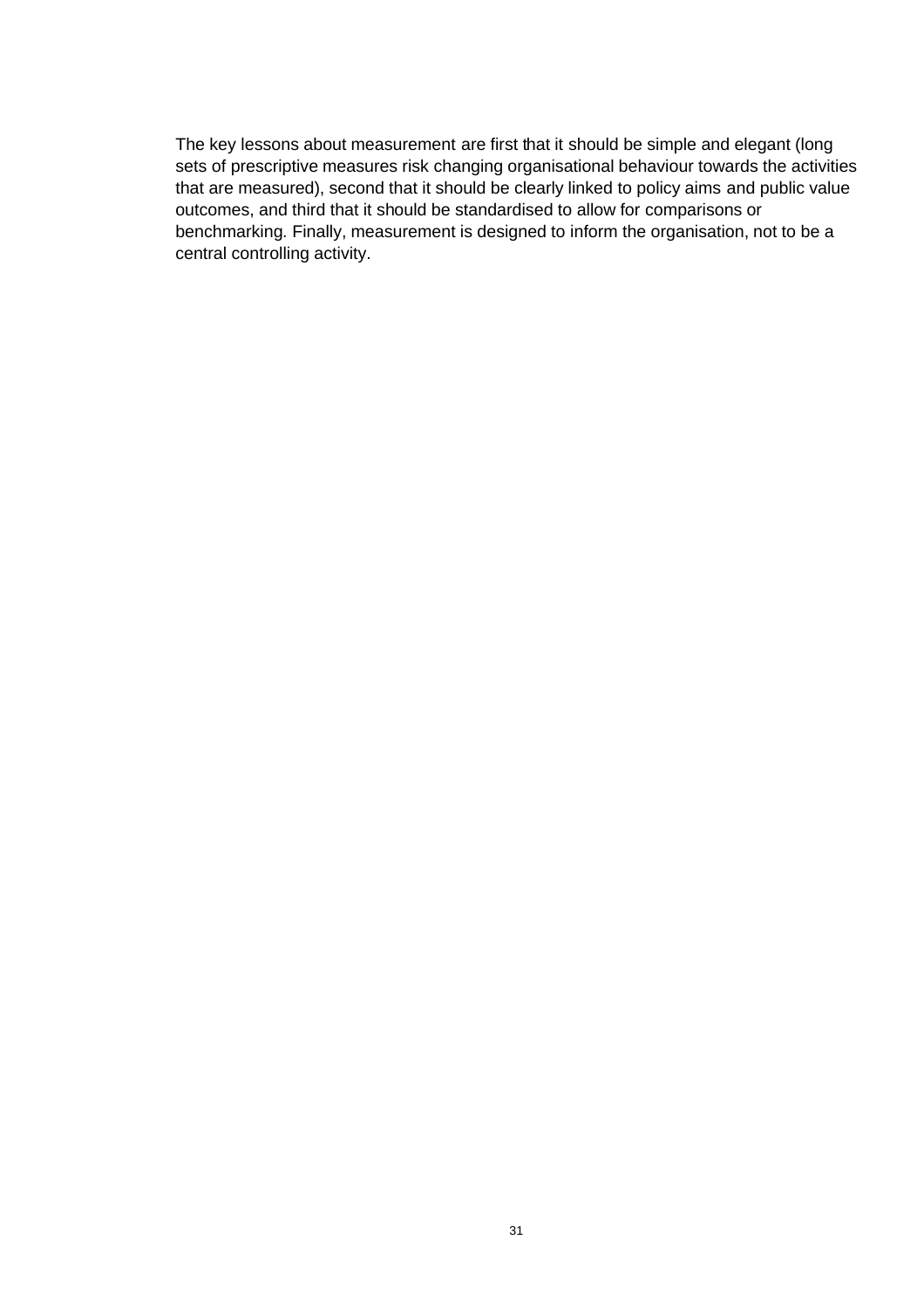The key lessons about measurement are first that it should be simple and elegant (long sets of prescriptive measures risk changing organisational behaviour towards the activities that are measured), second that it should be clearly linked to policy aims and public value outcomes, and third that it should be standardised to allow for comparisons or benchmarking. Finally, measurement is designed to inform the organisation, not to be a central controlling activity.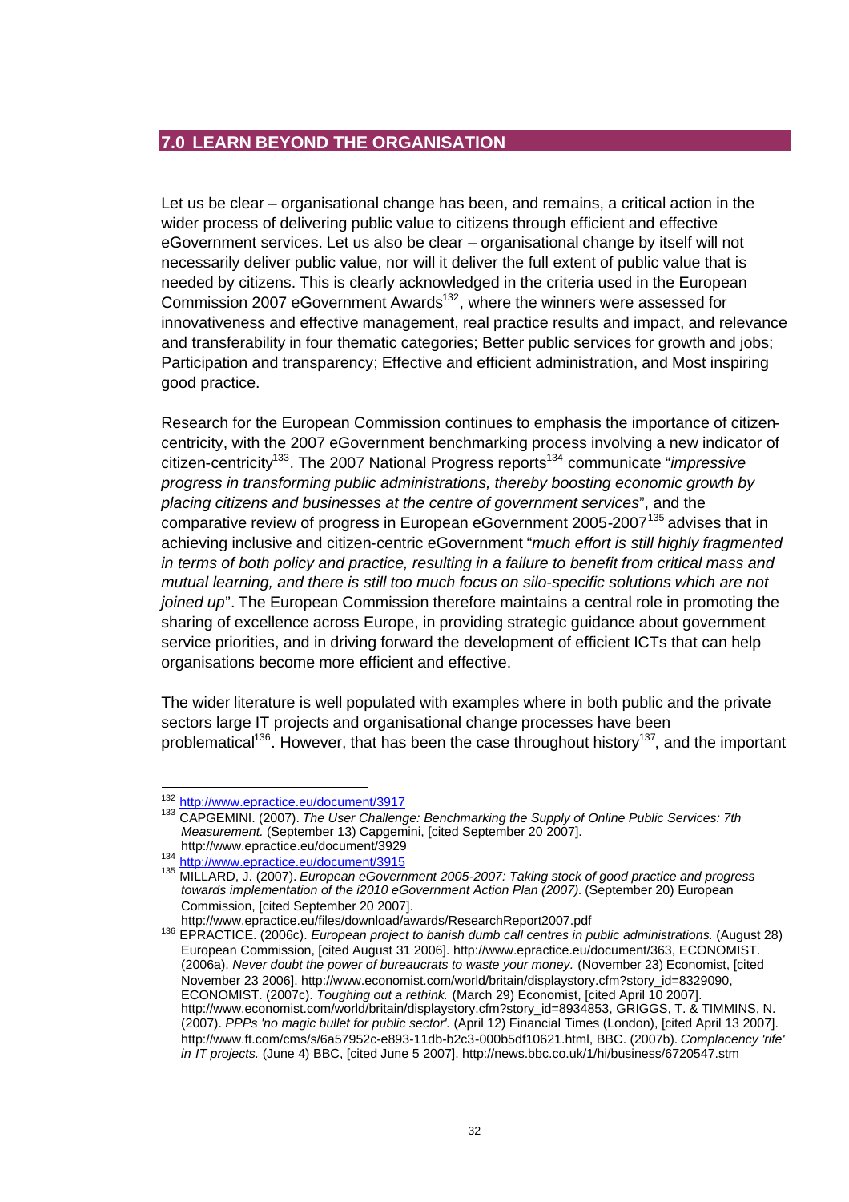## 7.0 LEARN BEYOND THE ORGANISATION

Let us be clear – organisational change has been, and remains, a critical action in the wider process of delivering public value to citizens through efficient and effective eGovernment services. Let us also be clear – organisational change by itself will not necessarily deliver public value, nor will it deliver the full extent of public value that is needed by citizens. This is clearly acknowledged in the criteria used in the European Commission 2007 eGovernment Awards[132], where the winners were assessed for innovativeness and effective management, real practice results and impact, and relevance and transferability in four thematic categories; Better public services for growth and jobs; Participation and transparency; Effective and efficient administration, and Most inspiring good practice.

Research for the European Commission continues to emphasis the importance of citizen-centricity, with the 2007 eGovernment benchmarking process involving a new indicator of citizen-centricity[133]. The 2007 National Progress reports[134] communicate "*impressive progress in transforming public administrations, thereby boosting economic growth by placing citizens and businesses at the centre of government services*", and the comparative review of progress in European eGovernment 2005-2007[135] advises that in achieving inclusive and citizen-centric eGovernment "*much effort is still highly fragmented in terms of both policy and practice, resulting in a failure to benefit from critical mass and mutual learning, and there is still too much focus on silo-specific solutions which are not joined up*". The European Commission therefore maintains a central role in promoting the sharing of excellence across Europe, in providing strategic guidance about government service priorities, and in driving forward the development of efficient ICTs that can help organisations become more efficient and effective.

The wider literature is well populated with examples where in both public and the private sectors large IT projects and organisational change processes have been problematical[136]. However, that has been the case throughout history[137], and the important

---

[132] http://www.epractice.eu/document/3917

[133] CAPGEMINI. (2007). *The User Challenge: Benchmarking the Supply of Online Public Services: 7th Measurement.* (September 13) Capgemini, [cited September 20 2007]. http://www.epractice.eu/document/3929

[134] http://www.epractice.eu/document/3915

[135] MILLARD, J. (2007). *European eGovernment 2005-2007: Taking stock of good practice and progress towards implementation of the i2010 eGovernment Action Plan (2007).* (September 20) European Commission, [cited September 20 2007]. http://www.epractice.eu/files/download/awards/ResearchReport2007.pdf

[136] EPRACTICE. (2006c). *European project to banish dumb call centres in public administrations.* (August 28) European Commission, [cited August 31 2006]. http://www.epractice.eu/document/363, ECONOMIST. (2006a). *Never doubt the power of bureaucrats to waste your money.* (November 23) Economist, [cited November 23 2006]. http://www.economist.com/world/britain/displaystory.cfm?story_id=8329090, ECONOMIST. (2007c). *Toughing out a rethink.* (March 29) Economist, [cited April 10 2007]. http://www.economist.com/world/britain/displaystory.cfm?story_id=8934853, GRIGGS, T. & TIMMINS, N. (2007). *PPPs 'no magic bullet for public sector'.* (April 12) Financial Times (London), [cited April 13 2007]. http://www.ft.com/cms/s/6a57952c-e893-11db-b2c3-000b5df10621.html, BBC. (2007b). *Complacency 'rife' in IT projects.* (June 4) BBC, [cited June 5 2007]. http://news.bbc.co.uk/1/hi/business/6720547.stm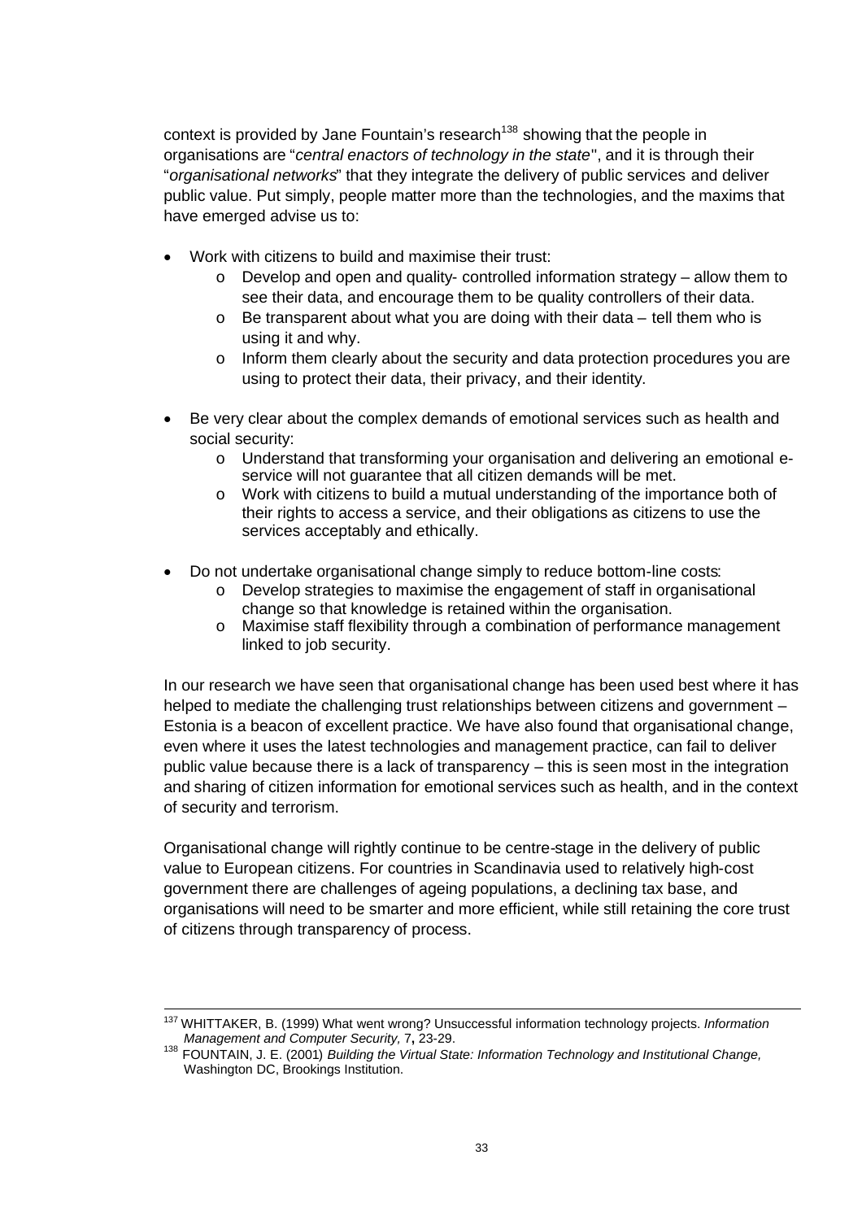context is provided by Jane Fountain's research[138] showing that the people in organisations are "*central enactors of technology in the state*", and it is through their "*organisational networks*" that they integrate the delivery of public services and deliver public value. Put simply, people matter more than the technologies, and the maxims that have emerged advise us to:

- Work with citizens to build and maximise their trust:
  - Develop and open and quality- controlled information strategy – allow them to see their data, and encourage them to be quality controllers of their data.
  - Be transparent about what you are doing with their data – tell them who is using it and why.
  - Inform them clearly about the security and data protection procedures you are using to protect their data, their privacy, and their identity.

- Be very clear about the complex demands of emotional services such as health and social security:
  - Understand that transforming your organisation and delivering an emotional e-service will not guarantee that all citizen demands will be met.
  - Work with citizens to build a mutual understanding of the importance both of their rights to access a service, and their obligations as citizens to use the services acceptably and ethically.

- Do not undertake organisational change simply to reduce bottom-line costs:
  - Develop strategies to maximise the engagement of staff in organisational change so that knowledge is retained within the organisation.
  - Maximise staff flexibility through a combination of performance management linked to job security.

In our research we have seen that organisational change has been used best where it has helped to mediate the challenging trust relationships between citizens and government – Estonia is a beacon of excellent practice. We have also found that organisational change, even where it uses the latest technologies and management practice, can fail to deliver public value because there is a lack of transparency – this is seen most in the integration and sharing of citizen information for emotional services such as health, and in the context of security and terrorism.

Organisational change will rightly continue to be centre-stage in the delivery of public value to European citizens. For countries in Scandinavia used to relatively high-cost government there are challenges of ageing populations, a declining tax base, and organisations will need to be smarter and more efficient, while still retaining the core trust of citizens through transparency of process.

---

[137] WHITTAKER, B. (1999) What went wrong? Unsuccessful information technology projects. *Information Management and Computer Security,* 7**,** 23-29.

[138] FOUNTAIN, J. E. (2001) *Building the Virtual State: Information Technology and Institutional Change,* Washington DC, Brookings Institution.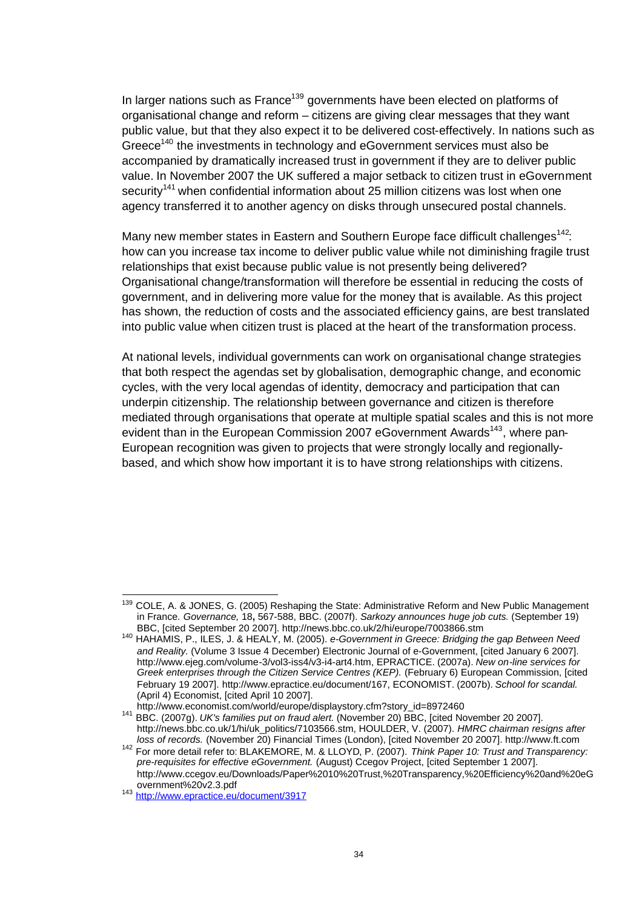In larger nations such as France[139] governments have been elected on platforms of organisational change and reform – citizens are giving clear messages that they want public value, but that they also expect it to be delivered cost-effectively. In nations such as Greece[140] the investments in technology and eGovernment services must also be accompanied by dramatically increased trust in government if they are to deliver public value. In November 2007 the UK suffered a major setback to citizen trust in eGovernment security[141] when confidential information about 25 million citizens was lost when one agency transferred it to another agency on disks through unsecured postal channels.

Many new member states in Eastern and Southern Europe face difficult challenges[142]: how can you increase tax income to deliver public value while not diminishing fragile trust relationships that exist because public value is not presently being delivered? Organisational change/transformation will therefore be essential in reducing the costs of government, and in delivering more value for the money that is available. As this project has shown, the reduction of costs and the associated efficiency gains, are best translated into public value when citizen trust is placed at the heart of the transformation process.

At national levels, individual governments can work on organisational change strategies that both respect the agendas set by globalisation, demographic change, and economic cycles, with the very local agendas of identity, democracy and participation that can underpin citizenship. The relationship between governance and citizen is therefore mediated through organisations that operate at multiple spatial scales and this is not more evident than in the European Commission 2007 eGovernment Awards[143], where pan-European recognition was given to projects that were strongly locally and regionally-based, and which show how important it is to have strong relationships with citizens.

---

[139] COLE, A. & JONES, G. (2005) Reshaping the State: Administrative Reform and New Public Management in France. *Governance,* 18**,** 567-588, BBC. (2007f). *Sarkozy announces huge job cuts.* (September 19) BBC, [cited September 20 2007]. http://news.bbc.co.uk/2/hi/europe/7003866.stm

[140] HAHAMIS, P., ILES, J. & HEALY, M. (2005). *e-Government in Greece: Bridging the gap Between Need and Reality.* (Volume 3 Issue 4 December) Electronic Journal of e-Government, [cited January 6 2007]. http://www.ejeg.com/volume-3/vol3-iss4/v3-i4-art4.htm, EPRACTICE. (2007a). *New on-line services for Greek enterprises through the Citizen Service Centres (KEP).* (February 6) European Commission, [cited February 19 2007]. http://www.epractice.eu/document/167, ECONOMIST. (2007b). *School for scandal.* (April 4) Economist, [cited April 10 2007]. http://www.economist.com/world/europe/displaystory.cfm?story_id=8972460

[141] BBC. (2007g). *UK's families put on fraud alert.* (November 20) BBC, [cited November 20 2007]. http://news.bbc.co.uk/1/hi/uk_politics/7103566.stm, HOULDER, V. (2007). *HMRC chairman resigns after loss of records.* (November 20) Financial Times (London), [cited November 20 2007]. http://www.ft.com

[142] For more detail refer to: BLAKEMORE, M. & LLOYD, P. (2007). *Think Paper 10: Trust and Transparency: pre-requisites for effective eGovernment.* (August) Ccegov Project, [cited September 1 2007]. http://www.ccegov.eu/Downloads/Paper%2010%20Trust,%20Transparency,%20Efficiency%20and%20eGovernment%20v2.3.pdf

[143] http://www.epractice.eu/document/3917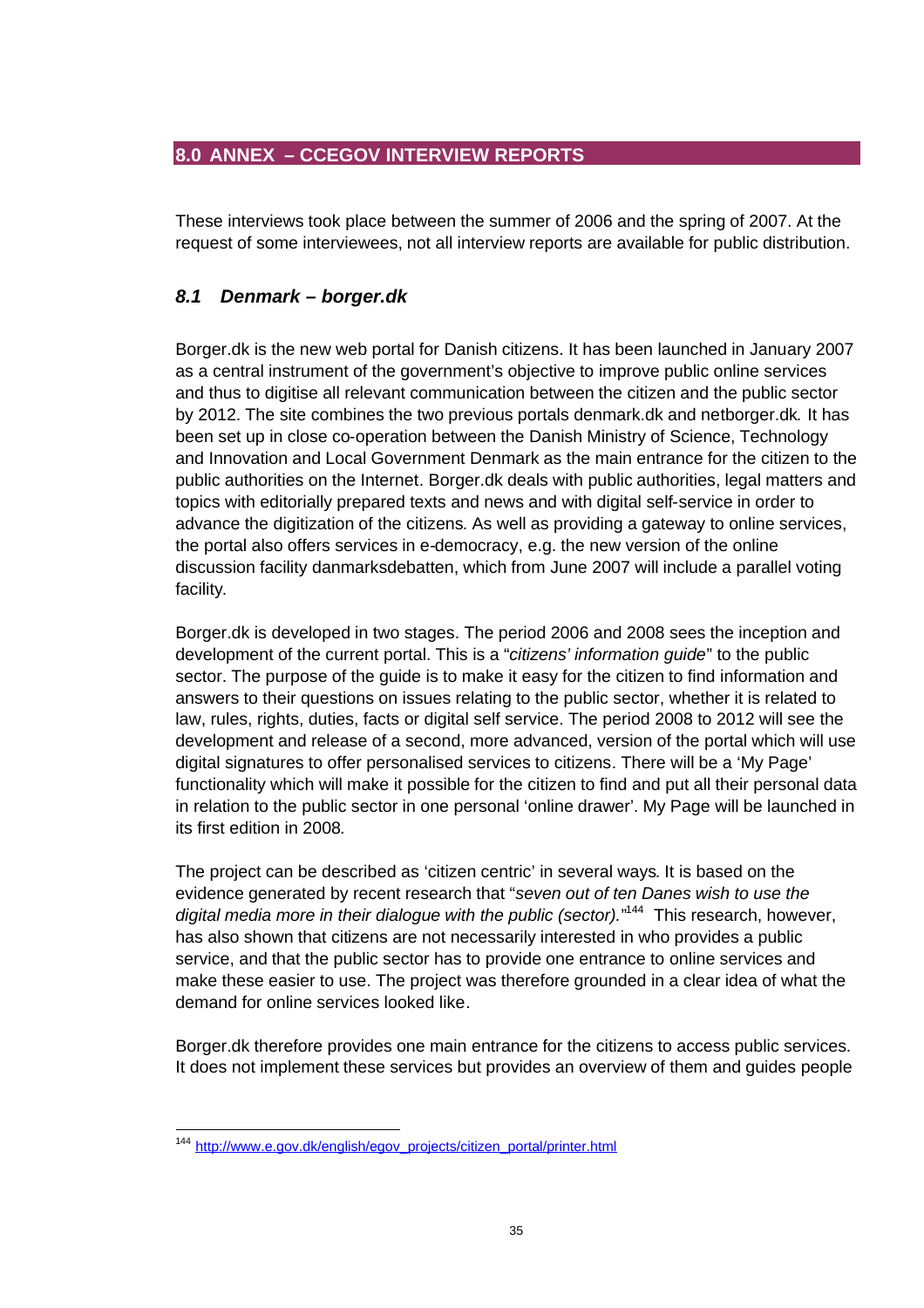## 8.0 ANNEX – CCEGOV INTERVIEW REPORTS

These interviews took place between the summer of 2006 and the spring of 2007. At the request of some interviewees, not all interview reports are available for public distribution.

### *8.1 Denmark – borger.dk*

Borger.dk is the new web portal for Danish citizens. It has been launched in January 2007 as a central instrument of the government's objective to improve public online services and thus to digitise all relevant communication between the citizen and the public sector by 2012. The site combines the two previous portals denmark.dk and netborger.dk. It has been set up in close co-operation between the Danish Ministry of Science, Technology and Innovation and Local Government Denmark as the main entrance for the citizen to the public authorities on the Internet. Borger.dk deals with public authorities, legal matters and topics with editorially prepared texts and news and with digital self-service in order to advance the digitization of the citizens. As well as providing a gateway to online services, the portal also offers services in e-democracy, e.g. the new version of the online discussion facility danmarksdebatten, which from June 2007 will include a parallel voting facility.

Borger.dk is developed in two stages. The period 2006 and 2008 sees the inception and development of the current portal. This is a "*citizens' information guide*" to the public sector. The purpose of the guide is to make it easy for the citizen to find information and answers to their questions on issues relating to the public sector, whether it is related to law, rules, rights, duties, facts or digital self service. The period 2008 to 2012 will see the development and release of a second, more advanced, version of the portal which will use digital signatures to offer personalised services to citizens. There will be a 'My Page' functionality which will make it possible for the citizen to find and put all their personal data in relation to the public sector in one personal 'online drawer'. My Page will be launched in its first edition in 2008.

The project can be described as 'citizen centric' in several ways. It is based on the evidence generated by recent research that "*seven out of ten Danes wish to use the digital media more in their dialogue with the public (sector).*"[144] This research, however, has also shown that citizens are not necessarily interested in who provides a public service, and that the public sector has to provide one entrance to online services and make these easier to use. The project was therefore grounded in a clear idea of what the demand for online services looked like.

Borger.dk therefore provides one main entrance for the citizens to access public services. It does not implement these services but provides an overview of them and guides people

---

[144] http://www.e.gov.dk/english/egov_projects/citizen_portal/printer.html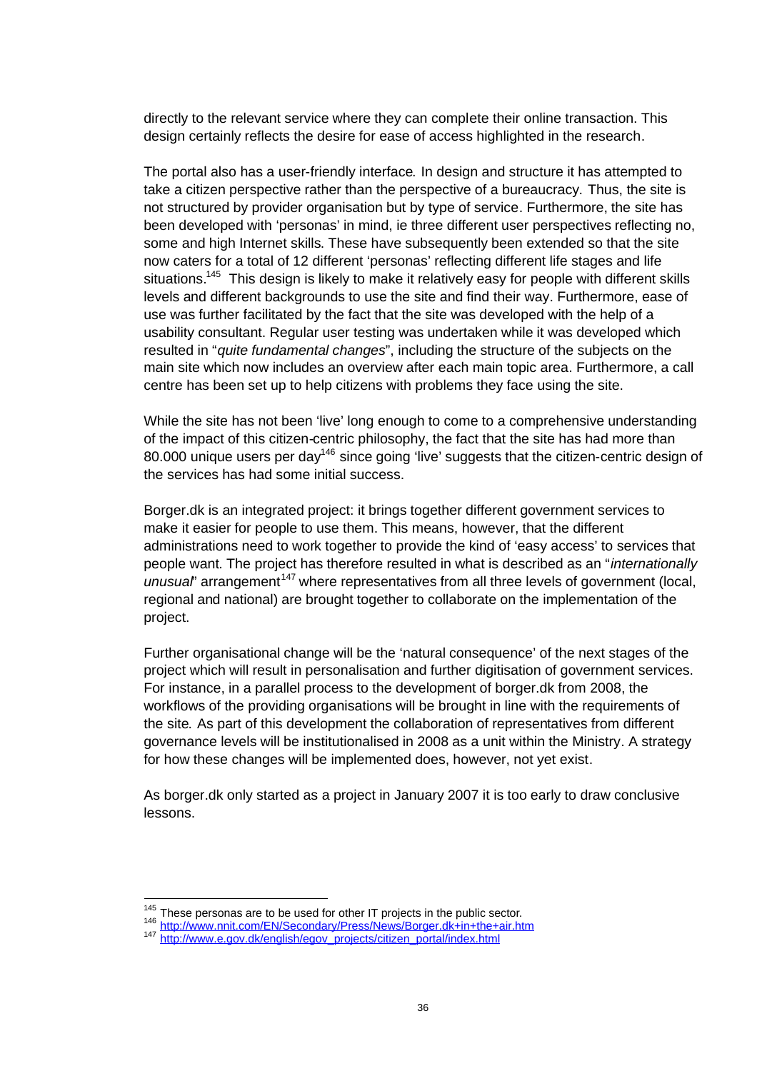directly to the relevant service where they can complete their online transaction. This design certainly reflects the desire for ease of access highlighted in the research.

The portal also has a user-friendly interface. In design and structure it has attempted to take a citizen perspective rather than the perspective of a bureaucracy. Thus, the site is not structured by provider organisation but by type of service. Furthermore, the site has been developed with 'personas' in mind, ie three different user perspectives reflecting no, some and high Internet skills. These have subsequently been extended so that the site now caters for a total of 12 different 'personas' reflecting different life stages and life situations.[145] This design is likely to make it relatively easy for people with different skills levels and different backgrounds to use the site and find their way. Furthermore, ease of use was further facilitated by the fact that the site was developed with the help of a usability consultant. Regular user testing was undertaken while it was developed which resulted in "*quite fundamental changes*", including the structure of the subjects on the main site which now includes an overview after each main topic area. Furthermore, a call centre has been set up to help citizens with problems they face using the site.

While the site has not been 'live' long enough to come to a comprehensive understanding of the impact of this citizen-centric philosophy, the fact that the site has had more than 80.000 unique users per day[146] since going 'live' suggests that the citizen-centric design of the services has had some initial success.

Borger.dk is an integrated project: it brings together different government services to make it easier for people to use them. This means, however, that the different administrations need to work together to provide the kind of 'easy access' to services that people want. The project has therefore resulted in what is described as an "*internationally unusual*" arrangement[147] where representatives from all three levels of government (local, regional and national) are brought together to collaborate on the implementation of the project.

Further organisational change will be the 'natural consequence' of the next stages of the project which will result in personalisation and further digitisation of government services. For instance, in a parallel process to the development of borger.dk from 2008, the workflows of the providing organisations will be brought in line with the requirements of the site. As part of this development the collaboration of representatives from different governance levels will be institutionalised in 2008 as a unit within the Ministry. A strategy for how these changes will be implemented does, however, not yet exist.

As borger.dk only started as a project in January 2007 it is too early to draw conclusive lessons.

---

[145] These personas are to be used for other IT projects in the public sector.

[146] http://www.nnit.com/EN/Secondary/Press/News/Borger.dk+in+the+air.htm

[147] http://www.e.gov.dk/english/egov_projects/citizen_portal/index.html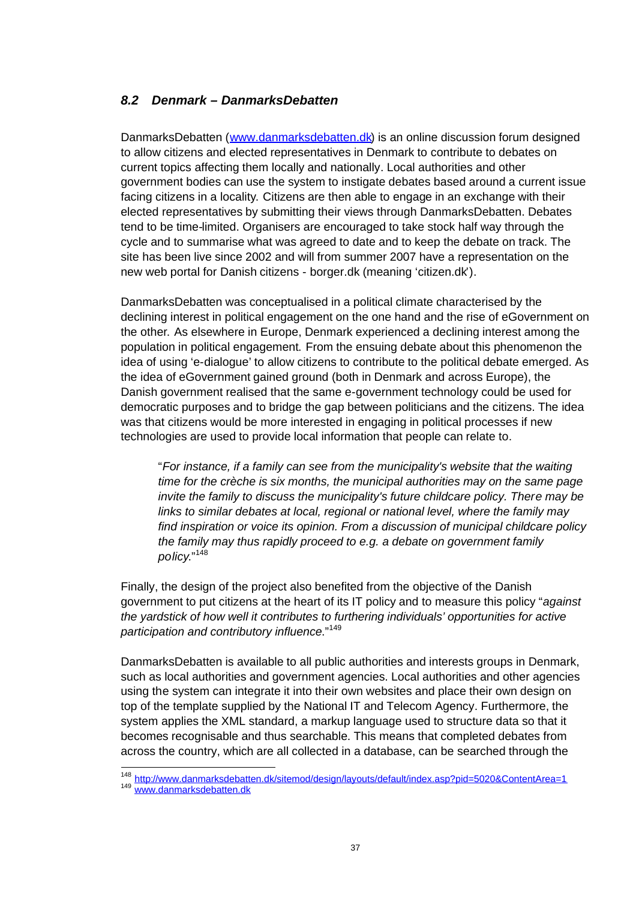### *8.2 Denmark – DanmarksDebatten*

DanmarksDebatten (www.danmarksdebatten.dk) is an online discussion forum designed to allow citizens and elected representatives in Denmark to contribute to debates on current topics affecting them locally and nationally. Local authorities and other government bodies can use the system to instigate debates based around a current issue facing citizens in a locality. Citizens are then able to engage in an exchange with their elected representatives by submitting their views through DanmarksDebatten. Debates tend to be time-limited. Organisers are encouraged to take stock half way through the cycle and to summarise what was agreed to date and to keep the debate on track. The site has been live since 2002 and will from summer 2007 have a representation on the new web portal for Danish citizens - borger.dk (meaning 'citizen.dk').

DanmarksDebatten was conceptualised in a political climate characterised by the declining interest in political engagement on the one hand and the rise of eGovernment on the other. As elsewhere in Europe, Denmark experienced a declining interest among the population in political engagement. From the ensuing debate about this phenomenon the idea of using 'e-dialogue' to allow citizens to contribute to the political debate emerged. As the idea of eGovernment gained ground (both in Denmark and across Europe), the Danish government realised that the same e-government technology could be used for democratic purposes and to bridge the gap between politicians and the citizens. The idea was that citizens would be more interested in engaging in political processes if new technologies are used to provide local information that people can relate to.

> "*For instance, if a family can see from the municipality's website that the waiting time for the crèche is six months, the municipal authorities may on the same page invite the family to discuss the municipality's future childcare policy. There may be links to similar debates at local, regional or national level, where the family may find inspiration or voice its opinion. From a discussion of municipal childcare policy the family may thus rapidly proceed to e.g. a debate on government family policy.*"[148]

Finally, the design of the project also benefited from the objective of the Danish government to put citizens at the heart of its IT policy and to measure this policy "*against the yardstick of how well it contributes to furthering individuals' opportunities for active participation and contributory influence.*"[149]

DanmarksDebatten is available to all public authorities and interests groups in Denmark, such as local authorities and government agencies. Local authorities and other agencies using the system can integrate it into their own websites and place their own design on top of the template supplied by the National IT and Telecom Agency. Furthermore, the system applies the XML standard, a markup language used to structure data so that it becomes recognisable and thus searchable. This means that completed debates from across the country, which are all collected in a database, can be searched through the

---

[148] http://www.danmarksdebatten.dk/sitemod/design/layouts/default/index.asp?pid=5020&ContentArea=1

[149] www.danmarksdebatten.dk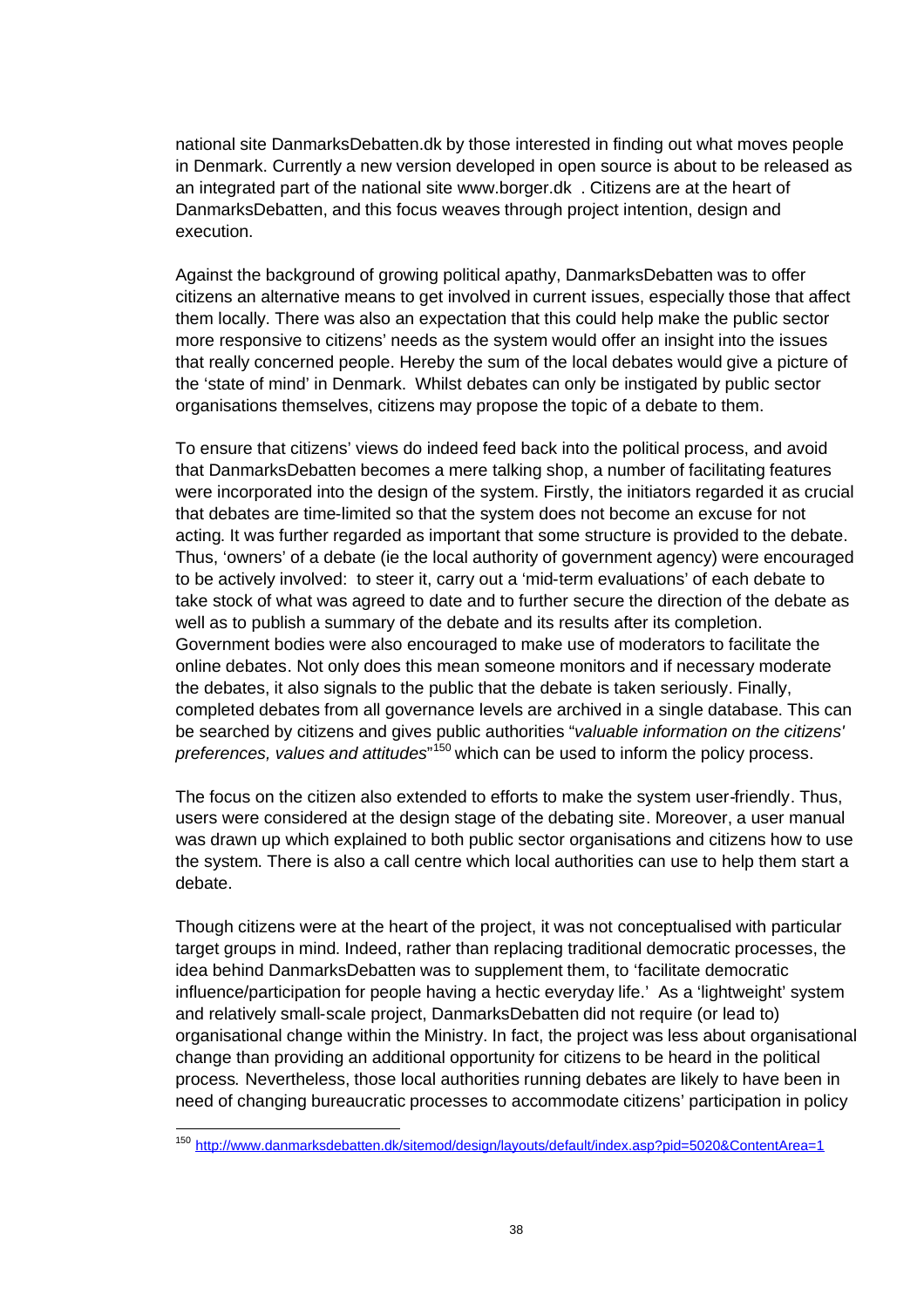national site DanmarksDebatten.dk by those interested in finding out what moves people in Denmark. Currently a new version developed in open source is about to be released as an integrated part of the national site www.borger.dk . Citizens are at the heart of DanmarksDebatten, and this focus weaves through project intention, design and execution.

Against the background of growing political apathy, DanmarksDebatten was to offer citizens an alternative means to get involved in current issues, especially those that affect them locally. There was also an expectation that this could help make the public sector more responsive to citizens' needs as the system would offer an insight into the issues that really concerned people. Hereby the sum of the local debates would give a picture of the 'state of mind' in Denmark. Whilst debates can only be instigated by public sector organisations themselves, citizens may propose the topic of a debate to them.

To ensure that citizens' views do indeed feed back into the political process, and avoid that DanmarksDebatten becomes a mere talking shop, a number of facilitating features were incorporated into the design of the system. Firstly, the initiators regarded it as crucial that debates are time-limited so that the system does not become an excuse for not acting. It was further regarded as important that some structure is provided to the debate. Thus, 'owners' of a debate (ie the local authority of government agency) were encouraged to be actively involved: to steer it, carry out a 'mid-term evaluations' of each debate to take stock of what was agreed to date and to further secure the direction of the debate as well as to publish a summary of the debate and its results after its completion. Government bodies were also encouraged to make use of moderators to facilitate the online debates. Not only does this mean someone monitors and if necessary moderate the debates, it also signals to the public that the debate is taken seriously. Finally, completed debates from all governance levels are archived in a single database. This can be searched by citizens and gives public authorities "*valuable information on the citizens' preferences, values and attitudes*"[150] which can be used to inform the policy process.

The focus on the citizen also extended to efforts to make the system user-friendly. Thus, users were considered at the design stage of the debating site. Moreover, a user manual was drawn up which explained to both public sector organisations and citizens how to use the system. There is also a call centre which local authorities can use to help them start a debate.

Though citizens were at the heart of the project, it was not conceptualised with particular target groups in mind. Indeed, rather than replacing traditional democratic processes, the idea behind DanmarksDebatten was to supplement them, to 'facilitate democratic influence/participation for people having a hectic everyday life.' As a 'lightweight' system and relatively small-scale project, DanmarksDebatten did not require (or lead to) organisational change within the Ministry. In fact, the project was less about organisational change than providing an additional opportunity for citizens to be heard in the political process. Nevertheless, those local authorities running debates are likely to have been in need of changing bureaucratic processes to accommodate citizens' participation in policy

[150] http://www.danmarksdebatten.dk/sitemod/design/layouts/default/index.asp?pid=5020&ContentArea=1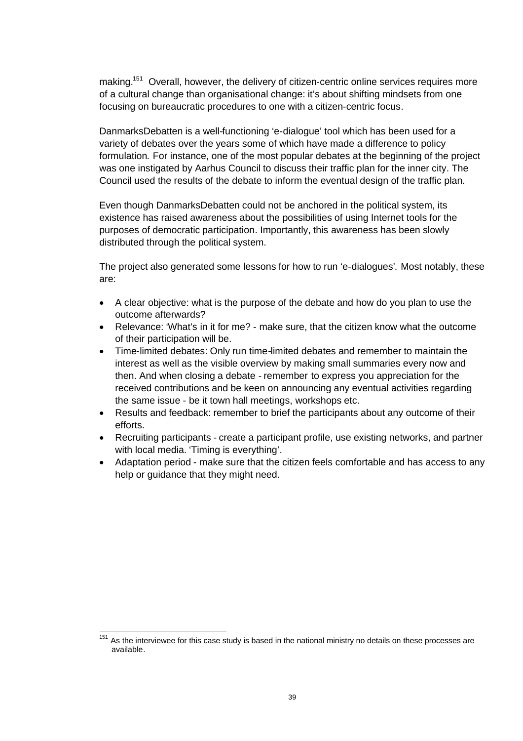making.[151] Overall, however, the delivery of citizen-centric online services requires more of a cultural change than organisational change: it's about shifting mindsets from one focusing on bureaucratic procedures to one with a citizen-centric focus.

DanmarksDebatten is a well-functioning 'e-dialogue' tool which has been used for a variety of debates over the years some of which have made a difference to policy formulation. For instance, one of the most popular debates at the beginning of the project was one instigated by Aarhus Council to discuss their traffic plan for the inner city. The Council used the results of the debate to inform the eventual design of the traffic plan.

Even though DanmarksDebatten could not be anchored in the political system, its existence has raised awareness about the possibilities of using Internet tools for the purposes of democratic participation. Importantly, this awareness has been slowly distributed through the political system.

The project also generated some lessons for how to run 'e-dialogues'. Most notably, these are:

- A clear objective: what is the purpose of the debate and how do you plan to use the outcome afterwards?
- Relevance: 'What's in it for me? - make sure, that the citizen know what the outcome of their participation will be.
- Time-limited debates: Only run time-limited debates and remember to maintain the interest as well as the visible overview by making small summaries every now and then. And when closing a debate - remember to express you appreciation for the received contributions and be keen on announcing any eventual activities regarding the same issue - be it town hall meetings, workshops etc.
- Results and feedback: remember to brief the participants about any outcome of their efforts.
- Recruiting participants - create a participant profile, use existing networks, and partner with local media. 'Timing is everything'.
- Adaptation period - make sure that the citizen feels comfortable and has access to any help or guidance that they might need.

[151] As the interviewee for this case study is based in the national ministry no details on these processes are available.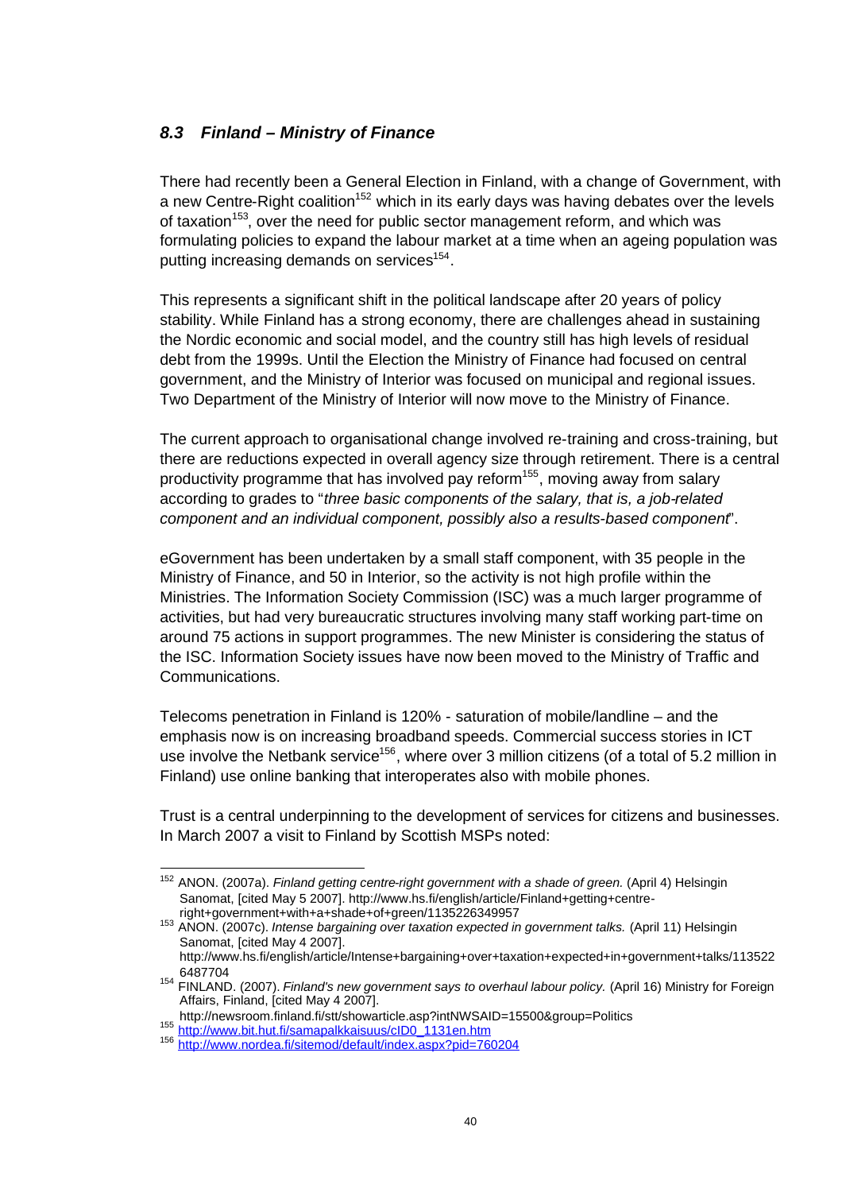### *8.3 Finland – Ministry of Finance*

There had recently been a General Election in Finland, with a change of Government, with a new Centre-Right coalition[152] which in its early days was having debates over the levels of taxation[153], over the need for public sector management reform, and which was formulating policies to expand the labour market at a time when an ageing population was putting increasing demands on services[154].

This represents a significant shift in the political landscape after 20 years of policy stability. While Finland has a strong economy, there are challenges ahead in sustaining the Nordic economic and social model, and the country still has high levels of residual debt from the 1999s. Until the Election the Ministry of Finance had focused on central government, and the Ministry of Interior was focused on municipal and regional issues. Two Department of the Ministry of Interior will now move to the Ministry of Finance.

The current approach to organisational change involved re-training and cross-training, but there are reductions expected in overall agency size through retirement. There is a central productivity programme that has involved pay reform[155], moving away from salary according to grades to "*three basic components of the salary, that is, a job-related component and an individual component, possibly also a results-based component*".

eGovernment has been undertaken by a small staff component, with 35 people in the Ministry of Finance, and 50 in Interior, so the activity is not high profile within the Ministries. The Information Society Commission (ISC) was a much larger programme of activities, but had very bureaucratic structures involving many staff working part-time on around 75 actions in support programmes. The new Minister is considering the status of the ISC. Information Society issues have now been moved to the Ministry of Traffic and Communications.

Telecoms penetration in Finland is 120% - saturation of mobile/landline – and the emphasis now is on increasing broadband speeds. Commercial success stories in ICT use involve the Netbank service[156], where over 3 million citizens (of a total of 5.2 million in Finland) use online banking that interoperates also with mobile phones.

Trust is a central underpinning to the development of services for citizens and businesses. In March 2007 a visit to Finland by Scottish MSPs noted:

---

[152] ANON. (2007a). *Finland getting centre-right government with a shade of green.* (April 4) Helsingin Sanomat, [cited May 5 2007]. http://www.hs.fi/english/article/Finland+getting+centre-right+government+with+a+shade+of+green/1135226349957

[153] ANON. (2007c). *Intense bargaining over taxation expected in government talks.* (April 11) Helsingin Sanomat, [cited May 4 2007]. http://www.hs.fi/english/article/Intense+bargaining+over+taxation+expected+in+government+talks/1135226487704

[154] FINLAND. (2007). *Finland's new government says to overhaul labour policy.* (April 16) Ministry for Foreign Affairs, Finland, [cited May 4 2007]. http://newsroom.finland.fi/stt/showarticle.asp?intNWSAID=15500&group=Politics

[155] http://www.bit.hut.fi/samapalkkaisuus/cID0_1131en.htm

[156] http://www.nordea.fi/sitemod/default/index.aspx?pid=760204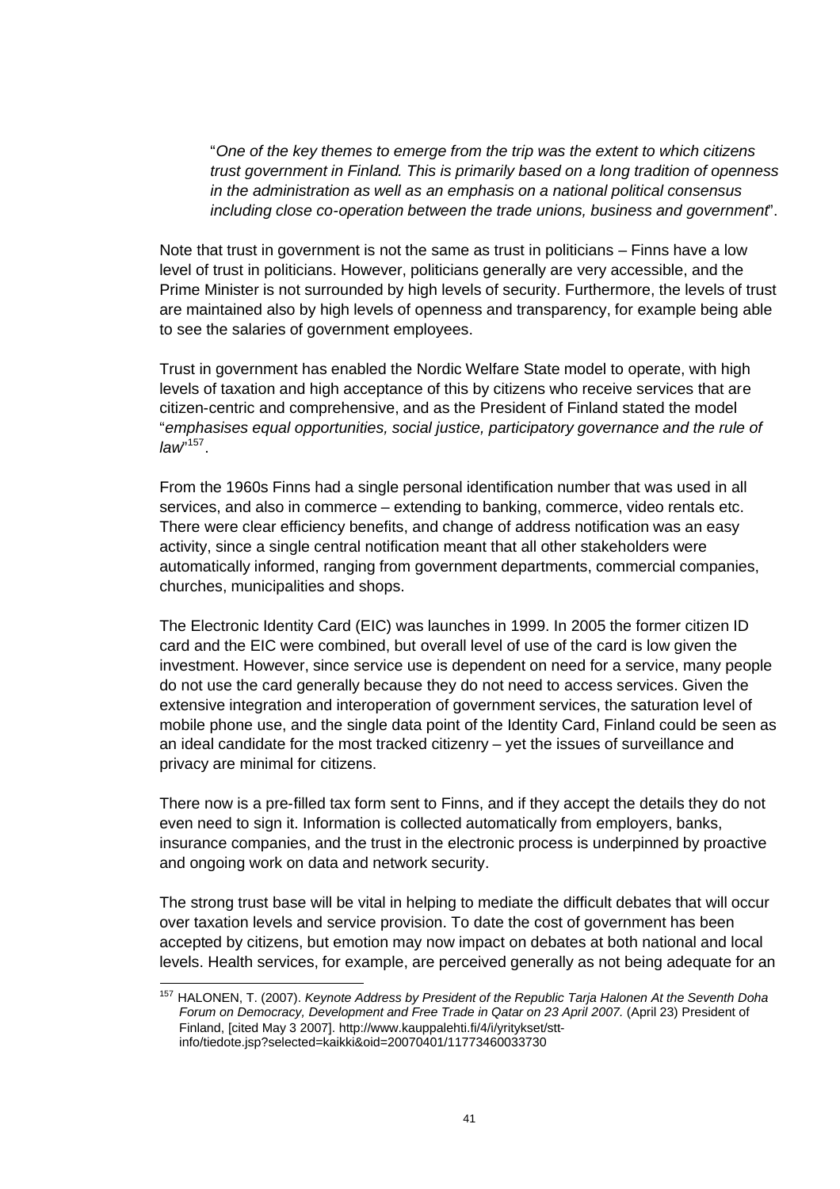> "*One of the key themes to emerge from the trip was the extent to which citizens trust government in Finland. This is primarily based on a long tradition of openness in the administration as well as an emphasis on a national political consensus including close co-operation between the trade unions, business and government*".

Note that trust in government is not the same as trust in politicians – Finns have a low level of trust in politicians. However, politicians generally are very accessible, and the Prime Minister is not surrounded by high levels of security. Furthermore, the levels of trust are maintained also by high levels of openness and transparency, for example being able to see the salaries of government employees.

Trust in government has enabled the Nordic Welfare State model to operate, with high levels of taxation and high acceptance of this by citizens who receive services that are citizen-centric and comprehensive, and as the President of Finland stated the model "*emphasises equal opportunities, social justice, participatory governance and the rule of law*"[157].

From the 1960s Finns had a single personal identification number that was used in all services, and also in commerce – extending to banking, commerce, video rentals etc. There were clear efficiency benefits, and change of address notification was an easy activity, since a single central notification meant that all other stakeholders were automatically informed, ranging from government departments, commercial companies, churches, municipalities and shops.

The Electronic Identity Card (EIC) was launches in 1999. In 2005 the former citizen ID card and the EIC were combined, but overall level of use of the card is low given the investment. However, since service use is dependent on need for a service, many people do not use the card generally because they do not need to access services. Given the extensive integration and interoperation of government services, the saturation level of mobile phone use, and the single data point of the Identity Card, Finland could be seen as an ideal candidate for the most tracked citizenry – yet the issues of surveillance and privacy are minimal for citizens.

There now is a pre-filled tax form sent to Finns, and if they accept the details they do not even need to sign it. Information is collected automatically from employers, banks, insurance companies, and the trust in the electronic process is underpinned by proactive and ongoing work on data and network security.

The strong trust base will be vital in helping to mediate the difficult debates that will occur over taxation levels and service provision. To date the cost of government has been accepted by citizens, but emotion may now impact on debates at both national and local levels. Health services, for example, are perceived generally as not being adequate for an

---

[157] HALONEN, T. (2007). *Keynote Address by President of the Republic Tarja Halonen At the Seventh Doha Forum on Democracy, Development and Free Trade in Qatar on 23 April 2007.* (April 23) President of Finland, [cited May 3 2007]. http://www.kauppalehti.fi/4/i/yritykset/stt-info/tiedote.jsp?selected=kaikki&oid=20070401/11773460033730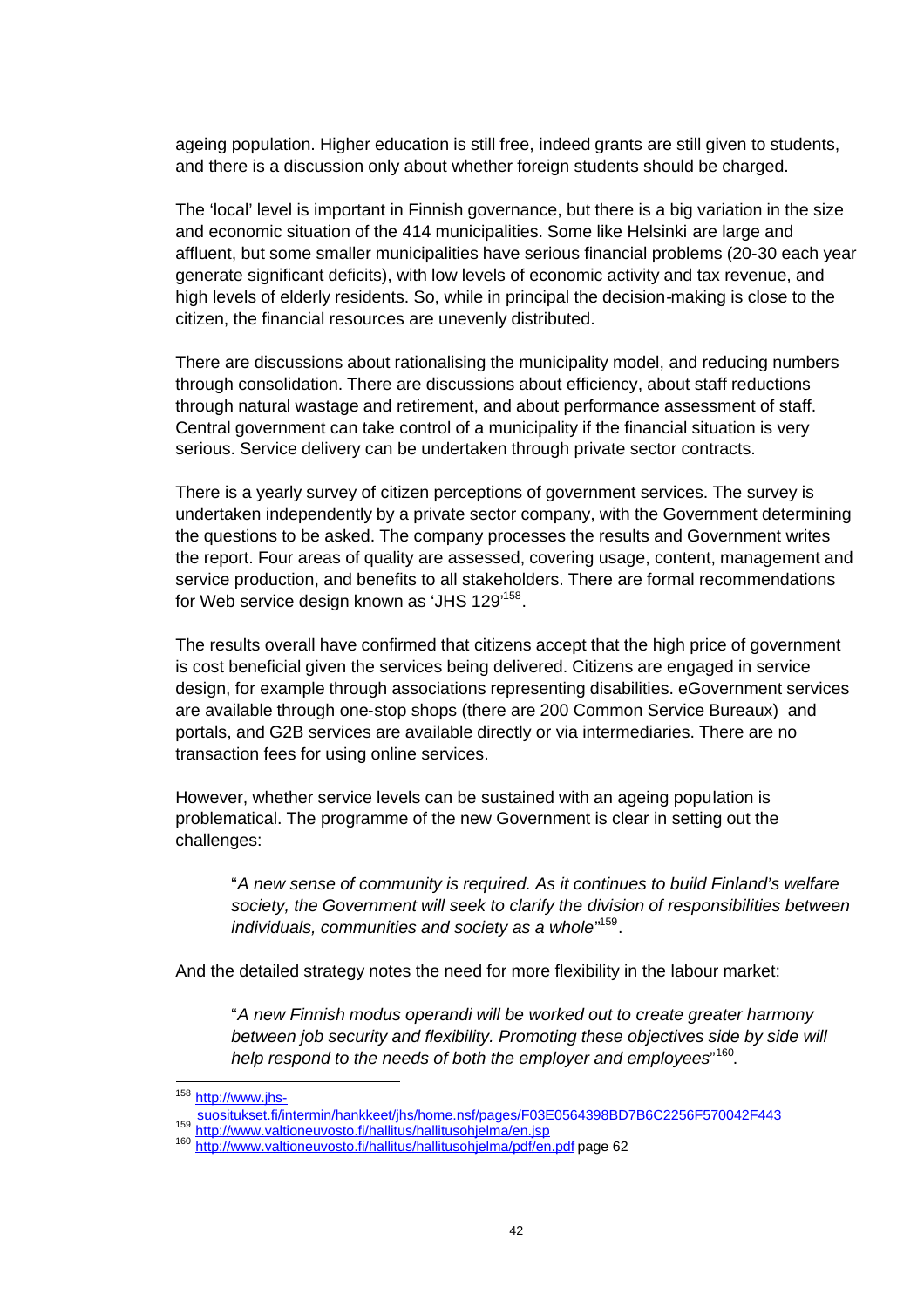ageing population. Higher education is still free, indeed grants are still given to students, and there is a discussion only about whether foreign students should be charged.

The 'local' level is important in Finnish governance, but there is a big variation in the size and economic situation of the 414 municipalities. Some like Helsinki are large and affluent, but some smaller municipalities have serious financial problems (20-30 each year generate significant deficits), with low levels of economic activity and tax revenue, and high levels of elderly residents. So, while in principal the decision-making is close to the citizen, the financial resources are unevenly distributed.

There are discussions about rationalising the municipality model, and reducing numbers through consolidation. There are discussions about efficiency, about staff reductions through natural wastage and retirement, and about performance assessment of staff. Central government can take control of a municipality if the financial situation is very serious. Service delivery can be undertaken through private sector contracts.

There is a yearly survey of citizen perceptions of government services. The survey is undertaken independently by a private sector company, with the Government determining the questions to be asked. The company processes the results and Government writes the report. Four areas of quality are assessed, covering usage, content, management and service production, and benefits to all stakeholders. There are formal recommendations for Web service design known as 'JHS 129'[158].

The results overall have confirmed that citizens accept that the high price of government is cost beneficial given the services being delivered. Citizens are engaged in service design, for example through associations representing disabilities. eGovernment services are available through one-stop shops (there are 200 Common Service Bureaux) and portals, and G2B services are available directly or via intermediaries. There are no transaction fees for using online services.

However, whether service levels can be sustained with an ageing population is problematical. The programme of the new Government is clear in setting out the challenges:

> "*A new sense of community is required. As it continues to build Finland's welfare society, the Government will seek to clarify the division of responsibilities between individuals, communities and society as a whole*"[159].

And the detailed strategy notes the need for more flexibility in the labour market:

> "*A new Finnish modus operandi will be worked out to create greater harmony between job security and flexibility. Promoting these objectives side by side will help respond to the needs of both the employer and employees*"[160].

---

[158] http://www.jhs-suositukset.fi/intermin/hankkeet/jhs/home.nsf/pages/F03E0564398BD7B6C2256F570042F443

[159] http://www.valtioneuvosto.fi/hallitus/hallitusohjelma/en.jsp

[160] http://www.valtioneuvosto.fi/hallitus/hallitusohjelma/pdf/en.pdf page 62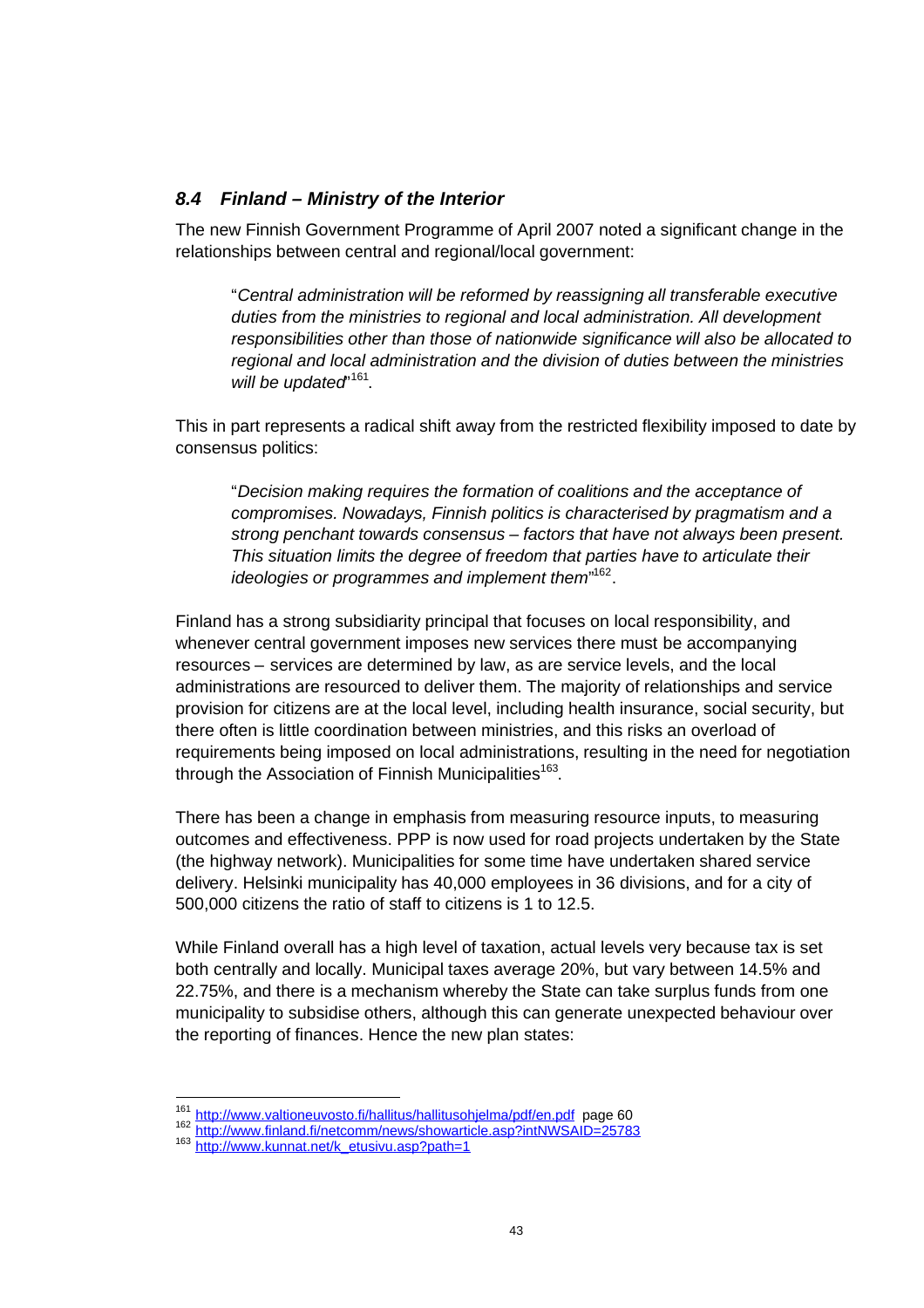### *8.4 Finland – Ministry of the Interior*

The new Finnish Government Programme of April 2007 noted a significant change in the relationships between central and regional/local government:

> "*Central administration will be reformed by reassigning all transferable executive duties from the ministries to regional and local administration. All development responsibilities other than those of nationwide significance will also be allocated to regional and local administration and the division of duties between the ministries will be updated*"[161].

This in part represents a radical shift away from the restricted flexibility imposed to date by consensus politics:

> "*Decision making requires the formation of coalitions and the acceptance of compromises. Nowadays, Finnish politics is characterised by pragmatism and a strong penchant towards consensus – factors that have not always been present. This situation limits the degree of freedom that parties have to articulate their ideologies or programmes and implement them*"[162].

Finland has a strong subsidiarity principal that focuses on local responsibility, and whenever central government imposes new services there must be accompanying resources – services are determined by law, as are service levels, and the local administrations are resourced to deliver them. The majority of relationships and service provision for citizens are at the local level, including health insurance, social security, but there often is little coordination between ministries, and this risks an overload of requirements being imposed on local administrations, resulting in the need for negotiation through the Association of Finnish Municipalities[163].

There has been a change in emphasis from measuring resource inputs, to measuring outcomes and effectiveness. PPP is now used for road projects undertaken by the State (the highway network). Municipalities for some time have undertaken shared service delivery. Helsinki municipality has 40,000 employees in 36 divisions, and for a city of 500,000 citizens the ratio of staff to citizens is 1 to 12.5.

While Finland overall has a high level of taxation, actual levels very because tax is set both centrally and locally. Municipal taxes average 20%, but vary between 14.5% and 22.75%, and there is a mechanism whereby the State can take surplus funds from one municipality to subsidise others, although this can generate unexpected behaviour over the reporting of finances. Hence the new plan states:

---

[161] http://www.valtioneuvosto.fi/hallitus/hallitusohjelma/pdf/en.pdf page 60

[162] http://www.finland.fi/netcomm/news/showarticle.asp?intNWSAID=25783

[163] http://www.kunnat.net/k_etusivu.asp?path=1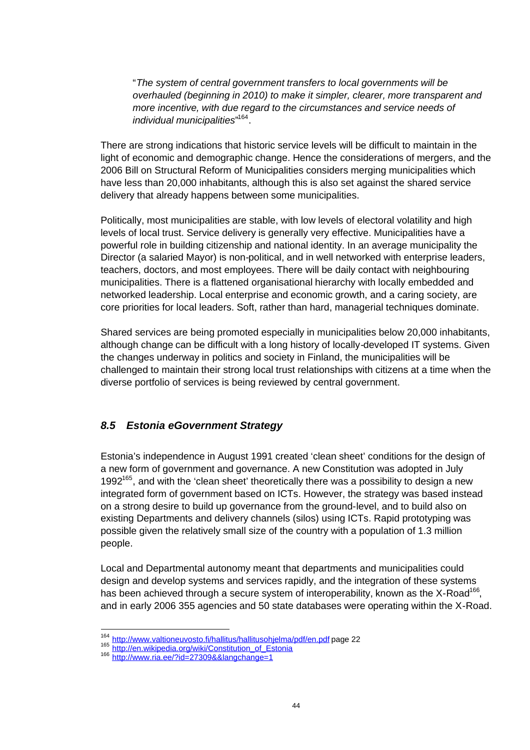"*The system of central government transfers to local governments will be overhauled (beginning in 2010) to make it simpler, clearer, more transparent and more incentive, with due regard to the circumstances and service needs of individual municipalities*"[164].

There are strong indications that historic service levels will be difficult to maintain in the light of economic and demographic change. Hence the considerations of mergers, and the 2006 Bill on Structural Reform of Municipalities considers merging municipalities which have less than 20,000 inhabitants, although this is also set against the shared service delivery that already happens between some municipalities.

Politically, most municipalities are stable, with low levels of electoral volatility and high levels of local trust. Service delivery is generally very effective. Municipalities have a powerful role in building citizenship and national identity. In an average municipality the Director (a salaried Mayor) is non-political, and in well networked with enterprise leaders, teachers, doctors, and most employees. There will be daily contact with neighbouring municipalities. There is a flattened organisational hierarchy with locally embedded and networked leadership. Local enterprise and economic growth, and a caring society, are core priorities for local leaders. Soft, rather than hard, managerial techniques dominate.

Shared services are being promoted especially in municipalities below 20,000 inhabitants, although change can be difficult with a long history of locally-developed IT systems. Given the changes underway in politics and society in Finland, the municipalities will be challenged to maintain their strong local trust relationships with citizens at a time when the diverse portfolio of services is being reviewed by central government.

### *8.5 Estonia eGovernment Strategy*

Estonia's independence in August 1991 created 'clean sheet' conditions for the design of a new form of government and governance. A new Constitution was adopted in July 1992[165], and with the 'clean sheet' theoretically there was a possibility to design a new integrated form of government based on ICTs. However, the strategy was based instead on a strong desire to build up governance from the ground-level, and to build also on existing Departments and delivery channels (silos) using ICTs. Rapid prototyping was possible given the relatively small size of the country with a population of 1.3 million people.

Local and Departmental autonomy meant that departments and municipalities could design and develop systems and services rapidly, and the integration of these systems has been achieved through a secure system of interoperability, known as the X-Road[166], and in early 2006 355 agencies and 50 state databases were operating within the X-Road.

---

[164] http://www.valtioneuvosto.fi/hallitus/hallitusohjelma/pdf/en.pdf page 22
[165] http://en.wikipedia.org/wiki/Constitution_of_Estonia
[166] http://www.ria.ee/?id=27309&&langchange=1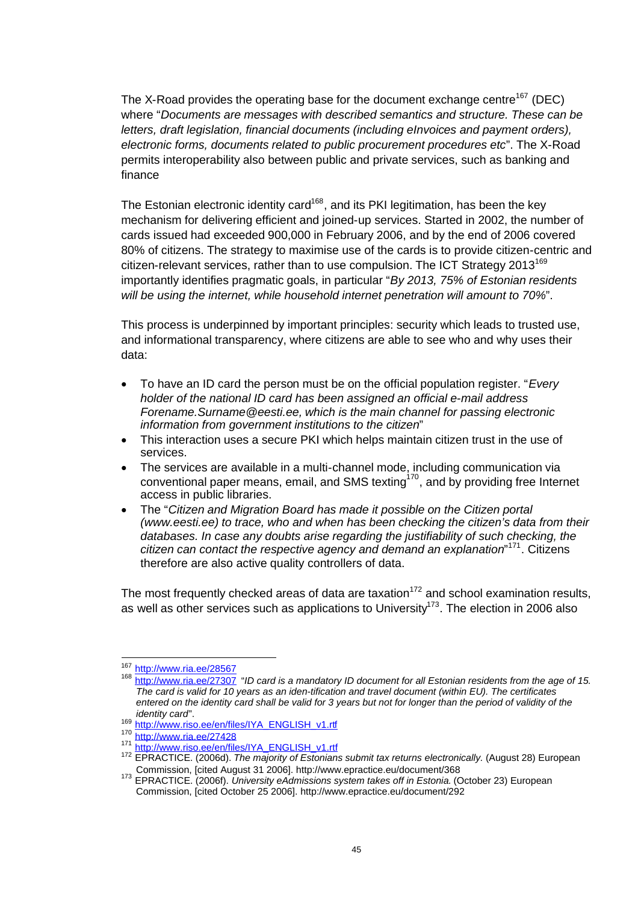The X-Road provides the operating base for the document exchange centre[167] (DEC) where "*Documents are messages with described semantics and structure. These can be letters, draft legislation, financial documents (including eInvoices and payment orders), electronic forms, documents related to public procurement procedures etc*". The X-Road permits interoperability also between public and private services, such as banking and finance

The Estonian electronic identity card[168], and its PKI legitimation, has been the key mechanism for delivering efficient and joined-up services. Started in 2002, the number of cards issued had exceeded 900,000 in February 2006, and by the end of 2006 covered 80% of citizens. The strategy to maximise use of the cards is to provide citizen-centric and citizen-relevant services, rather than to use compulsion. The ICT Strategy 2013[169] importantly identifies pragmatic goals, in particular "*By 2013, 75% of Estonian residents will be using the internet, while household internet penetration will amount to 70%*".

This process is underpinned by important principles: security which leads to trusted use, and informational transparency, where citizens are able to see who and why uses their data:

- To have an ID card the person must be on the official population register. "*Every holder of the national ID card has been assigned an official e-mail address Forename.Surname@eesti.ee, which is the main channel for passing electronic information from government institutions to the citizen*"
- This interaction uses a secure PKI which helps maintain citizen trust in the use of services.
- The services are available in a multi-channel mode, including communication via conventional paper means, email, and SMS texting[170], and by providing free Internet access in public libraries.
- The "*Citizen and Migration Board has made it possible on the Citizen portal (www.eesti.ee) to trace, who and when has been checking the citizen's data from their databases. In case any doubts arise regarding the justifiability of such checking, the citizen can contact the respective agency and demand an explanation*"[171]. Citizens therefore are also active quality controllers of data.

The most frequently checked areas of data are taxation[172] and school examination results, as well as other services such as applications to University[173]. The election in 2006 also

---

[167] http://www.ria.ee/28567

[168] http://www.ria.ee/27307 "*ID card is a mandatory ID document for all Estonian residents from the age of 15. The card is valid for 10 years as an iden-tification and travel document (within EU). The certificates entered on the identity card shall be valid for 3 years but not for longer than the period of validity of the identity card*".

[169] http://www.riso.ee/en/files/IYA_ENGLISH_v1.rtf

[170] http://www.ria.ee/27428

[171] http://www.riso.ee/en/files/IYA_ENGLISH_v1.rtf

[172] EPRACTICE. (2006d). *The majority of Estonians submit tax returns electronically.* (August 28) European Commission, [cited August 31 2006]. http://www.epractice.eu/document/368

[173] EPRACTICE. (2006f). *University eAdmissions system takes off in Estonia.* (October 23) European Commission, [cited October 25 2006]. http://www.epractice.eu/document/292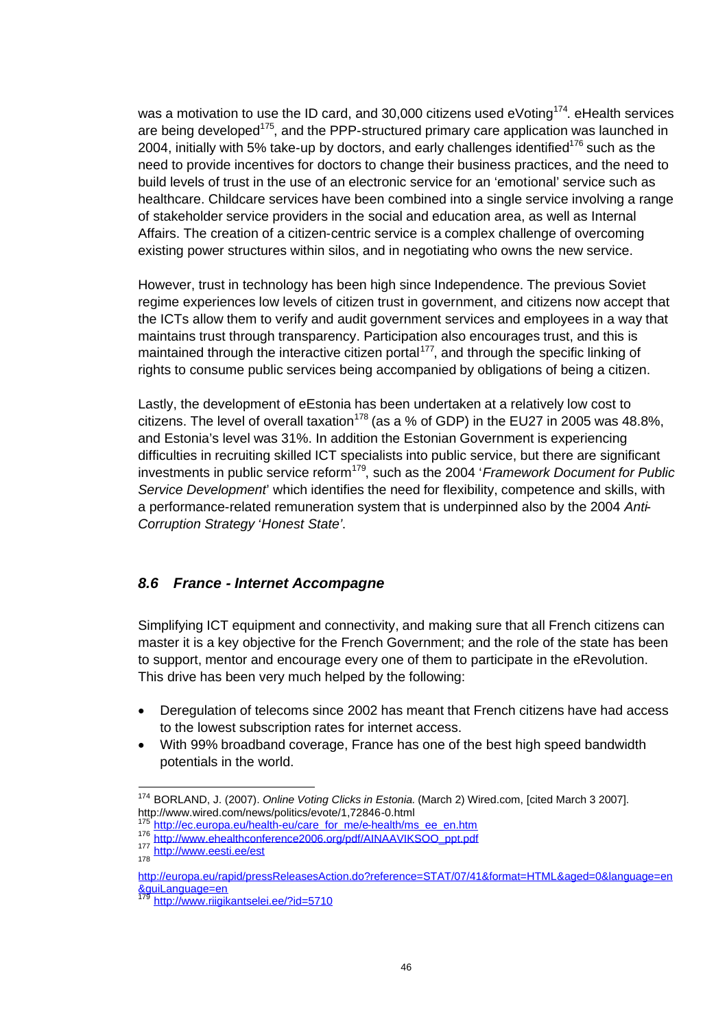was a motivation to use the ID card, and 30,000 citizens used eVoting[174]. eHealth services are being developed[175], and the PPP-structured primary care application was launched in 2004, initially with 5% take-up by doctors, and early challenges identified[176] such as the need to provide incentives for doctors to change their business practices, and the need to build levels of trust in the use of an electronic service for an 'emotional' service such as healthcare. Childcare services have been combined into a single service involving a range of stakeholder service providers in the social and education area, as well as Internal Affairs. The creation of a citizen-centric service is a complex challenge of overcoming existing power structures within silos, and in negotiating who owns the new service.

However, trust in technology has been high since Independence. The previous Soviet regime experiences low levels of citizen trust in government, and citizens now accept that the ICTs allow them to verify and audit government services and employees in a way that maintains trust through transparency. Participation also encourages trust, and this is maintained through the interactive citizen portal[177], and through the specific linking of rights to consume public services being accompanied by obligations of being a citizen.

Lastly, the development of eEstonia has been undertaken at a relatively low cost to citizens. The level of overall taxation[178] (as a % of GDP) in the EU27 in 2005 was 48.8%, and Estonia's level was 31%. In addition the Estonian Government is experiencing difficulties in recruiting skilled ICT specialists into public service, but there are significant investments in public service reform[179], such as the 2004 '*Framework Document for Public Service Development*' which identifies the need for flexibility, competence and skills, with a performance-related remuneration system that is underpinned also by the 2004 *Anti-Corruption Strategy 'Honest State'*.

### *8.6 France - Internet Accompagne*

Simplifying ICT equipment and connectivity, and making sure that all French citizens can master it is a key objective for the French Government; and the role of the state has been to support, mentor and encourage every one of them to participate in the eRevolution. This drive has been very much helped by the following:

- Deregulation of telecoms since 2002 has meant that French citizens have had access to the lowest subscription rates for internet access.
- With 99% broadband coverage, France has one of the best high speed bandwidth potentials in the world.

---

[174] BORLAND, J. (2007). *Online Voting Clicks in Estonia.* (March 2) Wired.com, [cited March 3 2007]. http://www.wired.com/news/politics/evote/1,72846-0.html

[175] http://ec.europa.eu/health-eu/care_for_me/e-health/ms_ee_en.htm

[176] http://www.ehealthconference2006.org/pdf/AINAAVIKSOO_ppt.pdf

[177] http://www.eesti.ee/est

[178] http://europa.eu/rapid/pressReleasesAction.do?reference=STAT/07/41&format=HTML&aged=0&language=en&guiLanguage=en

[179] http://www.riigikantselei.ee/?id=5710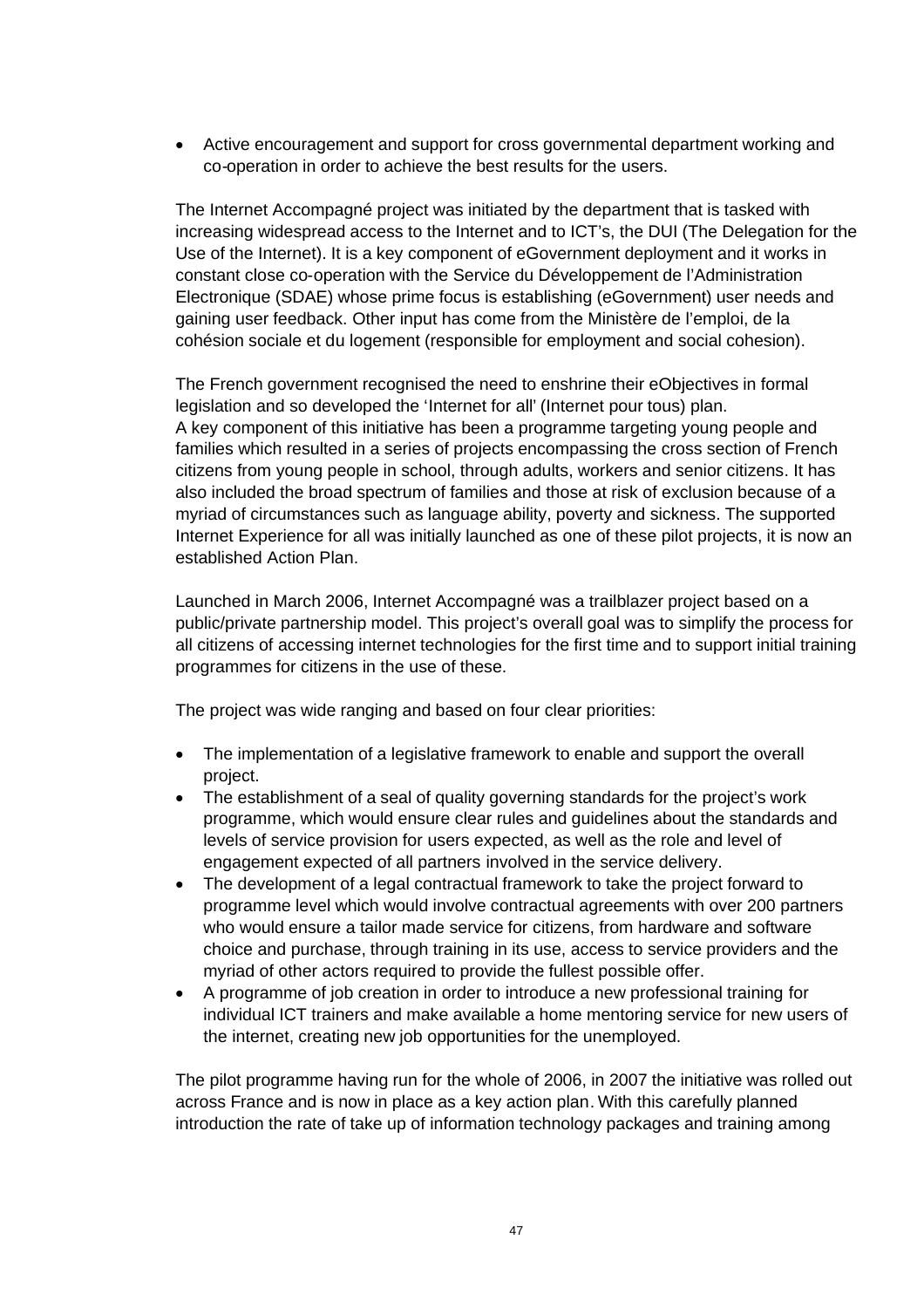- Active encouragement and support for cross governmental department working and co-operation in order to achieve the best results for the users.

The Internet Accompagné project was initiated by the department that is tasked with increasing widespread access to the Internet and to ICT's, the DUI (The Delegation for the Use of the Internet). It is a key component of eGovernment deployment and it works in constant close co-operation with the Service du Développement de l'Administration Electronique (SDAE) whose prime focus is establishing (eGovernment) user needs and gaining user feedback. Other input has come from the Ministère de l'emploi, de la cohésion sociale et du logement (responsible for employment and social cohesion).

The French government recognised the need to enshrine their eObjectives in formal legislation and so developed the 'Internet for all' (Internet pour tous) plan. A key component of this initiative has been a programme targeting young people and families which resulted in a series of projects encompassing the cross section of French citizens from young people in school, through adults, workers and senior citizens. It has also included the broad spectrum of families and those at risk of exclusion because of a myriad of circumstances such as language ability, poverty and sickness. The supported Internet Experience for all was initially launched as one of these pilot projects, it is now an established Action Plan.

Launched in March 2006, Internet Accompagné was a trailblazer project based on a public/private partnership model. This project's overall goal was to simplify the process for all citizens of accessing internet technologies for the first time and to support initial training programmes for citizens in the use of these.

The project was wide ranging and based on four clear priorities:

- The implementation of a legislative framework to enable and support the overall project.
- The establishment of a seal of quality governing standards for the project's work programme, which would ensure clear rules and guidelines about the standards and levels of service provision for users expected, as well as the role and level of engagement expected of all partners involved in the service delivery.
- The development of a legal contractual framework to take the project forward to programme level which would involve contractual agreements with over 200 partners who would ensure a tailor made service for citizens, from hardware and software choice and purchase, through training in its use, access to service providers and the myriad of other actors required to provide the fullest possible offer.
- A programme of job creation in order to introduce a new professional training for individual ICT trainers and make available a home mentoring service for new users of the internet, creating new job opportunities for the unemployed.

The pilot programme having run for the whole of 2006, in 2007 the initiative was rolled out across France and is now in place as a key action plan. With this carefully planned introduction the rate of take up of information technology packages and training among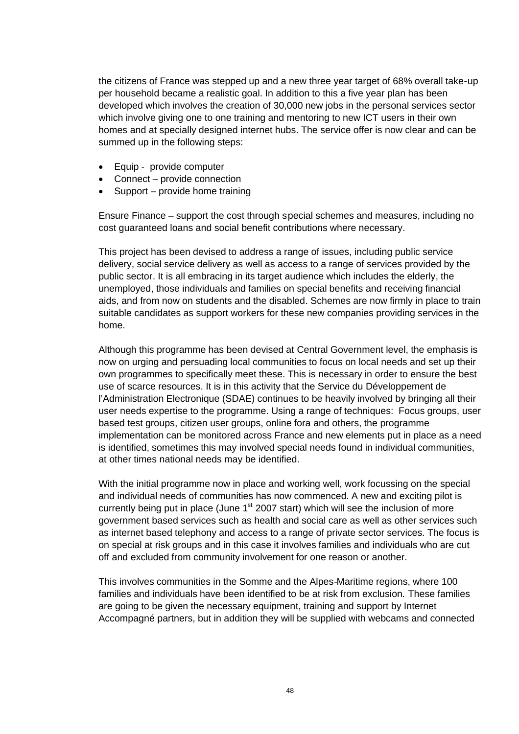the citizens of France was stepped up and a new three year target of 68% overall take-up per household became a realistic goal. In addition to this a five year plan has been developed which involves the creation of 30,000 new jobs in the personal services sector which involve giving one to one training and mentoring to new ICT users in their own homes and at specially designed internet hubs. The service offer is now clear and can be summed up in the following steps:

- Equip - provide computer
- Connect – provide connection
- Support – provide home training

Ensure Finance – support the cost through special schemes and measures, including no cost guaranteed loans and social benefit contributions where necessary.

This project has been devised to address a range of issues, including public service delivery, social service delivery as well as access to a range of services provided by the public sector. It is all embracing in its target audience which includes the elderly, the unemployed, those individuals and families on special benefits and receiving financial aids, and from now on students and the disabled. Schemes are now firmly in place to train suitable candidates as support workers for these new companies providing services in the home.

Although this programme has been devised at Central Government level, the emphasis is now on urging and persuading local communities to focus on local needs and set up their own programmes to specifically meet these. This is necessary in order to ensure the best use of scarce resources. It is in this activity that the Service du Développement de l'Administration Electronique (SDAE) continues to be heavily involved by bringing all their user needs expertise to the programme. Using a range of techniques: Focus groups, user based test groups, citizen user groups, online fora and others, the programme implementation can be monitored across France and new elements put in place as a need is identified, sometimes this may involved special needs found in individual communities, at other times national needs may be identified.

With the initial programme now in place and working well, work focussing on the special and individual needs of communities has now commenced. A new and exciting pilot is currently being put in place (June 1st 2007 start) which will see the inclusion of more government based services such as health and social care as well as other services such as internet based telephony and access to a range of private sector services. The focus is on special at risk groups and in this case it involves families and individuals who are cut off and excluded from community involvement for one reason or another.

This involves communities in the Somme and the Alpes-Maritime regions, where 100 families and individuals have been identified to be at risk from exclusion. These families are going to be given the necessary equipment, training and support by Internet Accompagné partners, but in addition they will be supplied with webcams and connected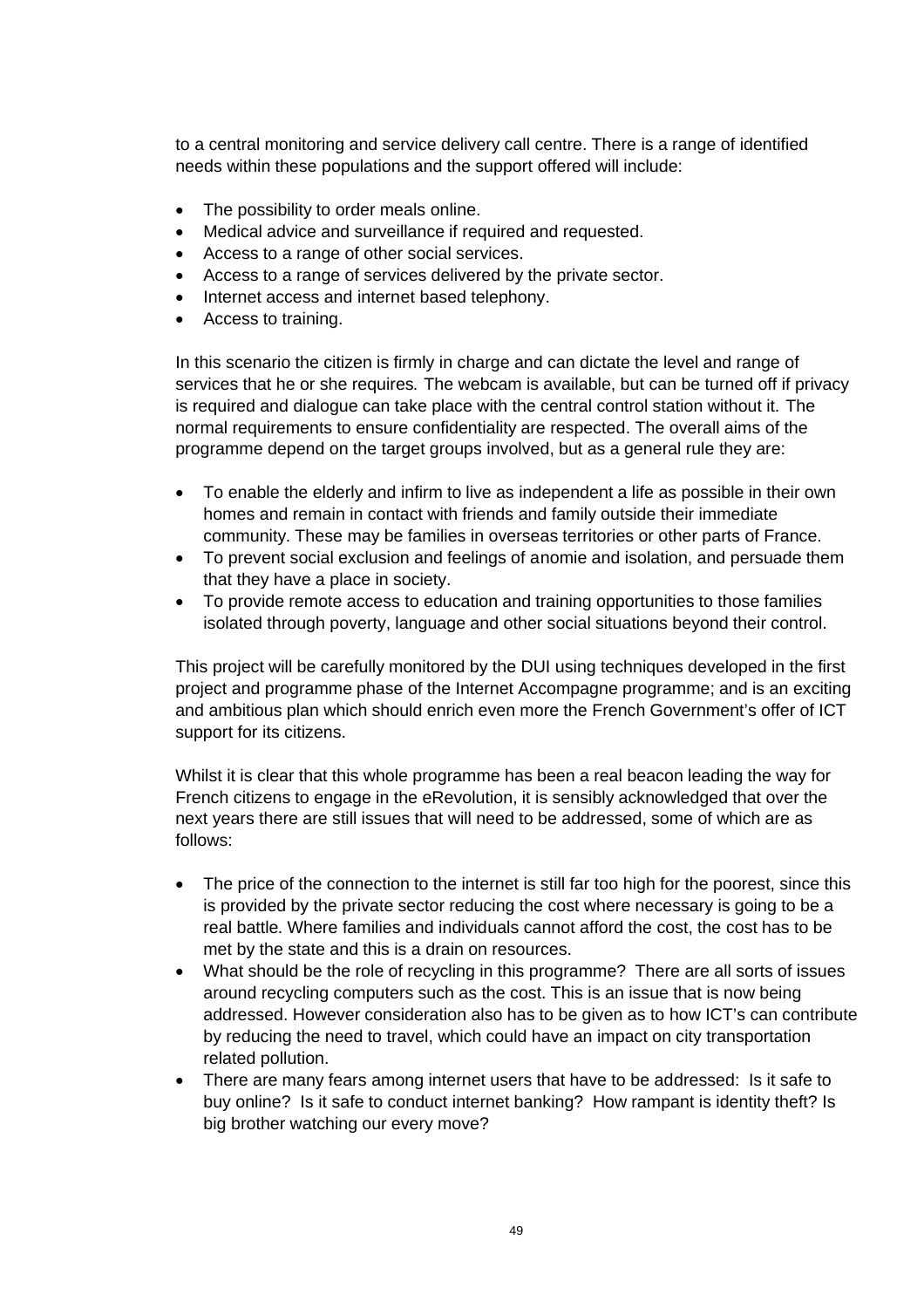to a central monitoring and service delivery call centre. There is a range of identified needs within these populations and the support offered will include:

- The possibility to order meals online.
- Medical advice and surveillance if required and requested.
- Access to a range of other social services.
- Access to a range of services delivered by the private sector.
- Internet access and internet based telephony.
- Access to training.

In this scenario the citizen is firmly in charge and can dictate the level and range of services that he or she requires. The webcam is available, but can be turned off if privacy is required and dialogue can take place with the central control station without it. The normal requirements to ensure confidentiality are respected. The overall aims of the programme depend on the target groups involved, but as a general rule they are:

- To enable the elderly and infirm to live as independent a life as possible in their own homes and remain in contact with friends and family outside their immediate community. These may be families in overseas territories or other parts of France.
- To prevent social exclusion and feelings of anomie and isolation, and persuade them that they have a place in society.
- To provide remote access to education and training opportunities to those families isolated through poverty, language and other social situations beyond their control.

This project will be carefully monitored by the DUI using techniques developed in the first project and programme phase of the Internet Accompagne programme; and is an exciting and ambitious plan which should enrich even more the French Government's offer of ICT support for its citizens.

Whilst it is clear that this whole programme has been a real beacon leading the way for French citizens to engage in the eRevolution, it is sensibly acknowledged that over the next years there are still issues that will need to be addressed, some of which are as follows:

- The price of the connection to the internet is still far too high for the poorest, since this is provided by the private sector reducing the cost where necessary is going to be a real battle. Where families and individuals cannot afford the cost, the cost has to be met by the state and this is a drain on resources.
- What should be the role of recycling in this programme? There are all sorts of issues around recycling computers such as the cost. This is an issue that is now being addressed. However consideration also has to be given as to how ICT's can contribute by reducing the need to travel, which could have an impact on city transportation related pollution.
- There are many fears among internet users that have to be addressed: Is it safe to buy online? Is it safe to conduct internet banking? How rampant is identity theft? Is big brother watching our every move?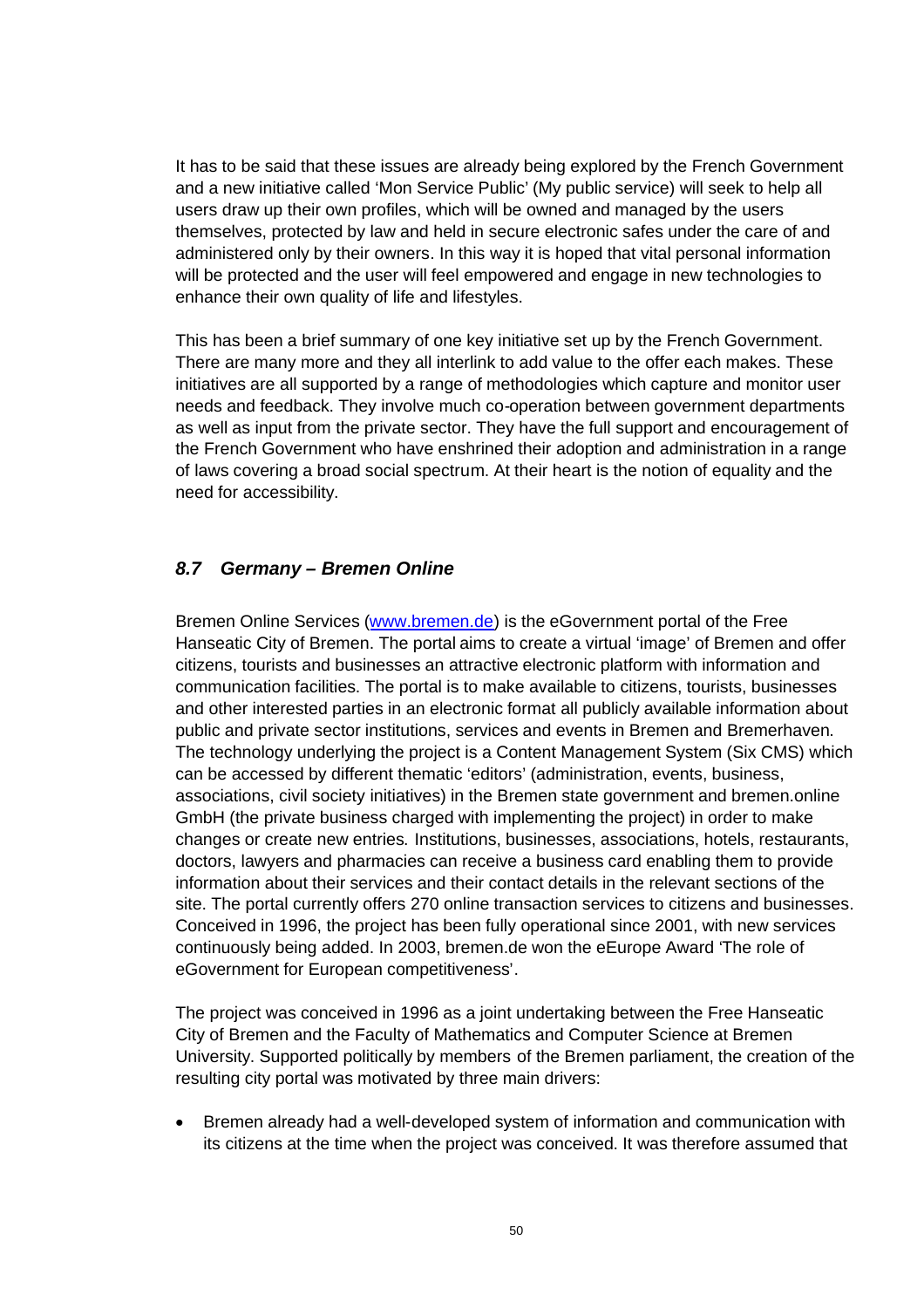It has to be said that these issues are already being explored by the French Government and a new initiative called 'Mon Service Public' (My public service) will seek to help all users draw up their own profiles, which will be owned and managed by the users themselves, protected by law and held in secure electronic safes under the care of and administered only by their owners. In this way it is hoped that vital personal information will be protected and the user will feel empowered and engage in new technologies to enhance their own quality of life and lifestyles.

This has been a brief summary of one key initiative set up by the French Government. There are many more and they all interlink to add value to the offer each makes. These initiatives are all supported by a range of methodologies which capture and monitor user needs and feedback. They involve much co-operation between government departments as well as input from the private sector. They have the full support and encouragement of the French Government who have enshrined their adoption and administration in a range of laws covering a broad social spectrum. At their heart is the notion of equality and the need for accessibility.

### *8.7 Germany – Bremen Online*

Bremen Online Services (www.bremen.de) is the eGovernment portal of the Free Hanseatic City of Bremen. The portal aims to create a virtual 'image' of Bremen and offer citizens, tourists and businesses an attractive electronic platform with information and communication facilities. The portal is to make available to citizens, tourists, businesses and other interested parties in an electronic format all publicly available information about public and private sector institutions, services and events in Bremen and Bremerhaven. The technology underlying the project is a Content Management System (Six CMS) which can be accessed by different thematic 'editors' (administration, events, business, associations, civil society initiatives) in the Bremen state government and bremen.online GmbH (the private business charged with implementing the project) in order to make changes or create new entries. Institutions, businesses, associations, hotels, restaurants, doctors, lawyers and pharmacies can receive a business card enabling them to provide information about their services and their contact details in the relevant sections of the site. The portal currently offers 270 online transaction services to citizens and businesses. Conceived in 1996, the project has been fully operational since 2001, with new services continuously being added. In 2003, bremen.de won the eEurope Award 'The role of eGovernment for European competitiveness'.

The project was conceived in 1996 as a joint undertaking between the Free Hanseatic City of Bremen and the Faculty of Mathematics and Computer Science at Bremen University. Supported politically by members of the Bremen parliament, the creation of the resulting city portal was motivated by three main drivers:

- Bremen already had a well-developed system of information and communication with its citizens at the time when the project was conceived. It was therefore assumed that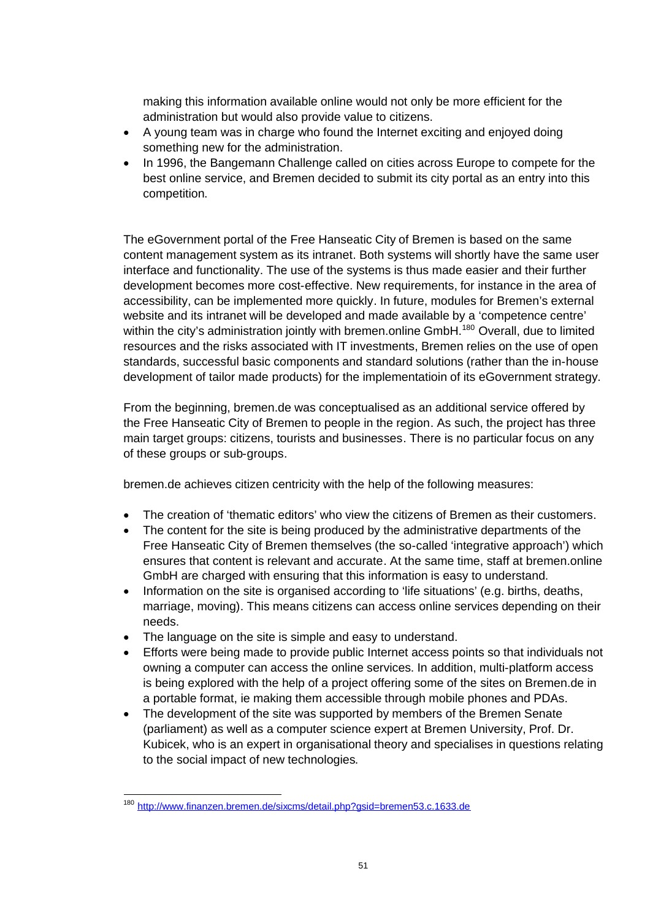making this information available online would not only be more efficient for the administration but would also provide value to citizens.

- A young team was in charge who found the Internet exciting and enjoyed doing something new for the administration.
- In 1996, the Bangemann Challenge called on cities across Europe to compete for the best online service, and Bremen decided to submit its city portal as an entry into this competition.

The eGovernment portal of the Free Hanseatic City of Bremen is based on the same content management system as its intranet. Both systems will shortly have the same user interface and functionality. The use of the systems is thus made easier and their further development becomes more cost-effective. New requirements, for instance in the area of accessibility, can be implemented more quickly. In future, modules for Bremen's external website and its intranet will be developed and made available by a 'competence centre' within the city's administration jointly with bremen.online GmbH.[180] Overall, due to limited resources and the risks associated with IT investments, Bremen relies on the use of open standards, successful basic components and standard solutions (rather than the in-house development of tailor made products) for the implementatioin of its eGovernment strategy.

From the beginning, bremen.de was conceptualised as an additional service offered by the Free Hanseatic City of Bremen to people in the region. As such, the project has three main target groups: citizens, tourists and businesses. There is no particular focus on any of these groups or sub-groups.

bremen.de achieves citizen centricity with the help of the following measures:

- The creation of 'thematic editors' who view the citizens of Bremen as their customers.
- The content for the site is being produced by the administrative departments of the Free Hanseatic City of Bremen themselves (the so-called 'integrative approach') which ensures that content is relevant and accurate. At the same time, staff at bremen.online GmbH are charged with ensuring that this information is easy to understand.
- Information on the site is organised according to 'life situations' (e.g. births, deaths, marriage, moving). This means citizens can access online services depending on their needs.
- The language on the site is simple and easy to understand.
- Efforts were being made to provide public Internet access points so that individuals not owning a computer can access the online services. In addition, multi-platform access is being explored with the help of a project offering some of the sites on Bremen.de in a portable format, ie making them accessible through mobile phones and PDAs.
- The development of the site was supported by members of the Bremen Senate (parliament) as well as a computer science expert at Bremen University, Prof. Dr. Kubicek, who is an expert in organisational theory and specialises in questions relating to the social impact of new technologies.

---

[180] http://www.finanzen.bremen.de/sixcms/detail.php?gsid=bremen53.c.1633.de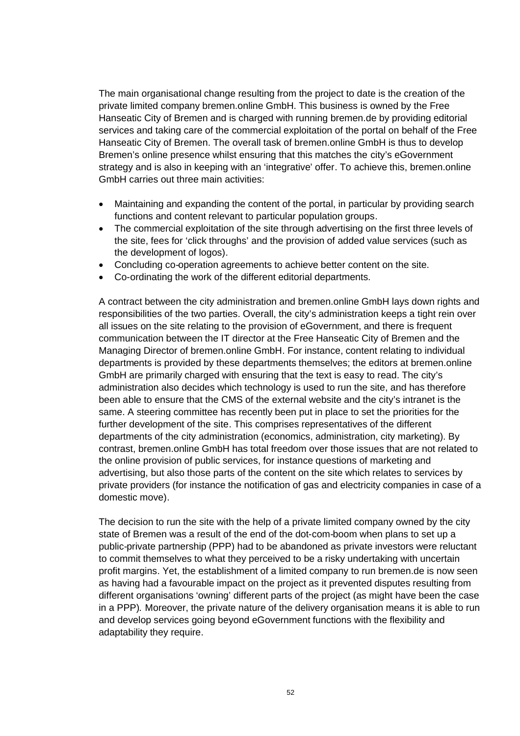The main organisational change resulting from the project to date is the creation of the private limited company bremen.online GmbH. This business is owned by the Free Hanseatic City of Bremen and is charged with running bremen.de by providing editorial services and taking care of the commercial exploitation of the portal on behalf of the Free Hanseatic City of Bremen. The overall task of bremen.online GmbH is thus to develop Bremen's online presence whilst ensuring that this matches the city's eGovernment strategy and is also in keeping with an 'integrative' offer. To achieve this, bremen.online GmbH carries out three main activities:

- Maintaining and expanding the content of the portal, in particular by providing search functions and content relevant to particular population groups.
- The commercial exploitation of the site through advertising on the first three levels of the site, fees for 'click throughs' and the provision of added value services (such as the development of logos).
- Concluding co-operation agreements to achieve better content on the site.
- Co-ordinating the work of the different editorial departments.

A contract between the city administration and bremen.online GmbH lays down rights and responsibilities of the two parties. Overall, the city's administration keeps a tight rein over all issues on the site relating to the provision of eGovernment, and there is frequent communication between the IT director at the Free Hanseatic City of Bremen and the Managing Director of bremen.online GmbH. For instance, content relating to individual departments is provided by these departments themselves; the editors at bremen.online GmbH are primarily charged with ensuring that the text is easy to read. The city's administration also decides which technology is used to run the site, and has therefore been able to ensure that the CMS of the external website and the city's intranet is the same. A steering committee has recently been put in place to set the priorities for the further development of the site. This comprises representatives of the different departments of the city administration (economics, administration, city marketing). By contrast, bremen.online GmbH has total freedom over those issues that are not related to the online provision of public services, for instance questions of marketing and advertising, but also those parts of the content on the site which relates to services by private providers (for instance the notification of gas and electricity companies in case of a domestic move).

The decision to run the site with the help of a private limited company owned by the city state of Bremen was a result of the end of the dot-com-boom when plans to set up a public-private partnership (PPP) had to be abandoned as private investors were reluctant to commit themselves to what they perceived to be a risky undertaking with uncertain profit margins. Yet, the establishment of a limited company to run bremen.de is now seen as having had a favourable impact on the project as it prevented disputes resulting from different organisations 'owning' different parts of the project (as might have been the case in a PPP). Moreover, the private nature of the delivery organisation means it is able to run and develop services going beyond eGovernment functions with the flexibility and adaptability they require.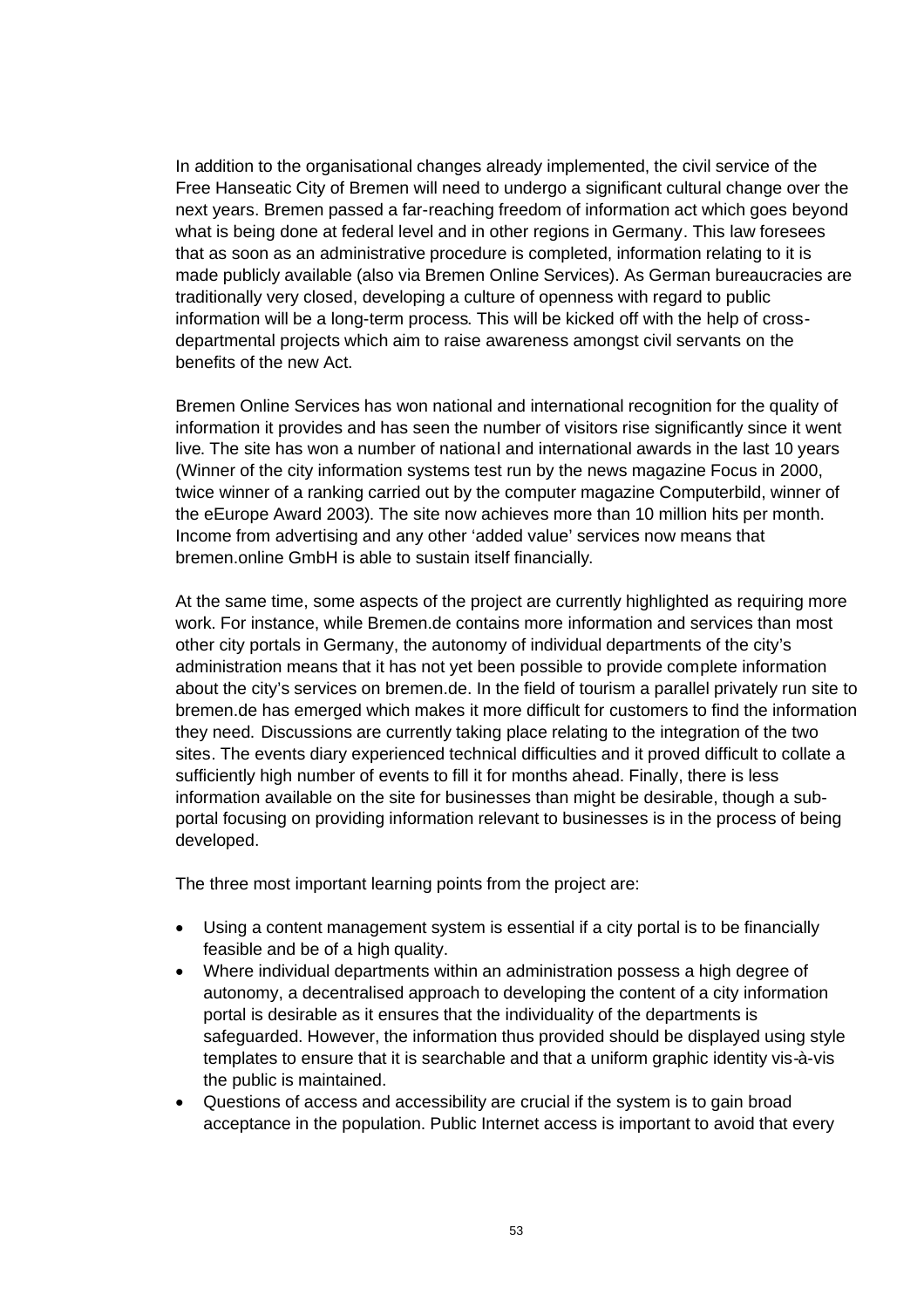In addition to the organisational changes already implemented, the civil service of the Free Hanseatic City of Bremen will need to undergo a significant cultural change over the next years. Bremen passed a far-reaching freedom of information act which goes beyond what is being done at federal level and in other regions in Germany. This law foresees that as soon as an administrative procedure is completed, information relating to it is made publicly available (also via Bremen Online Services). As German bureaucracies are traditionally very closed, developing a culture of openness with regard to public information will be a long-term process. This will be kicked off with the help of cross-departmental projects which aim to raise awareness amongst civil servants on the benefits of the new Act.

Bremen Online Services has won national and international recognition for the quality of information it provides and has seen the number of visitors rise significantly since it went live. The site has won a number of national and international awards in the last 10 years (Winner of the city information systems test run by the news magazine Focus in 2000, twice winner of a ranking carried out by the computer magazine Computerbild, winner of the eEurope Award 2003). The site now achieves more than 10 million hits per month. Income from advertising and any other 'added value' services now means that bremen.online GmbH is able to sustain itself financially.

At the same time, some aspects of the project are currently highlighted as requiring more work. For instance, while Bremen.de contains more information and services than most other city portals in Germany, the autonomy of individual departments of the city's administration means that it has not yet been possible to provide complete information about the city's services on bremen.de. In the field of tourism a parallel privately run site to bremen.de has emerged which makes it more difficult for customers to find the information they need. Discussions are currently taking place relating to the integration of the two sites. The events diary experienced technical difficulties and it proved difficult to collate a sufficiently high number of events to fill it for months ahead. Finally, there is less information available on the site for businesses than might be desirable, though a sub-portal focusing on providing information relevant to businesses is in the process of being developed.

The three most important learning points from the project are:

- Using a content management system is essential if a city portal is to be financially feasible and be of a high quality.
- Where individual departments within an administration possess a high degree of autonomy, a decentralised approach to developing the content of a city information portal is desirable as it ensures that the individuality of the departments is safeguarded. However, the information thus provided should be displayed using style templates to ensure that it is searchable and that a uniform graphic identity vis-à-vis the public is maintained.
- Questions of access and accessibility are crucial if the system is to gain broad acceptance in the population. Public Internet access is important to avoid that every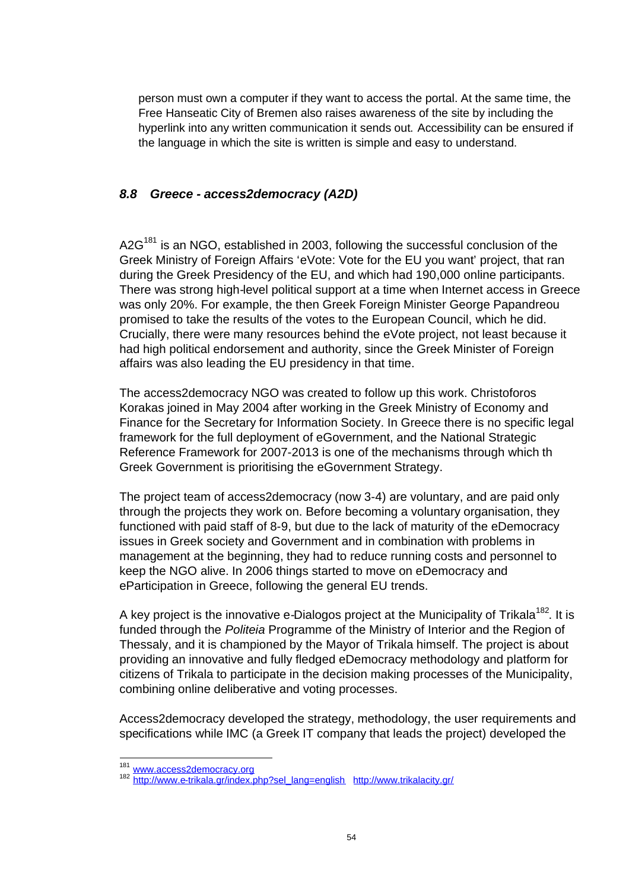person must own a computer if they want to access the portal. At the same time, the Free Hanseatic City of Bremen also raises awareness of the site by including the hyperlink into any written communication it sends out. Accessibility can be ensured if the language in which the site is written is simple and easy to understand.

### *8.8 Greece - access2democracy (A2D)*

A2G[181] is an NGO, established in 2003, following the successful conclusion of the Greek Ministry of Foreign Affairs 'eVote: Vote for the EU you want' project, that ran during the Greek Presidency of the EU, and which had 190,000 online participants. There was strong high-level political support at a time when Internet access in Greece was only 20%. For example, the then Greek Foreign Minister George Papandreou promised to take the results of the votes to the European Council, which he did. Crucially, there were many resources behind the eVote project, not least because it had high political endorsement and authority, since the Greek Minister of Foreign affairs was also leading the EU presidency in that time.

The access2democracy NGO was created to follow up this work. Christoforos Korakas joined in May 2004 after working in the Greek Ministry of Economy and Finance for the Secretary for Information Society. In Greece there is no specific legal framework for the full deployment of eGovernment, and the National Strategic Reference Framework for 2007-2013 is one of the mechanisms through which th Greek Government is prioritising the eGovernment Strategy.

The project team of access2democracy (now 3-4) are voluntary, and are paid only through the projects they work on. Before becoming a voluntary organisation, they functioned with paid staff of 8-9, but due to the lack of maturity of the eDemocracy issues in Greek society and Government and in combination with problems in management at the beginning, they had to reduce running costs and personnel to keep the NGO alive. In 2006 things started to move on eDemocracy and eParticipation in Greece, following the general EU trends.

A key project is the innovative e-Dialogos project at the Municipality of Trikala[182]. It is funded through the *Politeia* Programme of the Ministry of Interior and the Region of Thessaly, and it is championed by the Mayor of Trikala himself. The project is about providing an innovative and fully fledged eDemocracy methodology and platform for citizens of Trikala to participate in the decision making processes of the Municipality, combining online deliberative and voting processes.

Access2democracy developed the strategy, methodology, the user requirements and specifications while IMC (a Greek IT company that leads the project) developed the

---

[181] www.access2democracy.org

[182] http://www.e-trikala.gr/index.php?sel_lang=english http://www.trikalacity.gr/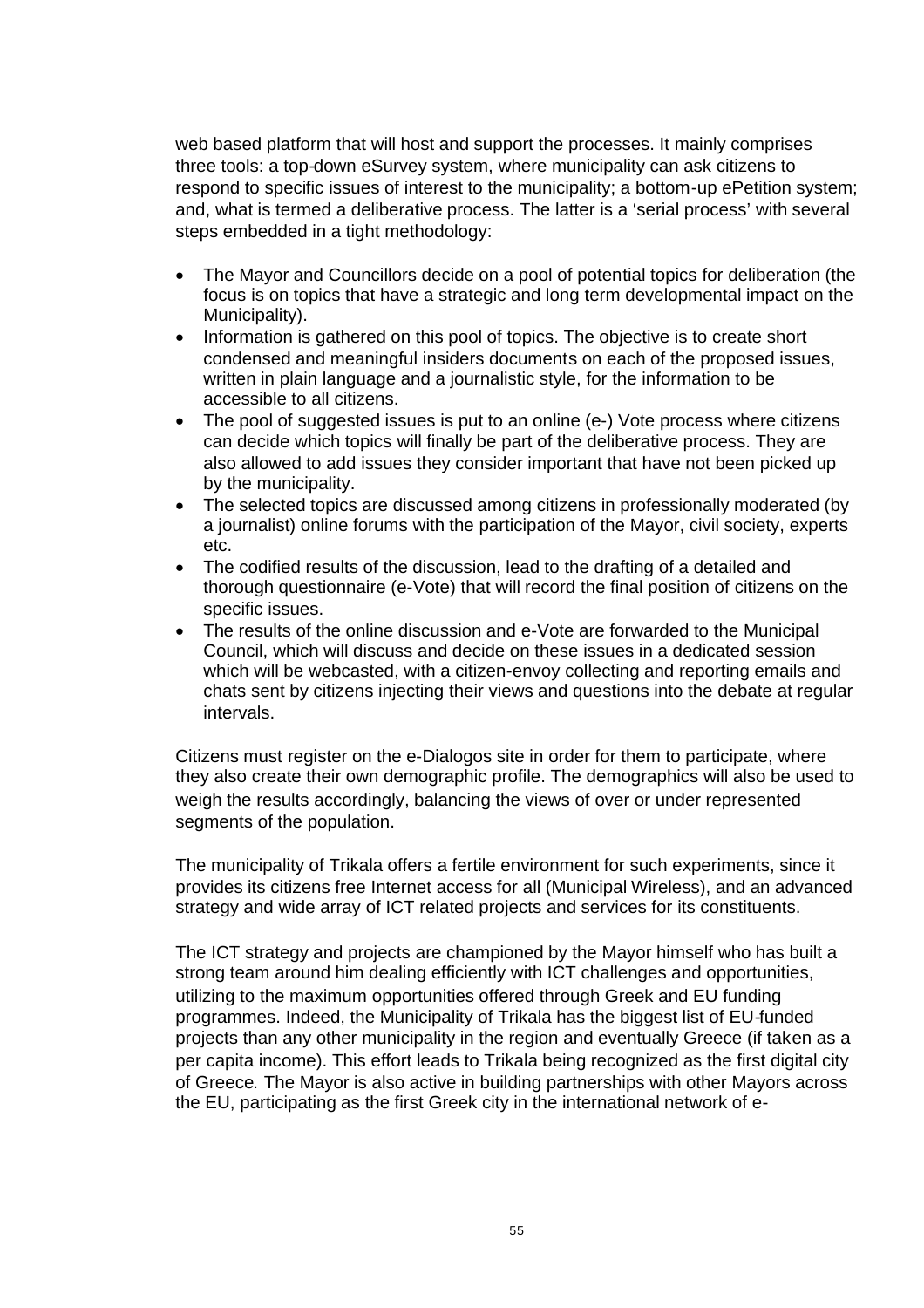web based platform that will host and support the processes. It mainly comprises three tools: a top-down eSurvey system, where municipality can ask citizens to respond to specific issues of interest to the municipality; a bottom-up ePetition system; and, what is termed a deliberative process. The latter is a 'serial process' with several steps embedded in a tight methodology:

- The Mayor and Councillors decide on a pool of potential topics for deliberation (the focus is on topics that have a strategic and long term developmental impact on the Municipality).
- Information is gathered on this pool of topics. The objective is to create short condensed and meaningful insiders documents on each of the proposed issues, written in plain language and a journalistic style, for the information to be accessible to all citizens.
- The pool of suggested issues is put to an online (e-) Vote process where citizens can decide which topics will finally be part of the deliberative process. They are also allowed to add issues they consider important that have not been picked up by the municipality.
- The selected topics are discussed among citizens in professionally moderated (by a journalist) online forums with the participation of the Mayor, civil society, experts etc.
- The codified results of the discussion, lead to the drafting of a detailed and thorough questionnaire (e-Vote) that will record the final position of citizens on the specific issues.
- The results of the online discussion and e-Vote are forwarded to the Municipal Council, which will discuss and decide on these issues in a dedicated session which will be webcasted, with a citizen-envoy collecting and reporting emails and chats sent by citizens injecting their views and questions into the debate at regular intervals.

Citizens must register on the e-Dialogos site in order for them to participate, where they also create their own demographic profile. The demographics will also be used to weigh the results accordingly, balancing the views of over or under represented segments of the population.

The municipality of Trikala offers a fertile environment for such experiments, since it provides its citizens free Internet access for all (Municipal Wireless), and an advanced strategy and wide array of ICT related projects and services for its constituents.

The ICT strategy and projects are championed by the Mayor himself who has built a strong team around him dealing efficiently with ICT challenges and opportunities, utilizing to the maximum opportunities offered through Greek and EU funding programmes. Indeed, the Municipality of Trikala has the biggest list of EU-funded projects than any other municipality in the region and eventually Greece (if taken as a per capita income). This effort leads to Trikala being recognized as the first digital city of Greece. The Mayor is also active in building partnerships with other Mayors across the EU, participating as the first Greek city in the international network of e-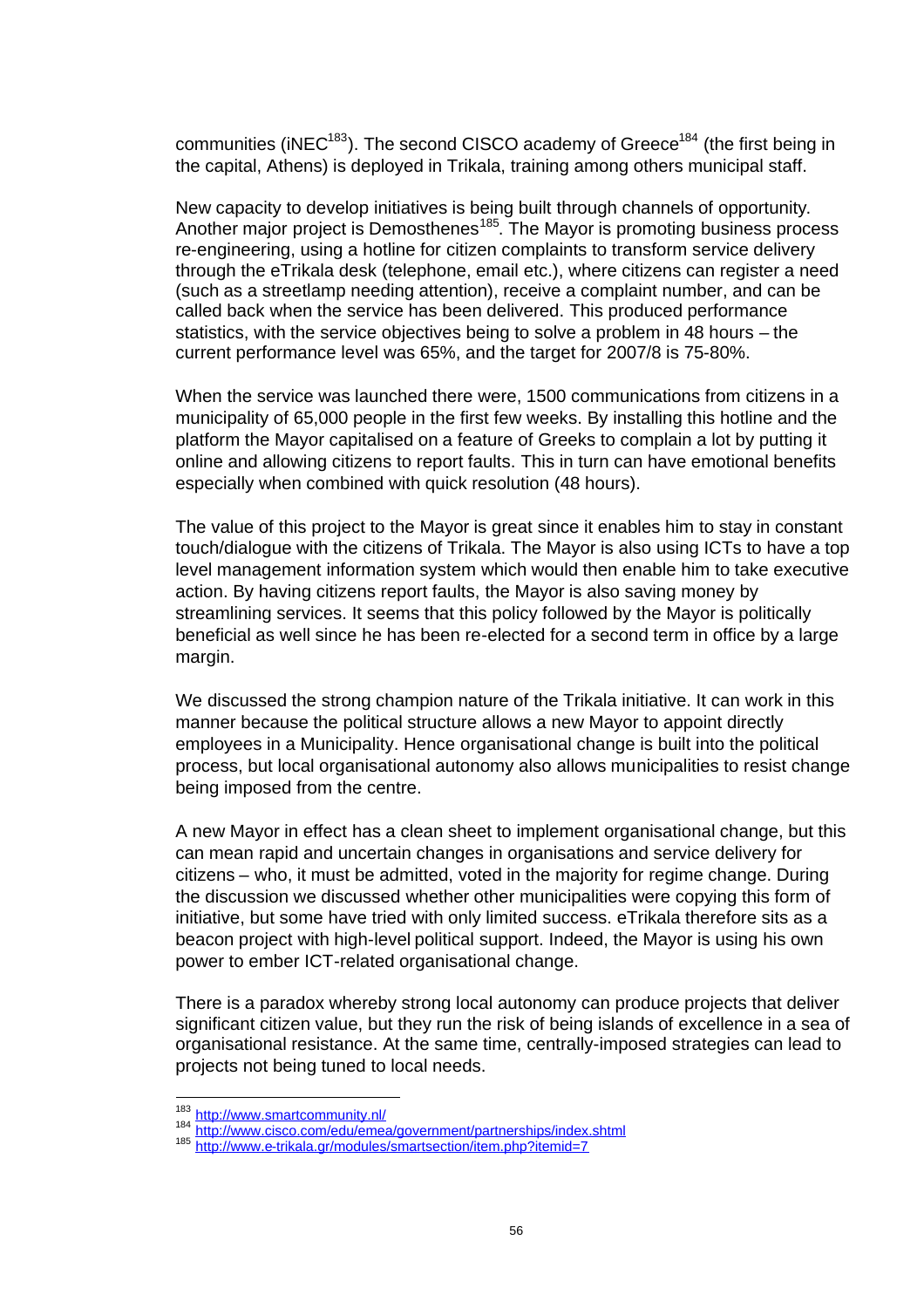communities (iNEC[183]). The second CISCO academy of Greece[184] (the first being in the capital, Athens) is deployed in Trikala, training among others municipal staff.

New capacity to develop initiatives is being built through channels of opportunity. Another major project is Demosthenes[185]. The Mayor is promoting business process re-engineering, using a hotline for citizen complaints to transform service delivery through the eTrikala desk (telephone, email etc.), where citizens can register a need (such as a streetlamp needing attention), receive a complaint number, and can be called back when the service has been delivered. This produced performance statistics, with the service objectives being to solve a problem in 48 hours – the current performance level was 65%, and the target for 2007/8 is 75-80%.

When the service was launched there were, 1500 communications from citizens in a municipality of 65,000 people in the first few weeks. By installing this hotline and the platform the Mayor capitalised on a feature of Greeks to complain a lot by putting it online and allowing citizens to report faults. This in turn can have emotional benefits especially when combined with quick resolution (48 hours).

The value of this project to the Mayor is great since it enables him to stay in constant touch/dialogue with the citizens of Trikala. The Mayor is also using ICTs to have a top level management information system which would then enable him to take executive action. By having citizens report faults, the Mayor is also saving money by streamlining services. It seems that this policy followed by the Mayor is politically beneficial as well since he has been re-elected for a second term in office by a large margin.

We discussed the strong champion nature of the Trikala initiative. It can work in this manner because the political structure allows a new Mayor to appoint directly employees in a Municipality. Hence organisational change is built into the political process, but local organisational autonomy also allows municipalities to resist change being imposed from the centre.

A new Mayor in effect has a clean sheet to implement organisational change, but this can mean rapid and uncertain changes in organisations and service delivery for citizens – who, it must be admitted, voted in the majority for regime change. During the discussion we discussed whether other municipalities were copying this form of initiative, but some have tried with only limited success. eTrikala therefore sits as a beacon project with high-level political support. Indeed, the Mayor is using his own power to ember ICT-related organisational change.

There is a paradox whereby strong local autonomy can produce projects that deliver significant citizen value, but they run the risk of being islands of excellence in a sea of organisational resistance. At the same time, centrally-imposed strategies can lead to projects not being tuned to local needs.

---

[183] http://www.smartcommunity.nl/

[184] http://www.cisco.com/edu/emea/government/partnerships/index.shtml

[185] http://www.e-trikala.gr/modules/smartsection/item.php?itemid=7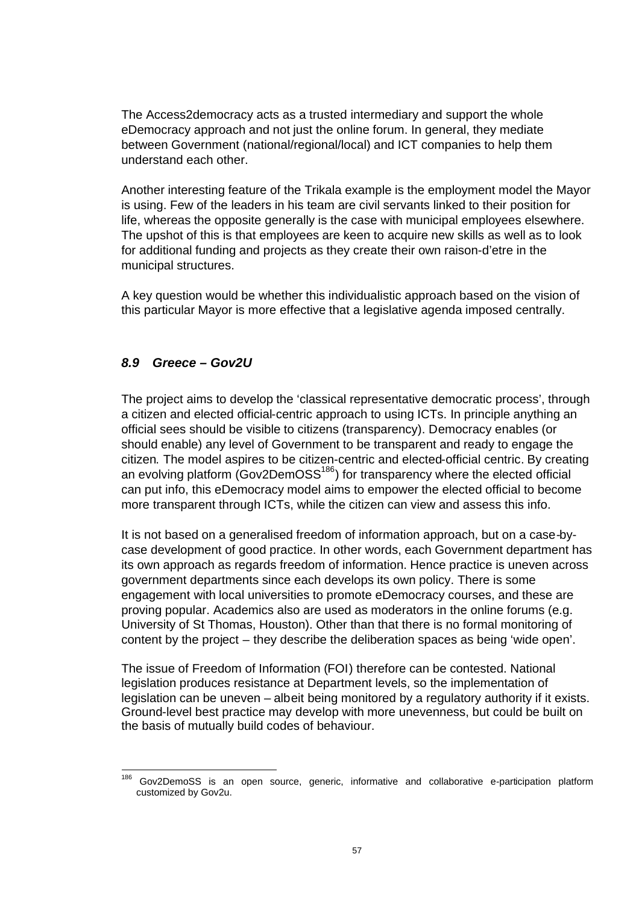The Access2democracy acts as a trusted intermediary and support the whole eDemocracy approach and not just the online forum. In general, they mediate between Government (national/regional/local) and ICT companies to help them understand each other.

Another interesting feature of the Trikala example is the employment model the Mayor is using. Few of the leaders in his team are civil servants linked to their position for life, whereas the opposite generally is the case with municipal employees elsewhere. The upshot of this is that employees are keen to acquire new skills as well as to look for additional funding and projects as they create their own raison-d'etre in the municipal structures.

A key question would be whether this individualistic approach based on the vision of this particular Mayor is more effective that a legislative agenda imposed centrally.

### *8.9 Greece – Gov2U*

The project aims to develop the 'classical representative democratic process', through a citizen and elected official-centric approach to using ICTs. In principle anything an official sees should be visible to citizens (transparency). Democracy enables (or should enable) any level of Government to be transparent and ready to engage the citizen. The model aspires to be citizen-centric and elected-official centric. By creating an evolving platform (Gov2DemOSS[186]) for transparency where the elected official can put info, this eDemocracy model aims to empower the elected official to become more transparent through ICTs, while the citizen can view and assess this info.

It is not based on a generalised freedom of information approach, but on a case-by-case development of good practice. In other words, each Government department has its own approach as regards freedom of information. Hence practice is uneven across government departments since each develops its own policy. There is some engagement with local universities to promote eDemocracy courses, and these are proving popular. Academics also are used as moderators in the online forums (e.g. University of St Thomas, Houston). Other than that there is no formal monitoring of content by the project – they describe the deliberation spaces as being 'wide open'.

The issue of Freedom of Information (FOI) therefore can be contested. National legislation produces resistance at Department levels, so the implementation of legislation can be uneven – albeit being monitored by a regulatory authority if it exists. Ground-level best practice may develop with more unevenness, but could be built on the basis of mutually build codes of behaviour.

[186] Gov2DemoSS is an open source, generic, informative and collaborative e-participation platform customized by Gov2u.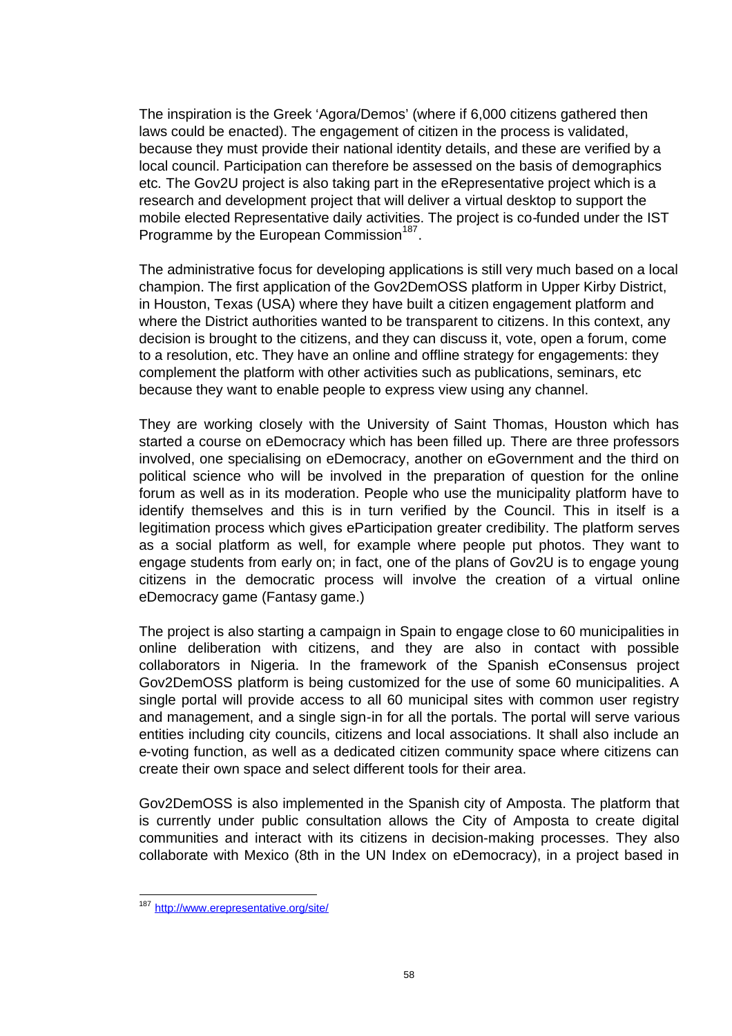The inspiration is the Greek 'Agora/Demos' (where if 6,000 citizens gathered then laws could be enacted). The engagement of citizen in the process is validated, because they must provide their national identity details, and these are verified by a local council. Participation can therefore be assessed on the basis of demographics etc. The Gov2U project is also taking part in the eRepresentative project which is a research and development project that will deliver a virtual desktop to support the mobile elected Representative daily activities. The project is co-funded under the IST Programme by the European Commission[187].

The administrative focus for developing applications is still very much based on a local champion. The first application of the Gov2DemOSS platform in Upper Kirby District, in Houston, Texas (USA) where they have built a citizen engagement platform and where the District authorities wanted to be transparent to citizens. In this context, any decision is brought to the citizens, and they can discuss it, vote, open a forum, come to a resolution, etc. They have an online and offline strategy for engagements: they complement the platform with other activities such as publications, seminars, etc because they want to enable people to express view using any channel.

They are working closely with the University of Saint Thomas, Houston which has started a course on eDemocracy which has been filled up. There are three professors involved, one specialising on eDemocracy, another on eGovernment and the third on political science who will be involved in the preparation of question for the online forum as well as in its moderation. People who use the municipality platform have to identify themselves and this is in turn verified by the Council. This in itself is a legitimation process which gives eParticipation greater credibility. The platform serves as a social platform as well, for example where people put photos. They want to engage students from early on; in fact, one of the plans of Gov2U is to engage young citizens in the democratic process will involve the creation of a virtual online eDemocracy game (Fantasy game.)

The project is also starting a campaign in Spain to engage close to 60 municipalities in online deliberation with citizens, and they are also in contact with possible collaborators in Nigeria. In the framework of the Spanish eConsensus project Gov2DemOSS platform is being customized for the use of some 60 municipalities. A single portal will provide access to all 60 municipal sites with common user registry and management, and a single sign-in for all the portals. The portal will serve various entities including city councils, citizens and local associations. It shall also include an e-voting function, as well as a dedicated citizen community space where citizens can create their own space and select different tools for their area.

Gov2DemOSS is also implemented in the Spanish city of Amposta. The platform that is currently under public consultation allows the City of Amposta to create digital communities and interact with its citizens in decision-making processes. They also collaborate with Mexico (8th in the UN Index on eDemocracy), in a project based in

[187] http://www.erepresentative.org/site/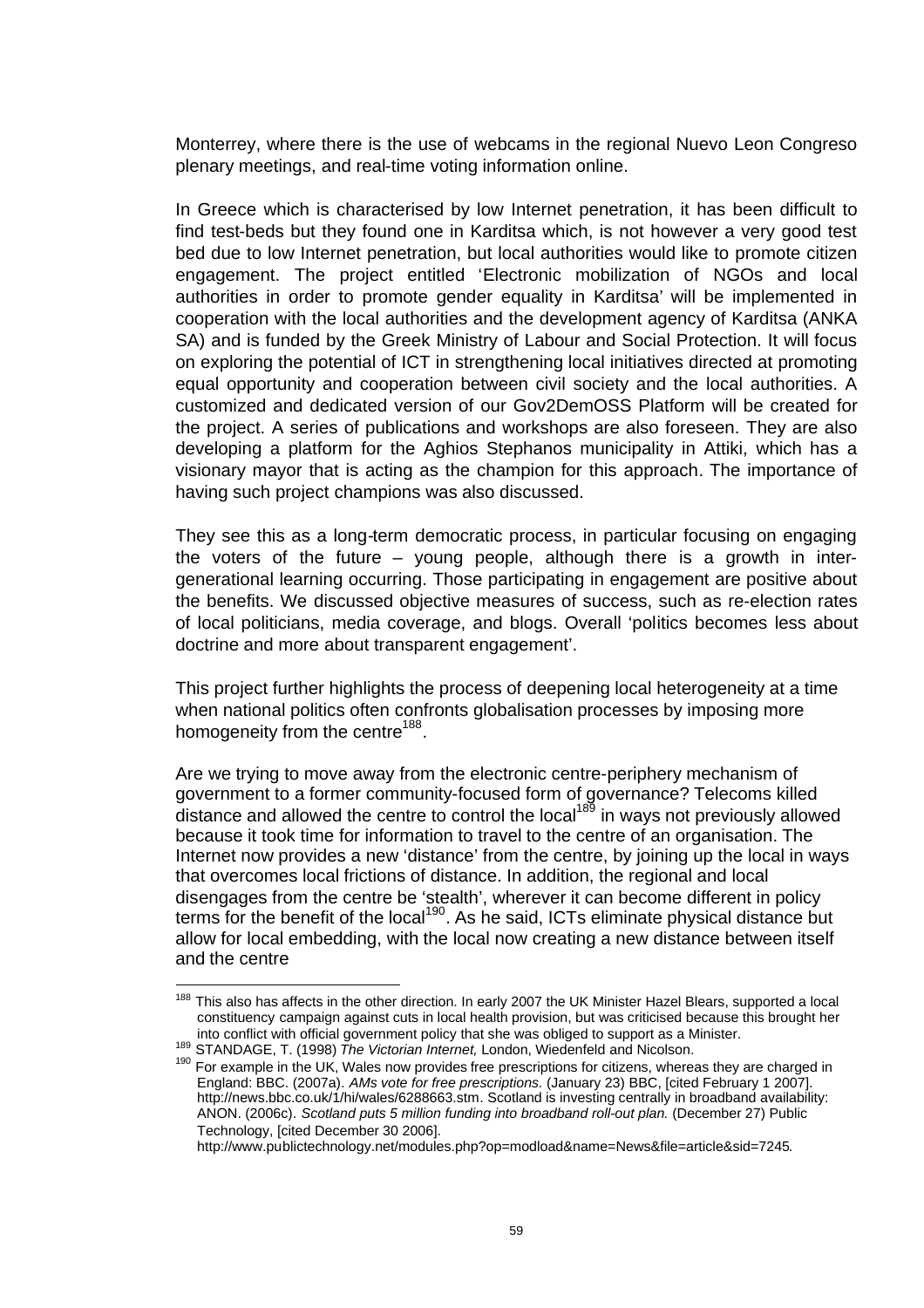Monterrey, where there is the use of webcams in the regional Nuevo Leon Congreso plenary meetings, and real-time voting information online.

In Greece which is characterised by low Internet penetration, it has been difficult to find test-beds but they found one in Karditsa which, is not however a very good test bed due to low Internet penetration, but local authorities would like to promote citizen engagement. The project entitled 'Electronic mobilization of NGOs and local authorities in order to promote gender equality in Karditsa' will be implemented in cooperation with the local authorities and the development agency of Karditsa (ANKA SA) and is funded by the Greek Ministry of Labour and Social Protection. It will focus on exploring the potential of ICT in strengthening local initiatives directed at promoting equal opportunity and cooperation between civil society and the local authorities. A customized and dedicated version of our Gov2DemOSS Platform will be created for the project. A series of publications and workshops are also foreseen. They are also developing a platform for the Aghios Stephanos municipality in Attiki, which has a visionary mayor that is acting as the champion for this approach. The importance of having such project champions was also discussed.

They see this as a long-term democratic process, in particular focusing on engaging the voters of the future – young people, although there is a growth in inter-generational learning occurring. Those participating in engagement are positive about the benefits. We discussed objective measures of success, such as re-election rates of local politicians, media coverage, and blogs. Overall 'politics becomes less about doctrine and more about transparent engagement'.

This project further highlights the process of deepening local heterogeneity at a time when national politics often confronts globalisation processes by imposing more homogeneity from the centre[188].

Are we trying to move away from the electronic centre-periphery mechanism of government to a former community-focused form of governance? Telecoms killed distance and allowed the centre to control the local[189] in ways not previously allowed because it took time for information to travel to the centre of an organisation. The Internet now provides a new 'distance' from the centre, by joining up the local in ways that overcomes local frictions of distance. In addition, the regional and local disengages from the centre be 'stealth', wherever it can become different in policy terms for the benefit of the local[190]. As he said, ICTs eliminate physical distance but allow for local embedding, with the local now creating a new distance between itself and the centre

---

[188] This also has affects in the other direction. In early 2007 the UK Minister Hazel Blears, supported a local constituency campaign against cuts in local health provision, but was criticised because this brought her into conflict with official government policy that she was obliged to support as a Minister.

[189] STANDAGE, T. (1998) *The Victorian Internet,* London, Wiedenfeld and Nicolson.

[190] For example in the UK, Wales now provides free prescriptions for citizens, whereas they are charged in England: BBC. (2007a). *AMs vote for free prescriptions.* (January 23) BBC, [cited February 1 2007]. http://news.bbc.co.uk/1/hi/wales/6288663.stm. Scotland is investing centrally in broadband availability: ANON. (2006c). *Scotland puts 5 million funding into broadband roll-out plan.* (December 27) Public Technology, [cited December 30 2006]. http://www.publictechnology.net/modules.php?op=modload&name=News&file=article&sid=7245.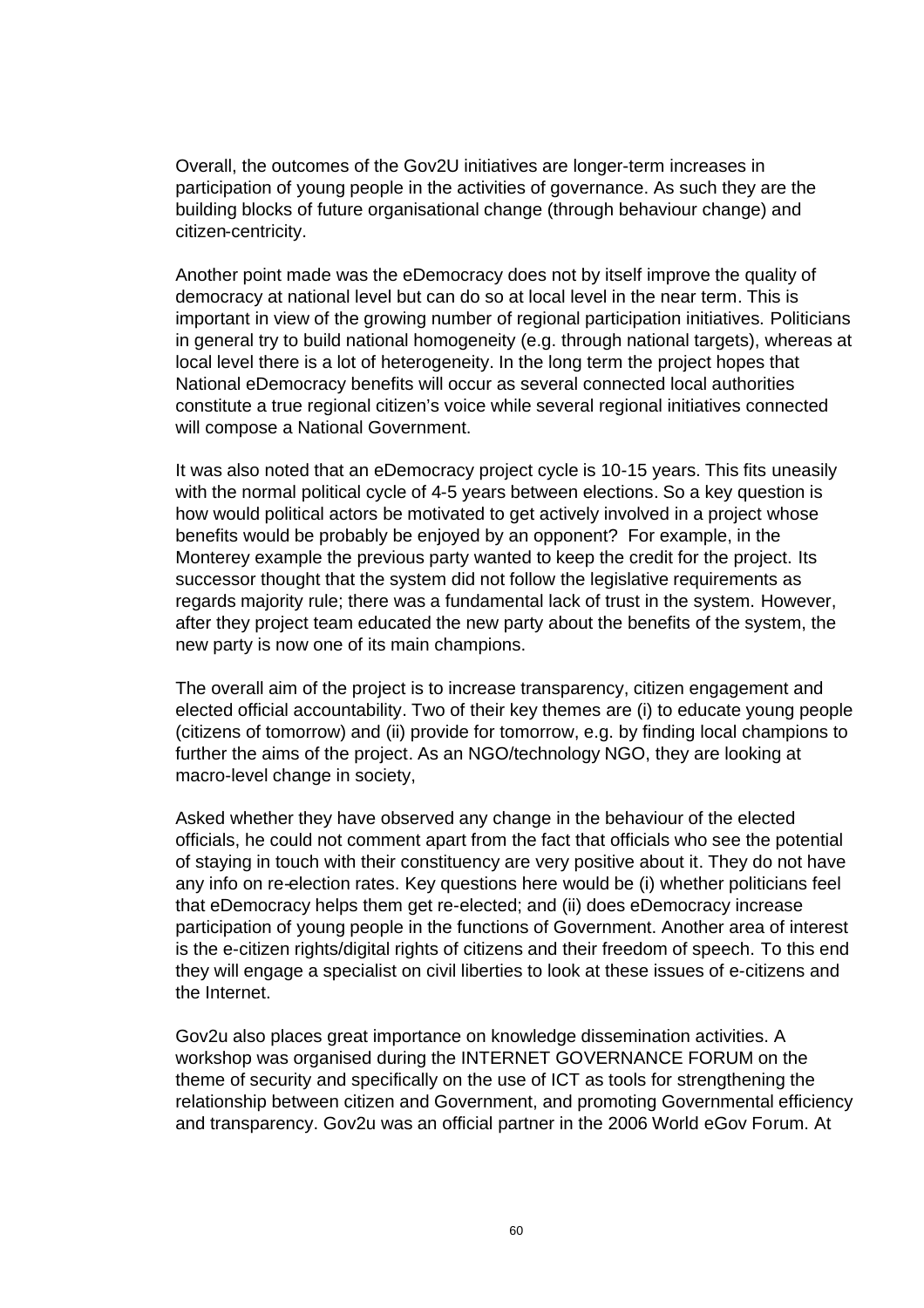Overall, the outcomes of the Gov2U initiatives are longer-term increases in participation of young people in the activities of governance. As such they are the building blocks of future organisational change (through behaviour change) and citizen-centricity.

Another point made was the eDemocracy does not by itself improve the quality of democracy at national level but can do so at local level in the near term. This is important in view of the growing number of regional participation initiatives. Politicians in general try to build national homogeneity (e.g. through national targets), whereas at local level there is a lot of heterogeneity. In the long term the project hopes that National eDemocracy benefits will occur as several connected local authorities constitute a true regional citizen's voice while several regional initiatives connected will compose a National Government.

It was also noted that an eDemocracy project cycle is 10-15 years. This fits uneasily with the normal political cycle of 4-5 years between elections. So a key question is how would political actors be motivated to get actively involved in a project whose benefits would be probably be enjoyed by an opponent? For example, in the Monterey example the previous party wanted to keep the credit for the project. Its successor thought that the system did not follow the legislative requirements as regards majority rule; there was a fundamental lack of trust in the system. However, after they project team educated the new party about the benefits of the system, the new party is now one of its main champions.

The overall aim of the project is to increase transparency, citizen engagement and elected official accountability. Two of their key themes are (i) to educate young people (citizens of tomorrow) and (ii) provide for tomorrow, e.g. by finding local champions to further the aims of the project. As an NGO/technology NGO, they are looking at macro-level change in society,

Asked whether they have observed any change in the behaviour of the elected officials, he could not comment apart from the fact that officials who see the potential of staying in touch with their constituency are very positive about it. They do not have any info on re-election rates. Key questions here would be (i) whether politicians feel that eDemocracy helps them get re-elected; and (ii) does eDemocracy increase participation of young people in the functions of Government. Another area of interest is the e-citizen rights/digital rights of citizens and their freedom of speech. To this end they will engage a specialist on civil liberties to look at these issues of e-citizens and the Internet.

Gov2u also places great importance on knowledge dissemination activities. A workshop was organised during the INTERNET GOVERNANCE FORUM on the theme of security and specifically on the use of ICT as tools for strengthening the relationship between citizen and Government, and promoting Governmental efficiency and transparency. Gov2u was an official partner in the 2006 World eGov Forum. At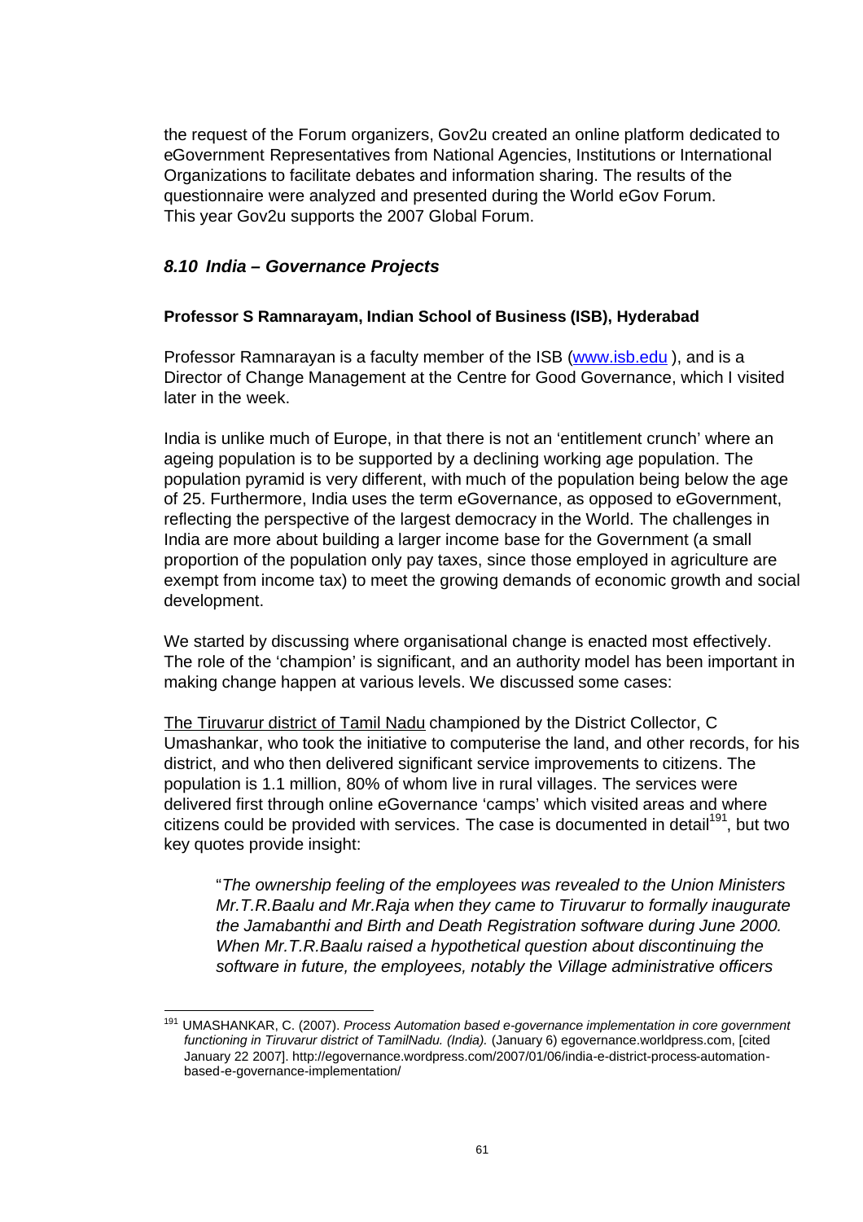the request of the Forum organizers, Gov2u created an online platform dedicated to eGovernment Representatives from National Agencies, Institutions or International Organizations to facilitate debates and information sharing. The results of the questionnaire were analyzed and presented during the World eGov Forum. This year Gov2u supports the 2007 Global Forum.

### *8.10 India – Governance Projects*

**Professor S Ramnarayam, Indian School of Business (ISB), Hyderabad**

Professor Ramnarayan is a faculty member of the ISB (www.isb.edu ), and is a Director of Change Management at the Centre for Good Governance, which I visited later in the week.

India is unlike much of Europe, in that there is not an 'entitlement crunch' where an ageing population is to be supported by a declining working age population. The population pyramid is very different, with much of the population being below the age of 25. Furthermore, India uses the term eGovernance, as opposed to eGovernment, reflecting the perspective of the largest democracy in the World. The challenges in India are more about building a larger income base for the Government (a small proportion of the population only pay taxes, since those employed in agriculture are exempt from income tax) to meet the growing demands of economic growth and social development.

We started by discussing where organisational change is enacted most effectively. The role of the 'champion' is significant, and an authority model has been important in making change happen at various levels. We discussed some cases:

The Tiruvarur district of Tamil Nadu championed by the District Collector, C Umashankar, who took the initiative to computerise the land, and other records, for his district, and who then delivered significant service improvements to citizens. The population is 1.1 million, 80% of whom live in rural villages. The services were delivered first through online eGovernance 'camps' which visited areas and where citizens could be provided with services. The case is documented in detail[191], but two key quotes provide insight:

> "*The ownership feeling of the employees was revealed to the Union Ministers Mr.T.R.Baalu and Mr.Raja when they came to Tiruvarur to formally inaugurate the Jamabanthi and Birth and Death Registration software during June 2000. When Mr.T.R.Baalu raised a hypothetical question about discontinuing the software in future, the employees, notably the Village administrative officers*

---

[191] UMASHANKAR, C. (2007). *Process Automation based e-governance implementation in core government functioning in Tiruvarur district of TamilNadu. (India).* (January 6) egovernance.worldpress.com, [cited January 22 2007]. http://egovernance.wordpress.com/2007/01/06/india-e-district-process-automation-based-e-governance-implementation/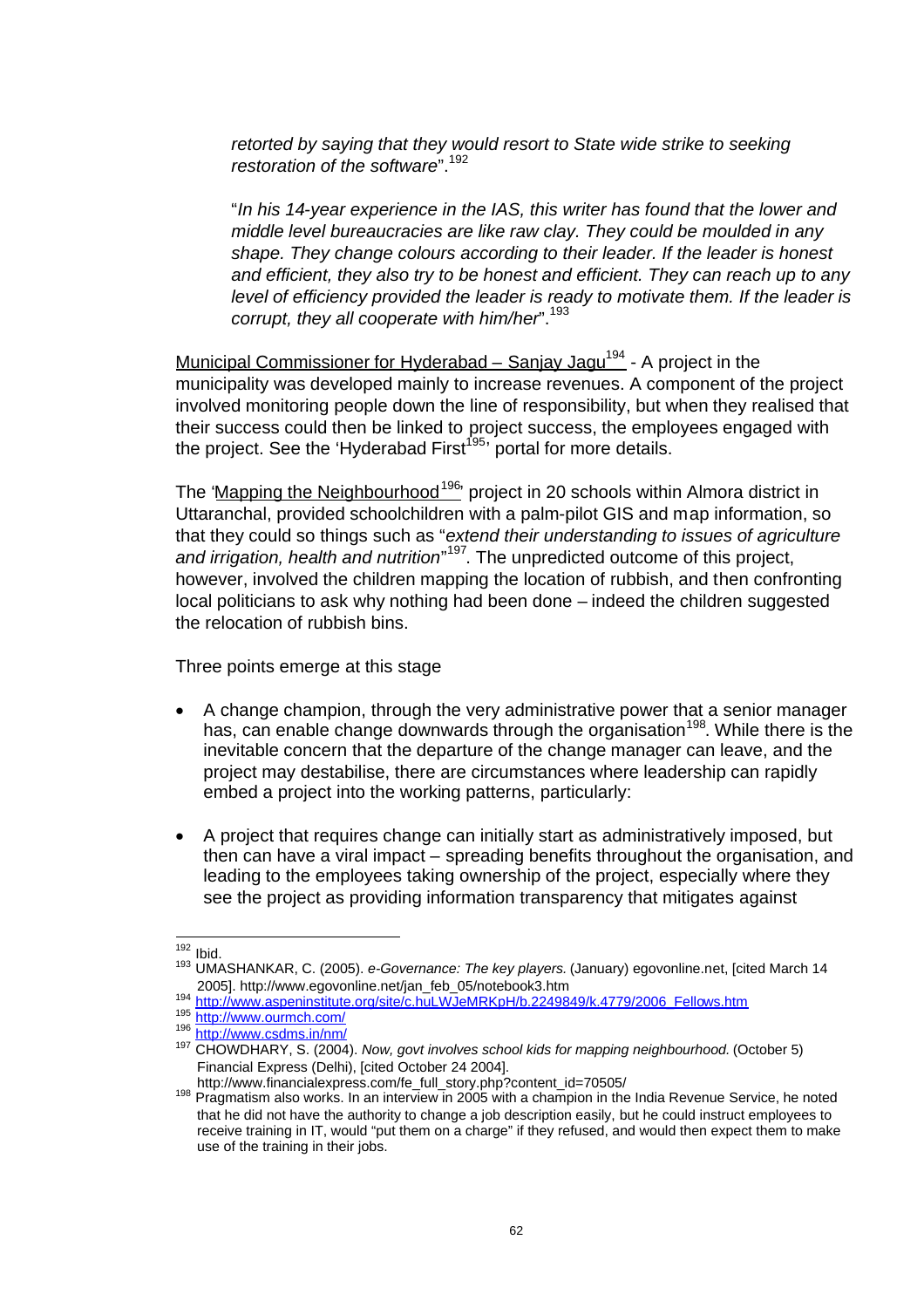*retorted by saying that they would resort to State wide strike to seeking restoration of the software*".[192]

"*In his 14-year experience in the IAS, this writer has found that the lower and middle level bureaucracies are like raw clay. They could be moulded in any shape. They change colours according to their leader. If the leader is honest and efficient, they also try to be honest and efficient. They can reach up to any level of efficiency provided the leader is ready to motivate them. If the leader is corrupt, they all cooperate with him/her*".[193]

Municipal Commissioner for Hyderabad – Sanjay Jagu[194] - A project in the municipality was developed mainly to increase revenues. A component of the project involved monitoring people down the line of responsibility, but when they realised that their success could then be linked to project success, the employees engaged with the project. See the 'Hyderabad First[195]' portal for more details.

The 'Mapping the Neighbourhood[196]' project in 20 schools within Almora district in Uttaranchal, provided schoolchildren with a palm-pilot GIS and map information, so that they could so things such as "*extend their understanding to issues of agriculture and irrigation, health and nutrition*"[197]. The unpredicted outcome of this project, however, involved the children mapping the location of rubbish, and then confronting local politicians to ask why nothing had been done – indeed the children suggested the relocation of rubbish bins.

Three points emerge at this stage

- A change champion, through the very administrative power that a senior manager has, can enable change downwards through the organisation[198]. While there is the inevitable concern that the departure of the change manager can leave, and the project may destabilise, there are circumstances where leadership can rapidly embed a project into the working patterns, particularly:
- A project that requires change can initially start as administratively imposed, but then can have a viral impact – spreading benefits throughout the organisation, and leading to the employees taking ownership of the project, especially where they see the project as providing information transparency that mitigates against

---

[192] Ibid.

[193] UMASHANKAR, C. (2005). *e-Governance: The key players.* (January) egovonline.net, [cited March 14 2005]. http://www.egovonline.net/jan_feb_05/notebook3.htm

[194] http://www.aspeninstitute.org/site/c.huLWJeMRKpH/b.2249849/k.4779/2006_Fellows.htm

[195] http://www.ourmch.com/

[196] http://www.csdms.in/nm/

[197] CHOWDHARY, S. (2004). *Now, govt involves school kids for mapping neighbourhood.* (October 5) Financial Express (Delhi), [cited October 24 2004]. http://www.financialexpress.com/fe_full_story.php?content_id=70505/

[198] Pragmatism also works. In an interview in 2005 with a champion in the India Revenue Service, he noted that he did not have the authority to change a job description easily, but he could instruct employees to receive training in IT, would "put them on a charge" if they refused, and would then expect them to make use of the training in their jobs.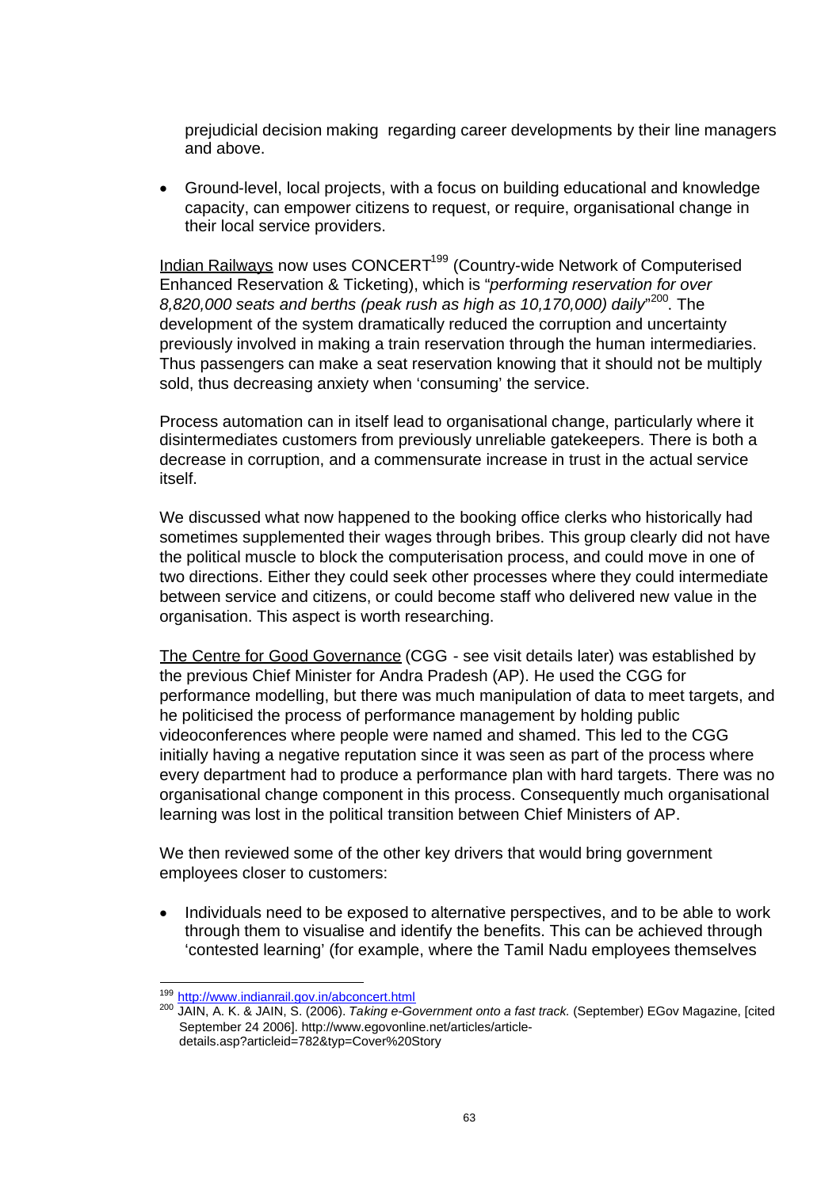prejudicial decision making regarding career developments by their line managers and above.

- Ground-level, local projects, with a focus on building educational and knowledge capacity, can empower citizens to request, or require, organisational change in their local service providers.

Indian Railways now uses CONCERT[199] (Country-wide Network of Computerised Enhanced Reservation & Ticketing), which is "*performing reservation for over 8,820,000 seats and berths (peak rush as high as 10,170,000) daily*"[200]. The development of the system dramatically reduced the corruption and uncertainty previously involved in making a train reservation through the human intermediaries. Thus passengers can make a seat reservation knowing that it should not be multiply sold, thus decreasing anxiety when 'consuming' the service.

Process automation can in itself lead to organisational change, particularly where it disintermediates customers from previously unreliable gatekeepers. There is both a decrease in corruption, and a commensurate increase in trust in the actual service itself.

We discussed what now happened to the booking office clerks who historically had sometimes supplemented their wages through bribes. This group clearly did not have the political muscle to block the computerisation process, and could move in one of two directions. Either they could seek other processes where they could intermediate between service and citizens, or could become staff who delivered new value in the organisation. This aspect is worth researching.

The Centre for Good Governance (CGG - see visit details later) was established by the previous Chief Minister for Andra Pradesh (AP). He used the CGG for performance modelling, but there was much manipulation of data to meet targets, and he politicised the process of performance management by holding public videoconferences where people were named and shamed. This led to the CGG initially having a negative reputation since it was seen as part of the process where every department had to produce a performance plan with hard targets. There was no organisational change component in this process. Consequently much organisational learning was lost in the political transition between Chief Ministers of AP.

We then reviewed some of the other key drivers that would bring government employees closer to customers:

- Individuals need to be exposed to alternative perspectives, and to be able to work through them to visualise and identify the benefits. This can be achieved through 'contested learning' (for example, where the Tamil Nadu employees themselves

---

[199] http://www.indianrail.gov.in/abconcert.html

[200] JAIN, A. K. & JAIN, S. (2006). *Taking e-Government onto a fast track.* (September) EGov Magazine, [cited September 24 2006]. http://www.egovonline.net/articles/article-details.asp?articleid=782&typ=Cover%20Story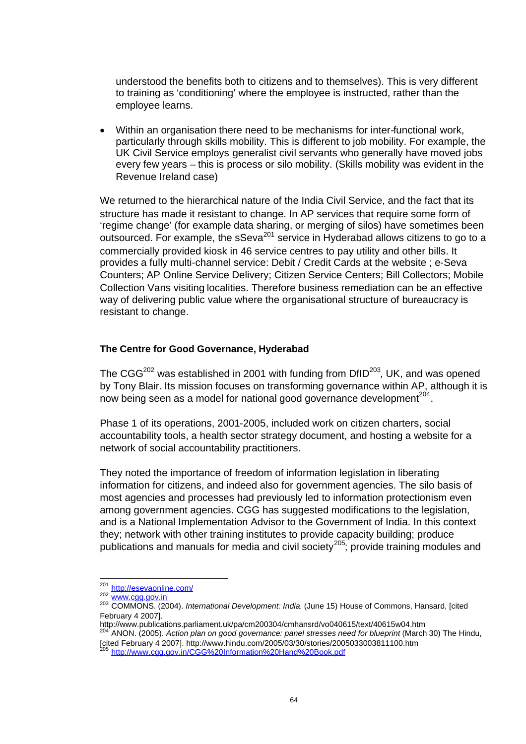understood the benefits both to citizens and to themselves). This is very different to training as 'conditioning' where the employee is instructed, rather than the employee learns.

- Within an organisation there need to be mechanisms for inter-functional work, particularly through skills mobility. This is different to job mobility. For example, the UK Civil Service employs generalist civil servants who generally have moved jobs every few years – this is process or silo mobility. (Skills mobility was evident in the Revenue Ireland case)

We returned to the hierarchical nature of the India Civil Service, and the fact that its structure has made it resistant to change. In AP services that require some form of 'regime change' (for example data sharing, or merging of silos) have sometimes been outsourced. For example, the sSeva[201] service in Hyderabad allows citizens to go to a commercially provided kiosk in 46 service centres to pay utility and other bills. It provides a fully multi-channel service: Debit / Credit Cards at the website ; e-Seva Counters; AP Online Service Delivery; Citizen Service Centers; Bill Collectors; Mobile Collection Vans visiting localities. Therefore business remediation can be an effective way of delivering public value where the organisational structure of bureaucracy is resistant to change.

**The Centre for Good Governance, Hyderabad**

The CGG[202] was established in 2001 with funding from DfID[203], UK, and was opened by Tony Blair. Its mission focuses on transforming governance within AP, although it is now being seen as a model for national good governance development[204].

Phase 1 of its operations, 2001-2005, included work on citizen charters, social accountability tools, a health sector strategy document, and hosting a website for a network of social accountability practitioners.

They noted the importance of freedom of information legislation in liberating information for citizens, and indeed also for government agencies. The silo basis of most agencies and processes had previously led to information protectionism even among government agencies. CGG has suggested modifications to the legislation, and is a National Implementation Advisor to the Government of India. In this context they; network with other training institutes to provide capacity building; produce publications and manuals for media and civil society[205]; provide training modules and

---

[201] http://esevaonline.com/

[202] www.cgg.gov.in

[203] COMMONS. (2004). *International Development: India.* (June 15) House of Commons, Hansard, [cited February 4 2007]. http://www.publications.parliament.uk/pa/cm200304/cmhansrd/vo040615/text/40615w04.htm

[204] ANON. (2005). *Action plan on good governance: panel stresses need for blueprint* (March 30) The Hindu, [cited February 4 2007]. http://www.hindu.com/2005/03/30/stories/2005033003811100.htm

[205] http://www.cgg.gov.in/CGG%20Information%20Hand%20Book.pdf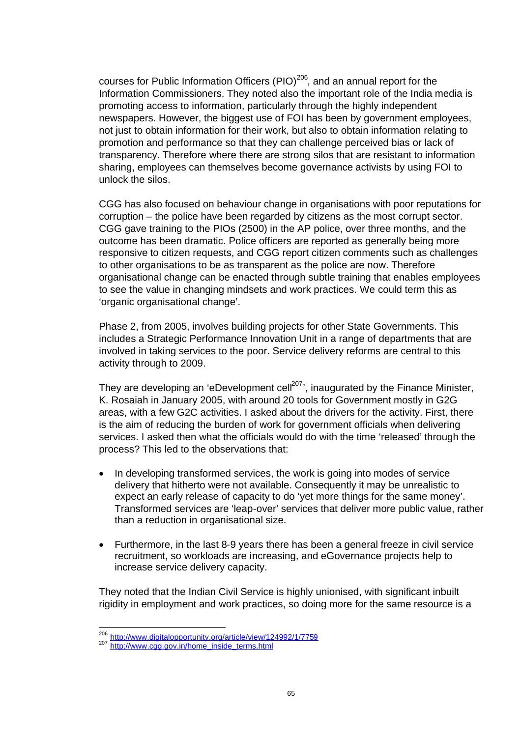courses for Public Information Officers (PIO)[206], and an annual report for the Information Commissioners. They noted also the important role of the India media is promoting access to information, particularly through the highly independent newspapers. However, the biggest use of FOI has been by government employees, not just to obtain information for their work, but also to obtain information relating to promotion and performance so that they can challenge perceived bias or lack of transparency. Therefore where there are strong silos that are resistant to information sharing, employees can themselves become governance activists by using FOI to unlock the silos.

CGG has also focused on behaviour change in organisations with poor reputations for corruption – the police have been regarded by citizens as the most corrupt sector. CGG gave training to the PIOs (2500) in the AP police, over three months, and the outcome has been dramatic. Police officers are reported as generally being more responsive to citizen requests, and CGG report citizen comments such as challenges to other organisations to be as transparent as the police are now. Therefore organisational change can be enacted through subtle training that enables employees to see the value in changing mindsets and work practices. We could term this as 'organic organisational change'.

Phase 2, from 2005, involves building projects for other State Governments. This includes a Strategic Performance Innovation Unit in a range of departments that are involved in taking services to the poor. Service delivery reforms are central to this activity through to 2009.

They are developing an 'eDevelopment cell[207]', inaugurated by the Finance Minister, K. Rosaiah in January 2005, with around 20 tools for Government mostly in G2G areas, with a few G2C activities. I asked about the drivers for the activity. First, there is the aim of reducing the burden of work for government officials when delivering services. I asked then what the officials would do with the time 'released' through the process? This led to the observations that:

- In developing transformed services, the work is going into modes of service delivery that hitherto were not available. Consequently it may be unrealistic to expect an early release of capacity to do 'yet more things for the same money'. Transformed services are 'leap-over' services that deliver more public value, rather than a reduction in organisational size.

- Furthermore, in the last 8-9 years there has been a general freeze in civil service recruitment, so workloads are increasing, and eGovernance projects help to increase service delivery capacity.

They noted that the Indian Civil Service is highly unionised, with significant inbuilt rigidity in employment and work practices, so doing more for the same resource is a

---

[206] http://www.digitalopportunity.org/article/view/124992/1/7759

[207] http://www.cgg.gov.in/home_inside_terms.html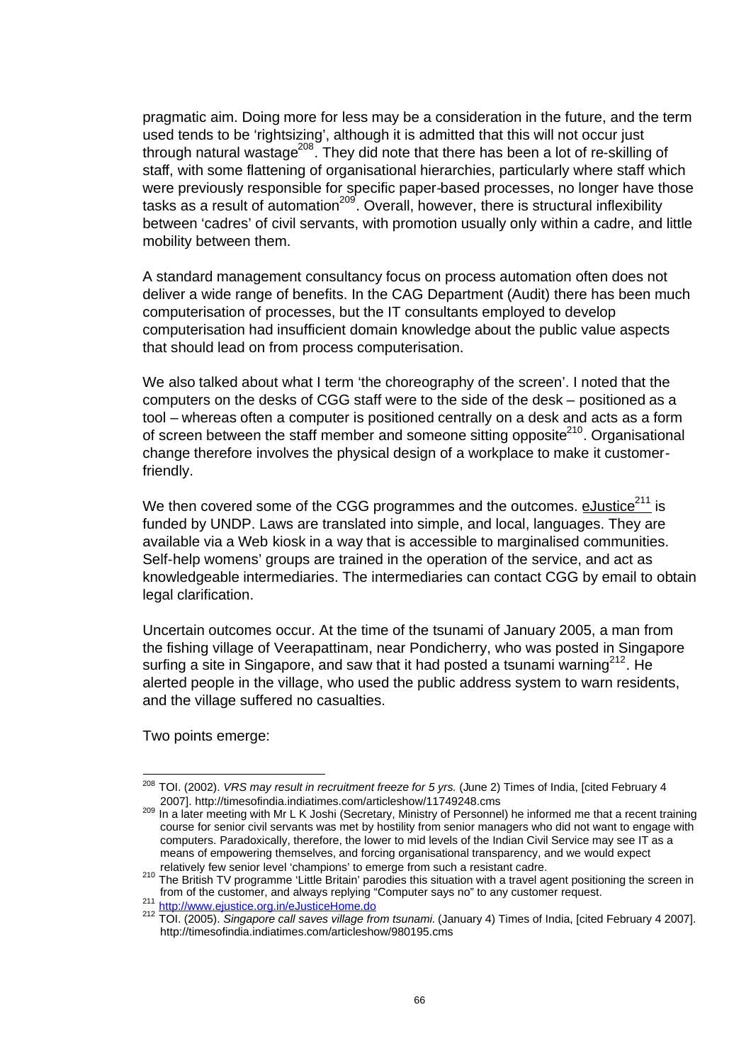pragmatic aim. Doing more for less may be a consideration in the future, and the term used tends to be 'rightsizing', although it is admitted that this will not occur just through natural wastage[208]. They did note that there has been a lot of re-skilling of staff, with some flattening of organisational hierarchies, particularly where staff which were previously responsible for specific paper-based processes, no longer have those tasks as a result of automation[209]. Overall, however, there is structural inflexibility between 'cadres' of civil servants, with promotion usually only within a cadre, and little mobility between them.

A standard management consultancy focus on process automation often does not deliver a wide range of benefits. In the CAG Department (Audit) there has been much computerisation of processes, but the IT consultants employed to develop computerisation had insufficient domain knowledge about the public value aspects that should lead on from process computerisation.

We also talked about what I term 'the choreography of the screen'. I noted that the computers on the desks of CGG staff were to the side of the desk – positioned as a tool – whereas often a computer is positioned centrally on a desk and acts as a form of screen between the staff member and someone sitting opposite[210]. Organisational change therefore involves the physical design of a workplace to make it customer-friendly.

We then covered some of the CGG programmes and the outcomes. eJustice[211] is funded by UNDP. Laws are translated into simple, and local, languages. They are available via a Web kiosk in a way that is accessible to marginalised communities. Self-help womens' groups are trained in the operation of the service, and act as knowledgeable intermediaries. The intermediaries can contact CGG by email to obtain legal clarification.

Uncertain outcomes occur. At the time of the tsunami of January 2005, a man from the fishing village of Veerapattinam, near Pondicherry, who was posted in Singapore surfing a site in Singapore, and saw that it had posted a tsunami warning[212]. He alerted people in the village, who used the public address system to warn residents, and the village suffered no casualties.

Two points emerge:

---

[208] TOI. (2002). *VRS may result in recruitment freeze for 5 yrs.* (June 2) Times of India, [cited February 4 2007]. http://timesofindia.indiatimes.com/articleshow/11749248.cms

[209] In a later meeting with Mr L K Joshi (Secretary, Ministry of Personnel) he informed me that a recent training course for senior civil servants was met by hostility from senior managers who did not want to engage with computers. Paradoxically, therefore, the lower to mid levels of the Indian Civil Service may see IT as a means of empowering themselves, and forcing organisational transparency, and we would expect relatively few senior level 'champions' to emerge from such a resistant cadre.

[210] The British TV programme 'Little Britain' parodies this situation with a travel agent positioning the screen in from of the customer, and always replying "Computer says no" to any customer request.

[211] http://www.ejustice.org.in/eJusticeHome.do

[212] TOI. (2005). *Singapore call saves village from tsunami.* (January 4) Times of India, [cited February 4 2007]. http://timesofindia.indiatimes.com/articleshow/980195.cms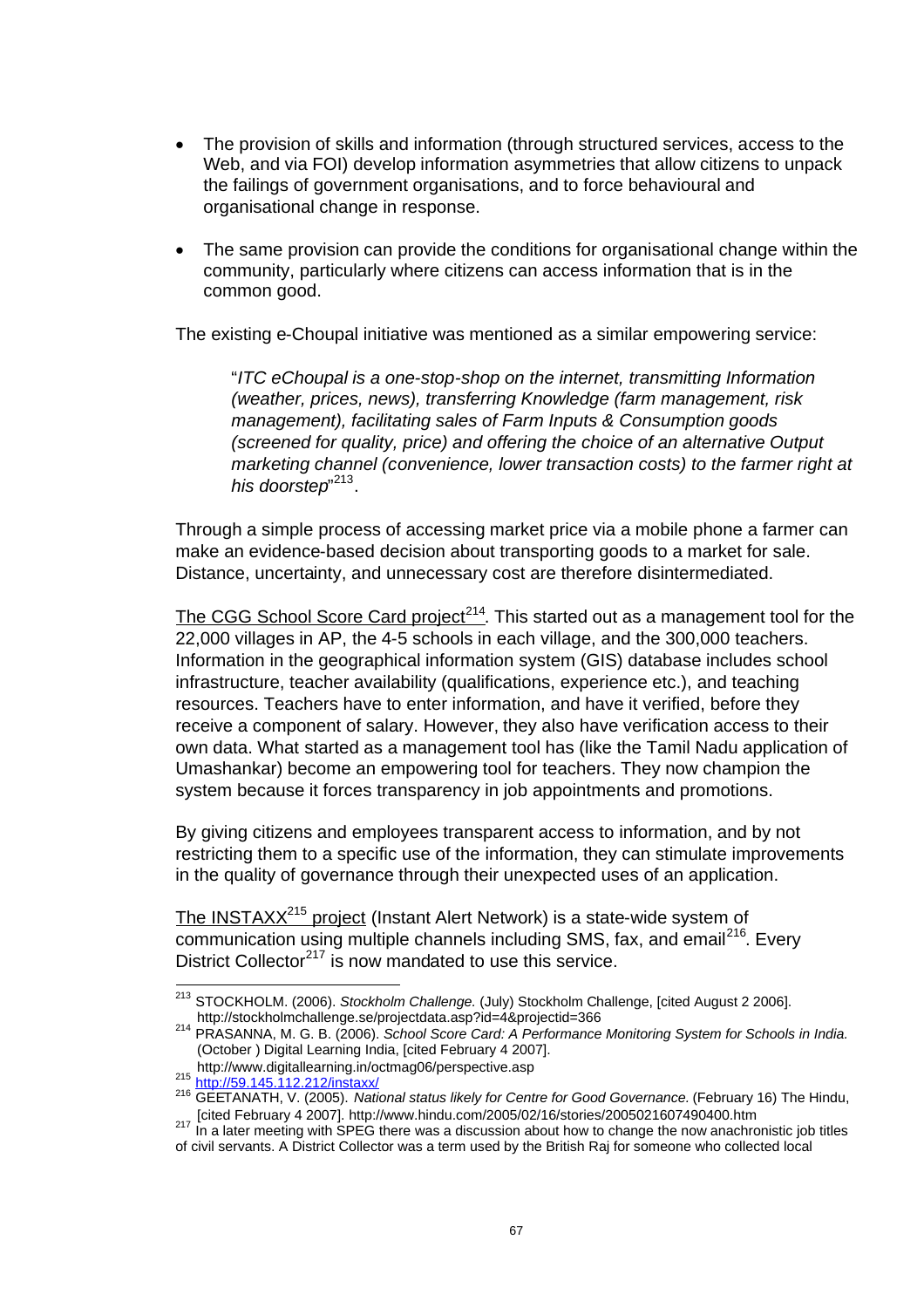- The provision of skills and information (through structured services, access to the Web, and via FOI) develop information asymmetries that allow citizens to unpack the failings of government organisations, and to force behavioural and organisational change in response.
- The same provision can provide the conditions for organisational change within the community, particularly where citizens can access information that is in the common good.

The existing e-Choupal initiative was mentioned as a similar empowering service:

> "*ITC eChoupal is a one-stop-shop on the internet, transmitting Information (weather, prices, news), transferring Knowledge (farm management, risk management), facilitating sales of Farm Inputs & Consumption goods (screened for quality, price) and offering the choice of an alternative Output marketing channel (convenience, lower transaction costs) to the farmer right at his doorstep*"[213].

Through a simple process of accessing market price via a mobile phone a farmer can make an evidence-based decision about transporting goods to a market for sale. Distance, uncertainty, and unnecessary cost are therefore disintermediated.

The CGG School Score Card project[214]. This started out as a management tool for the 22,000 villages in AP, the 4-5 schools in each village, and the 300,000 teachers. Information in the geographical information system (GIS) database includes school infrastructure, teacher availability (qualifications, experience etc.), and teaching resources. Teachers have to enter information, and have it verified, before they receive a component of salary. However, they also have verification access to their own data. What started as a management tool has (like the Tamil Nadu application of Umashankar) become an empowering tool for teachers. They now champion the system because it forces transparency in job appointments and promotions.

By giving citizens and employees transparent access to information, and by not restricting them to a specific use of the information, they can stimulate improvements in the quality of governance through their unexpected uses of an application.

The INSTAXX[215] project (Instant Alert Network) is a state-wide system of communication using multiple channels including SMS, fax, and email[216]. Every District Collector[217] is now mandated to use this service.

---

[213] STOCKHOLM. (2006). *Stockholm Challenge.* (July) Stockholm Challenge, [cited August 2 2006]. http://stockholmchallenge.se/projectdata.asp?id=4&projectid=366

[214] PRASANNA, M. G. B. (2006). *School Score Card: A Performance Monitoring System for Schools in India.* (October ) Digital Learning India, [cited February 4 2007]. http://www.digitallearning.in/octmag06/perspective.asp

[215] http://59.145.112.212/instaxx/

[216] GEETANATH, V. (2005). *National status likely for Centre for Good Governance.* (February 16) The Hindu, [cited February 4 2007]. http://www.hindu.com/2005/02/16/stories/2005021607490400.htm

[217] In a later meeting with SPEG there was a discussion about how to change the now anachronistic job titles of civil servants. A District Collector was a term used by the British Raj for someone who collected local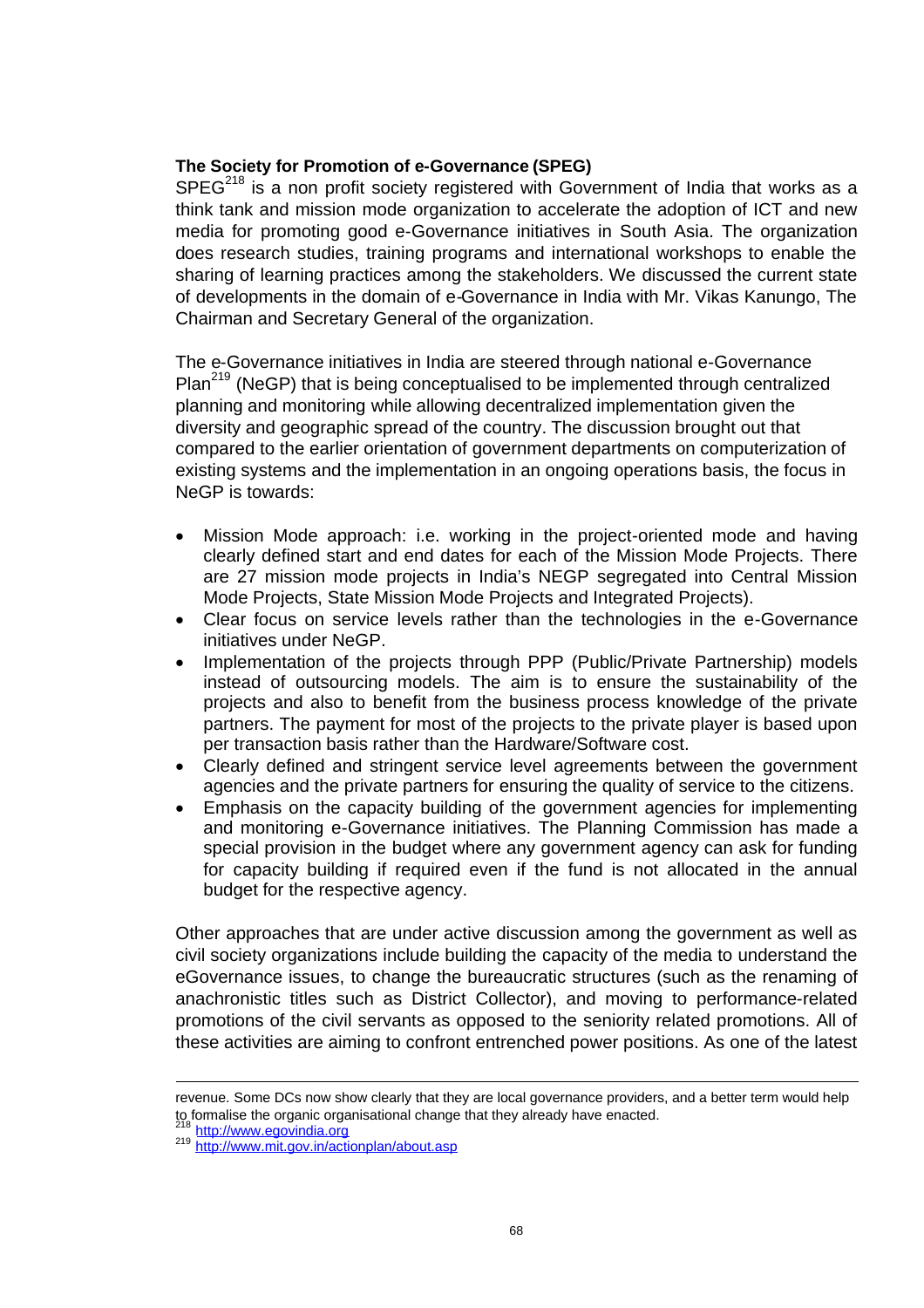**The Society for Promotion of e-Governance (SPEG)**

SPEG[218] is a non profit society registered with Government of India that works as a think tank and mission mode organization to accelerate the adoption of ICT and new media for promoting good e-Governance initiatives in South Asia. The organization does research studies, training programs and international workshops to enable the sharing of learning practices among the stakeholders. We discussed the current state of developments in the domain of e-Governance in India with Mr. Vikas Kanungo, The Chairman and Secretary General of the organization.

The e-Governance initiatives in India are steered through national e-Governance Plan[219] (NeGP) that is being conceptualised to be implemented through centralized planning and monitoring while allowing decentralized implementation given the diversity and geographic spread of the country. The discussion brought out that compared to the earlier orientation of government departments on computerization of existing systems and the implementation in an ongoing operations basis, the focus in NeGP is towards:

- Mission Mode approach: i.e. working in the project-oriented mode and having clearly defined start and end dates for each of the Mission Mode Projects. There are 27 mission mode projects in India's NEGP segregated into Central Mission Mode Projects, State Mission Mode Projects and Integrated Projects).
- Clear focus on service levels rather than the technologies in the e-Governance initiatives under NeGP.
- Implementation of the projects through PPP (Public/Private Partnership) models instead of outsourcing models. The aim is to ensure the sustainability of the projects and also to benefit from the business process knowledge of the private partners. The payment for most of the projects to the private player is based upon per transaction basis rather than the Hardware/Software cost.
- Clearly defined and stringent service level agreements between the government agencies and the private partners for ensuring the quality of service to the citizens.
- Emphasis on the capacity building of the government agencies for implementing and monitoring e-Governance initiatives. The Planning Commission has made a special provision in the budget where any government agency can ask for funding for capacity building if required even if the fund is not allocated in the annual budget for the respective agency.

Other approaches that are under active discussion among the government as well as civil society organizations include building the capacity of the media to understand the eGovernance issues, to change the bureaucratic structures (such as the renaming of anachronistic titles such as District Collector), and moving to performance-related promotions of the civil servants as opposed to the seniority related promotions. All of these activities are aiming to confront entrenched power positions. As one of the latest

---

revenue. Some DCs now show clearly that they are local governance providers, and a better term would help to formalise the organic organisational change that they already have enacted.

[218] http://www.egovindia.org

[219] http://www.mit.gov.in/actionplan/about.asp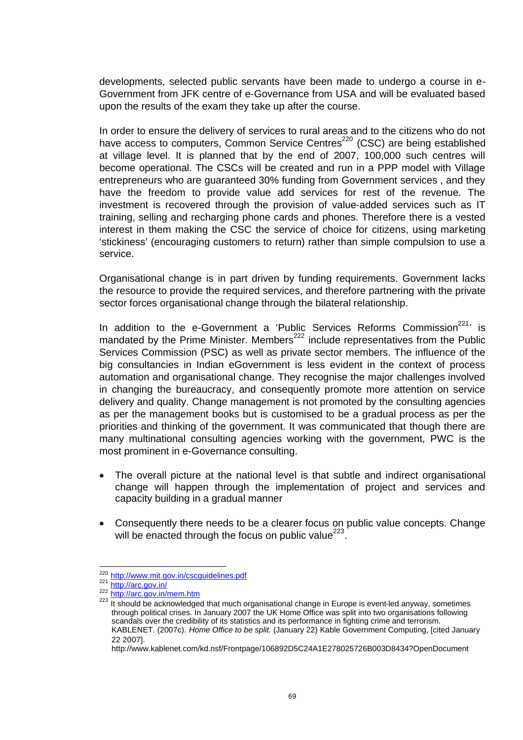developments, selected public servants have been made to undergo a course in e-Government from JFK centre of e-Governance from USA and will be evaluated based upon the results of the exam they take up after the course.

In order to ensure the delivery of services to rural areas and to the citizens who do not have access to computers, Common Service Centres[220] (CSC) are being established at village level. It is planned that by the end of 2007, 100,000 such centres will become operational. The CSCs will be created and run in a PPP model with Village entrepreneurs who are guaranteed 30% funding from Government services , and they have the freedom to provide value add services for rest of the revenue. The investment is recovered through the provision of value-added services such as IT training, selling and recharging phone cards and phones. Therefore there is a vested interest in them making the CSC the service of choice for citizens, using marketing 'stickiness' (encouraging customers to return) rather than simple compulsion to use a service.

Organisational change is in part driven by funding requirements. Government lacks the resource to provide the required services, and therefore partnering with the private sector forces organisational change through the bilateral relationship.

In addition to the e-Government a 'Public Services Reforms Commission[221]' is mandated by the Prime Minister. Members[222] include representatives from the Public Services Commission (PSC) as well as private sector members. The influence of the big consultancies in Indian eGovernment is less evident in the context of process automation and organisational change. They recognise the major challenges involved in changing the bureaucracy, and consequently promote more attention on service delivery and quality. Change management is not promoted by the consulting agencies as per the management books but is customised to be a gradual process as per the priorities and thinking of the government. It was communicated that though there are many multinational consulting agencies working with the government, PWC is the most prominent in e-Governance consulting.

- The overall picture at the national level is that subtle and indirect organisational change will happen through the implementation of project and services and capacity building in a gradual manner
- Consequently there needs to be a clearer focus on public value concepts. Change will be enacted through the focus on public value[223].

---

[220] http://www.mit.gov.in/cscguidelines.pdf

[221] http://arc.gov.in/

[222] http://arc.gov.in/mem.htm

[223] It should be acknowledged that much organisational change in Europe is event-led anyway, sometimes through political crises. In January 2007 the UK Home Office was split into two organisations following scandals over the credibility of its statistics and its performance in fighting crime and terrorism. KABLENET. (2007c). *Home Office to be split.* (January 22) Kable Government Computing, [cited January 22 2007].
http://www.kablenet.com/kd.nsf/Frontpage/106892D5C24A1E278025726B003D8434?OpenDocument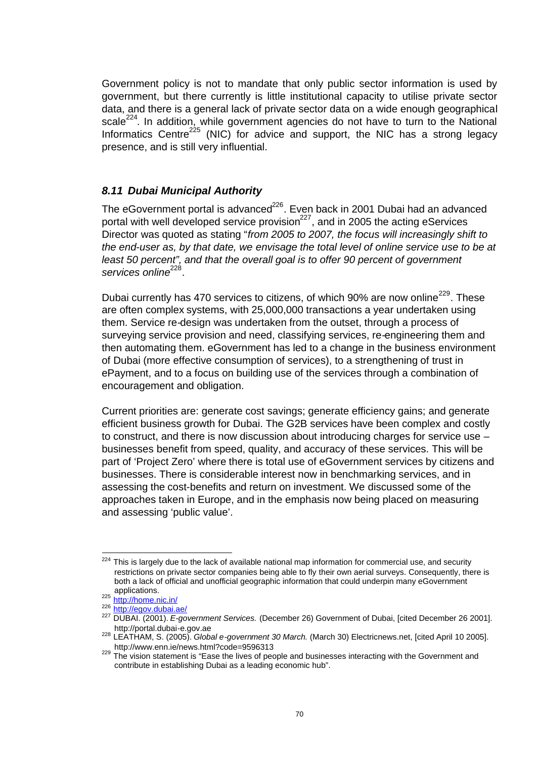Government policy is not to mandate that only public sector information is used by government, but there currently is little institutional capacity to utilise private sector data, and there is a general lack of private sector data on a wide enough geographical scale[224]. In addition, while government agencies do not have to turn to the National Informatics Centre[225] (NIC) for advice and support, the NIC has a strong legacy presence, and is still very influential.

### *8.11 Dubai Municipal Authority*

The eGovernment portal is advanced[226]. Even back in 2001 Dubai had an advanced portal with well developed service provision[227], and in 2005 the acting eServices Director was quoted as stating "*from 2005 to 2007, the focus will increasingly shift to the end-user as, by that date, we envisage the total level of online service use to be at least 50 percent", and that the overall goal is to offer 90 percent of government services online*[228].

Dubai currently has 470 services to citizens, of which 90% are now online[229]. These are often complex systems, with 25,000,000 transactions a year undertaken using them. Service re-design was undertaken from the outset, through a process of surveying service provision and need, classifying services, re-engineering them and then automating them. eGovernment has led to a change in the business environment of Dubai (more effective consumption of services), to a strengthening of trust in ePayment, and to a focus on building use of the services through a combination of encouragement and obligation.

Current priorities are: generate cost savings; generate efficiency gains; and generate efficient business growth for Dubai. The G2B services have been complex and costly to construct, and there is now discussion about introducing charges for service use – businesses benefit from speed, quality, and accuracy of these services. This will be part of 'Project Zero' where there is total use of eGovernment services by citizens and businesses. There is considerable interest now in benchmarking services, and in assessing the cost-benefits and return on investment. We discussed some of the approaches taken in Europe, and in the emphasis now being placed on measuring and assessing 'public value'.

---

[224] This is largely due to the lack of available national map information for commercial use, and security restrictions on private sector companies being able to fly their own aerial surveys. Consequently, there is both a lack of official and unofficial geographic information that could underpin many eGovernment applications.

[225] http://home.nic.in/

[226] http://egov.dubai.ae/

[227] DUBAI. (2001). *E-government Services.* (December 26) Government of Dubai, [cited December 26 2001]. http://portal.dubai-e.gov.ae

[228] LEATHAM, S. (2005). *Global e-government 30 March.* (March 30) Electricnews.net, [cited April 10 2005]. http://www.enn.ie/news.html?code=9596313

[229] The vision statement is "Ease the lives of people and businesses interacting with the Government and contribute in establishing Dubai as a leading economic hub".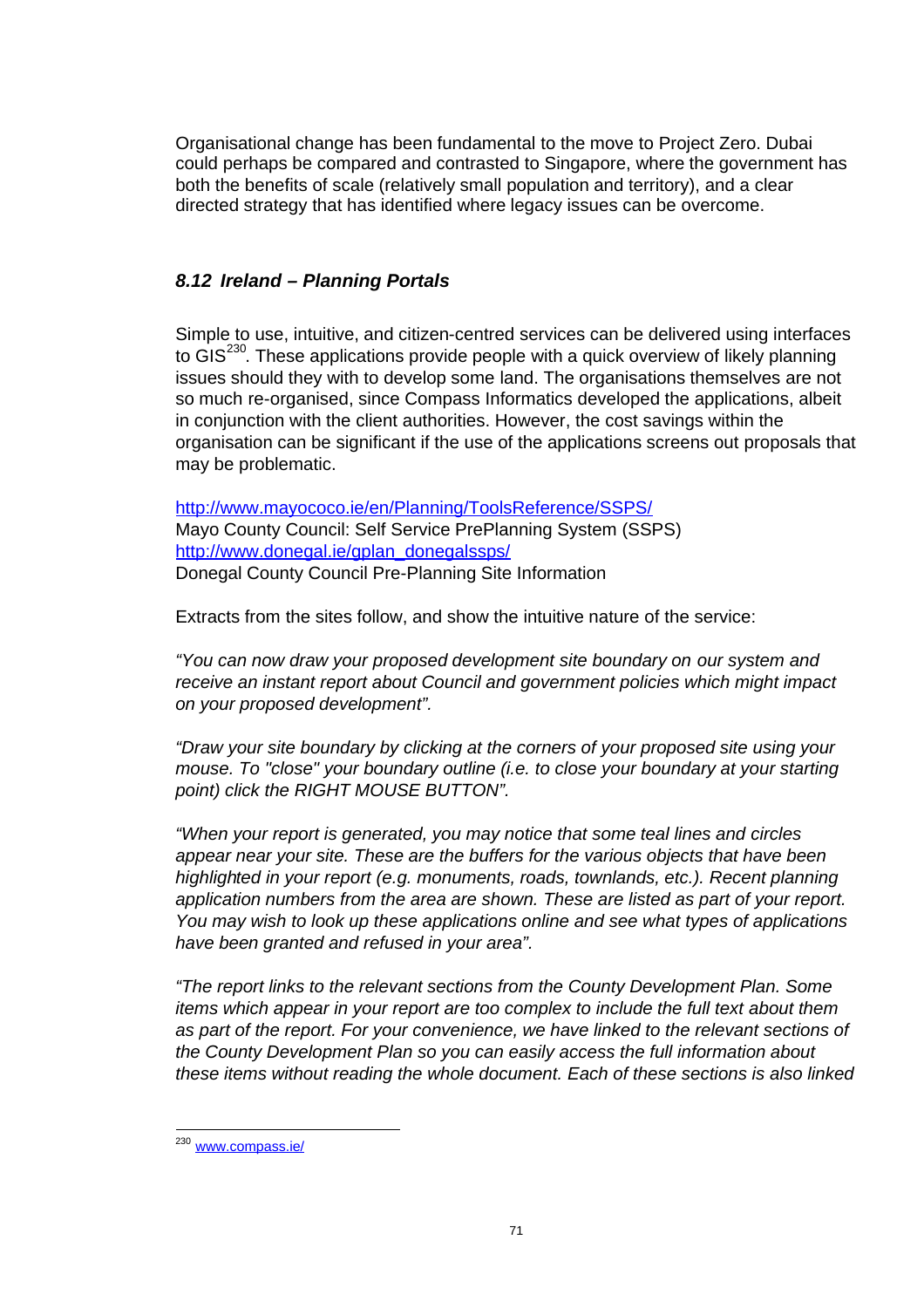Organisational change has been fundamental to the move to Project Zero. Dubai could perhaps be compared and contrasted to Singapore, where the government has both the benefits of scale (relatively small population and territory), and a clear directed strategy that has identified where legacy issues can be overcome.

### *8.12 Ireland – Planning Portals*

Simple to use, intuitive, and citizen-centred services can be delivered using interfaces to GIS[230]. These applications provide people with a quick overview of likely planning issues should they with to develop some land. The organisations themselves are not so much re-organised, since Compass Informatics developed the applications, albeit in conjunction with the client authorities. However, the cost savings within the organisation can be significant if the use of the applications screens out proposals that may be problematic.

http://www.mayococo.ie/en/Planning/ToolsReference/SSPS/
Mayo County Council: Self Service PrePlanning System (SSPS)
http://www.donegal.ie/gplan_donegalssps/
Donegal County Council Pre-Planning Site Information

Extracts from the sites follow, and show the intuitive nature of the service:

*"You can now draw your proposed development site boundary on our system and receive an instant report about Council and government policies which might impact on your proposed development".*

*"Draw your site boundary by clicking at the corners of your proposed site using your mouse. To "close" your boundary outline (i.e. to close your boundary at your starting point) click the RIGHT MOUSE BUTTON".*

*"When your report is generated, you may notice that some teal lines and circles appear near your site. These are the buffers for the various objects that have been highlighted in your report (e.g. monuments, roads, townlands, etc.). Recent planning application numbers from the area are shown. These are listed as part of your report. You may wish to look up these applications online and see what types of applications have been granted and refused in your area".*

*"The report links to the relevant sections from the County Development Plan. Some items which appear in your report are too complex to include the full text about them as part of the report. For your convenience, we have linked to the relevant sections of the County Development Plan so you can easily access the full information about these items without reading the whole document. Each of these sections is also linked*

---

[230] www.compass.ie/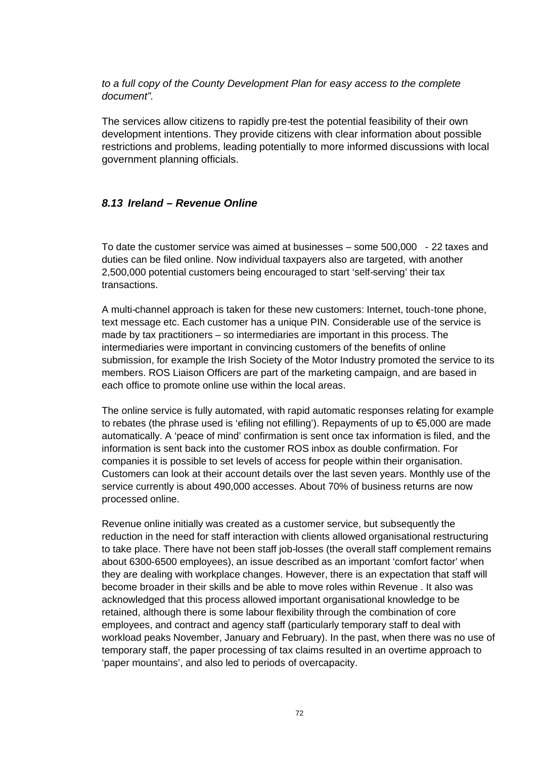*to a full copy of the County Development Plan for easy access to the complete document".*

The services allow citizens to rapidly pre-test the potential feasibility of their own development intentions. They provide citizens with clear information about possible restrictions and problems, leading potentially to more informed discussions with local government planning officials.

### *8.13 Ireland – Revenue Online*

To date the customer service was aimed at businesses – some 500,000 - 22 taxes and duties can be filed online. Now individual taxpayers also are targeted, with another 2,500,000 potential customers being encouraged to start 'self-serving' their tax transactions.

A multi-channel approach is taken for these new customers: Internet, touch-tone phone, text message etc. Each customer has a unique PIN. Considerable use of the service is made by tax practitioners – so intermediaries are important in this process. The intermediaries were important in convincing customers of the benefits of online submission, for example the Irish Society of the Motor Industry promoted the service to its members. ROS Liaison Officers are part of the marketing campaign, and are based in each office to promote online use within the local areas.

The online service is fully automated, with rapid automatic responses relating for example to rebates (the phrase used is 'efiling not efilling'). Repayments of up to €5,000 are made automatically. A 'peace of mind' confirmation is sent once tax information is filed, and the information is sent back into the customer ROS inbox as double confirmation. For companies it is possible to set levels of access for people within their organisation. Customers can look at their account details over the last seven years. Monthly use of the service currently is about 490,000 accesses. About 70% of business returns are now processed online.

Revenue online initially was created as a customer service, but subsequently the reduction in the need for staff interaction with clients allowed organisational restructuring to take place. There have not been staff job-losses (the overall staff complement remains about 6300-6500 employees), an issue described as an important 'comfort factor' when they are dealing with workplace changes. However, there is an expectation that staff will become broader in their skills and be able to move roles within Revenue . It also was acknowledged that this process allowed important organisational knowledge to be retained, although there is some labour flexibility through the combination of core employees, and contract and agency staff (particularly temporary staff to deal with workload peaks November, January and February). In the past, when there was no use of temporary staff, the paper processing of tax claims resulted in an overtime approach to 'paper mountains', and also led to periods of overcapacity.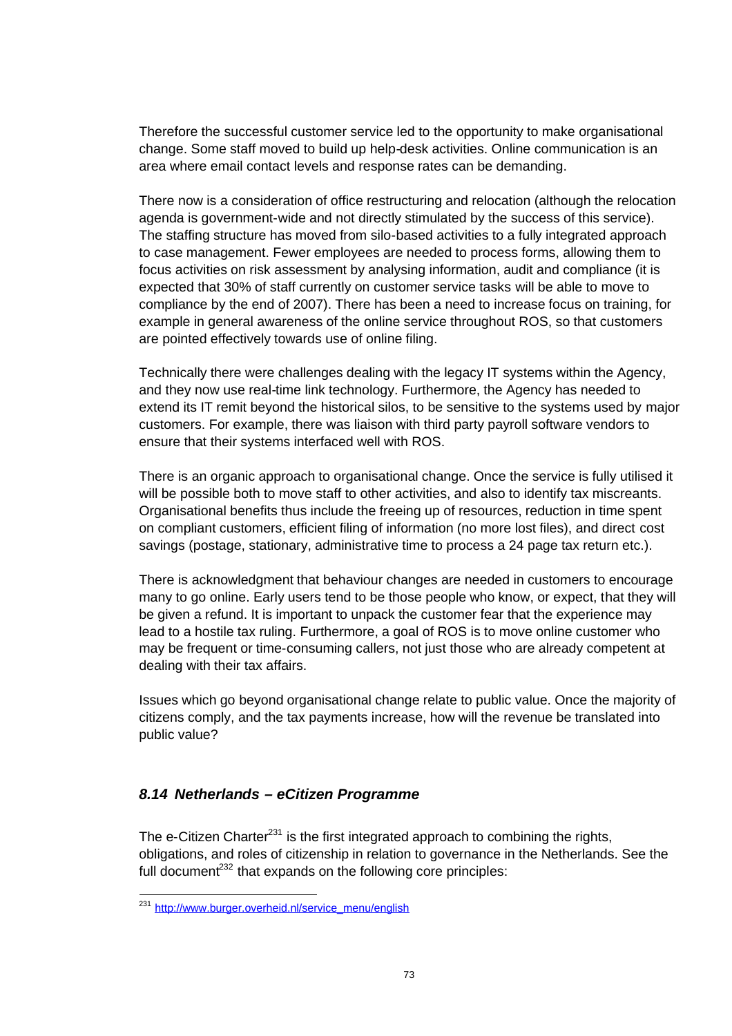Therefore the successful customer service led to the opportunity to make organisational change. Some staff moved to build up help-desk activities. Online communication is an area where email contact levels and response rates can be demanding.

There now is a consideration of office restructuring and relocation (although the relocation agenda is government-wide and not directly stimulated by the success of this service). The staffing structure has moved from silo-based activities to a fully integrated approach to case management. Fewer employees are needed to process forms, allowing them to focus activities on risk assessment by analysing information, audit and compliance (it is expected that 30% of staff currently on customer service tasks will be able to move to compliance by the end of 2007). There has been a need to increase focus on training, for example in general awareness of the online service throughout ROS, so that customers are pointed effectively towards use of online filing.

Technically there were challenges dealing with the legacy IT systems within the Agency, and they now use real-time link technology. Furthermore, the Agency has needed to extend its IT remit beyond the historical silos, to be sensitive to the systems used by major customers. For example, there was liaison with third party payroll software vendors to ensure that their systems interfaced well with ROS.

There is an organic approach to organisational change. Once the service is fully utilised it will be possible both to move staff to other activities, and also to identify tax miscreants. Organisational benefits thus include the freeing up of resources, reduction in time spent on compliant customers, efficient filing of information (no more lost files), and direct cost savings (postage, stationary, administrative time to process a 24 page tax return etc.).

There is acknowledgment that behaviour changes are needed in customers to encourage many to go online. Early users tend to be those people who know, or expect, that they will be given a refund. It is important to unpack the customer fear that the experience may lead to a hostile tax ruling. Furthermore, a goal of ROS is to move online customer who may be frequent or time-consuming callers, not just those who are already competent at dealing with their tax affairs.

Issues which go beyond organisational change relate to public value. Once the majority of citizens comply, and the tax payments increase, how will the revenue be translated into public value?

### *8.14 Netherlands – eCitizen Programme*

The e-Citizen Charter[231] is the first integrated approach to combining the rights, obligations, and roles of citizenship in relation to governance in the Netherlands. See the full document[232] that expands on the following core principles:

[231] http://www.burger.overheid.nl/service_menu/english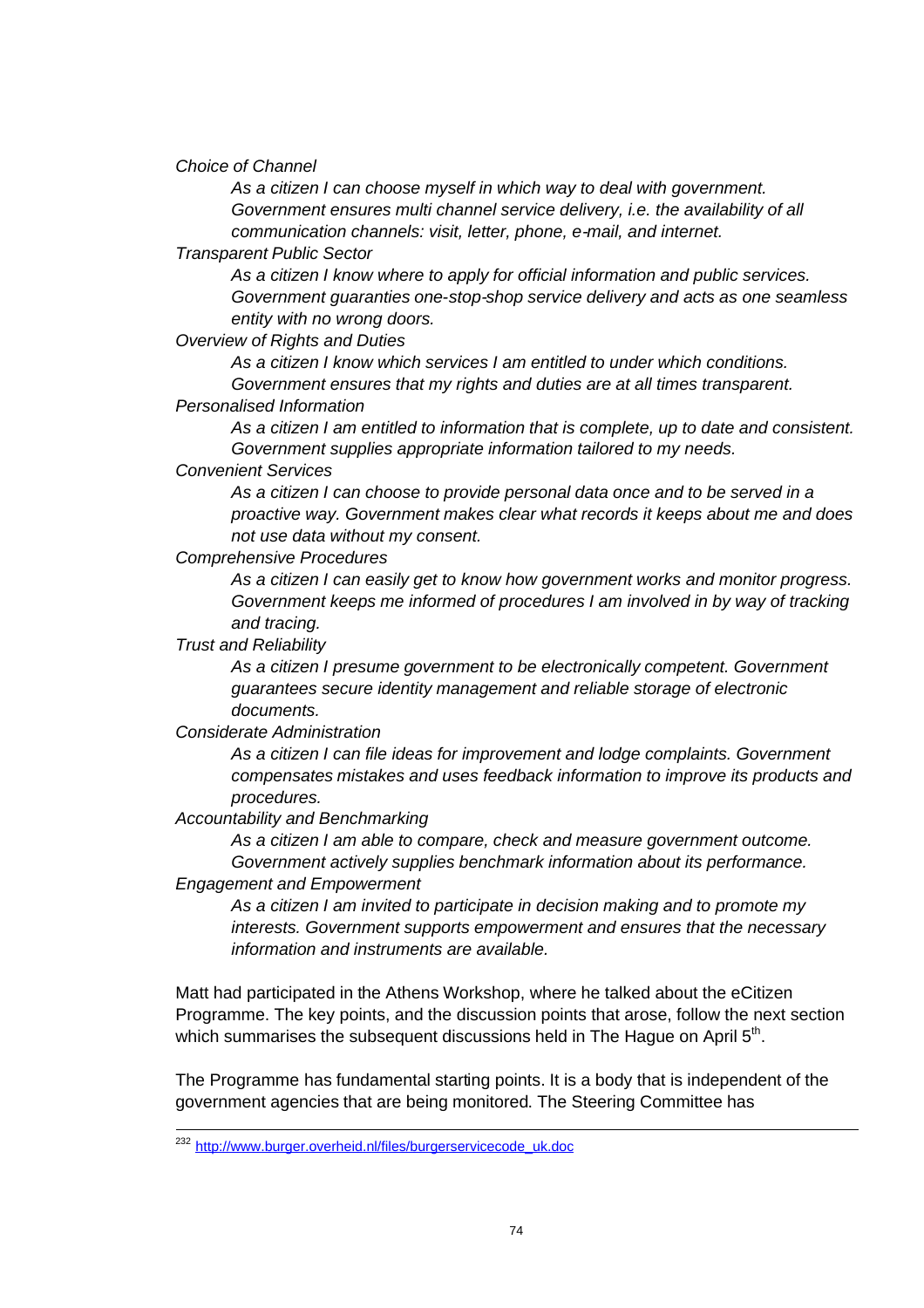*Choice of Channel*

> *As a citizen I can choose myself in which way to deal with government. Government ensures multi channel service delivery, i.e. the availability of all communication channels: visit, letter, phone, e-mail, and internet.*

*Transparent Public Sector*

> *As a citizen I know where to apply for official information and public services. Government guaranties one-stop-shop service delivery and acts as one seamless entity with no wrong doors.*

*Overview of Rights and Duties*

> *As a citizen I know which services I am entitled to under which conditions. Government ensures that my rights and duties are at all times transparent.*

*Personalised Information*

> *As a citizen I am entitled to information that is complete, up to date and consistent. Government supplies appropriate information tailored to my needs.*

*Convenient Services*

> *As a citizen I can choose to provide personal data once and to be served in a proactive way. Government makes clear what records it keeps about me and does not use data without my consent.*

*Comprehensive Procedures*

> *As a citizen I can easily get to know how government works and monitor progress. Government keeps me informed of procedures I am involved in by way of tracking and tracing.*

*Trust and Reliability*

> *As a citizen I presume government to be electronically competent. Government guarantees secure identity management and reliable storage of electronic documents.*

*Considerate Administration*

> *As a citizen I can file ideas for improvement and lodge complaints. Government compensates mistakes and uses feedback information to improve its products and procedures.*

*Accountability and Benchmarking*

> *As a citizen I am able to compare, check and measure government outcome. Government actively supplies benchmark information about its performance.*

*Engagement and Empowerment*

> *As a citizen I am invited to participate in decision making and to promote my interests. Government supports empowerment and ensures that the necessary information and instruments are available.*

Matt had participated in the Athens Workshop, where he talked about the eCitizen Programme. The key points, and the discussion points that arose, follow the next section which summarises the subsequent discussions held in The Hague on April 5th.

The Programme has fundamental starting points. It is a body that is independent of the government agencies that are being monitored. The Steering Committee has

---

[232] http://www.burger.overheid.nl/files/burgerservicecode_uk.doc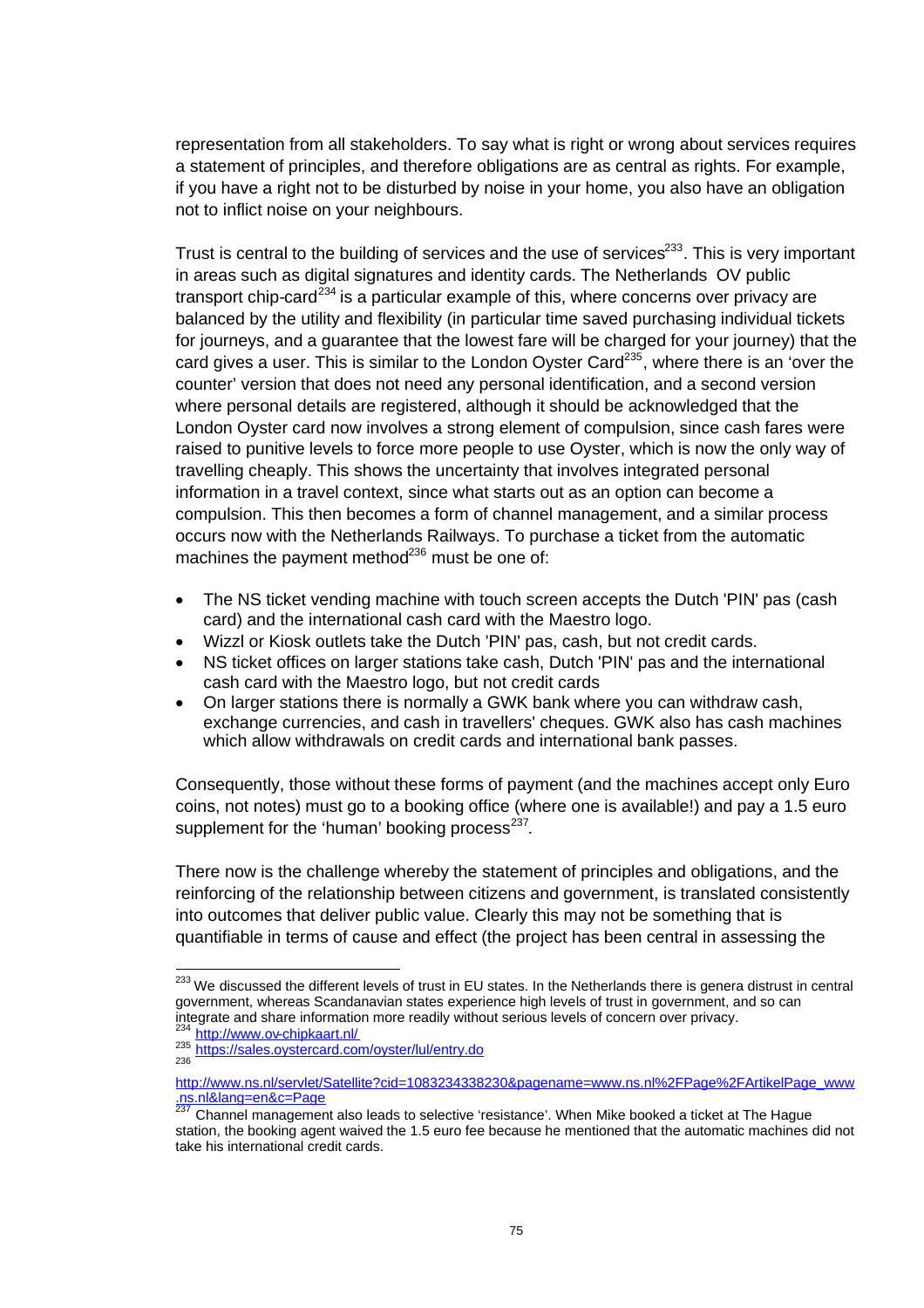representation from all stakeholders. To say what is right or wrong about services requires a statement of principles, and therefore obligations are as central as rights. For example, if you have a right not to be disturbed by noise in your home, you also have an obligation not to inflict noise on your neighbours.

Trust is central to the building of services and the use of services[233]. This is very important in areas such as digital signatures and identity cards. The Netherlands OV public transport chip-card[234] is a particular example of this, where concerns over privacy are balanced by the utility and flexibility (in particular time saved purchasing individual tickets for journeys, and a guarantee that the lowest fare will be charged for your journey) that the card gives a user. This is similar to the London Oyster Card[235], where there is an 'over the counter' version that does not need any personal identification, and a second version where personal details are registered, although it should be acknowledged that the London Oyster card now involves a strong element of compulsion, since cash fares were raised to punitive levels to force more people to use Oyster, which is now the only way of travelling cheaply. This shows the uncertainty that involves integrated personal information in a travel context, since what starts out as an option can become a compulsion. This then becomes a form of channel management, and a similar process occurs now with the Netherlands Railways. To purchase a ticket from the automatic machines the payment method[236] must be one of:

- The NS ticket vending machine with touch screen accepts the Dutch 'PIN' pas (cash card) and the international cash card with the Maestro logo.
- Wizzl or Kiosk outlets take the Dutch 'PIN' pas, cash, but not credit cards.
- NS ticket offices on larger stations take cash, Dutch 'PIN' pas and the international cash card with the Maestro logo, but not credit cards
- On larger stations there is normally a GWK bank where you can withdraw cash, exchange currencies, and cash in travellers' cheques. GWK also has cash machines which allow withdrawals on credit cards and international bank passes.

Consequently, those without these forms of payment (and the machines accept only Euro coins, not notes) must go to a booking office (where one is available!) and pay a 1.5 euro supplement for the 'human' booking process[237].

There now is the challenge whereby the statement of principles and obligations, and the reinforcing of the relationship between citizens and government, is translated consistently into outcomes that deliver public value. Clearly this may not be something that is quantifiable in terms of cause and effect (the project has been central in assessing the

---

[233] We discussed the different levels of trust in EU states. In the Netherlands there is genera distrust in central government, whereas Scandanavian states experience high levels of trust in government, and so can integrate and share information more readily without serious levels of concern over privacy.

[234] http://www.ov-chipkaart.nl/

[235] https://sales.oystercard.com/oyster/lul/entry.do

[236] http://www.ns.nl/servlet/Satellite?cid=1083234338230&pagename=www.ns.nl%2FPage%2FArtikelPage_www.ns.nl&lang=en&c=Page

[237] Channel management also leads to selective 'resistance'. When Mike booked a ticket at The Hague station, the booking agent waived the 1.5 euro fee because he mentioned that the automatic machines did not take his international credit cards.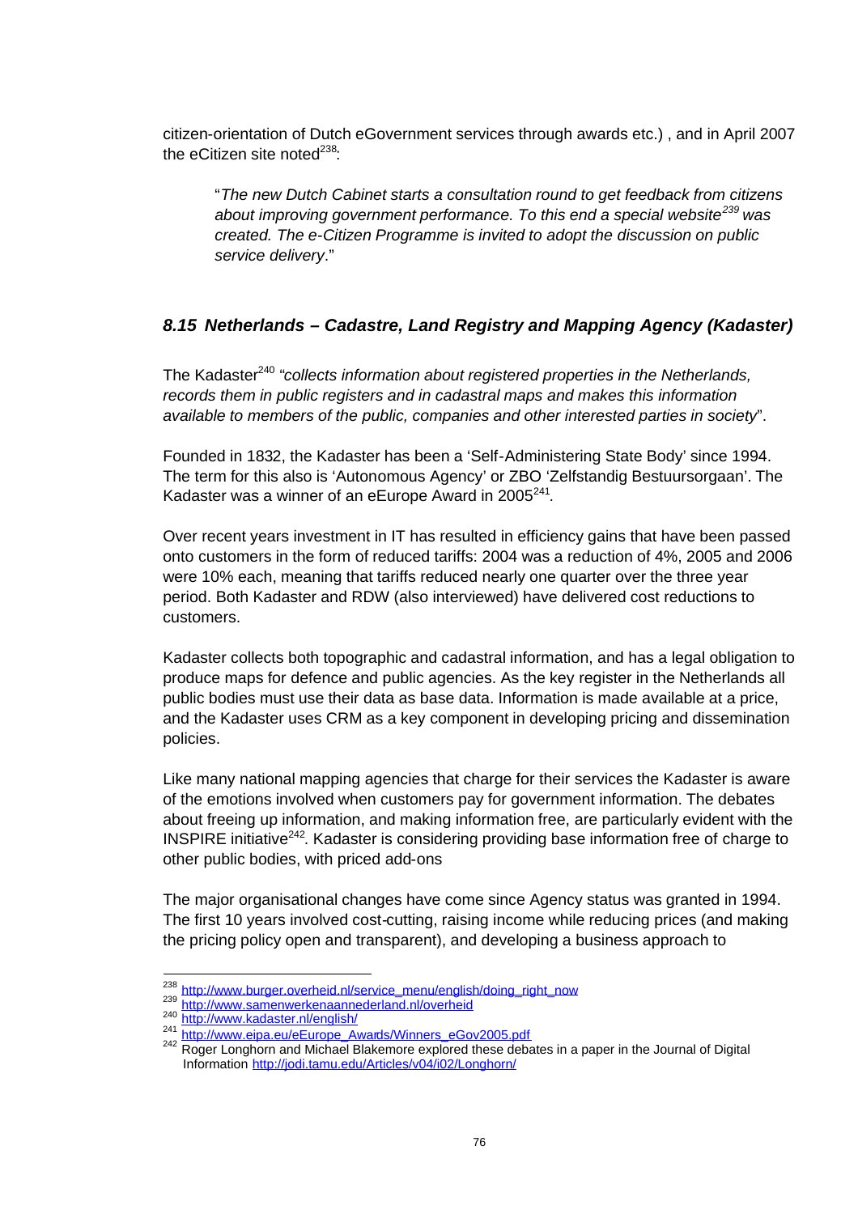citizen-orientation of Dutch eGovernment services through awards etc.) , and in April 2007 the eCitizen site noted[238]:

> "*The new Dutch Cabinet starts a consultation round to get feedback from citizens about improving government performance. To this end a special website[239] was created. The e-Citizen Programme is invited to adopt the discussion on public service delivery*."

### *8.15 Netherlands – Cadastre, Land Registry and Mapping Agency (Kadaster)*

The Kadaster[240] "*collects information about registered properties in the Netherlands, records them in public registers and in cadastral maps and makes this information available to members of the public, companies and other interested parties in society*".

Founded in 1832, the Kadaster has been a 'Self-Administering State Body' since 1994. The term for this also is 'Autonomous Agency' or ZBO 'Zelfstandig Bestuursorgaan'. The Kadaster was a winner of an eEurope Award in 2005[241].

Over recent years investment in IT has resulted in efficiency gains that have been passed onto customers in the form of reduced tariffs: 2004 was a reduction of 4%, 2005 and 2006 were 10% each, meaning that tariffs reduced nearly one quarter over the three year period. Both Kadaster and RDW (also interviewed) have delivered cost reductions to customers.

Kadaster collects both topographic and cadastral information, and has a legal obligation to produce maps for defence and public agencies. As the key register in the Netherlands all public bodies must use their data as base data. Information is made available at a price, and the Kadaster uses CRM as a key component in developing pricing and dissemination policies.

Like many national mapping agencies that charge for their services the Kadaster is aware of the emotions involved when customers pay for government information. The debates about freeing up information, and making information free, are particularly evident with the INSPIRE initiative[242]. Kadaster is considering providing base information free of charge to other public bodies, with priced add-ons

The major organisational changes have come since Agency status was granted in 1994. The first 10 years involved cost-cutting, raising income while reducing prices (and making the pricing policy open and transparent), and developing a business approach to

---

[238] http://www.burger.overheid.nl/service_menu/english/doing_right_now

[239] http://www.samenwerkenaannederland.nl/overheid

[240] http://www.kadaster.nl/english/

[241] http://www.eipa.eu/eEurope_Awards/Winners_eGov2005.pdf

[242] Roger Longhorn and Michael Blakemore explored these debates in a paper in the Journal of Digital Information http://jodi.tamu.edu/Articles/v04/i02/Longhorn/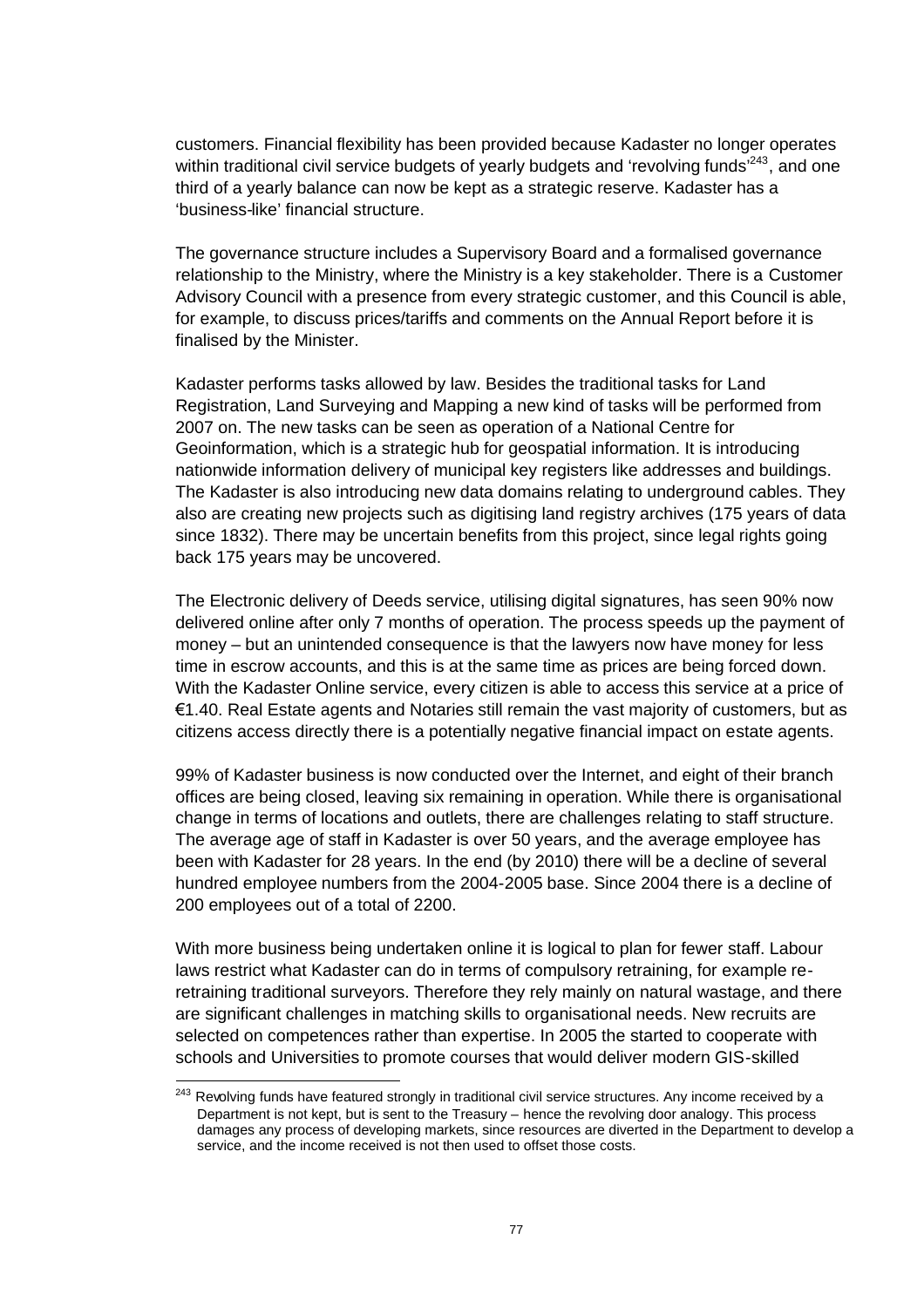customers. Financial flexibility has been provided because Kadaster no longer operates within traditional civil service budgets of yearly budgets and 'revolving funds'[243], and one third of a yearly balance can now be kept as a strategic reserve. Kadaster has a 'business-like' financial structure.

The governance structure includes a Supervisory Board and a formalised governance relationship to the Ministry, where the Ministry is a key stakeholder. There is a Customer Advisory Council with a presence from every strategic customer, and this Council is able, for example, to discuss prices/tariffs and comments on the Annual Report before it is finalised by the Minister.

Kadaster performs tasks allowed by law. Besides the traditional tasks for Land Registration, Land Surveying and Mapping a new kind of tasks will be performed from 2007 on. The new tasks can be seen as operation of a National Centre for Geoinformation, which is a strategic hub for geospatial information. It is introducing nationwide information delivery of municipal key registers like addresses and buildings. The Kadaster is also introducing new data domains relating to underground cables. They also are creating new projects such as digitising land registry archives (175 years of data since 1832). There may be uncertain benefits from this project, since legal rights going back 175 years may be uncovered.

The Electronic delivery of Deeds service, utilising digital signatures, has seen 90% now delivered online after only 7 months of operation. The process speeds up the payment of money – but an unintended consequence is that the lawyers now have money for less time in escrow accounts, and this is at the same time as prices are being forced down. With the Kadaster Online service, every citizen is able to access this service at a price of €1.40. Real Estate agents and Notaries still remain the vast majority of customers, but as citizens access directly there is a potentially negative financial impact on estate agents.

99% of Kadaster business is now conducted over the Internet, and eight of their branch offices are being closed, leaving six remaining in operation. While there is organisational change in terms of locations and outlets, there are challenges relating to staff structure. The average age of staff in Kadaster is over 50 years, and the average employee has been with Kadaster for 28 years. In the end (by 2010) there will be a decline of several hundred employee numbers from the 2004-2005 base. Since 2004 there is a decline of 200 employees out of a total of 2200.

With more business being undertaken online it is logical to plan for fewer staff. Labour laws restrict what Kadaster can do in terms of compulsory retraining, for example re-retraining traditional surveyors. Therefore they rely mainly on natural wastage, and there are significant challenges in matching skills to organisational needs. New recruits are selected on competences rather than expertise. In 2005 the started to cooperate with schools and Universities to promote courses that would deliver modern GIS-skilled

---

[243] Revolving funds have featured strongly in traditional civil service structures. Any income received by a Department is not kept, but is sent to the Treasury – hence the revolving door analogy. This process damages any process of developing markets, since resources are diverted in the Department to develop a service, and the income received is not then used to offset those costs.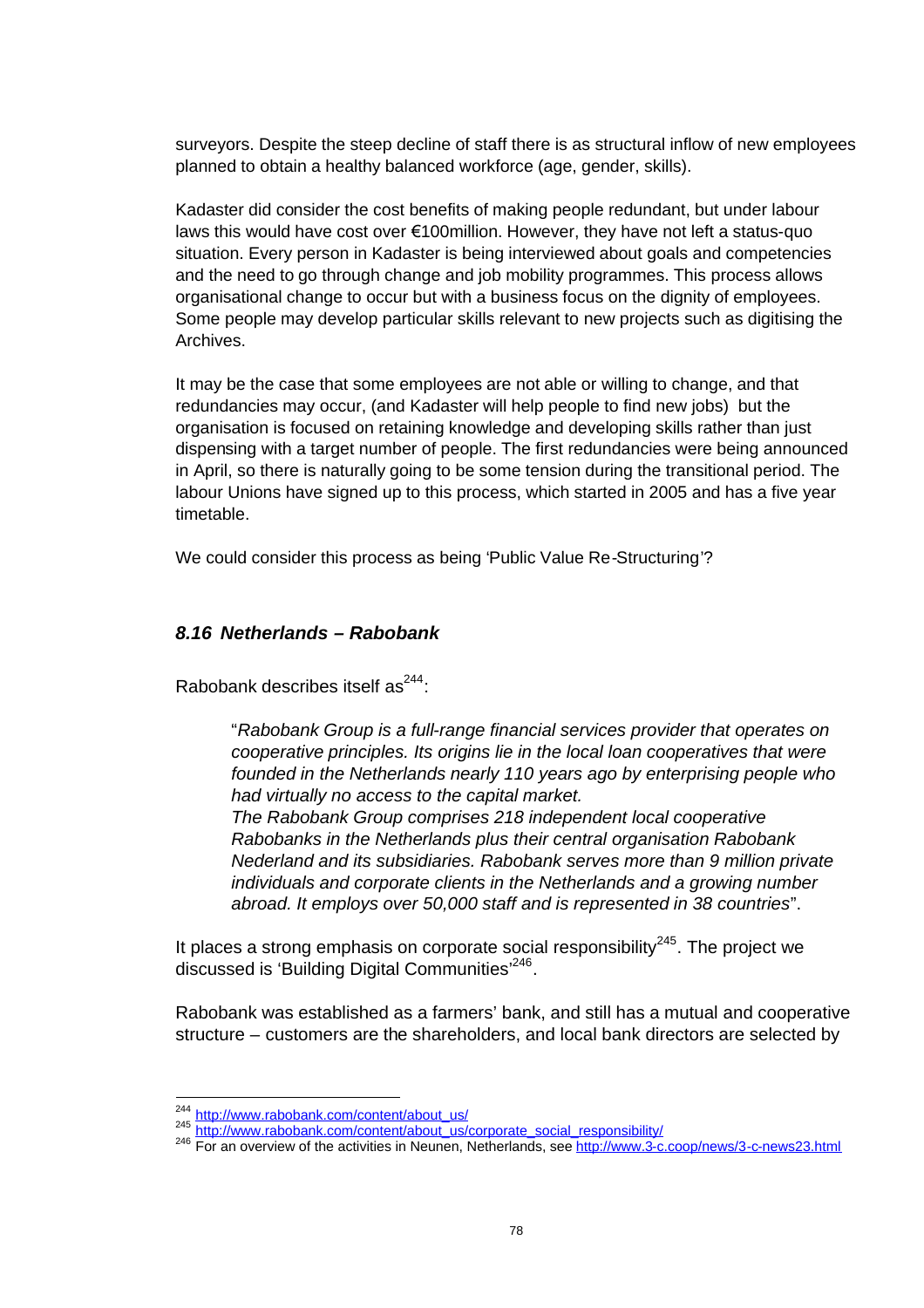surveyors. Despite the steep decline of staff there is as structural inflow of new employees planned to obtain a healthy balanced workforce (age, gender, skills).

Kadaster did consider the cost benefits of making people redundant, but under labour laws this would have cost over €100million. However, they have not left a status-quo situation. Every person in Kadaster is being interviewed about goals and competencies and the need to go through change and job mobility programmes. This process allows organisational change to occur but with a business focus on the dignity of employees. Some people may develop particular skills relevant to new projects such as digitising the Archives.

It may be the case that some employees are not able or willing to change, and that redundancies may occur, (and Kadaster will help people to find new jobs) but the organisation is focused on retaining knowledge and developing skills rather than just dispensing with a target number of people. The first redundancies were being announced in April, so there is naturally going to be some tension during the transitional period. The labour Unions have signed up to this process, which started in 2005 and has a five year timetable.

We could consider this process as being 'Public Value Re-Structuring'?

### *8.16 Netherlands – Rabobank*

Rabobank describes itself as[244]:

> "*Rabobank Group is a full-range financial services provider that operates on cooperative principles. Its origins lie in the local loan cooperatives that were founded in the Netherlands nearly 110 years ago by enterprising people who had virtually no access to the capital market.*
> *The Rabobank Group comprises 218 independent local cooperative Rabobanks in the Netherlands plus their central organisation Rabobank Nederland and its subsidiaries. Rabobank serves more than 9 million private individuals and corporate clients in the Netherlands and a growing number abroad. It employs over 50,000 staff and is represented in 38 countries*".

It places a strong emphasis on corporate social responsibility[245]. The project we discussed is 'Building Digital Communities'[246].

Rabobank was established as a farmers' bank, and still has a mutual and cooperative structure – customers are the shareholders, and local bank directors are selected by

---

[244] http://www.rabobank.com/content/about_us/

[245] http://www.rabobank.com/content/about_us/corporate_social_responsibility/

[246] For an overview of the activities in Neunen, Netherlands, see http://www.3-c.coop/news/3-c-news23.html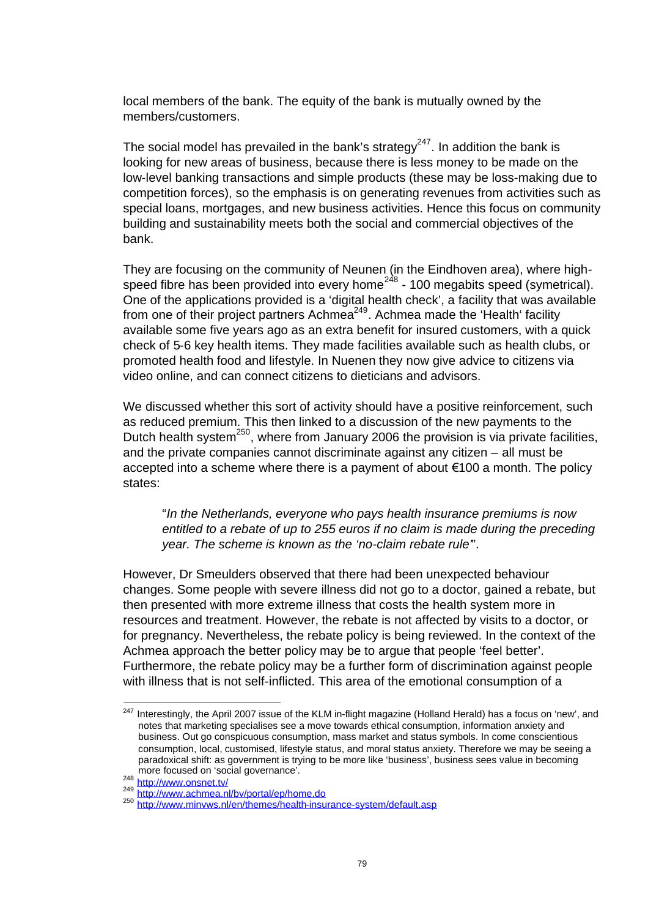local members of the bank. The equity of the bank is mutually owned by the members/customers.

The social model has prevailed in the bank's strategy[247]. In addition the bank is looking for new areas of business, because there is less money to be made on the low-level banking transactions and simple products (these may be loss-making due to competition forces), so the emphasis is on generating revenues from activities such as special loans, mortgages, and new business activities. Hence this focus on community building and sustainability meets both the social and commercial objectives of the bank.

They are focusing on the community of Neunen (in the Eindhoven area), where high-speed fibre has been provided into every home[248] - 100 megabits speed (symetrical). One of the applications provided is a 'digital health check', a facility that was available from one of their project partners Achmea[249]. Achmea made the 'Health' facility available some five years ago as an extra benefit for insured customers, with a quick check of 5-6 key health items. They made facilities available such as health clubs, or promoted health food and lifestyle. In Nuenen they now give advice to citizens via video online, and can connect citizens to dieticians and advisors.

We discussed whether this sort of activity should have a positive reinforcement, such as reduced premium. This then linked to a discussion of the new payments to the Dutch health system[250], where from January 2006 the provision is via private facilities, and the private companies cannot discriminate against any citizen – all must be accepted into a scheme where there is a payment of about €100 a month. The policy states:

> "*In the Netherlands, everyone who pays health insurance premiums is now entitled to a rebate of up to 255 euros if no claim is made during the preceding year. The scheme is known as the 'no-claim rebate rule'*".

However, Dr Smeulders observed that there had been unexpected behaviour changes. Some people with severe illness did not go to a doctor, gained a rebate, but then presented with more extreme illness that costs the health system more in resources and treatment. However, the rebate is not affected by visits to a doctor, or for pregnancy. Nevertheless, the rebate policy is being reviewed. In the context of the Achmea approach the better policy may be to argue that people 'feel better'. Furthermore, the rebate policy may be a further form of discrimination against people with illness that is not self-inflicted. This area of the emotional consumption of a

---

[247] Interestingly, the April 2007 issue of the KLM in-flight magazine (Holland Herald) has a focus on 'new', and notes that marketing specialises see a move towards ethical consumption, information anxiety and business. Out go conspicuous consumption, mass market and status symbols. In come conscientious consumption, local, customised, lifestyle status, and moral status anxiety. Therefore we may be seeing a paradoxical shift: as government is trying to be more like 'business', business sees value in becoming more focused on 'social governance'.

[248] http://www.onsnet.tv/

[249] http://www.achmea.nl/bv/portal/ep/home.do

[250] http://www.minvws.nl/en/themes/health-insurance-system/default.asp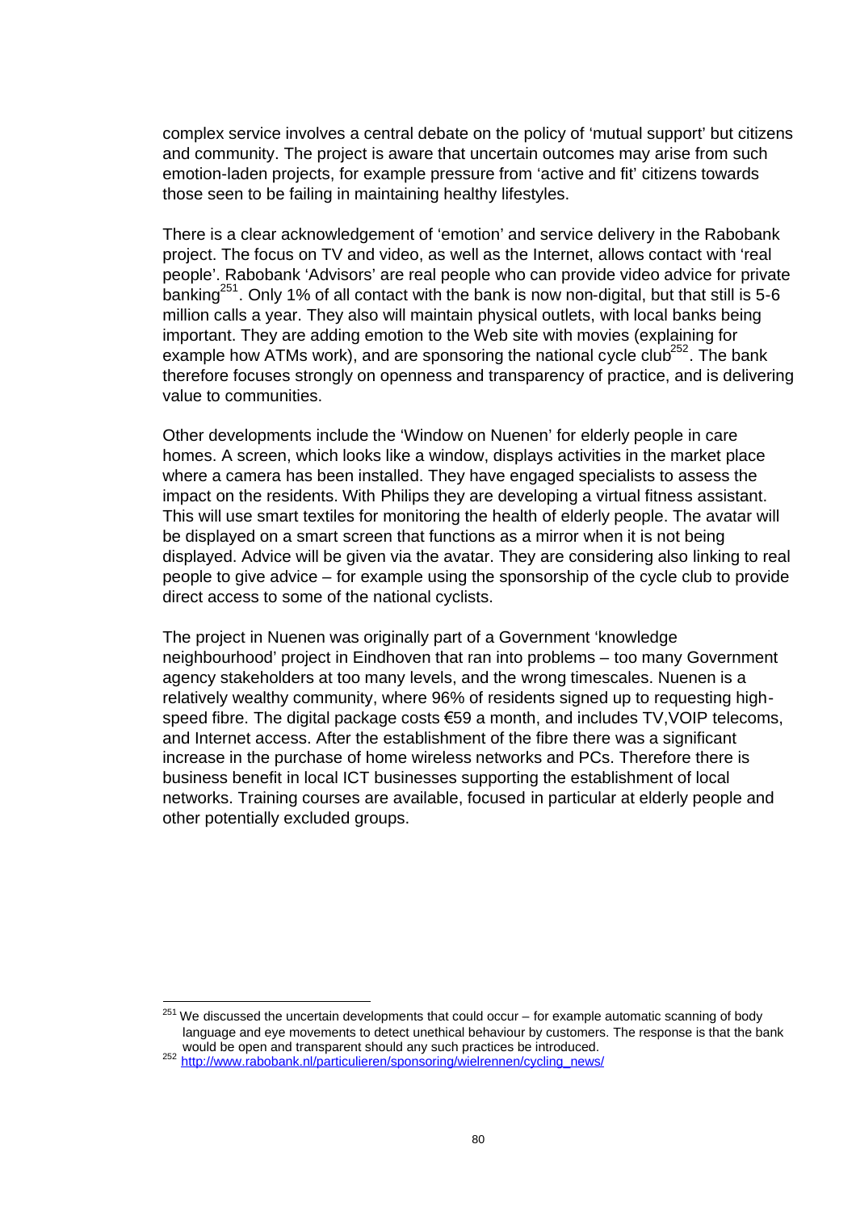complex service involves a central debate on the policy of 'mutual support' but citizens and community. The project is aware that uncertain outcomes may arise from such emotion-laden projects, for example pressure from 'active and fit' citizens towards those seen to be failing in maintaining healthy lifestyles.

There is a clear acknowledgement of 'emotion' and service delivery in the Rabobank project. The focus on TV and video, as well as the Internet, allows contact with 'real people'. Rabobank 'Advisors' are real people who can provide video advice for private banking[251]. Only 1% of all contact with the bank is now non-digital, but that still is 5-6 million calls a year. They also will maintain physical outlets, with local banks being important. They are adding emotion to the Web site with movies (explaining for example how ATMs work), and are sponsoring the national cycle club[252]. The bank therefore focuses strongly on openness and transparency of practice, and is delivering value to communities.

Other developments include the 'Window on Nuenen' for elderly people in care homes. A screen, which looks like a window, displays activities in the market place where a camera has been installed. They have engaged specialists to assess the impact on the residents. With Philips they are developing a virtual fitness assistant. This will use smart textiles for monitoring the health of elderly people. The avatar will be displayed on a smart screen that functions as a mirror when it is not being displayed. Advice will be given via the avatar. They are considering also linking to real people to give advice – for example using the sponsorship of the cycle club to provide direct access to some of the national cyclists.

The project in Nuenen was originally part of a Government 'knowledge neighbourhood' project in Eindhoven that ran into problems – too many Government agency stakeholders at too many levels, and the wrong timescales. Nuenen is a relatively wealthy community, where 96% of residents signed up to requesting high-speed fibre. The digital package costs €59 a month, and includes TV,VOIP telecoms, and Internet access. After the establishment of the fibre there was a significant increase in the purchase of home wireless networks and PCs. Therefore there is business benefit in local ICT businesses supporting the establishment of local networks. Training courses are available, focused in particular at elderly people and other potentially excluded groups.

---

[251] We discussed the uncertain developments that could occur – for example automatic scanning of body language and eye movements to detect unethical behaviour by customers. The response is that the bank would be open and transparent should any such practices be introduced.

[252] http://www.rabobank.nl/particulieren/sponsoring/wielrennen/cycling_news/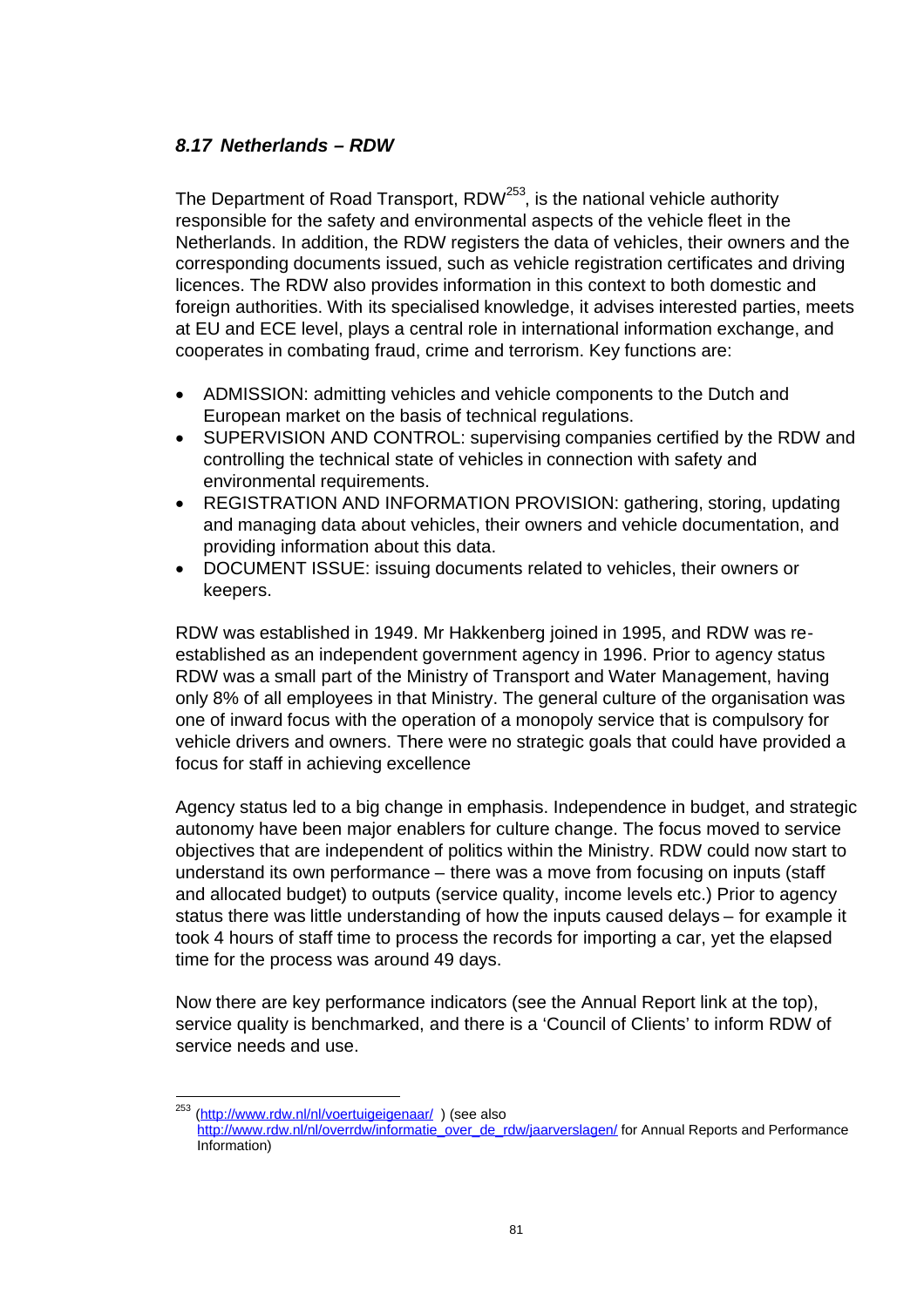### *8.17 Netherlands – RDW*

The Department of Road Transport, RDW[253], is the national vehicle authority responsible for the safety and environmental aspects of the vehicle fleet in the Netherlands. In addition, the RDW registers the data of vehicles, their owners and the corresponding documents issued, such as vehicle registration certificates and driving licences. The RDW also provides information in this context to both domestic and foreign authorities. With its specialised knowledge, it advises interested parties, meets at EU and ECE level, plays a central role in international information exchange, and cooperates in combating fraud, crime and terrorism. Key functions are:

- ADMISSION: admitting vehicles and vehicle components to the Dutch and European market on the basis of technical regulations.
- SUPERVISION AND CONTROL: supervising companies certified by the RDW and controlling the technical state of vehicles in connection with safety and environmental requirements.
- REGISTRATION AND INFORMATION PROVISION: gathering, storing, updating and managing data about vehicles, their owners and vehicle documentation, and providing information about this data.
- DOCUMENT ISSUE: issuing documents related to vehicles, their owners or keepers.

RDW was established in 1949. Mr Hakkenberg joined in 1995, and RDW was re-established as an independent government agency in 1996. Prior to agency status RDW was a small part of the Ministry of Transport and Water Management, having only 8% of all employees in that Ministry. The general culture of the organisation was one of inward focus with the operation of a monopoly service that is compulsory for vehicle drivers and owners. There were no strategic goals that could have provided a focus for staff in achieving excellence

Agency status led to a big change in emphasis. Independence in budget, and strategic autonomy have been major enablers for culture change. The focus moved to service objectives that are independent of politics within the Ministry. RDW could now start to understand its own performance – there was a move from focusing on inputs (staff and allocated budget) to outputs (service quality, income levels etc.) Prior to agency status there was little understanding of how the inputs caused delays – for example it took 4 hours of staff time to process the records for importing a car, yet the elapsed time for the process was around 49 days.

Now there are key performance indicators (see the Annual Report link at the top), service quality is benchmarked, and there is a 'Council of Clients' to inform RDW of service needs and use.

---

[253] (http://www.rdw.nl/nl/voertuigeigenaar/ ) (see also http://www.rdw.nl/nl/overrdw/informatie_over_de_rdw/jaarverslagen/ for Annual Reports and Performance Information)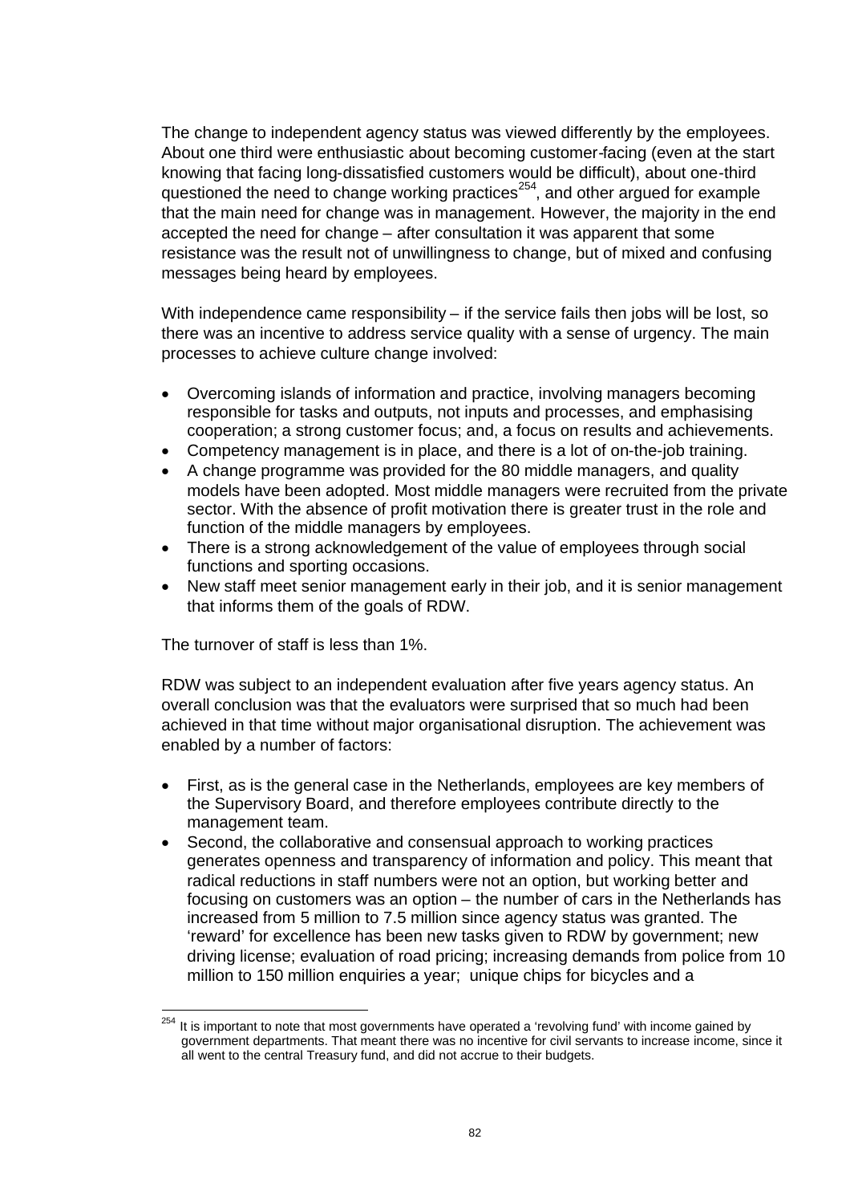The change to independent agency status was viewed differently by the employees. About one third were enthusiastic about becoming customer-facing (even at the start knowing that facing long-dissatisfied customers would be difficult), about one-third questioned the need to change working practices[254], and other argued for example that the main need for change was in management. However, the majority in the end accepted the need for change – after consultation it was apparent that some resistance was the result not of unwillingness to change, but of mixed and confusing messages being heard by employees.

With independence came responsibility – if the service fails then jobs will be lost, so there was an incentive to address service quality with a sense of urgency. The main processes to achieve culture change involved:

- Overcoming islands of information and practice, involving managers becoming responsible for tasks and outputs, not inputs and processes, and emphasising cooperation; a strong customer focus; and, a focus on results and achievements.
- Competency management is in place, and there is a lot of on-the-job training.
- A change programme was provided for the 80 middle managers, and quality models have been adopted. Most middle managers were recruited from the private sector. With the absence of profit motivation there is greater trust in the role and function of the middle managers by employees.
- There is a strong acknowledgement of the value of employees through social functions and sporting occasions.
- New staff meet senior management early in their job, and it is senior management that informs them of the goals of RDW.

The turnover of staff is less than 1%.

RDW was subject to an independent evaluation after five years agency status. An overall conclusion was that the evaluators were surprised that so much had been achieved in that time without major organisational disruption. The achievement was enabled by a number of factors:

- First, as is the general case in the Netherlands, employees are key members of the Supervisory Board, and therefore employees contribute directly to the management team.
- Second, the collaborative and consensual approach to working practices generates openness and transparency of information and policy. This meant that radical reductions in staff numbers were not an option, but working better and focusing on customers was an option – the number of cars in the Netherlands has increased from 5 million to 7.5 million since agency status was granted. The 'reward' for excellence has been new tasks given to RDW by government; new driving license; evaluation of road pricing; increasing demands from police from 10 million to 150 million enquiries a year; unique chips for bicycles and a

[254] It is important to note that most governments have operated a 'revolving fund' with income gained by government departments. That meant there was no incentive for civil servants to increase income, since it all went to the central Treasury fund, and did not accrue to their budgets.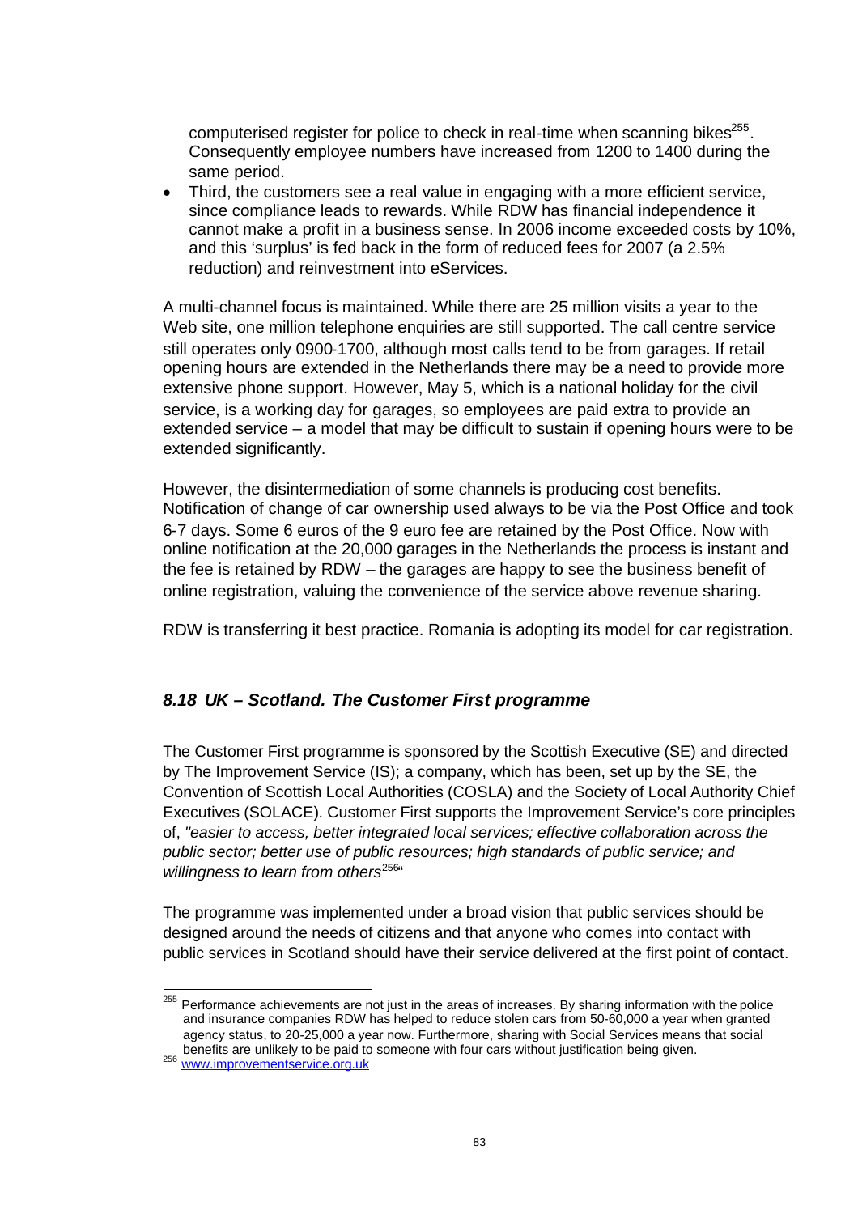computerised register for police to check in real-time when scanning bikes[255]. Consequently employee numbers have increased from 1200 to 1400 during the same period.

- Third, the customers see a real value in engaging with a more efficient service, since compliance leads to rewards. While RDW has financial independence it cannot make a profit in a business sense. In 2006 income exceeded costs by 10%, and this 'surplus' is fed back in the form of reduced fees for 2007 (a 2.5% reduction) and reinvestment into eServices.

A multi-channel focus is maintained. While there are 25 million visits a year to the Web site, one million telephone enquiries are still supported. The call centre service still operates only 0900-1700, although most calls tend to be from garages. If retail opening hours are extended in the Netherlands there may be a need to provide more extensive phone support. However, May 5, which is a national holiday for the civil service, is a working day for garages, so employees are paid extra to provide an extended service – a model that may be difficult to sustain if opening hours were to be extended significantly.

However, the disintermediation of some channels is producing cost benefits. Notification of change of car ownership used always to be via the Post Office and took 6-7 days. Some 6 euros of the 9 euro fee are retained by the Post Office. Now with online notification at the 20,000 garages in the Netherlands the process is instant and the fee is retained by RDW – the garages are happy to see the business benefit of online registration, valuing the convenience of the service above revenue sharing.

RDW is transferring it best practice. Romania is adopting its model for car registration.

### *8.18 UK – Scotland. The Customer First programme*

The Customer First programme is sponsored by the Scottish Executive (SE) and directed by The Improvement Service (IS); a company, which has been, set up by the SE, the Convention of Scottish Local Authorities (COSLA) and the Society of Local Authority Chief Executives (SOLACE). Customer First supports the Improvement Service's core principles of, *"easier to access, better integrated local services; effective collaboration across the public sector; better use of public resources; high standards of public service; and willingness to learn from others*[256]"

The programme was implemented under a broad vision that public services should be designed around the needs of citizens and that anyone who comes into contact with public services in Scotland should have their service delivered at the first point of contact.

---

[255] Performance achievements are not just in the areas of increases. By sharing information with the police and insurance companies RDW has helped to reduce stolen cars from 50-60,000 a year when granted agency status, to 20-25,000 a year now. Furthermore, sharing with Social Services means that social benefits are unlikely to be paid to someone with four cars without justification being given.

[256] www.improvementservice.org.uk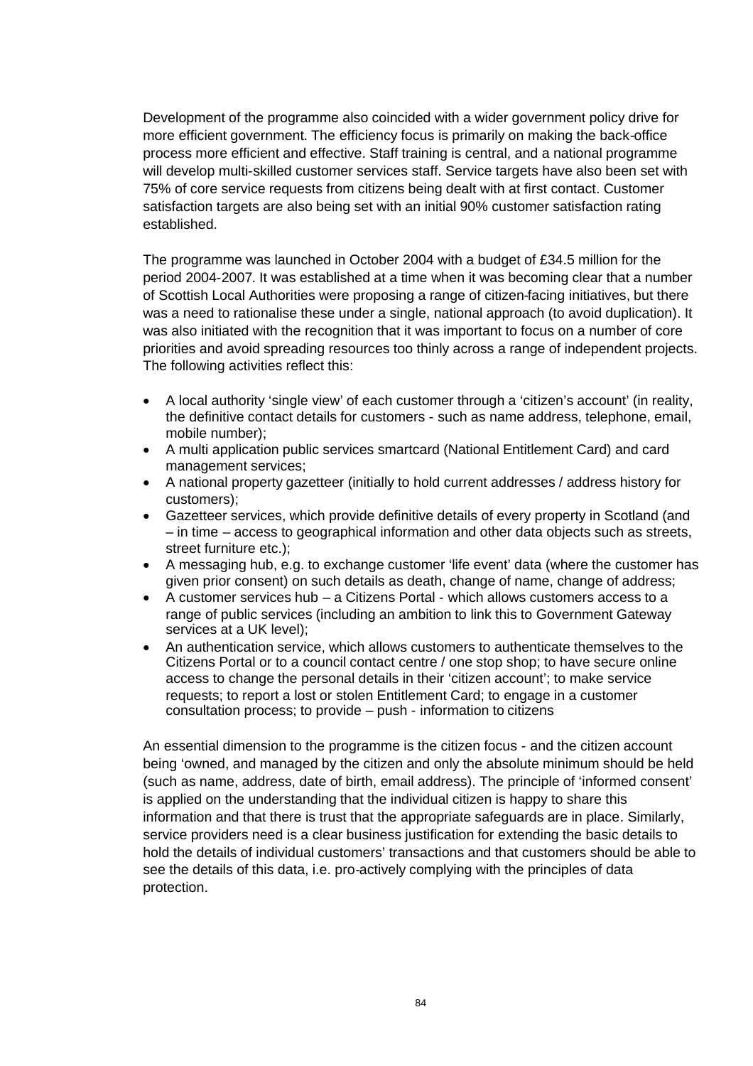Development of the programme also coincided with a wider government policy drive for more efficient government. The efficiency focus is primarily on making the back-office process more efficient and effective. Staff training is central, and a national programme will develop multi-skilled customer services staff. Service targets have also been set with 75% of core service requests from citizens being dealt with at first contact. Customer satisfaction targets are also being set with an initial 90% customer satisfaction rating established.

The programme was launched in October 2004 with a budget of £34.5 million for the period 2004-2007. It was established at a time when it was becoming clear that a number of Scottish Local Authorities were proposing a range of citizen-facing initiatives, but there was a need to rationalise these under a single, national approach (to avoid duplication). It was also initiated with the recognition that it was important to focus on a number of core priorities and avoid spreading resources too thinly across a range of independent projects. The following activities reflect this:

- A local authority 'single view' of each customer through a 'citizen's account' (in reality, the definitive contact details for customers - such as name address, telephone, email, mobile number);
- A multi application public services smartcard (National Entitlement Card) and card management services;
- A national property gazetteer (initially to hold current addresses / address history for customers);
- Gazetteer services, which provide definitive details of every property in Scotland (and – in time – access to geographical information and other data objects such as streets, street furniture etc.);
- A messaging hub, e.g. to exchange customer 'life event' data (where the customer has given prior consent) on such details as death, change of name, change of address;
- A customer services hub – a Citizens Portal - which allows customers access to a range of public services (including an ambition to link this to Government Gateway services at a UK level);
- An authentication service, which allows customers to authenticate themselves to the Citizens Portal or to a council contact centre / one stop shop; to have secure online access to change the personal details in their 'citizen account'; to make service requests; to report a lost or stolen Entitlement Card; to engage in a customer consultation process; to provide – push - information to citizens

An essential dimension to the programme is the citizen focus - and the citizen account being 'owned, and managed by the citizen and only the absolute minimum should be held (such as name, address, date of birth, email address). The principle of 'informed consent' is applied on the understanding that the individual citizen is happy to share this information and that there is trust that the appropriate safeguards are in place. Similarly, service providers need is a clear business justification for extending the basic details to hold the details of individual customers' transactions and that customers should be able to see the details of this data, i.e. pro-actively complying with the principles of data protection.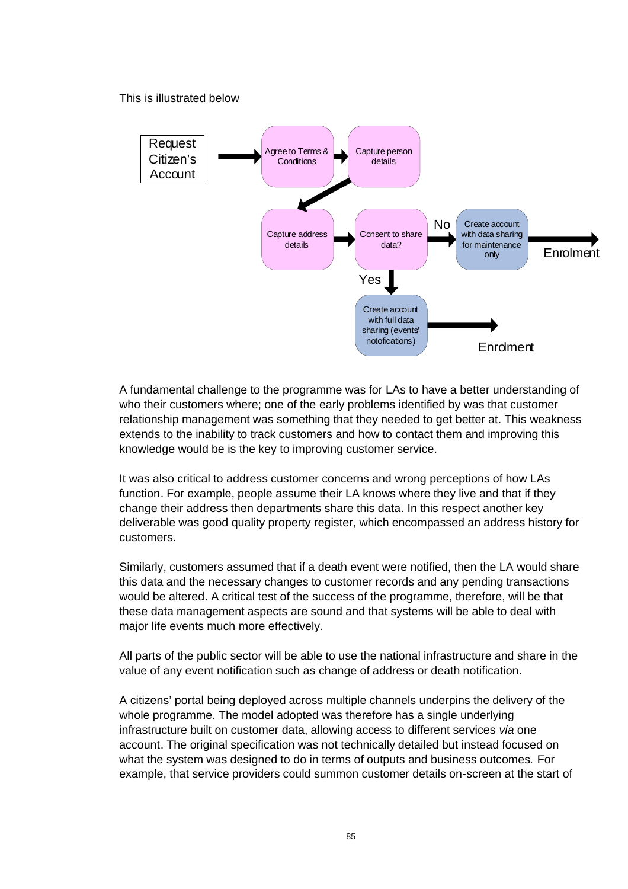This is illustrated below

Request Citizen's Account → Agree to Terms & Conditions → Capture person details → Capture address details → Consent to share data?

No → Create account with data sharing for maintenance only → Enrolment

Yes → Create account with full data sharing (events/ notofications) → Enrolment

A fundamental challenge to the programme was for LAs to have a better understanding of who their customers where; one of the early problems identified by was that customer relationship management was something that they needed to get better at. This weakness extends to the inability to track customers and how to contact them and improving this knowledge would be is the key to improving customer service.

It was also critical to address customer concerns and wrong perceptions of how LAs function. For example, people assume their LA knows where they live and that if they change their address then departments share this data. In this respect another key deliverable was good quality property register, which encompassed an address history for customers.

Similarly, customers assumed that if a death event were notified, then the LA would share this data and the necessary changes to customer records and any pending transactions would be altered. A critical test of the success of the programme, therefore, will be that these data management aspects are sound and that systems will be able to deal with major life events much more effectively.

All parts of the public sector will be able to use the national infrastructure and share in the value of any event notification such as change of address or death notification.

A citizens' portal being deployed across multiple channels underpins the delivery of the whole programme. The model adopted was therefore has a single underlying infrastructure built on customer data, allowing access to different services *via* one account. The original specification was not technically detailed but instead focused on what the system was designed to do in terms of outputs and business outcomes. For example, that service providers could summon customer details on-screen at the start of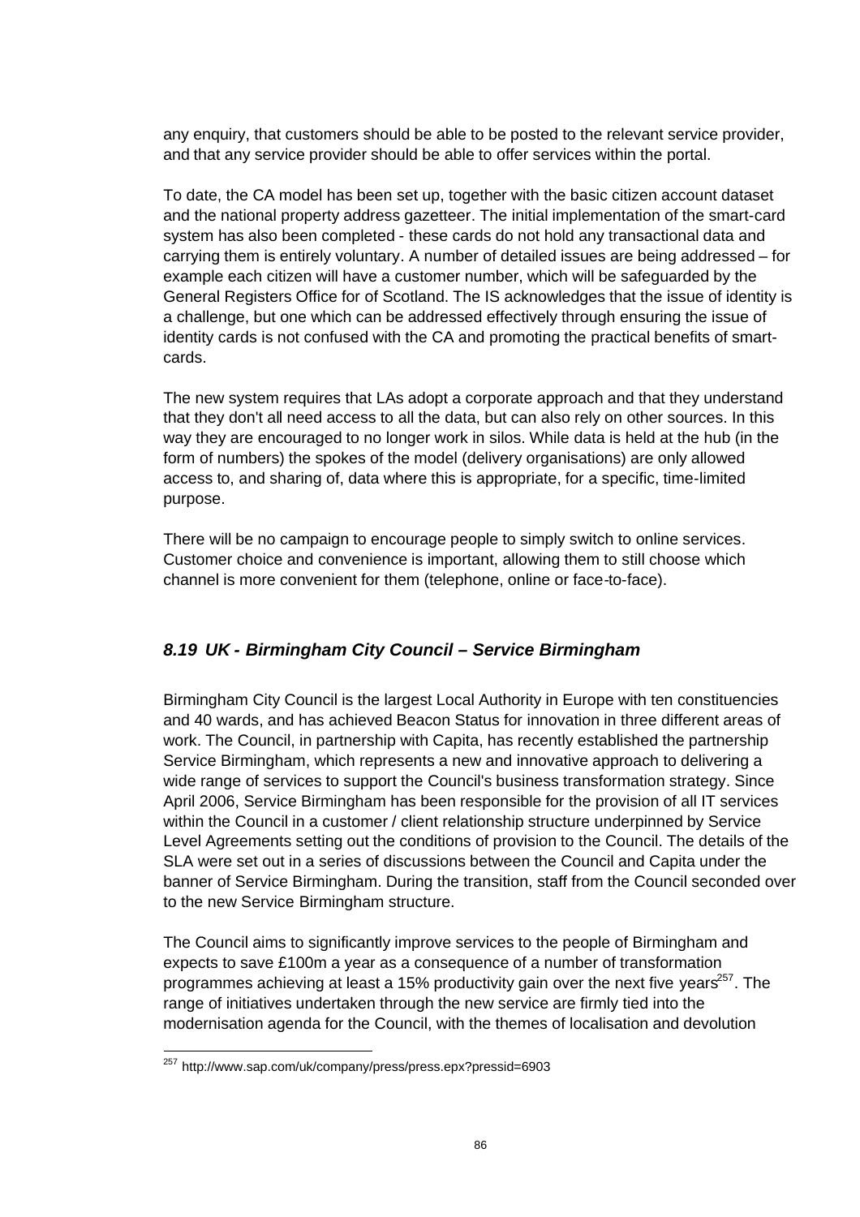any enquiry, that customers should be able to be posted to the relevant service provider, and that any service provider should be able to offer services within the portal.

To date, the CA model has been set up, together with the basic citizen account dataset and the national property address gazetteer. The initial implementation of the smart-card system has also been completed - these cards do not hold any transactional data and carrying them is entirely voluntary. A number of detailed issues are being addressed – for example each citizen will have a customer number, which will be safeguarded by the General Registers Office for of Scotland. The IS acknowledges that the issue of identity is a challenge, but one which can be addressed effectively through ensuring the issue of identity cards is not confused with the CA and promoting the practical benefits of smart-cards.

The new system requires that LAs adopt a corporate approach and that they understand that they don't all need access to all the data, but can also rely on other sources. In this way they are encouraged to no longer work in silos. While data is held at the hub (in the form of numbers) the spokes of the model (delivery organisations) are only allowed access to, and sharing of, data where this is appropriate, for a specific, time-limited purpose.

There will be no campaign to encourage people to simply switch to online services. Customer choice and convenience is important, allowing them to still choose which channel is more convenient for them (telephone, online or face-to-face).

### *8.19 UK - Birmingham City Council – Service Birmingham*

Birmingham City Council is the largest Local Authority in Europe with ten constituencies and 40 wards, and has achieved Beacon Status for innovation in three different areas of work. The Council, in partnership with Capita, has recently established the partnership Service Birmingham, which represents a new and innovative approach to delivering a wide range of services to support the Council's business transformation strategy. Since April 2006, Service Birmingham has been responsible for the provision of all IT services within the Council in a customer / client relationship structure underpinned by Service Level Agreements setting out the conditions of provision to the Council. The details of the SLA were set out in a series of discussions between the Council and Capita under the banner of Service Birmingham. During the transition, staff from the Council seconded over to the new Service Birmingham structure.

The Council aims to significantly improve services to the people of Birmingham and expects to save £100m a year as a consequence of a number of transformation programmes achieving at least a 15% productivity gain over the next five years[257]. The range of initiatives undertaken through the new service are firmly tied into the modernisation agenda for the Council, with the themes of localisation and devolution

[257] http://www.sap.com/uk/company/press/press.epx?pressid=6903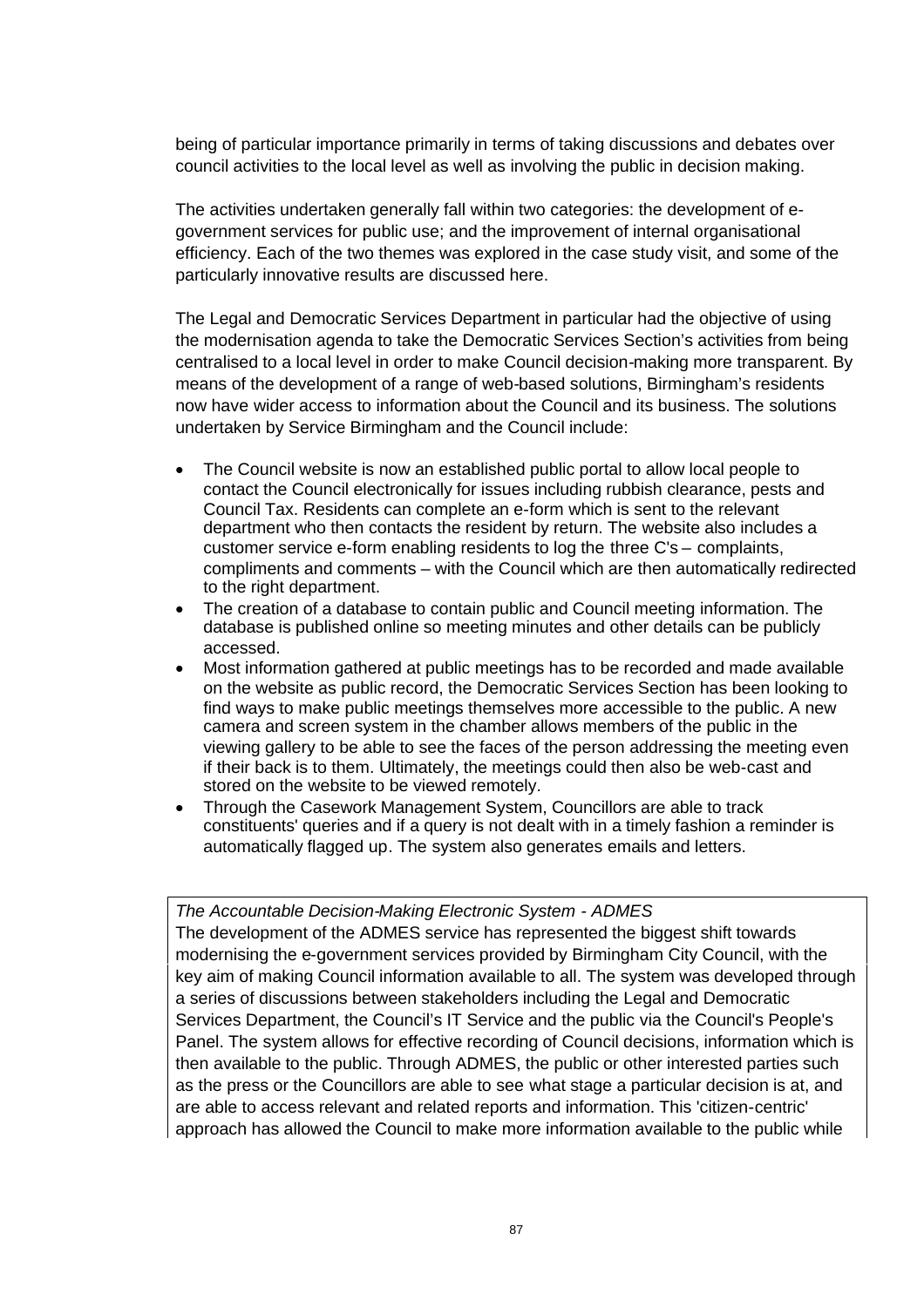being of particular importance primarily in terms of taking discussions and debates over council activities to the local level as well as involving the public in decision making.

The activities undertaken generally fall within two categories: the development of e-government services for public use; and the improvement of internal organisational efficiency. Each of the two themes was explored in the case study visit, and some of the particularly innovative results are discussed here.

The Legal and Democratic Services Department in particular had the objective of using the modernisation agenda to take the Democratic Services Section's activities from being centralised to a local level in order to make Council decision-making more transparent. By means of the development of a range of web-based solutions, Birmingham's residents now have wider access to information about the Council and its business. The solutions undertaken by Service Birmingham and the Council include:

- The Council website is now an established public portal to allow local people to contact the Council electronically for issues including rubbish clearance, pests and Council Tax. Residents can complete an e-form which is sent to the relevant department who then contacts the resident by return. The website also includes a customer service e-form enabling residents to log the three C's – complaints, compliments and comments – with the Council which are then automatically redirected to the right department.
- The creation of a database to contain public and Council meeting information. The database is published online so meeting minutes and other details can be publicly accessed.
- Most information gathered at public meetings has to be recorded and made available on the website as public record, the Democratic Services Section has been looking to find ways to make public meetings themselves more accessible to the public. A new camera and screen system in the chamber allows members of the public in the viewing gallery to be able to see the faces of the person addressing the meeting even if their back is to them. Ultimately, the meetings could then also be web-cast and stored on the website to be viewed remotely.
- Through the Casework Management System, Councillors are able to track constituents' queries and if a query is not dealt with in a timely fashion a reminder is automatically flagged up. The system also generates emails and letters.

*The Accountable Decision-Making Electronic System - ADMES*

The development of the ADMES service has represented the biggest shift towards modernising the e-government services provided by Birmingham City Council, with the key aim of making Council information available to all. The system was developed through a series of discussions between stakeholders including the Legal and Democratic Services Department, the Council's IT Service and the public via the Council's People's Panel. The system allows for effective recording of Council decisions, information which is then available to the public. Through ADMES, the public or other interested parties such as the press or the Councillors are able to see what stage a particular decision is at, and are able to access relevant and related reports and information. This 'citizen-centric' approach has allowed the Council to make more information available to the public while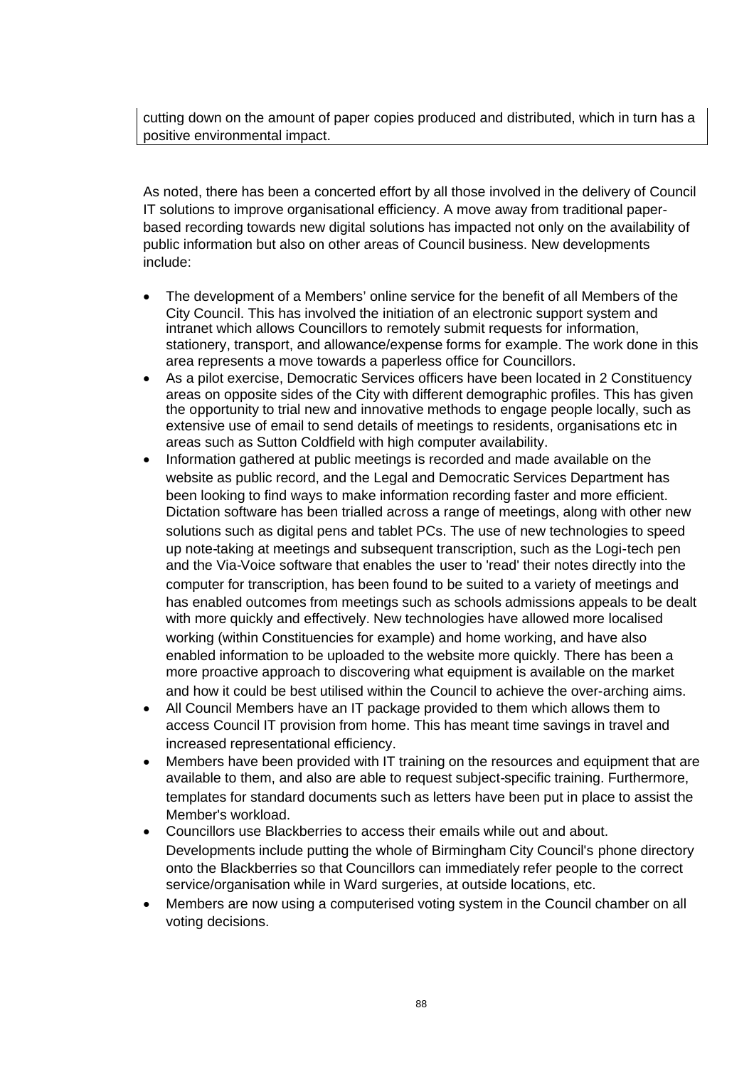cutting down on the amount of paper copies produced and distributed, which in turn has a positive environmental impact.

As noted, there has been a concerted effort by all those involved in the delivery of Council IT solutions to improve organisational efficiency. A move away from traditional paper-based recording towards new digital solutions has impacted not only on the availability of public information but also on other areas of Council business. New developments include:

- The development of a Members' online service for the benefit of all Members of the City Council. This has involved the initiation of an electronic support system and intranet which allows Councillors to remotely submit requests for information, stationery, transport, and allowance/expense forms for example. The work done in this area represents a move towards a paperless office for Councillors.
- As a pilot exercise, Democratic Services officers have been located in 2 Constituency areas on opposite sides of the City with different demographic profiles. This has given the opportunity to trial new and innovative methods to engage people locally, such as extensive use of email to send details of meetings to residents, organisations etc in areas such as Sutton Coldfield with high computer availability.
- Information gathered at public meetings is recorded and made available on the website as public record, and the Legal and Democratic Services Department has been looking to find ways to make information recording faster and more efficient. Dictation software has been trialled across a range of meetings, along with other new solutions such as digital pens and tablet PCs. The use of new technologies to speed up note-taking at meetings and subsequent transcription, such as the Logi-tech pen and the Via-Voice software that enables the user to 'read' their notes directly into the computer for transcription, has been found to be suited to a variety of meetings and has enabled outcomes from meetings such as schools admissions appeals to be dealt with more quickly and effectively. New technologies have allowed more localised working (within Constituencies for example) and home working, and have also enabled information to be uploaded to the website more quickly. There has been a more proactive approach to discovering what equipment is available on the market and how it could be best utilised within the Council to achieve the over-arching aims.
- All Council Members have an IT package provided to them which allows them to access Council IT provision from home. This has meant time savings in travel and increased representational efficiency.
- Members have been provided with IT training on the resources and equipment that are available to them, and also are able to request subject-specific training. Furthermore, templates for standard documents such as letters have been put in place to assist the Member's workload.
- Councillors use Blackberries to access their emails while out and about. Developments include putting the whole of Birmingham City Council's phone directory onto the Blackberries so that Councillors can immediately refer people to the correct service/organisation while in Ward surgeries, at outside locations, etc.
- Members are now using a computerised voting system in the Council chamber on all voting decisions.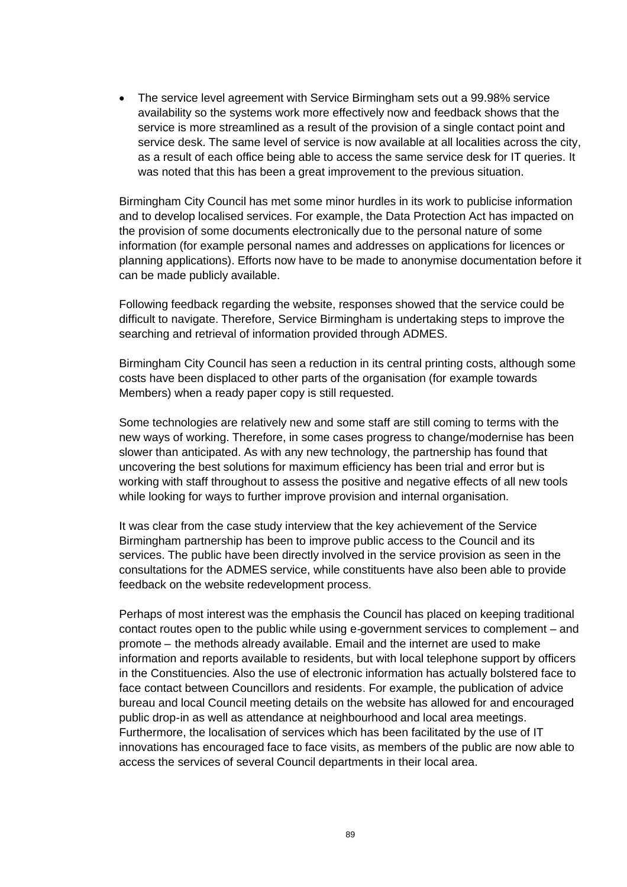- The service level agreement with Service Birmingham sets out a 99.98% service availability so the systems work more effectively now and feedback shows that the service is more streamlined as a result of the provision of a single contact point and service desk. The same level of service is now available at all localities across the city, as a result of each office being able to access the same service desk for IT queries. It was noted that this has been a great improvement to the previous situation.

Birmingham City Council has met some minor hurdles in its work to publicise information and to develop localised services. For example, the Data Protection Act has impacted on the provision of some documents electronically due to the personal nature of some information (for example personal names and addresses on applications for licences or planning applications). Efforts now have to be made to anonymise documentation before it can be made publicly available.

Following feedback regarding the website, responses showed that the service could be difficult to navigate. Therefore, Service Birmingham is undertaking steps to improve the searching and retrieval of information provided through ADMES.

Birmingham City Council has seen a reduction in its central printing costs, although some costs have been displaced to other parts of the organisation (for example towards Members) when a ready paper copy is still requested.

Some technologies are relatively new and some staff are still coming to terms with the new ways of working. Therefore, in some cases progress to change/modernise has been slower than anticipated. As with any new technology, the partnership has found that uncovering the best solutions for maximum efficiency has been trial and error but is working with staff throughout to assess the positive and negative effects of all new tools while looking for ways to further improve provision and internal organisation.

It was clear from the case study interview that the key achievement of the Service Birmingham partnership has been to improve public access to the Council and its services. The public have been directly involved in the service provision as seen in the consultations for the ADMES service, while constituents have also been able to provide feedback on the website redevelopment process.

Perhaps of most interest was the emphasis the Council has placed on keeping traditional contact routes open to the public while using e-government services to complement – and promote – the methods already available. Email and the internet are used to make information and reports available to residents, but with local telephone support by officers in the Constituencies. Also the use of electronic information has actually bolstered face to face contact between Councillors and residents. For example, the publication of advice bureau and local Council meeting details on the website has allowed for and encouraged public drop-in as well as attendance at neighbourhood and local area meetings. Furthermore, the localisation of services which has been facilitated by the use of IT innovations has encouraged face to face visits, as members of the public are now able to access the services of several Council departments in their local area.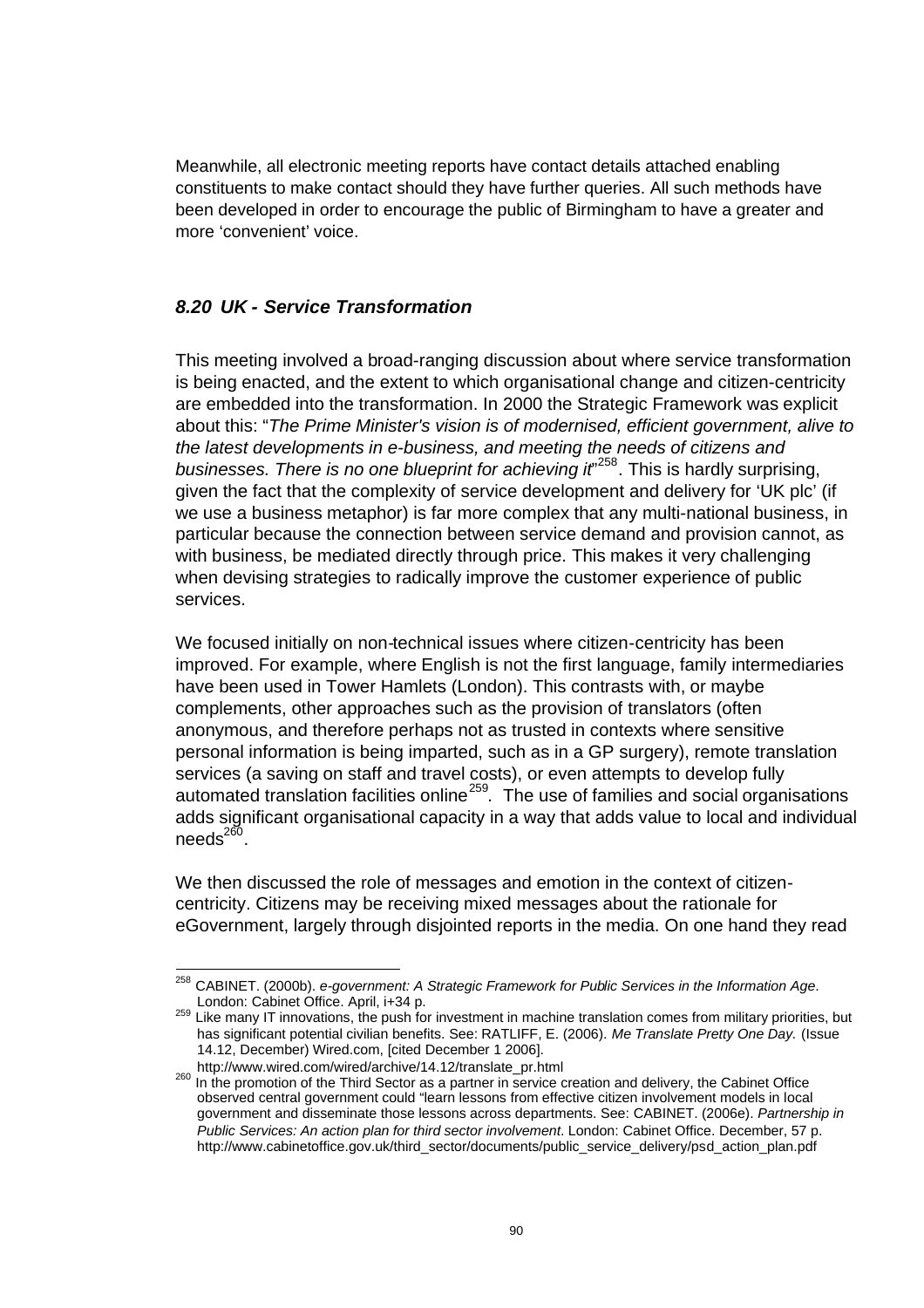Meanwhile, all electronic meeting reports have contact details attached enabling constituents to make contact should they have further queries. All such methods have been developed in order to encourage the public of Birmingham to have a greater and more 'convenient' voice.

### *8.20 UK - Service Transformation*

This meeting involved a broad-ranging discussion about where service transformation is being enacted, and the extent to which organisational change and citizen-centricity are embedded into the transformation. In 2000 the Strategic Framework was explicit about this: "*The Prime Minister's vision is of modernised, efficient government, alive to the latest developments in e-business, and meeting the needs of citizens and businesses. There is no one blueprint for achieving it*"[258]. This is hardly surprising, given the fact that the complexity of service development and delivery for 'UK plc' (if we use a business metaphor) is far more complex that any multi-national business, in particular because the connection between service demand and provision cannot, as with business, be mediated directly through price. This makes it very challenging when devising strategies to radically improve the customer experience of public services.

We focused initially on non-technical issues where citizen-centricity has been improved. For example, where English is not the first language, family intermediaries have been used in Tower Hamlets (London). This contrasts with, or maybe complements, other approaches such as the provision of translators (often anonymous, and therefore perhaps not as trusted in contexts where sensitive personal information is being imparted, such as in a GP surgery), remote translation services (a saving on staff and travel costs), or even attempts to develop fully automated translation facilities online[259]. The use of families and social organisations adds significant organisational capacity in a way that adds value to local and individual needs[260].

We then discussed the role of messages and emotion in the context of citizen-centricity. Citizens may be receiving mixed messages about the rationale for eGovernment, largely through disjointed reports in the media. On one hand they read

---

[258] CABINET. (2000b). *e-government: A Strategic Framework for Public Services in the Information Age*. London: Cabinet Office. April, i+34 p.

[259] Like many IT innovations, the push for investment in machine translation comes from military priorities, but has significant potential civilian benefits. See: RATLIFF, E. (2006). *Me Translate Pretty One Day.* (Issue 14.12, December) Wired.com, [cited December 1 2006]. http://www.wired.com/wired/archive/14.12/translate_pr.html

[260] In the promotion of the Third Sector as a partner in service creation and delivery, the Cabinet Office observed central government could "learn lessons from effective citizen involvement models in local government and disseminate those lessons across departments. See: CABINET. (2006e). *Partnership in Public Services: An action plan for third sector involvement*. London: Cabinet Office. December, 57 p. http://www.cabinetoffice.gov.uk/third_sector/documents/public_service_delivery/psd_action_plan.pdf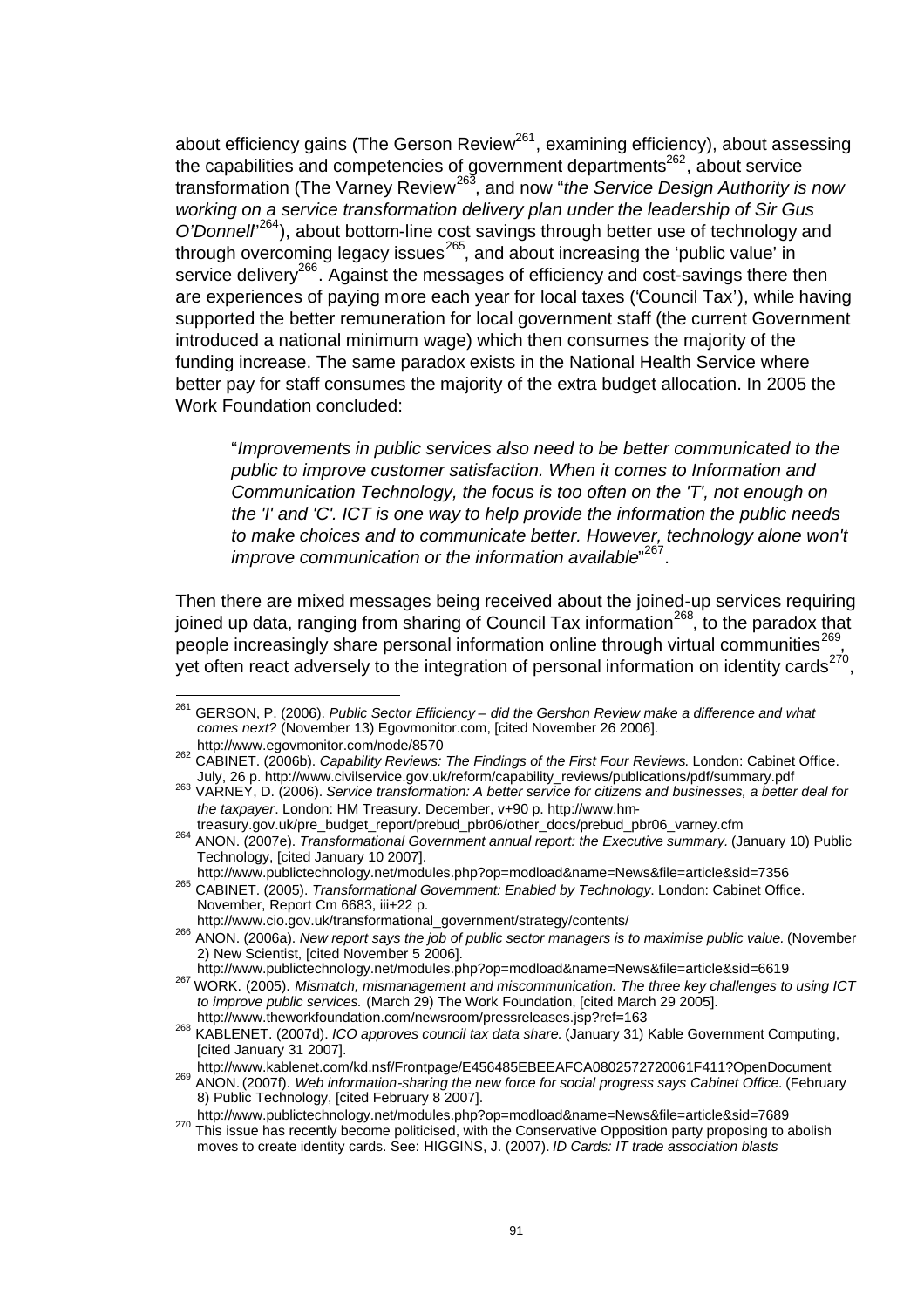about efficiency gains (The Gerson Review[261], examining efficiency), about assessing the capabilities and competencies of government departments[262], about service transformation (The Varney Review[263], and now "*the Service Design Authority is now working on a service transformation delivery plan under the leadership of Sir Gus O'Donnell*"[264]), about bottom-line cost savings through better use of technology and through overcoming legacy issues[265], and about increasing the 'public value' in service delivery[266]. Against the messages of efficiency and cost-savings there then are experiences of paying more each year for local taxes ('Council Tax'), while having supported the better remuneration for local government staff (the current Government introduced a national minimum wage) which then consumes the majority of the funding increase. The same paradox exists in the National Health Service where better pay for staff consumes the majority of the extra budget allocation. In 2005 the Work Foundation concluded:

> "*Improvements in public services also need to be better communicated to the public to improve customer satisfaction. When it comes to Information and Communication Technology, the focus is too often on the 'T', not enough on the 'I' and 'C'. ICT is one way to help provide the information the public needs to make choices and to communicate better. However, technology alone won't improve communication or the information available*"[267].

Then there are mixed messages being received about the joined-up services requiring joined up data, ranging from sharing of Council Tax information[268], to the paradox that people increasingly share personal information online through virtual communities[269], yet often react adversely to the integration of personal information on identity cards[270],

---

[261] GERSON, P. (2006). *Public Sector Efficiency – did the Gershon Review make a difference and what comes next?* (November 13) Egovmonitor.com, [cited November 26 2006]. http://www.egovmonitor.com/node/8570

[262] CABINET. (2006b). *Capability Reviews: The Findings of the First Four Reviews.* London: Cabinet Office. July, 26 p. http://www.civilservice.gov.uk/reform/capability_reviews/publications/pdf/summary.pdf

[263] VARNEY, D. (2006). *Service transformation: A better service for citizens and businesses, a better deal for the taxpayer*. London: HM Treasury. December, v+90 p. http://www.hm-treasury.gov.uk/pre_budget_report/prebud_pbr06/other_docs/prebud_pbr06_varney.cfm

[264] ANON. (2007e). *Transformational Government annual report: the Executive summary.* (January 10) Public Technology, [cited January 10 2007]. http://www.publictechnology.net/modules.php?op=modload&name=News&file=article&sid=7356

[265] CABINET. (2005). *Transformational Government: Enabled by Technology*. London: Cabinet Office. November, Report Cm 6683, iii+22 p. http://www.cio.gov.uk/transformational_government/strategy/contents/

[266] ANON. (2006a). *New report says the job of public sector managers is to maximise public value.* (November 2) New Scientist, [cited November 5 2006]. http://www.publictechnology.net/modules.php?op=modload&name=News&file=article&sid=6619

[267] WORK. (2005). *Mismatch, mismanagement and miscommunication. The three key challenges to using ICT to improve public services.* (March 29) The Work Foundation, [cited March 29 2005]. http://www.theworkfoundation.com/newsroom/pressreleases.jsp?ref=163

[268] KABLENET. (2007d). *ICO approves council tax data share.* (January 31) Kable Government Computing, [cited January 31 2007]. http://www.kablenet.com/kd.nsf/Frontpage/E456485EBEEAFCA0802572720061F411?OpenDocument

[269] ANON. (2007f). *Web information-sharing the new force for social progress says Cabinet Office.* (February 8) Public Technology, [cited February 8 2007]. http://www.publictechnology.net/modules.php?op=modload&name=News&file=article&sid=7689

[270] This issue has recently become politicised, with the Conservative Opposition party proposing to abolish moves to create identity cards. See: HIGGINS, J. (2007). *ID Cards: IT trade association blasts*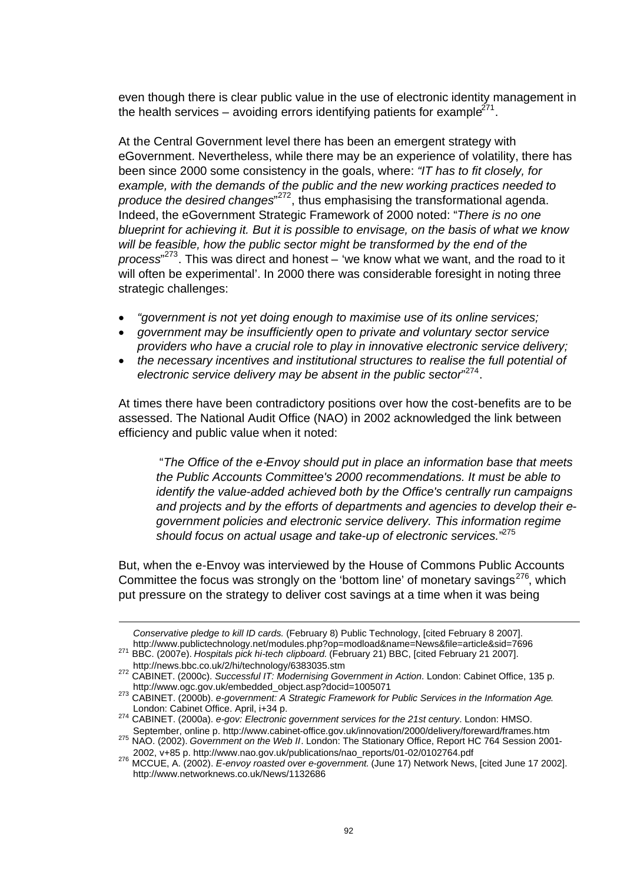even though there is clear public value in the use of electronic identity management in the health services – avoiding errors identifying patients for example[271].

At the Central Government level there has been an emergent strategy with eGovernment. Nevertheless, while there may be an experience of volatility, there has been since 2000 some consistency in the goals, where: *"IT has to fit closely, for example, with the demands of the public and the new working practices needed to produce the desired changes*"[272], thus emphasising the transformational agenda. Indeed, the eGovernment Strategic Framework of 2000 noted: "*There is no one blueprint for achieving it. But it is possible to envisage, on the basis of what we know will be feasible, how the public sector might be transformed by the end of the process*"[273]. This was direct and honest – 'we know what we want, and the road to it will often be experimental'. In 2000 there was considerable foresight in noting three strategic challenges:

- *"government is not yet doing enough to maximise use of its online services;*
- *government may be insufficiently open to private and voluntary sector service providers who have a crucial role to play in innovative electronic service delivery;*
- *the necessary incentives and institutional structures to realise the full potential of electronic service delivery may be absent in the public sector*"[274].

At times there have been contradictory positions over how the cost-benefits are to be assessed. The National Audit Office (NAO) in 2002 acknowledged the link between efficiency and public value when it noted:

> "*The Office of the e-Envoy should put in place an information base that meets the Public Accounts Committee's 2000 recommendations. It must be able to identify the value-added achieved both by the Office's centrally run campaigns and projects and by the efforts of departments and agencies to develop their e-government policies and electronic service delivery. This information regime should focus on actual usage and take-up of electronic services.*"[275]

But, when the e-Envoy was interviewed by the House of Commons Public Accounts Committee the focus was strongly on the 'bottom line' of monetary savings[276], which put pressure on the strategy to deliver cost savings at a time when it was being

---

*Conservative pledge to kill ID cards.* (February 8) Public Technology, [cited February 8 2007]. http://www.publictechnology.net/modules.php?op=modload&name=News&file=article&sid=7696

[271] BBC. (2007e). *Hospitals pick hi-tech clipboard.* (February 21) BBC, [cited February 21 2007]. http://news.bbc.co.uk/2/hi/technology/6383035.stm

[272] CABINET. (2000c). *Successful IT: Modernising Government in Action*. London: Cabinet Office, 135 p. http://www.ogc.gov.uk/embedded_object.asp?docid=1005071

[273] CABINET. (2000b). *e-government: A Strategic Framework for Public Services in the Information Age.* London: Cabinet Office. April, i+34 p.

[274] CABINET. (2000a). *e-gov: Electronic government services for the 21st century*. London: HMSO. September, online p. http://www.cabinet-office.gov.uk/innovation/2000/delivery/foreward/frames.htm

[275] NAO. (2002). *Government on the Web II*. London: The Stationary Office, Report HC 764 Session 2001-2002, v+85 p. http://www.nao.gov.uk/publications/nao_reports/01-02/0102764.pdf

[276] MCCUE, A. (2002). *E-envoy roasted over e-government.* (June 17) Network News, [cited June 17 2002]. http://www.networknews.co.uk/News/1132686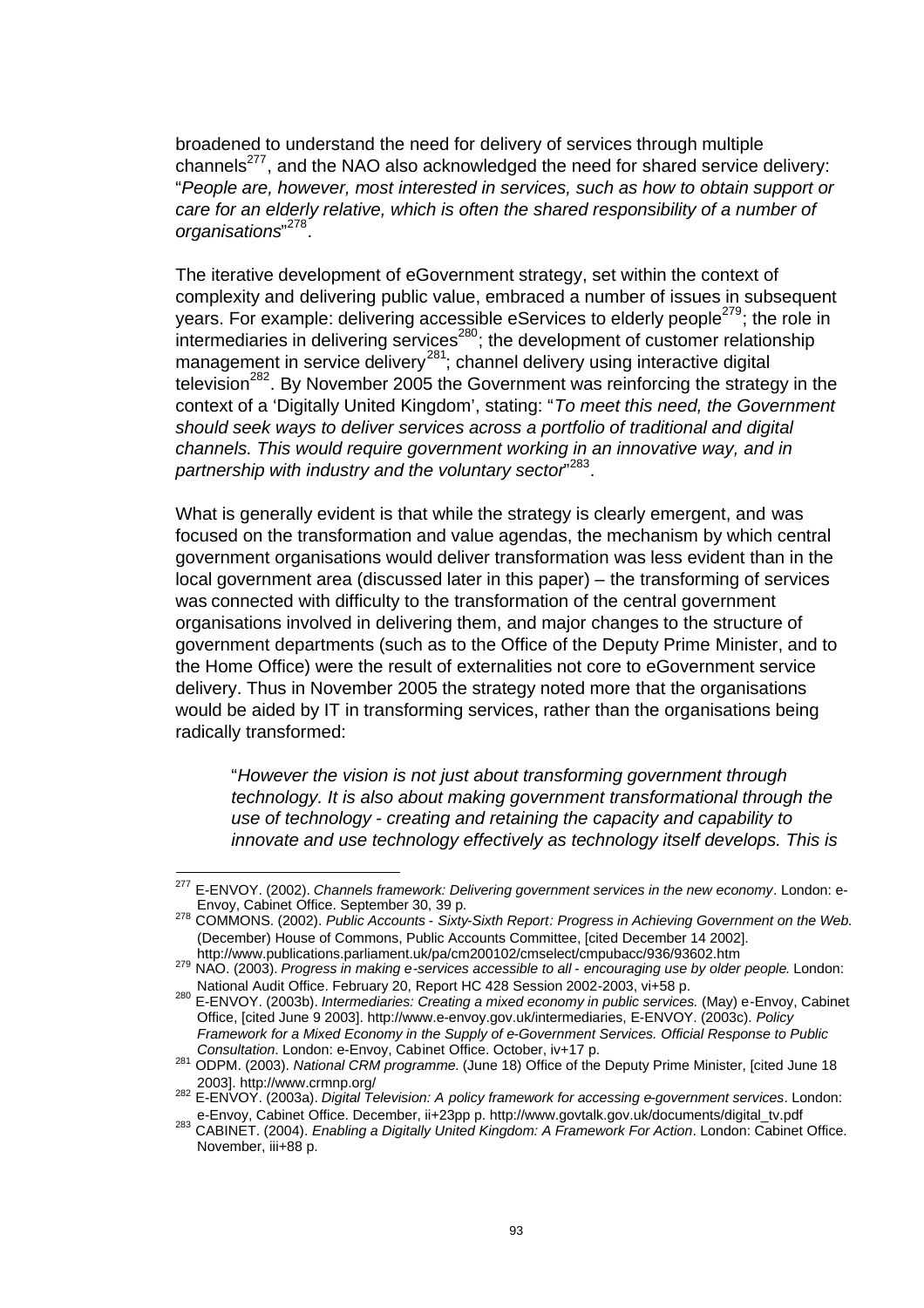broadened to understand the need for delivery of services through multiple channels[277], and the NAO also acknowledged the need for shared service delivery: "*People are, however, most interested in services, such as how to obtain support or care for an elderly relative, which is often the shared responsibility of a number of organisations*"[278].

The iterative development of eGovernment strategy, set within the context of complexity and delivering public value, embraced a number of issues in subsequent years. For example: delivering accessible eServices to elderly people[279]; the role in intermediaries in delivering services[280]; the development of customer relationship management in service delivery[281]; channel delivery using interactive digital television[282]. By November 2005 the Government was reinforcing the strategy in the context of a 'Digitally United Kingdom', stating: "*To meet this need, the Government should seek ways to deliver services across a portfolio of traditional and digital channels. This would require government working in an innovative way, and in partnership with industry and the voluntary sector*"[283].

What is generally evident is that while the strategy is clearly emergent, and was focused on the transformation and value agendas, the mechanism by which central government organisations would deliver transformation was less evident than in the local government area (discussed later in this paper) – the transforming of services was connected with difficulty to the transformation of the central government organisations involved in delivering them, and major changes to the structure of government departments (such as to the Office of the Deputy Prime Minister, and to the Home Office) were the result of externalities not core to eGovernment service delivery. Thus in November 2005 the strategy noted more that the organisations would be aided by IT in transforming services, rather than the organisations being radically transformed:

> "*However the vision is not just about transforming government through technology. It is also about making government transformational through the use of technology - creating and retaining the capacity and capability to innovate and use technology effectively as technology itself develops. This is*

---

[277] E-ENVOY. (2002). *Channels framework: Delivering government services in the new economy*. London: e-Envoy, Cabinet Office. September 30, 39 p.

[278] COMMONS. (2002). *Public Accounts - Sixty-Sixth Report: Progress in Achieving Government on the Web.* (December) House of Commons, Public Accounts Committee, [cited December 14 2002]. http://www.publications.parliament.uk/pa/cm200102/cmselect/cmpubacc/936/93602.htm

[279] NAO. (2003). *Progress in making e-services accessible to all - encouraging use by older people.* London: National Audit Office. February 20, Report HC 428 Session 2002-2003, vi+58 p.

[280] E-ENVOY. (2003b). *Intermediaries: Creating a mixed economy in public services.* (May) e-Envoy, Cabinet Office, [cited June 9 2003]. http://www.e-envoy.gov.uk/intermediaries, E-ENVOY. (2003c). *Policy Framework for a Mixed Economy in the Supply of e-Government Services. Official Response to Public Consultation*. London: e-Envoy, Cabinet Office. October, iv+17 p.

[281] ODPM. (2003). *National CRM programme.* (June 18) Office of the Deputy Prime Minister, [cited June 18 2003]. http://www.crmnp.org/

[282] E-ENVOY. (2003a). *Digital Television: A policy framework for accessing e-government services*. London: e-Envoy, Cabinet Office. December, ii+23pp p. http://www.govtalk.gov.uk/documents/digital_tv.pdf

[283] CABINET. (2004). *Enabling a Digitally United Kingdom: A Framework For Action*. London: Cabinet Office. November, iii+88 p.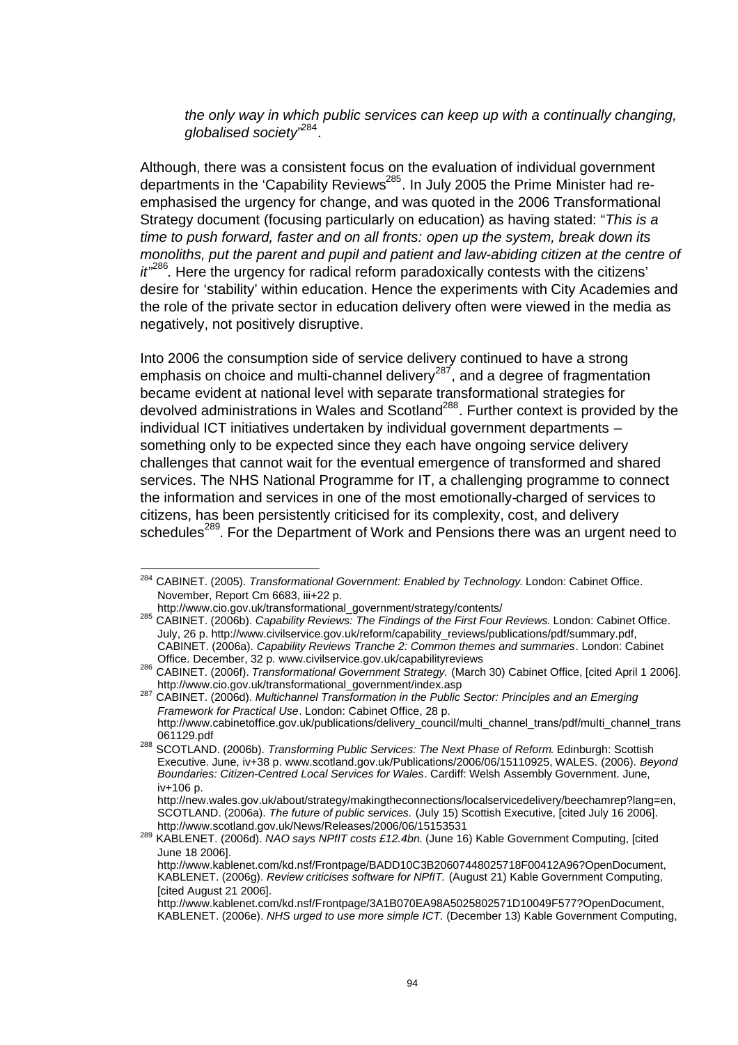*the only way in which public services can keep up with a continually changing, globalised society*"[284].

Although, there was a consistent focus on the evaluation of individual government departments in the 'Capability Reviews[285]. In July 2005 the Prime Minister had re-emphasised the urgency for change, and was quoted in the 2006 Transformational Strategy document (focusing particularly on education) as having stated: "*This is a time to push forward, faster and on all fronts: open up the system, break down its monoliths, put the parent and pupil and patient and law-abiding citizen at the centre of it*"[286]. Here the urgency for radical reform paradoxically contests with the citizens' desire for 'stability' within education. Hence the experiments with City Academies and the role of the private sector in education delivery often were viewed in the media as negatively, not positively disruptive.

Into 2006 the consumption side of service delivery continued to have a strong emphasis on choice and multi-channel delivery[287], and a degree of fragmentation became evident at national level with separate transformational strategies for devolved administrations in Wales and Scotland[288]. Further context is provided by the individual ICT initiatives undertaken by individual government departments – something only to be expected since they each have ongoing service delivery challenges that cannot wait for the eventual emergence of transformed and shared services. The NHS National Programme for IT, a challenging programme to connect the information and services in one of the most emotionally-charged of services to citizens, has been persistently criticised for its complexity, cost, and delivery schedules[289]. For the Department of Work and Pensions there was an urgent need to

---

[284] CABINET. (2005). *Transformational Government: Enabled by Technology*. London: Cabinet Office. November, Report Cm 6683, iii+22 p. http://www.cio.gov.uk/transformational_government/strategy/contents/

[285] CABINET. (2006b). *Capability Reviews: The Findings of the First Four Reviews*. London: Cabinet Office. July, 26 p. http://www.civilservice.gov.uk/reform/capability_reviews/publications/pdf/summary.pdf, CABINET. (2006a). *Capability Reviews Tranche 2: Common themes and summaries*. London: Cabinet Office. December, 32 p. www.civilservice.gov.uk/capabilityreviews

[286] CABINET. (2006f). *Transformational Government Strategy.* (March 30) Cabinet Office, [cited April 1 2006]. http://www.cio.gov.uk/transformational_government/index.asp

[287] CABINET. (2006d). *Multichannel Transformation in the Public Sector: Principles and an Emerging Framework for Practical Use*. London: Cabinet Office, 28 p. http://www.cabinetoffice.gov.uk/publications/delivery_council/multi_channel_trans/pdf/multi_channel_trans 061129.pdf

[288] SCOTLAND. (2006b). *Transforming Public Services: The Next Phase of Reform*. Edinburgh: Scottish Executive. June, iv+38 p. www.scotland.gov.uk/Publications/2006/06/15110925, WALES. (2006). *Beyond Boundaries: Citizen-Centred Local Services for Wales*. Cardiff: Welsh Assembly Government. June, iv+106 p. http://new.wales.gov.uk/about/strategy/makingtheconnections/localservicedelivery/beechamrep?lang=en, SCOTLAND. (2006a). *The future of public services.* (July 15) Scottish Executive, [cited July 16 2006]. http://www.scotland.gov.uk/News/Releases/2006/06/15153531

[289] KABLENET. (2006d). *NAO says NPfIT costs £12.4bn.* (June 16) Kable Government Computing, [cited June 18 2006]. http://www.kablenet.com/kd.nsf/Frontpage/BADD10C3B20607448025718F00412A96?OpenDocument, KABLENET. (2006g). *Review criticises software for NPfIT.* (August 21) Kable Government Computing, [cited August 21 2006]. http://www.kablenet.com/kd.nsf/Frontpage/3A1B070EA98A5025802571D10049F577?OpenDocument, KABLENET. (2006e). *NHS urged to use more simple ICT.* (December 13) Kable Government Computing,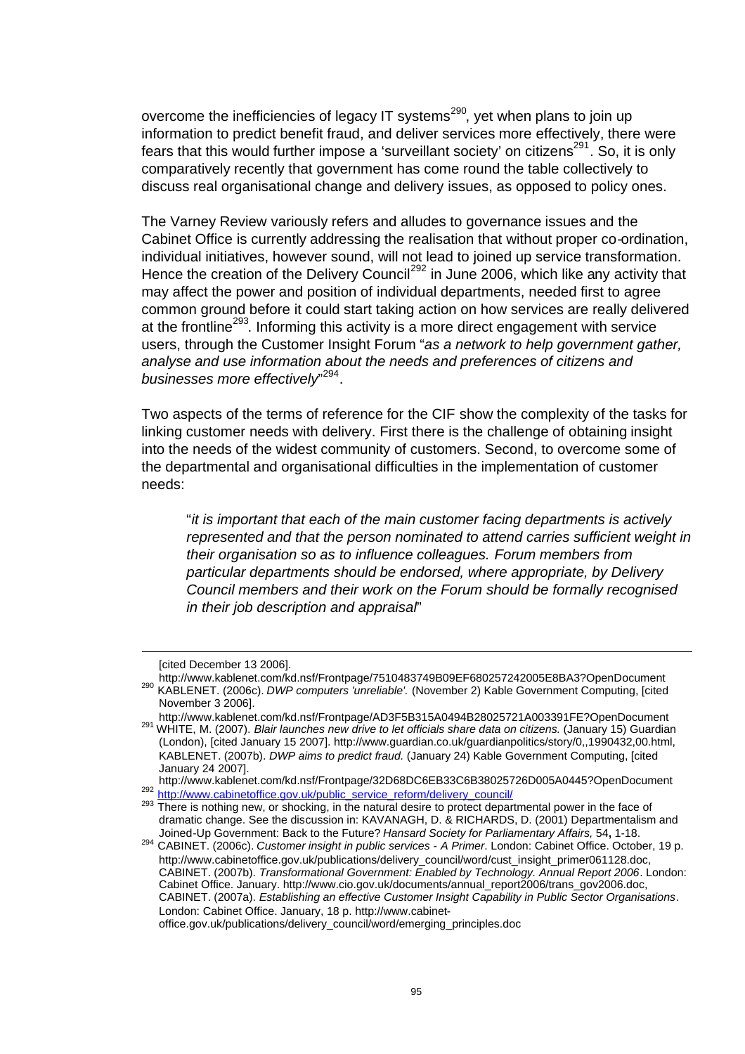overcome the inefficiencies of legacy IT systems[290], yet when plans to join up information to predict benefit fraud, and deliver services more effectively, there were fears that this would further impose a 'surveillant society' on citizens[291]. So, it is only comparatively recently that government has come round the table collectively to discuss real organisational change and delivery issues, as opposed to policy ones.

The Varney Review variously refers and alludes to governance issues and the Cabinet Office is currently addressing the realisation that without proper co-ordination, individual initiatives, however sound, will not lead to joined up service transformation. Hence the creation of the Delivery Council[292] in June 2006, which like any activity that may affect the power and position of individual departments, needed first to agree common ground before it could start taking action on how services are really delivered at the frontline[293]. Informing this activity is a more direct engagement with service users, through the Customer Insight Forum "*as a network to help government gather, analyse and use information about the needs and preferences of citizens and businesses more effectively*"[294].

Two aspects of the terms of reference for the CIF show the complexity of the tasks for linking customer needs with delivery. First there is the challenge of obtaining insight into the needs of the widest community of customers. Second, to overcome some of the departmental and organisational difficulties in the implementation of customer needs:

> "*it is important that each of the main customer facing departments is actively represented and that the person nominated to attend carries sufficient weight in their organisation so as to influence colleagues. Forum members from particular departments should be endorsed, where appropriate, by Delivery Council members and their work on the Forum should be formally recognised in their job description and appraisal*"

---

[cited December 13 2006].
http://www.kablenet.com/kd.nsf/Frontpage/7510483749B09EF680257242005E8BA3?OpenDocument

[290] KABLENET. (2006c). *DWP computers 'unreliable'.* (November 2) Kable Government Computing, [cited November 3 2006].
http://www.kablenet.com/kd.nsf/Frontpage/AD3F5B315A0494B28025721A003391FE?OpenDocument

[291] WHITE, M. (2007). *Blair launches new drive to let officials share data on citizens.* (January 15) Guardian (London), [cited January 15 2007]. http://www.guardian.co.uk/guardianpolitics/story/0,,1990432,00.html, KABLENET. (2007b). *DWP aims to predict fraud.* (January 24) Kable Government Computing, [cited January 24 2007].
http://www.kablenet.com/kd.nsf/Frontpage/32D68DC6EB33C6B38025726D005A0445?OpenDocument

[292] http://www.cabinetoffice.gov.uk/public_service_reform/delivery_council/

[293] There is nothing new, or shocking, in the natural desire to protect departmental power in the face of dramatic change. See the discussion in: KAVANAGH, D. & RICHARDS, D. (2001) Departmentalism and Joined-Up Government: Back to the Future? *Hansard Society for Parliamentary Affairs,* 54**,** 1-18.

[294] CABINET. (2006c). *Customer insight in public services - A Primer*. London: Cabinet Office. October, 19 p. http://www.cabinetoffice.gov.uk/publications/delivery_council/word/cust_insight_primer061128.doc, CABINET. (2007b). *Transformational Government: Enabled by Technology. Annual Report 2006*. London: Cabinet Office. January. http://www.cio.gov.uk/documents/annual_report2006/trans_gov2006.doc, CABINET. (2007a). *Establishing an effective Customer Insight Capability in Public Sector Organisations*. London: Cabinet Office. January, 18 p. http://www.cabinet-office.gov.uk/publications/delivery_council/word/emerging_principles.doc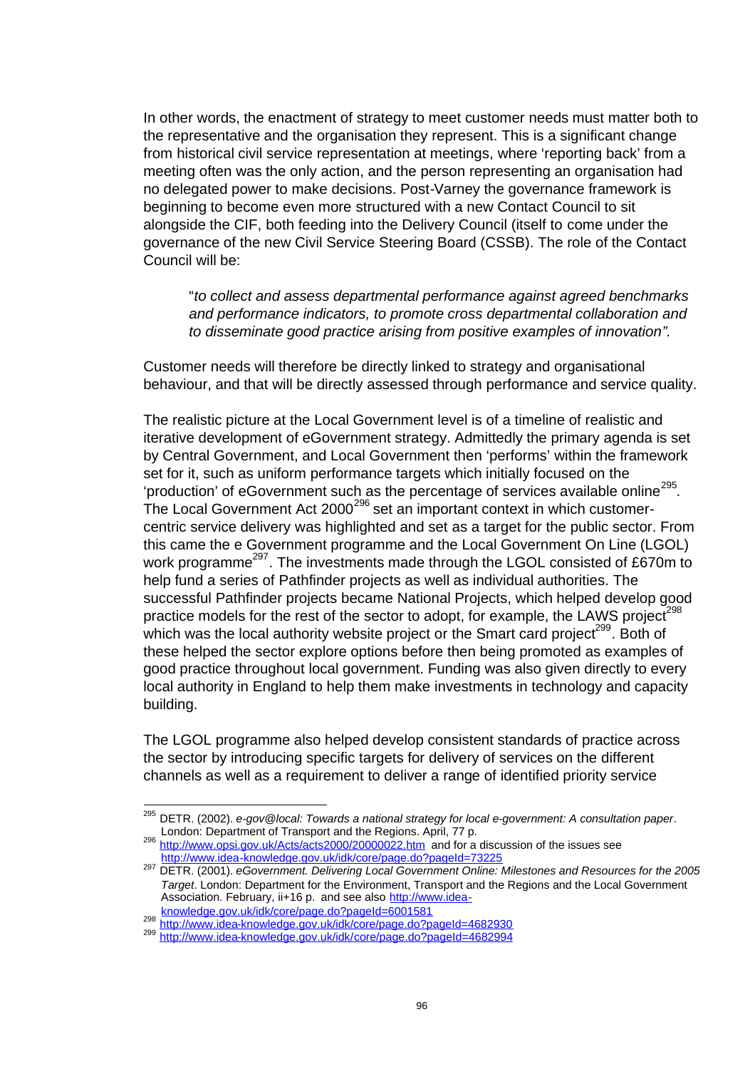In other words, the enactment of strategy to meet customer needs must matter both to the representative and the organisation they represent. This is a significant change from historical civil service representation at meetings, where 'reporting back' from a meeting often was the only action, and the person representing an organisation had no delegated power to make decisions. Post-Varney the governance framework is beginning to become even more structured with a new Contact Council to sit alongside the CIF, both feeding into the Delivery Council (itself to come under the governance of the new Civil Service Steering Board (CSSB). The role of the Contact Council will be:

> "*to collect and assess departmental performance against agreed benchmarks and performance indicators, to promote cross departmental collaboration and to disseminate good practice arising from positive examples of innovation"*.

Customer needs will therefore be directly linked to strategy and organisational behaviour, and that will be directly assessed through performance and service quality.

The realistic picture at the Local Government level is of a timeline of realistic and iterative development of eGovernment strategy. Admittedly the primary agenda is set by Central Government, and Local Government then 'performs' within the framework set for it, such as uniform performance targets which initially focused on the 'production' of eGovernment such as the percentage of services available online[295]. The Local Government Act 2000[296] set an important context in which customer-centric service delivery was highlighted and set as a target for the public sector. From this came the e Government programme and the Local Government On Line (LGOL) work programme[297]. The investments made through the LGOL consisted of £670m to help fund a series of Pathfinder projects as well as individual authorities. The successful Pathfinder projects became National Projects, which helped develop good practice models for the rest of the sector to adopt, for example, the LAWS project[298] which was the local authority website project or the Smart card project[299]. Both of these helped the sector explore options before then being promoted as examples of good practice throughout local government. Funding was also given directly to every local authority in England to help them make investments in technology and capacity building.

The LGOL programme also helped develop consistent standards of practice across the sector by introducing specific targets for delivery of services on the different channels as well as a requirement to deliver a range of identified priority service

---

[295] DETR. (2002). *e-gov@local: Towards a national strategy for local e-government: A consultation paper*. London: Department of Transport and the Regions. April, 77 p.

[296] http://www.opsi.gov.uk/Acts/acts2000/20000022.htm and for a discussion of the issues see http://www.idea-knowledge.gov.uk/idk/core/page.do?pageId=73225

[297] DETR. (2001). *eGovernment. Delivering Local Government Online: Milestones and Resources for the 2005 Target*. London: Department for the Environment, Transport and the Regions and the Local Government Association. February, ii+16 p. and see also http://www.idea-knowledge.gov.uk/idk/core/page.do?pageId=6001581

[298] http://www.idea-knowledge.gov.uk/idk/core/page.do?pageId=4682930

[299] http://www.idea-knowledge.gov.uk/idk/core/page.do?pageId=4682994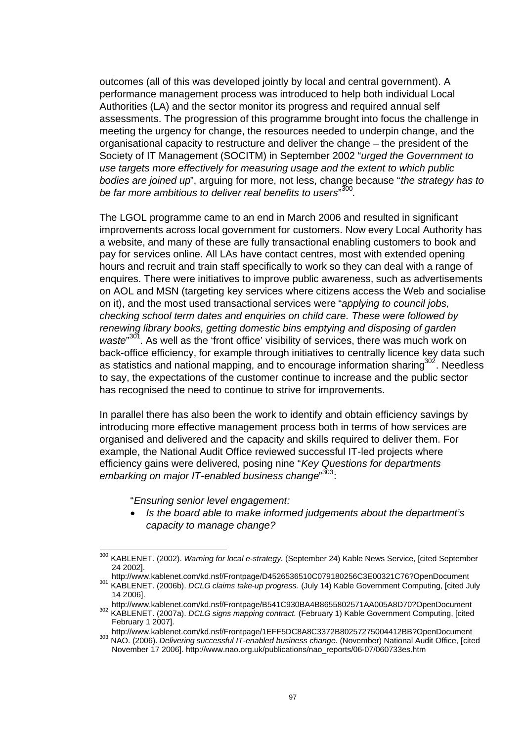outcomes (all of this was developed jointly by local and central government). A performance management process was introduced to help both individual Local Authorities (LA) and the sector monitor its progress and required annual self assessments. The progression of this programme brought into focus the challenge in meeting the urgency for change, the resources needed to underpin change, and the organisational capacity to restructure and deliver the change – the president of the Society of IT Management (SOCITM) in September 2002 "*urged the Government to use targets more effectively for measuring usage and the extent to which public bodies are joined up*", arguing for more, not less, change because "*the strategy has to be far more ambitious to deliver real benefits to users*"[300].

The LGOL programme came to an end in March 2006 and resulted in significant improvements across local government for customers. Now every Local Authority has a website, and many of these are fully transactional enabling customers to book and pay for services online. All LAs have contact centres, most with extended opening hours and recruit and train staff specifically to work so they can deal with a range of enquires. There were initiatives to improve public awareness, such as advertisements on AOL and MSN (targeting key services where citizens access the Web and socialise on it), and the most used transactional services were "*applying to council jobs, checking school term dates and enquiries on child care. These were followed by renewing library books, getting domestic bins emptying and disposing of garden waste*"[301]. As well as the 'front office' visibility of services, there was much work on back-office efficiency, for example through initiatives to centrally licence key data such as statistics and national mapping, and to encourage information sharing[302]. Needless to say, the expectations of the customer continue to increase and the public sector has recognised the need to continue to strive for improvements.

In parallel there has also been the work to identify and obtain efficiency savings by introducing more effective management process both in terms of how services are organised and delivered and the capacity and skills required to deliver them. For example, the National Audit Office reviewed successful IT-led projects where efficiency gains were delivered, posing nine "*Key Questions for departments embarking on major IT-enabled business change*"[303]:

> "*Ensuring senior level engagement:*
>
> - *Is the board able to make informed judgements about the department's capacity to manage change?*

---

[300] KABLENET. (2002). *Warning for local e-strategy.* (September 24) Kable News Service, [cited September 24 2002]. http://www.kablenet.com/kd.nsf/Frontpage/D4526536510C079180256C3E00321C76?OpenDocument

[301] KABLENET. (2006b). *DCLG claims take-up progress.* (July 14) Kable Government Computing, [cited July 14 2006]. http://www.kablenet.com/kd.nsf/Frontpage/B541C930BA4B8655802571AA005A8D70?OpenDocument

[302] KABLENET. (2007a). *DCLG signs mapping contract.* (February 1) Kable Government Computing, [cited February 1 2007]. http://www.kablenet.com/kd.nsf/Frontpage/1EFF5DC8A8C3372B80257275004412BB?OpenDocument

[303] NAO. (2006). *Delivering successful IT-enabled business change.* (November) National Audit Office, [cited November 17 2006]. http://www.nao.org.uk/publications/nao_reports/06-07/060733es.htm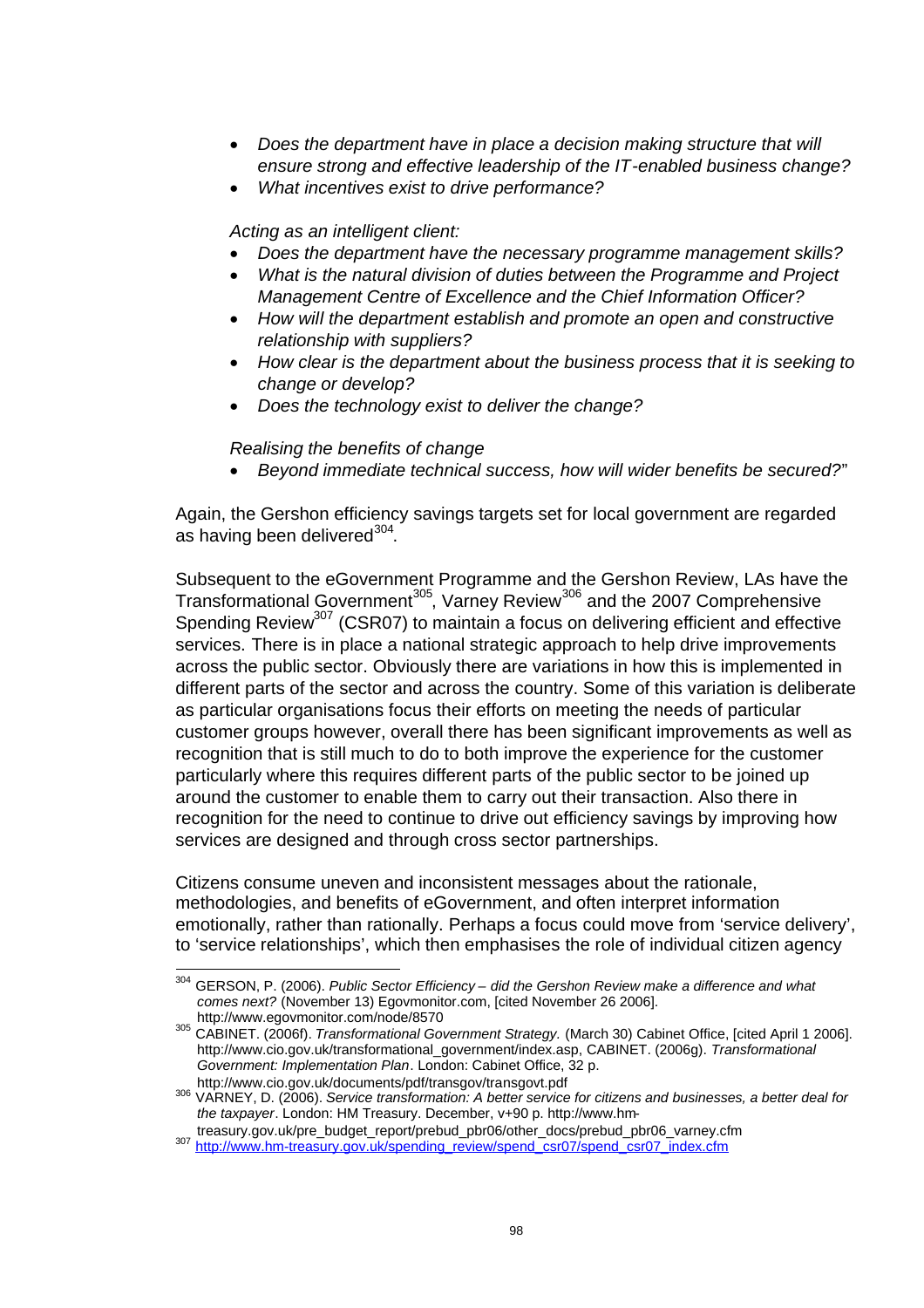- *Does the department have in place a decision making structure that will ensure strong and effective leadership of the IT-enabled business change?*
- *What incentives exist to drive performance?*

*Acting as an intelligent client:*

- *Does the department have the necessary programme management skills?*
- *What is the natural division of duties between the Programme and Project Management Centre of Excellence and the Chief Information Officer?*
- *How will the department establish and promote an open and constructive relationship with suppliers?*
- *How clear is the department about the business process that it is seeking to change or develop?*
- *Does the technology exist to deliver the change?*

*Realising the benefits of change*

- *Beyond immediate technical success, how will wider benefits be secured?*"

Again, the Gershon efficiency savings targets set for local government are regarded as having been delivered[304].

Subsequent to the eGovernment Programme and the Gershon Review, LAs have the Transformational Government[305], Varney Review[306] and the 2007 Comprehensive Spending Review[307] (CSR07) to maintain a focus on delivering efficient and effective services. There is in place a national strategic approach to help drive improvements across the public sector. Obviously there are variations in how this is implemented in different parts of the sector and across the country. Some of this variation is deliberate as particular organisations focus their efforts on meeting the needs of particular customer groups however, overall there has been significant improvements as well as recognition that is still much to do to both improve the experience for the customer particularly where this requires different parts of the public sector to be joined up around the customer to enable them to carry out their transaction. Also there in recognition for the need to continue to drive out efficiency savings by improving how services are designed and through cross sector partnerships.

Citizens consume uneven and inconsistent messages about the rationale, methodologies, and benefits of eGovernment, and often interpret information emotionally, rather than rationally. Perhaps a focus could move from 'service delivery', to 'service relationships', which then emphasises the role of individual citizen agency

---

[304] GERSON, P. (2006). *Public Sector Efficiency – did the Gershon Review make a difference and what comes next?* (November 13) Egovmonitor.com, [cited November 26 2006]. http://www.egovmonitor.com/node/8570

[305] CABINET. (2006f). *Transformational Government Strategy.* (March 30) Cabinet Office, [cited April 1 2006]. http://www.cio.gov.uk/transformational_government/index.asp, CABINET. (2006g). *Transformational Government: Implementation Plan*. London: Cabinet Office, 32 p. http://www.cio.gov.uk/documents/pdf/transgov/transgovt.pdf

[306] VARNEY, D. (2006). *Service transformation: A better service for citizens and businesses, a better deal for the taxpayer*. London: HM Treasury. December, v+90 p. http://www.hm-treasury.gov.uk/pre_budget_report/prebud_pbr06/other_docs/prebud_pbr06_varney.cfm

[307] http://www.hm-treasury.gov.uk/spending_review/spend_csr07/spend_csr07_index.cfm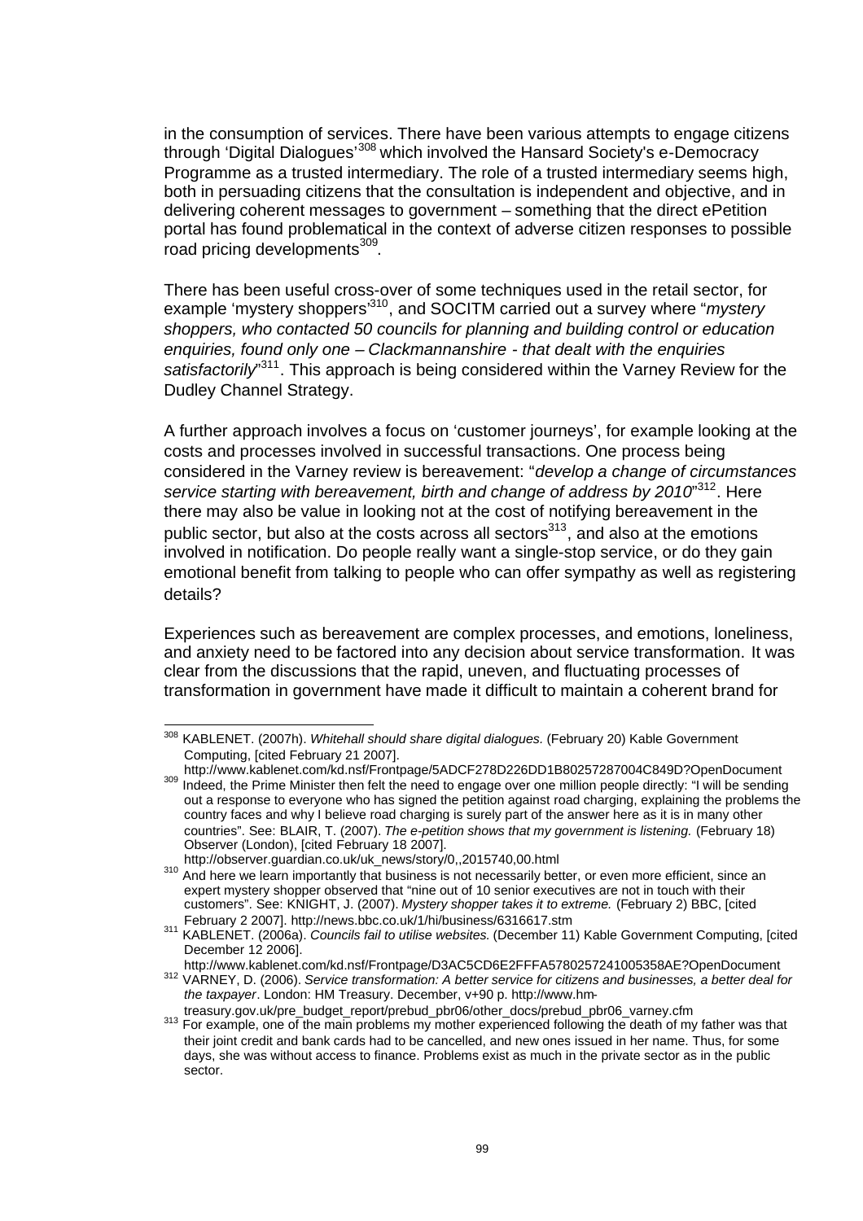in the consumption of services. There have been various attempts to engage citizens through 'Digital Dialogues'[308] which involved the Hansard Society's e-Democracy Programme as a trusted intermediary. The role of a trusted intermediary seems high, both in persuading citizens that the consultation is independent and objective, and in delivering coherent messages to government – something that the direct ePetition portal has found problematical in the context of adverse citizen responses to possible road pricing developments[309].

There has been useful cross-over of some techniques used in the retail sector, for example 'mystery shoppers'[310], and SOCITM carried out a survey where "*mystery shoppers, who contacted 50 councils for planning and building control or education enquiries, found only one – Clackmannanshire - that dealt with the enquiries satisfactorily*"[311]. This approach is being considered within the Varney Review for the Dudley Channel Strategy.

A further approach involves a focus on 'customer journeys', for example looking at the costs and processes involved in successful transactions. One process being considered in the Varney review is bereavement: "*develop a change of circumstances service starting with bereavement, birth and change of address by 2010*"[312]. Here there may also be value in looking not at the cost of notifying bereavement in the public sector, but also at the costs across all sectors[313], and also at the emotions involved in notification. Do people really want a single-stop service, or do they gain emotional benefit from talking to people who can offer sympathy as well as registering details?

Experiences such as bereavement are complex processes, and emotions, loneliness, and anxiety need to be factored into any decision about service transformation. It was clear from the discussions that the rapid, uneven, and fluctuating processes of transformation in government have made it difficult to maintain a coherent brand for

---

[308] KABLENET. (2007h). *Whitehall should share digital dialogues.* (February 20) Kable Government Computing, [cited February 21 2007]. http://www.kablenet.com/kd.nsf/Frontpage/5ADCF278D226DD1B80257287004C849D?OpenDocument

[309] Indeed, the Prime Minister then felt the need to engage over one million people directly: "I will be sending out a response to everyone who has signed the petition against road charging, explaining the problems the country faces and why I believe road charging is surely part of the answer here as it is in many other countries". See: BLAIR, T. (2007). *The e-petition shows that my government is listening.* (February 18) Observer (London), [cited February 18 2007]. http://observer.guardian.co.uk/uk_news/story/0,,2015740,00.html

[310] And here we learn importantly that business is not necessarily better, or even more efficient, since an expert mystery shopper observed that "nine out of 10 senior executives are not in touch with their customers". See: KNIGHT, J. (2007). *Mystery shopper takes it to extreme.* (February 2) BBC, [cited February 2 2007]. http://news.bbc.co.uk/1/hi/business/6316617.stm

[311] KABLENET. (2006a). *Councils fail to utilise websites.* (December 11) Kable Government Computing, [cited December 12 2006]. http://www.kablenet.com/kd.nsf/Frontpage/D3AC5CD6E2FFFA5780257241005358AE?OpenDocument

[312] VARNEY, D. (2006). *Service transformation: A better service for citizens and businesses, a better deal for the taxpayer*. London: HM Treasury. December, v+90 p. http://www.hm-treasury.gov.uk/pre_budget_report/prebud_pbr06/other_docs/prebud_pbr06_varney.cfm

[313] For example, one of the main problems my mother experienced following the death of my father was that their joint credit and bank cards had to be cancelled, and new ones issued in her name. Thus, for some days, she was without access to finance. Problems exist as much in the private sector as in the public sector.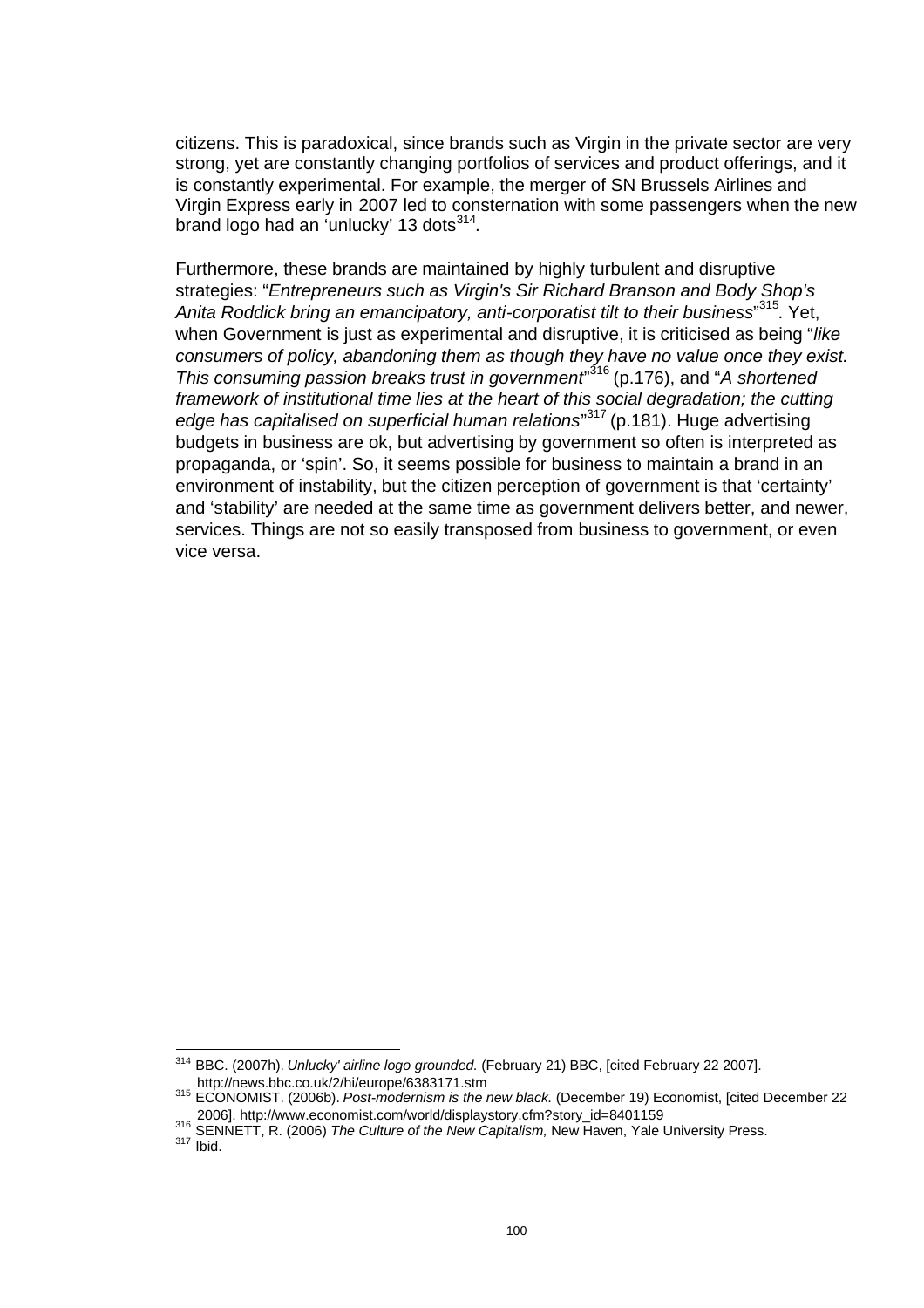citizens. This is paradoxical, since brands such as Virgin in the private sector are very strong, yet are constantly changing portfolios of services and product offerings, and it is constantly experimental. For example, the merger of SN Brussels Airlines and Virgin Express early in 2007 led to consternation with some passengers when the new brand logo had an 'unlucky' 13 dots[314].

Furthermore, these brands are maintained by highly turbulent and disruptive strategies: "*Entrepreneurs such as Virgin's Sir Richard Branson and Body Shop's Anita Roddick bring an emancipatory, anti-corporatist tilt to their business*"[315]. Yet, when Government is just as experimental and disruptive, it is criticised as being "*like consumers of policy, abandoning them as though they have no value once they exist. This consuming passion breaks trust in government*"[316] (p.176), and "*A shortened framework of institutional time lies at the heart of this social degradation; the cutting edge has capitalised on superficial human relations*"[317] (p.181). Huge advertising budgets in business are ok, but advertising by government so often is interpreted as propaganda, or 'spin'. So, it seems possible for business to maintain a brand in an environment of instability, but the citizen perception of government is that 'certainty' and 'stability' are needed at the same time as government delivers better, and newer, services. Things are not so easily transposed from business to government, or even vice versa.

---

[314] BBC. (2007h). *Unlucky' airline logo grounded.* (February 21) BBC, [cited February 22 2007]. http://news.bbc.co.uk/2/hi/europe/6383171.stm

[315] ECONOMIST. (2006b). *Post-modernism is the new black.* (December 19) Economist, [cited December 22 2006]. http://www.economist.com/world/displaystory.cfm?story_id=8401159

[316] SENNETT, R. (2006) *The Culture of the New Capitalism,* New Haven, Yale University Press.

[317] Ibid.